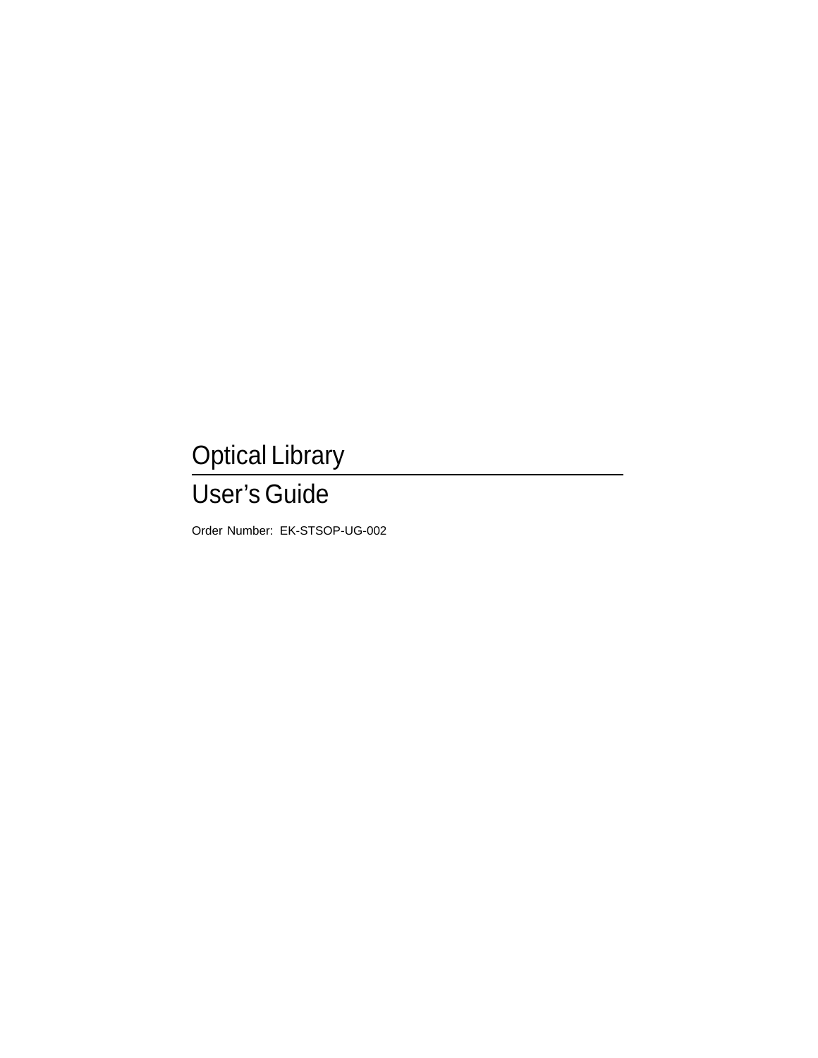# Optical Library

# User’s Guide

Order Number: EK-STSOP-UG-002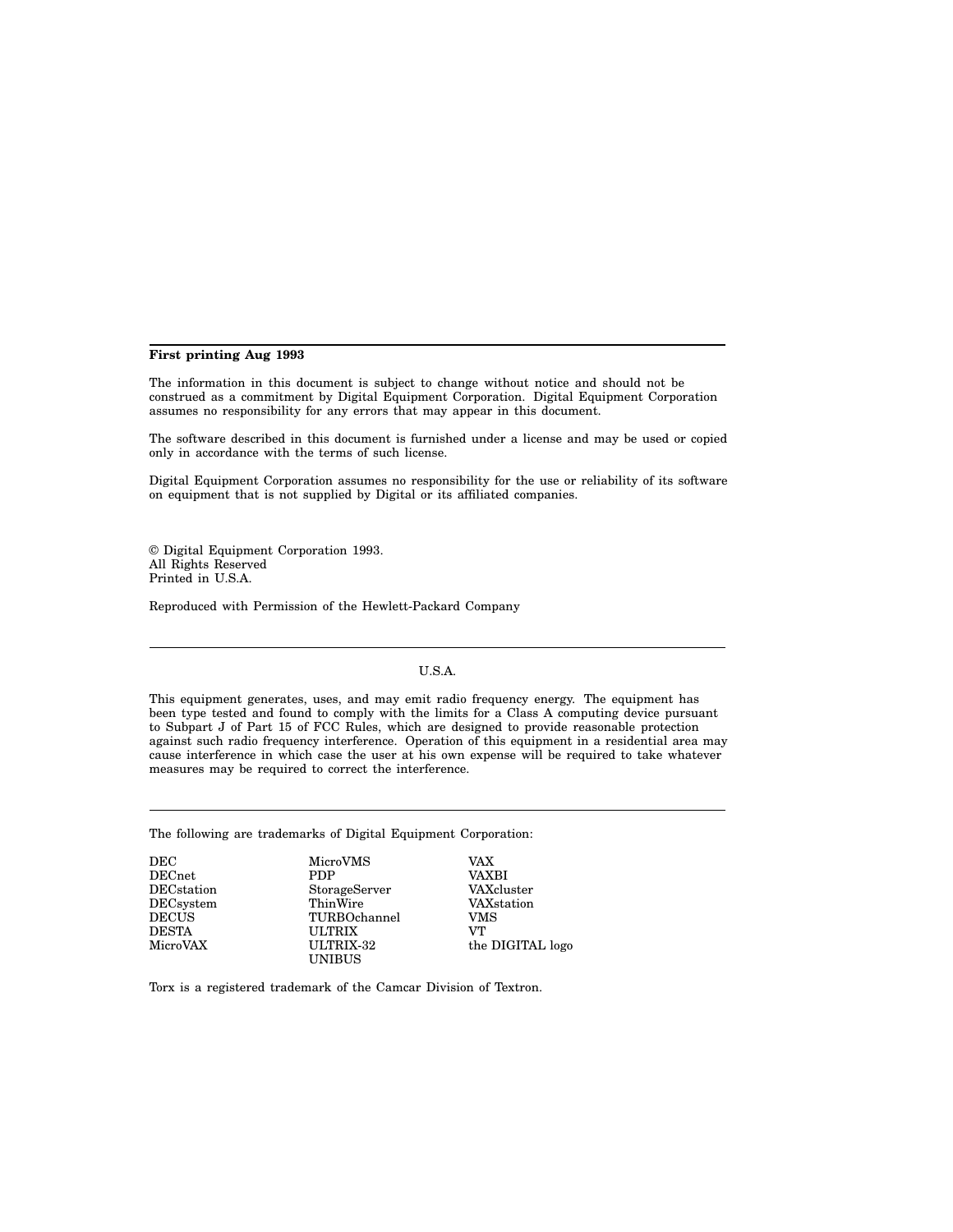**First printing Aug 1993**

The information in this document is subject to change without notice and should not be construed as a commitment by Digital Equipment Corporation. Digital Equipment Corporation assumes no responsibility for any errors that may appear in this document.

The software described in this document is furnished under a license and may be used or copied only in accordance with the terms of such license.

Digital Equipment Corporation assumes no responsibility for the use or reliability of its software on equipment that is not supplied by Digital or its affiliated companies.

© Digital Equipment Corporation 1993.
All Rights Reserved
Printed in U.S.A.

Reproduced with Permission of the Hewlett-Packard Company

---

U.S.A.

This equipment generates, uses, and may emit radio frequency energy. The equipment has been type tested and found to comply with the limits for a Class A computing device pursuant to Subpart J of Part 15 of FCC Rules, which are designed to provide reasonable protection against such radio frequency interference. Operation of this equipment in a residential area may cause interference in which case the user at his own expense will be required to take whatever measures may be required to correct the interference.

---

The following are trademarks of Digital Equipment Corporation:

| | | |
|---|---|---|
| DEC | MicroVMS | VAX |
| DECnet | PDP | VAXBI |
| DECstation | StorageServer | VAXcluster |
| DECsystem | ThinWire | VAXstation |
| DECUS | TURBOchannel | VMS |
| DESTA | ULTRIX | VT |
| MicroVAX | ULTRIX-32 | the DIGITAL logo |
| | UNIBUS | |

Torx is a registered trademark of the Camcar Division of Textron.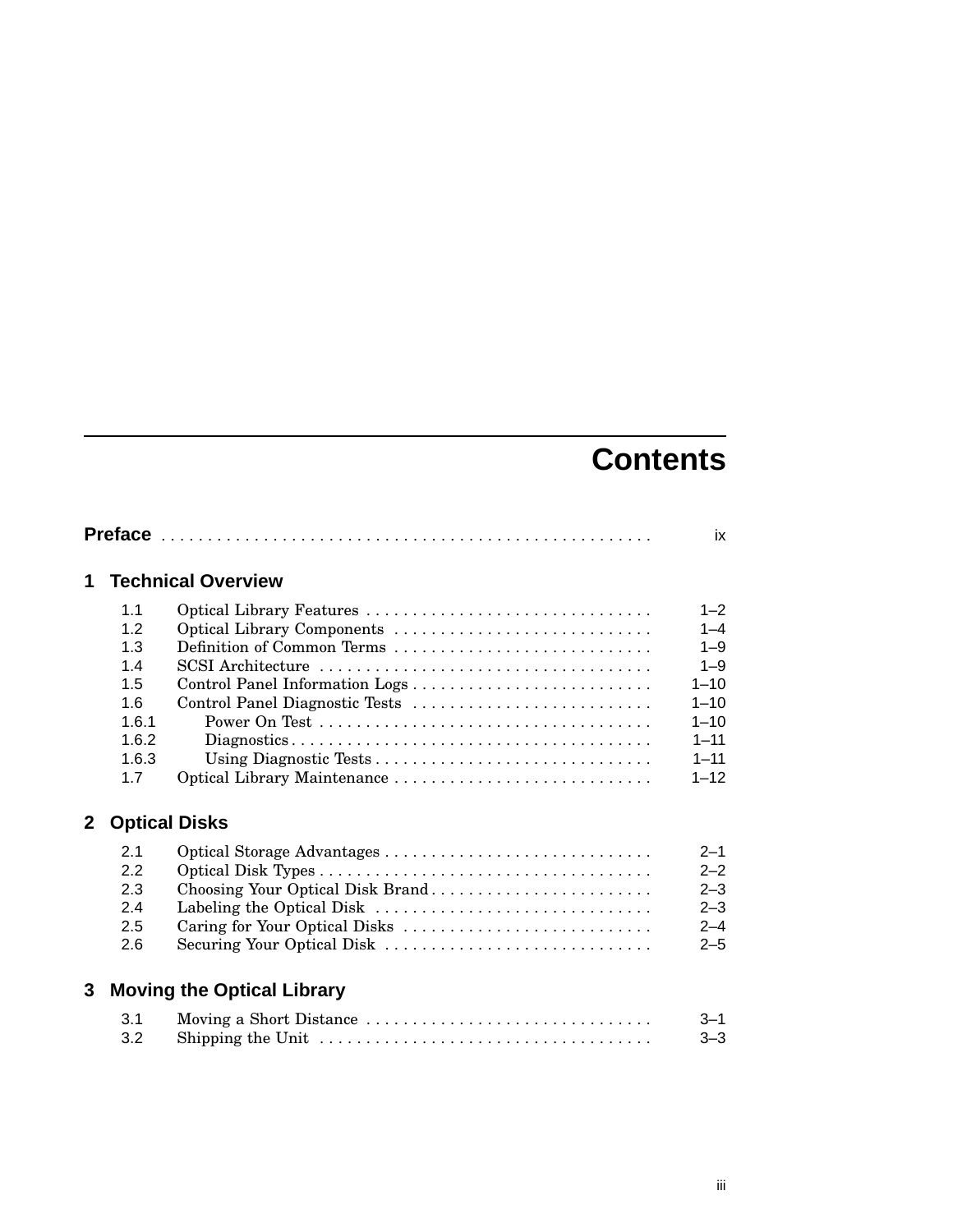# Contents

**Preface** ........................................................ ix

## 1 Technical Overview

| | | |
|---|---|---|
| 1.1 | Optical Library Features | 1–2 |
| 1.2 | Optical Library Components | 1–4 |
| 1.3 | Definition of Common Terms | 1–9 |
| 1.4 | SCSI Architecture | 1–9 |
| 1.5 | Control Panel Information Logs | 1–10 |
| 1.6 | Control Panel Diagnostic Tests | 1–10 |
| 1.6.1 | Power On Test | 1–10 |
| 1.6.2 | Diagnostics | 1–11 |
| 1.6.3 | Using Diagnostic Tests | 1–11 |
| 1.7 | Optical Library Maintenance | 1–12 |

## 2 Optical Disks

| | | |
|---|---|---|
| 2.1 | Optical Storage Advantages | 2–1 |
| 2.2 | Optical Disk Types | 2–2 |
| 2.3 | Choosing Your Optical Disk Brand | 2–3 |
| 2.4 | Labeling the Optical Disk | 2–3 |
| 2.5 | Caring for Your Optical Disks | 2–4 |
| 2.6 | Securing Your Optical Disk | 2–5 |

## 3 Moving the Optical Library

| | | |
|---|---|---|
| 3.1 | Moving a Short Distance | 3–1 |
| 3.2 | Shipping the Unit | 3–3 |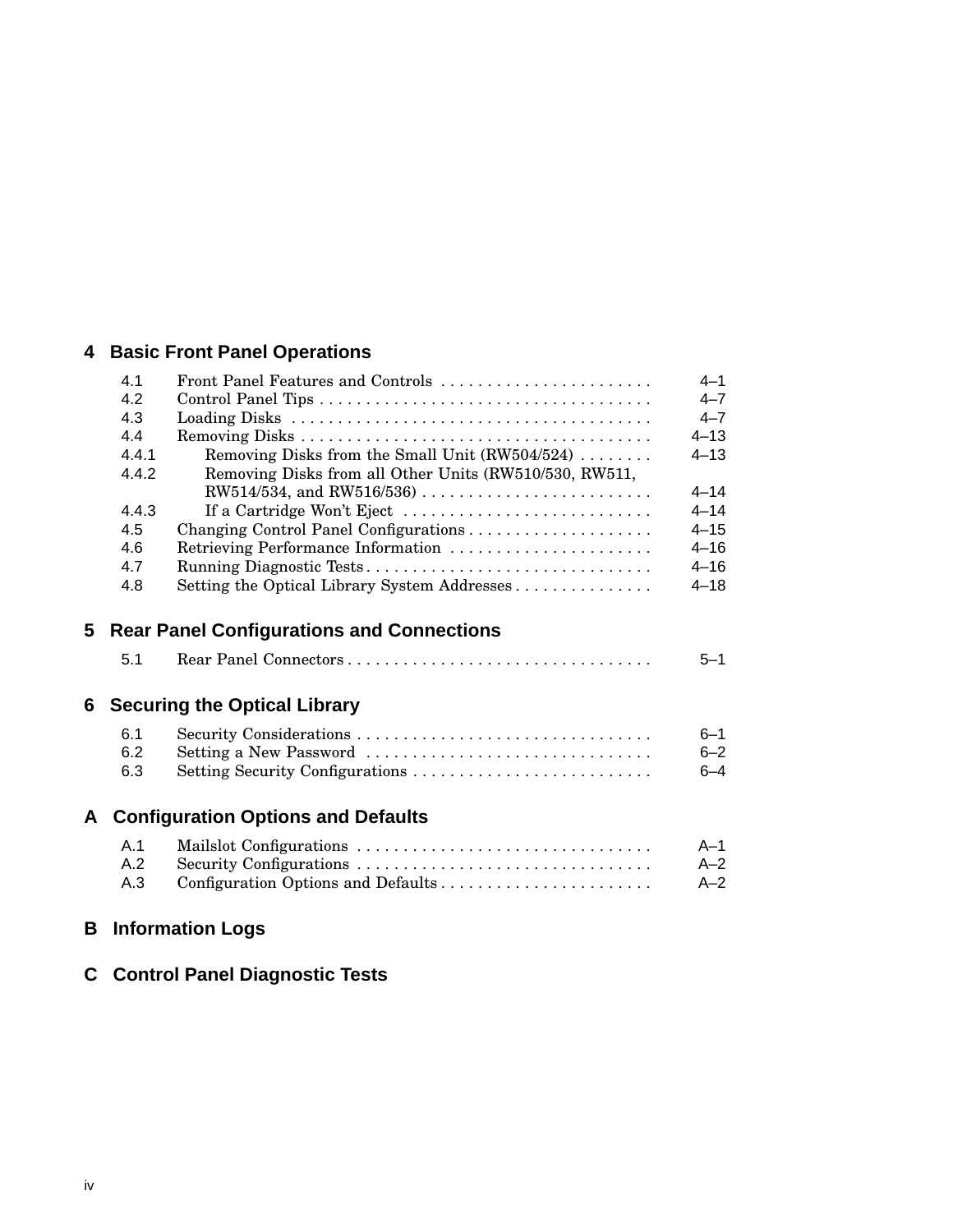## 4 Basic Front Panel Operations

| | | |
|---|---|---|
| 4.1 | Front Panel Features and Controls | 4–1 |
| 4.2 | Control Panel Tips | 4–7 |
| 4.3 | Loading Disks | 4–7 |
| 4.4 | Removing Disks | 4–13 |
| 4.4.1 | Removing Disks from the Small Unit (RW504/524) | 4–13 |
| 4.4.2 | Removing Disks from all Other Units (RW510/530, RW511, RW514/534, and RW516/536) | 4–14 |
| 4.4.3 | If a Cartridge Won't Eject | 4–14 |
| 4.5 | Changing Control Panel Configurations | 4–15 |
| 4.6 | Retrieving Performance Information | 4–16 |
| 4.7 | Running Diagnostic Tests | 4–16 |
| 4.8 | Setting the Optical Library System Addresses | 4–18 |

## 5 Rear Panel Configurations and Connections

| | | |
|---|---|---|
| 5.1 | Rear Panel Connectors | 5–1 |

## 6 Securing the Optical Library

| | | |
|---|---|---|
| 6.1 | Security Considerations | 6–1 |
| 6.2 | Setting a New Password | 6–2 |
| 6.3 | Setting Security Configurations | 6–4 |

## A Configuration Options and Defaults

| | | |
|---|---|---|
| A.1 | Mailslot Configurations | A–1 |
| A.2 | Security Configurations | A–2 |
| A.3 | Configuration Options and Defaults | A–2 |

## B Information Logs

## C Control Panel Diagnostic Tests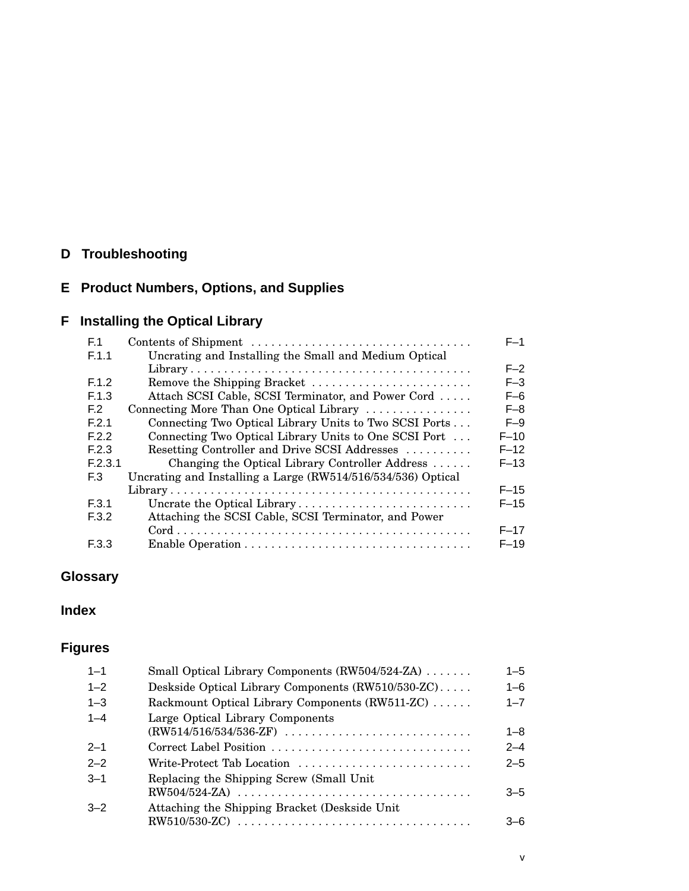## D Troubleshooting

## E Product Numbers, Options, and Supplies

## F Installing the Optical Library

| | | |
|---|---|---|
| F.1 | Contents of Shipment | F–1 |
| F.1.1 | Uncrating and Installing the Small and Medium Optical Library | F–2 |
| F.1.2 | Remove the Shipping Bracket | F–3 |
| F.1.3 | Attach SCSI Cable, SCSI Terminator, and Power Cord | F–6 |
| F.2 | Connecting More Than One Optical Library | F–8 |
| F.2.1 | Connecting Two Optical Library Units to Two SCSI Ports | F–9 |
| F.2.2 | Connecting Two Optical Library Units to One SCSI Port | F–10 |
| F.2.3 | Resetting Controller and Drive SCSI Addresses | F–12 |
| F.2.3.1 | Changing the Optical Library Controller Address | F–13 |
| F.3 | Uncrating and Installing a Large (RW514/516/534/536) Optical Library | F–15 |
| F.3.1 | Uncrate the Optical Library | F–15 |
| F.3.2 | Attaching the SCSI Cable, SCSI Terminator, and Power Cord | F–17 |
| F.3.3 | Enable Operation | F–19 |

## Glossary

## Index

## Figures

| | | |
|---|---|---|
| 1–1 | Small Optical Library Components (RW504/524-ZA) | 1–5 |
| 1–2 | Deskside Optical Library Components (RW510/530-ZC) | 1–6 |
| 1–3 | Rackmount Optical Library Components (RW511-ZC) | 1–7 |
| 1–4 | Large Optical Library Components (RW514/516/534/536-ZF) | 1–8 |
| 2–1 | Correct Label Position | 2–4 |
| 2–2 | Write-Protect Tab Location | 2–5 |
| 3–1 | Replacing the Shipping Screw (Small Unit RW504/524-ZA) | 3–5 |
| 3–2 | Attaching the Shipping Bracket (Deskside Unit RW510/530-ZC) | 3–6 |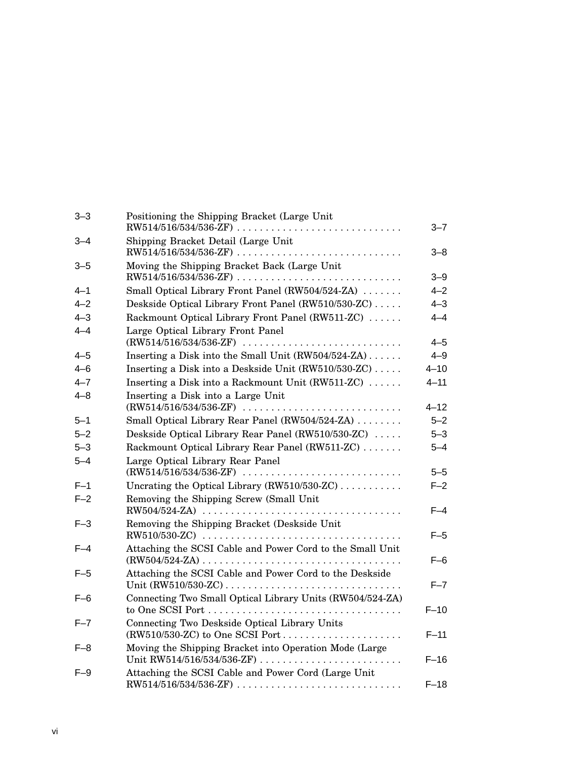| | | |
|---|---|---|
| 3–3 | Positioning the Shipping Bracket (Large Unit RW514/516/534/536-ZF) | 3–7 |
| 3–4 | Shipping Bracket Detail (Large Unit RW514/516/534/536-ZF) | 3–8 |
| 3–5 | Moving the Shipping Bracket Back (Large Unit RW514/516/534/536-ZF) | 3–9 |
| 4–1 | Small Optical Library Front Panel (RW504/524-ZA) | 4–2 |
| 4–2 | Deskside Optical Library Front Panel (RW510/530-ZC) | 4–3 |
| 4–3 | Rackmount Optical Library Front Panel (RW511-ZC) | 4–4 |
| 4–4 | Large Optical Library Front Panel (RW514/516/534/536-ZF) | 4–5 |
| 4–5 | Inserting a Disk into the Small Unit (RW504/524-ZA) | 4–9 |
| 4–6 | Inserting a Disk into a Deskside Unit (RW510/530-ZC) | 4–10 |
| 4–7 | Inserting a Disk into a Rackmount Unit (RW511-ZC) | 4–11 |
| 4–8 | Inserting a Disk into a Large Unit (RW514/516/534/536-ZF) | 4–12 |
| 5–1 | Small Optical Library Rear Panel (RW504/524-ZA) | 5–2 |
| 5–2 | Deskside Optical Library Rear Panel (RW510/530-ZC) | 5–3 |
| 5–3 | Rackmount Optical Library Rear Panel (RW511-ZC) | 5–4 |
| 5–4 | Large Optical Library Rear Panel (RW514/516/534/536-ZF) | 5–5 |
| F–1 | Uncrating the Optical Library (RW510/530-ZC) | F–2 |
| F–2 | Removing the Shipping Screw (Small Unit RW504/524-ZA) | F–4 |
| F–3 | Removing the Shipping Bracket (Deskside Unit RW510/530-ZC) | F–5 |
| F–4 | Attaching the SCSI Cable and Power Cord to the Small Unit (RW504/524-ZA) | F–6 |
| F–5 | Attaching the SCSI Cable and Power Cord to the Deskside Unit (RW510/530-ZC) | F–7 |
| F–6 | Connecting Two Small Optical Library Units (RW504/524-ZA) to One SCSI Port | F–10 |
| F–7 | Connecting Two Deskside Optical Library Units (RW510/530-ZC) to One SCSI Port | F–11 |
| F–8 | Moving the Shipping Bracket into Operation Mode (Large Unit RW514/516/534/536-ZF) | F–16 |
| F–9 | Attaching the SCSI Cable and Power Cord (Large Unit RW514/516/534/536-ZF) | F–18 |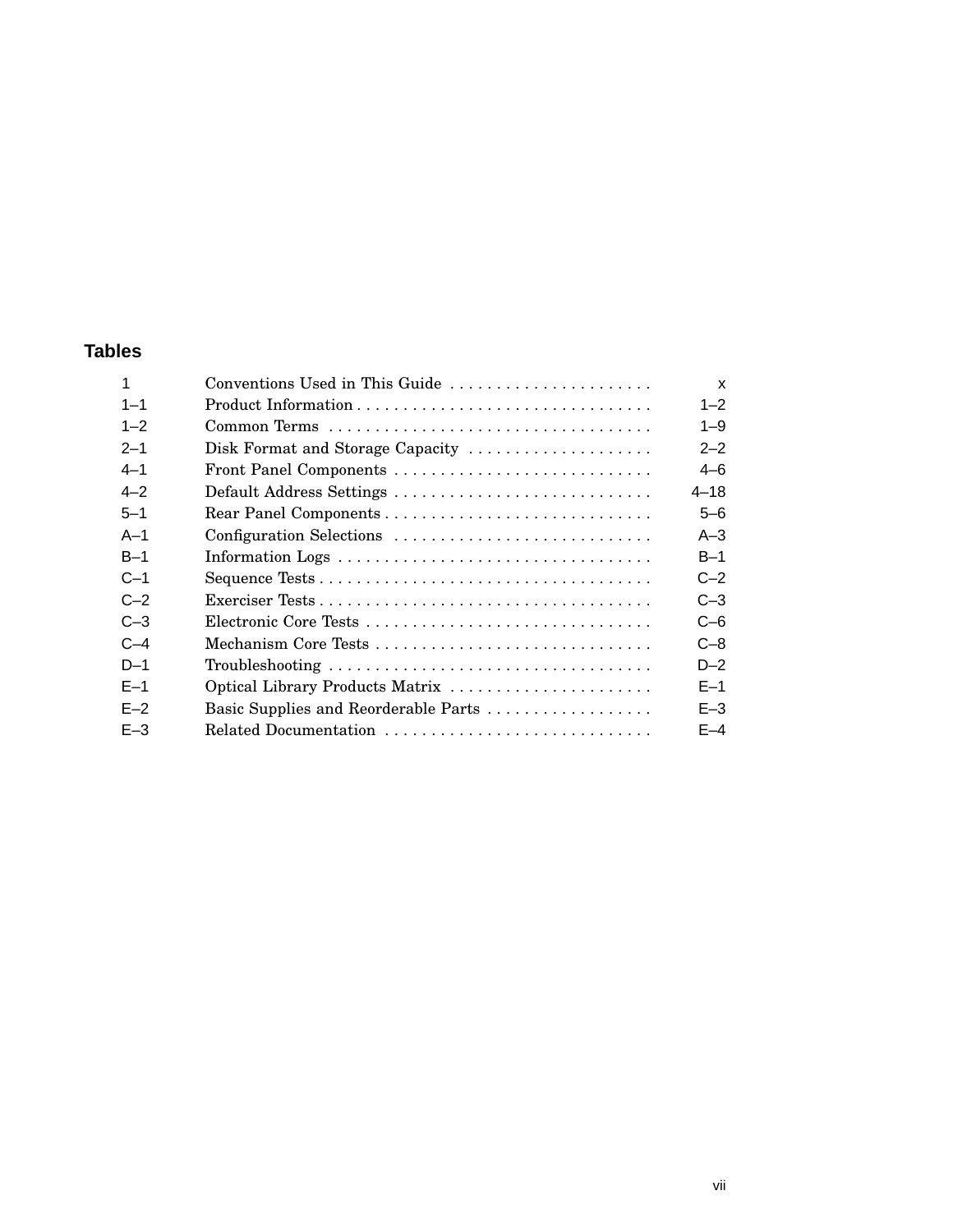## Tables

| | | |
|---|---|---|
| 1 | Conventions Used in This Guide | x |
| 1–1 | Product Information | 1–2 |
| 1–2 | Common Terms | 1–9 |
| 2–1 | Disk Format and Storage Capacity | 2–2 |
| 4–1 | Front Panel Components | 4–6 |
| 4–2 | Default Address Settings | 4–18 |
| 5–1 | Rear Panel Components | 5–6 |
| A–1 | Configuration Selections | A–3 |
| B–1 | Information Logs | B–1 |
| C–1 | Sequence Tests | C–2 |
| C–2 | Exerciser Tests | C–3 |
| C–3 | Electronic Core Tests | C–6 |
| C–4 | Mechanism Core Tests | C–8 |
| D–1 | Troubleshooting | D–2 |
| E–1 | Optical Library Products Matrix | E–1 |
| E–2 | Basic Supplies and Reorderable Parts | E–3 |
| E–3 | Related Documentation | E–4 |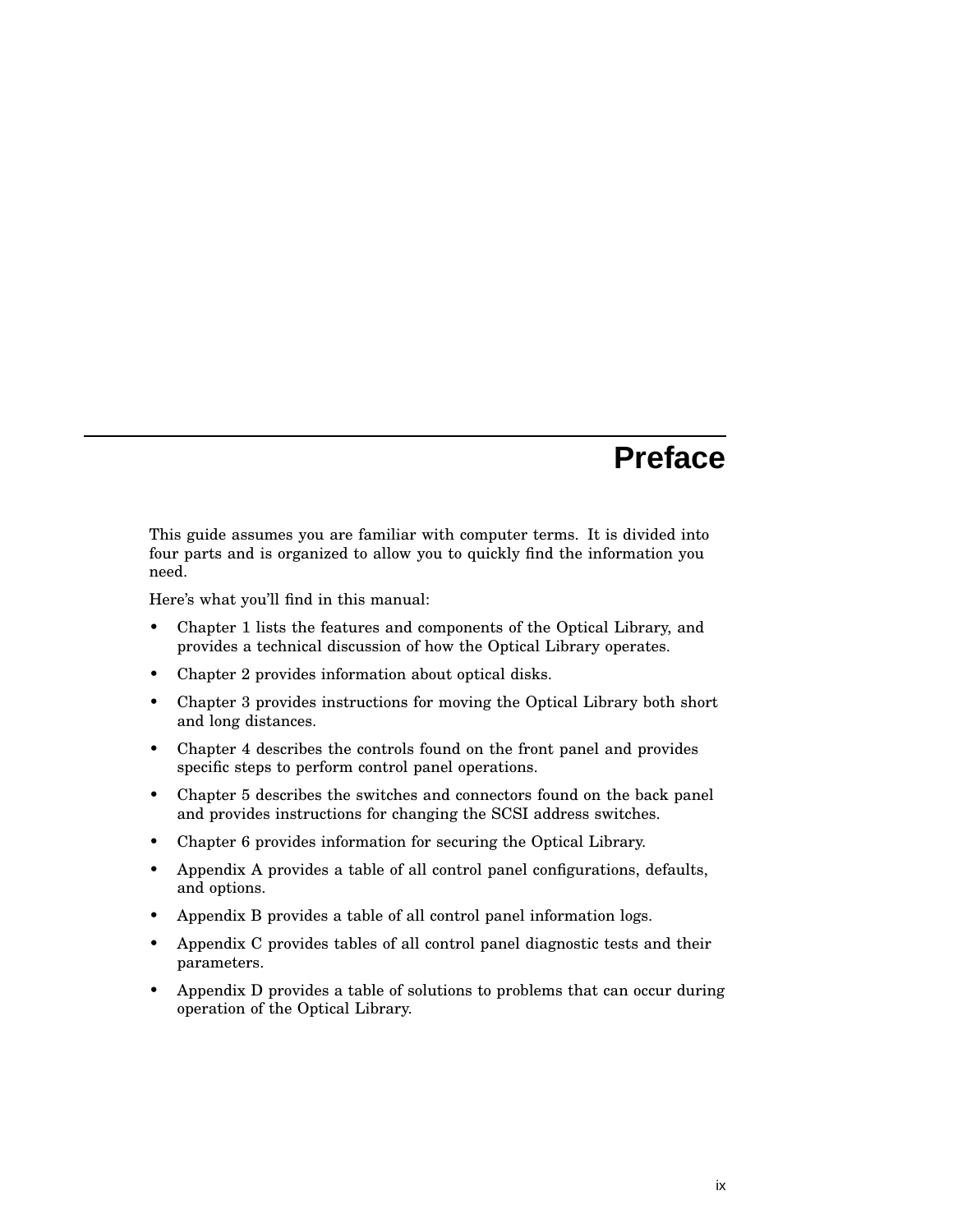# Preface

This guide assumes you are familiar with computer terms. It is divided into four parts and is organized to allow you to quickly find the information you need.

Here's what you'll find in this manual:

- Chapter 1 lists the features and components of the Optical Library, and provides a technical discussion of how the Optical Library operates.
- Chapter 2 provides information about optical disks.
- Chapter 3 provides instructions for moving the Optical Library both short and long distances.
- Chapter 4 describes the controls found on the front panel and provides specific steps to perform control panel operations.
- Chapter 5 describes the switches and connectors found on the back panel and provides instructions for changing the SCSI address switches.
- Chapter 6 provides information for securing the Optical Library.
- Appendix A provides a table of all control panel configurations, defaults, and options.
- Appendix B provides a table of all control panel information logs.
- Appendix C provides tables of all control panel diagnostic tests and their parameters.
- Appendix D provides a table of solutions to problems that can occur during operation of the Optical Library.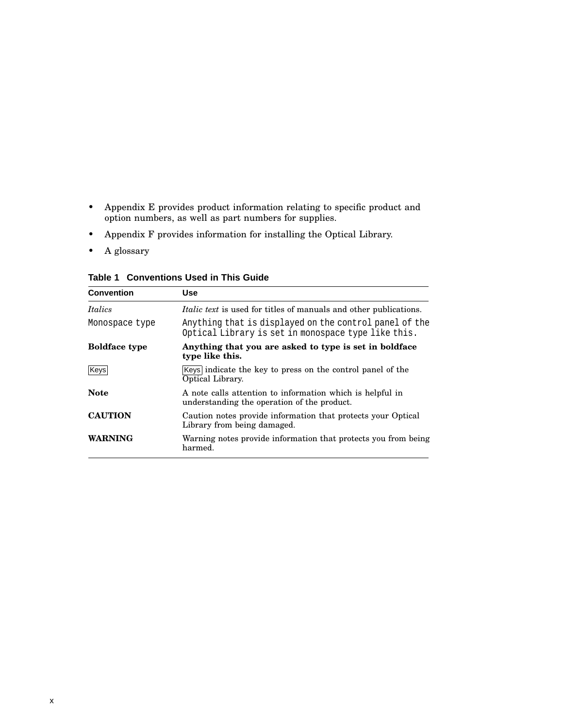- Appendix E provides product information relating to specific product and option numbers, as well as part numbers for supplies.
- Appendix F provides information for installing the Optical Library.
- A glossary

**Table 1 Conventions Used in This Guide**

| Convention | Use |
|---|---|
| *Italics* | *Italic text* is used for titles of manuals and other publications. |
| `Monospace type` | `Anything that is displayed on the control panel of the Optical Library is set in monospace type like this.` |
| **Boldface type** | **Anything that you are asked to type is set in boldface type like this.** |
| Keys | Keys indicate the key to press on the control panel of the Optical Library. |
| **Note** | A note calls attention to information which is helpful in understanding the operation of the product. |
| **CAUTION** | Caution notes provide information that protects your Optical Library from being damaged. |
| **WARNING** | Warning notes provide information that protects you from being harmed. |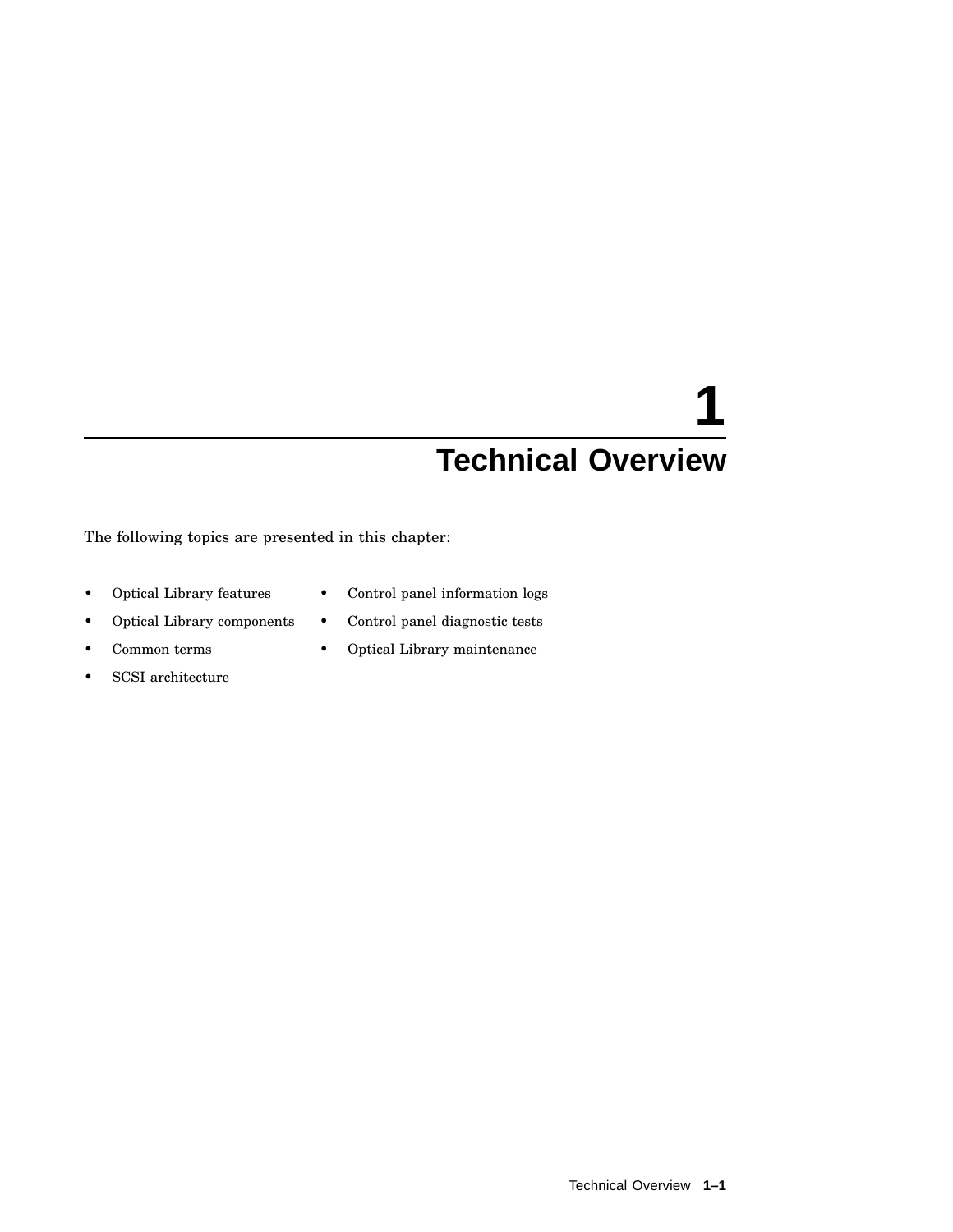# 1 Technical Overview

The following topics are presented in this chapter:

- Optical Library features
- Optical Library components
- Common terms
- SCSI architecture
- Control panel information logs
- Control panel diagnostic tests
- Optical Library maintenance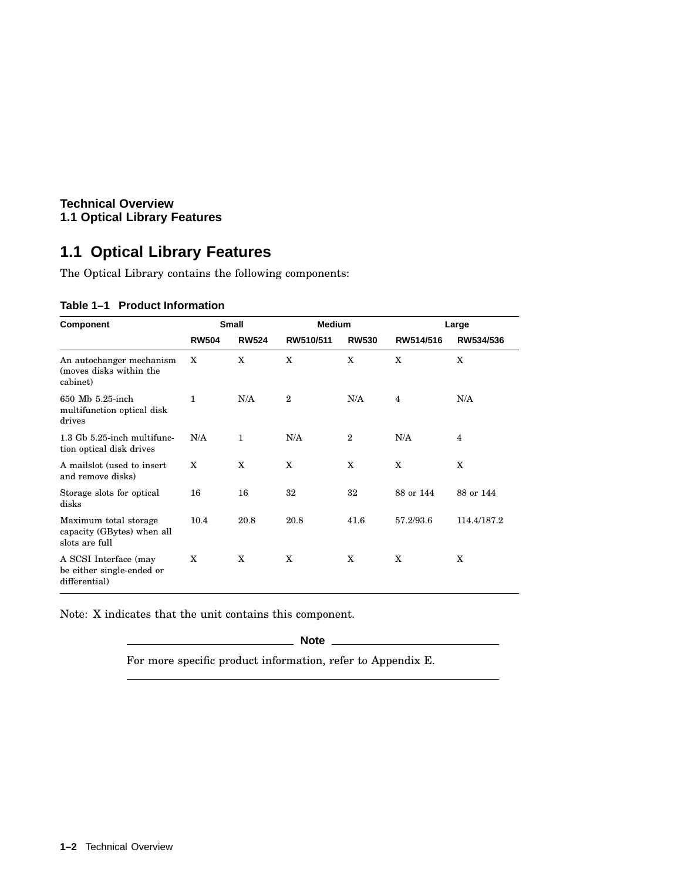## 1.1 Optical Library Features

The Optical Library contains the following components:

**Table 1–1 Product Information**

| Component | Small | | Medium | | Large | |
|---|---|---|---|---|---|---|
| | RW504 | RW524 | RW510/511 | RW530 | RW514/516 | RW534/536 |
| An autochanger mechanism (moves disks within the cabinet) | X | X | X | X | X | X |
| 650 Mb 5.25-inch multifunction optical disk drives | 1 | N/A | 2 | N/A | 4 | N/A |
| 1.3 Gb 5.25-inch multifunction optical disk drives | N/A | 1 | N/A | 2 | N/A | 4 |
| A mailslot (used to insert and remove disks) | X | X | X | X | X | X |
| Storage slots for optical disks | 16 | 16 | 32 | 32 | 88 or 144 | 88 or 144 |
| Maximum total storage capacity (GBytes) when all slots are full | 10.4 | 20.8 | 20.8 | 41.6 | 57.2/93.6 | 114.4/187.2 |
| A SCSI Interface (may be either single-ended or differential) | X | X | X | X | X | X |

Note: X indicates that the unit contains this component.

---

**Note**

For more specific product information, refer to Appendix E.

---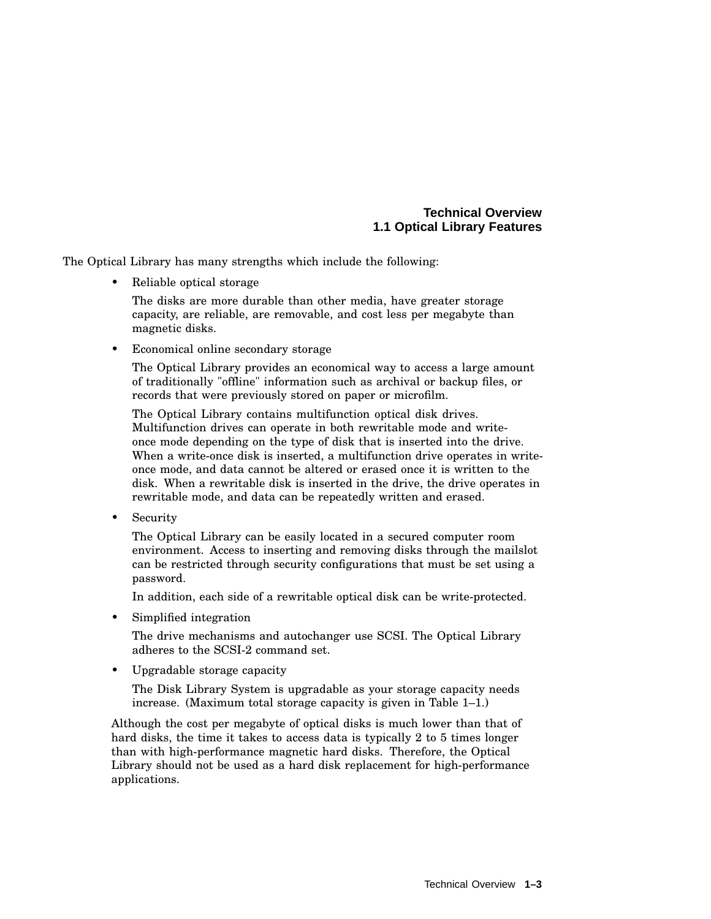The Optical Library has many strengths which include the following:

- Reliable optical storage

  The disks are more durable than other media, have greater storage capacity, are reliable, are removable, and cost less per megabyte than magnetic disks.

- Economical online secondary storage

  The Optical Library provides an economical way to access a large amount of traditionally "offline" information such as archival or backup files, or records that were previously stored on paper or microfilm.

  The Optical Library contains multifunction optical disk drives. Multifunction drives can operate in both rewritable mode and write-once mode depending on the type of disk that is inserted into the drive. When a write-once disk is inserted, a multifunction drive operates in write-once mode, and data cannot be altered or erased once it is written to the disk. When a rewritable disk is inserted in the drive, the drive operates in rewritable mode, and data can be repeatedly written and erased.

- Security

  The Optical Library can be easily located in a secured computer room environment. Access to inserting and removing disks through the mailslot can be restricted through security configurations that must be set using a password.

  In addition, each side of a rewritable optical disk can be write-protected.

- Simplified integration

  The drive mechanisms and autochanger use SCSI. The Optical Library adheres to the SCSI-2 command set.

- Upgradable storage capacity

  The Disk Library System is upgradable as your storage capacity needs increase. (Maximum total storage capacity is given in Table 1–1.)

Although the cost per megabyte of optical disks is much lower than that of hard disks, the time it takes to access data is typically 2 to 5 times longer than with high-performance magnetic hard disks. Therefore, the Optical Library should not be used as a hard disk replacement for high-performance applications.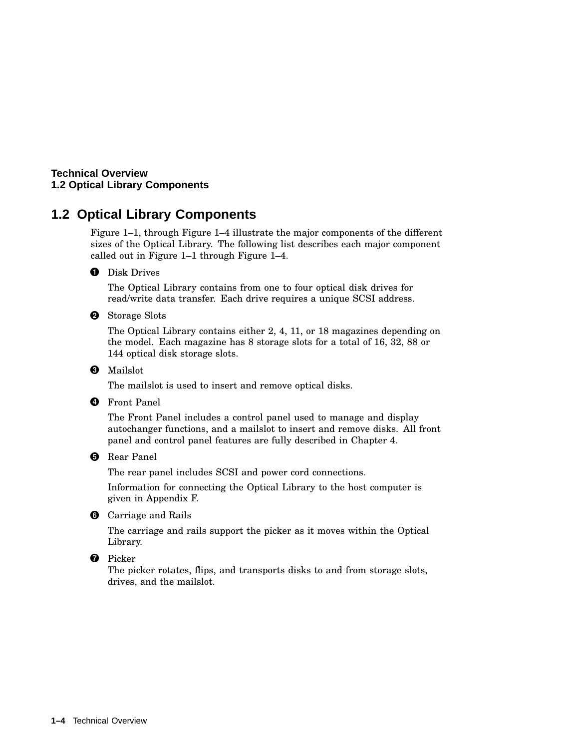## 1.2 Optical Library Components

Figure 1–1, through Figure 1–4 illustrate the major components of the different sizes of the Optical Library. The following list describes each major component called out in Figure 1–1 through Figure 1–4.

❶ Disk Drives

The Optical Library contains from one to four optical disk drives for read/write data transfer. Each drive requires a unique SCSI address.

❷ Storage Slots

The Optical Library contains either 2, 4, 11, or 18 magazines depending on the model. Each magazine has 8 storage slots for a total of 16, 32, 88 or 144 optical disk storage slots.

❸ Mailslot

The mailslot is used to insert and remove optical disks.

❹ Front Panel

The Front Panel includes a control panel used to manage and display autochanger functions, and a mailslot to insert and remove disks. All front panel and control panel features are fully described in Chapter 4.

❺ Rear Panel

The rear panel includes SCSI and power cord connections.

Information for connecting the Optical Library to the host computer is given in Appendix F.

❻ Carriage and Rails

The carriage and rails support the picker as it moves within the Optical Library.

❼ Picker

The picker rotates, flips, and transports disks to and from storage slots, drives, and the mailslot.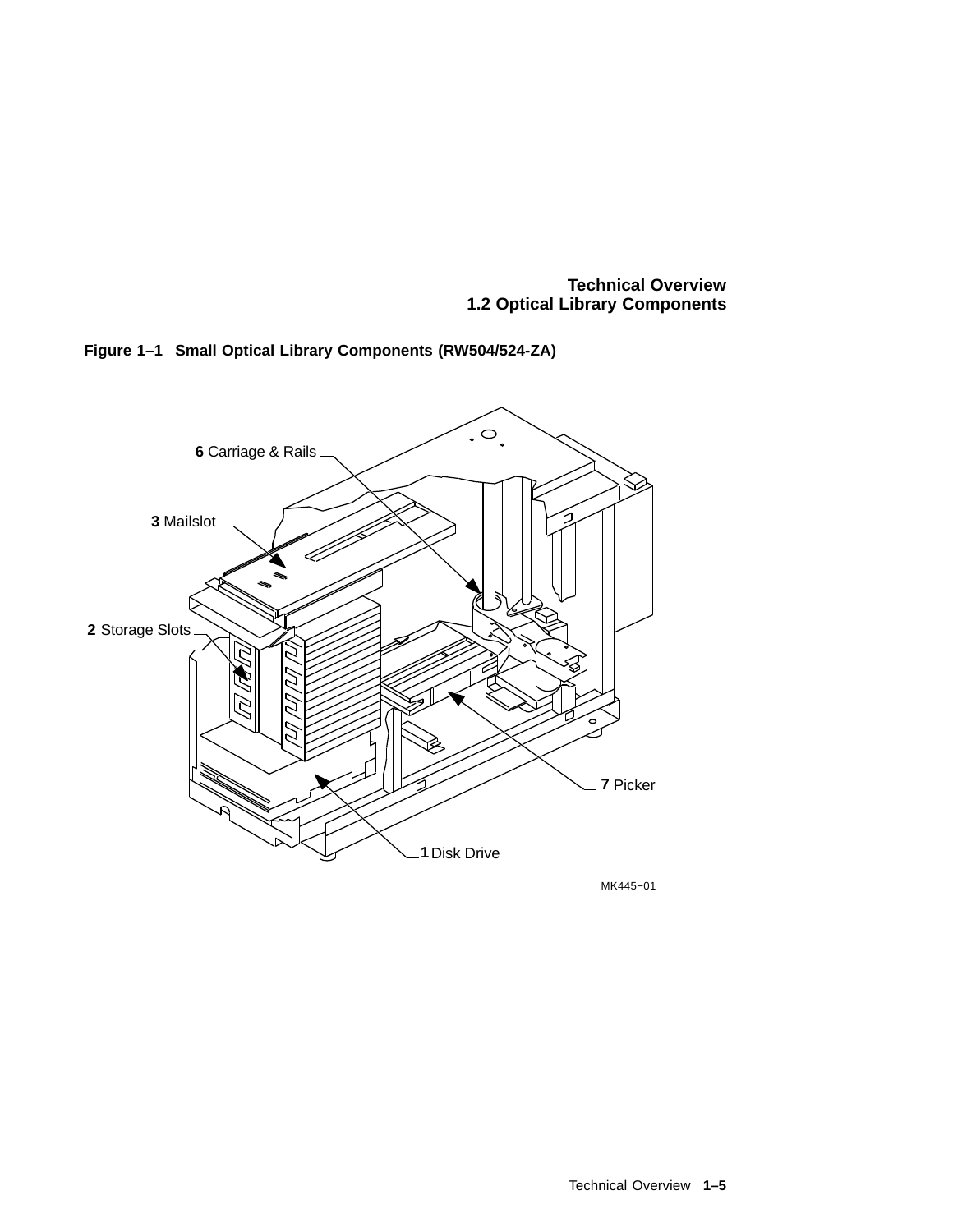**Figure 1–1 Small Optical Library Components (RW504/524-ZA)**

6 Carriage & Rails

3 Mailslot

2 Storage Slots

7 Picker

1 Disk Drive

MK445−01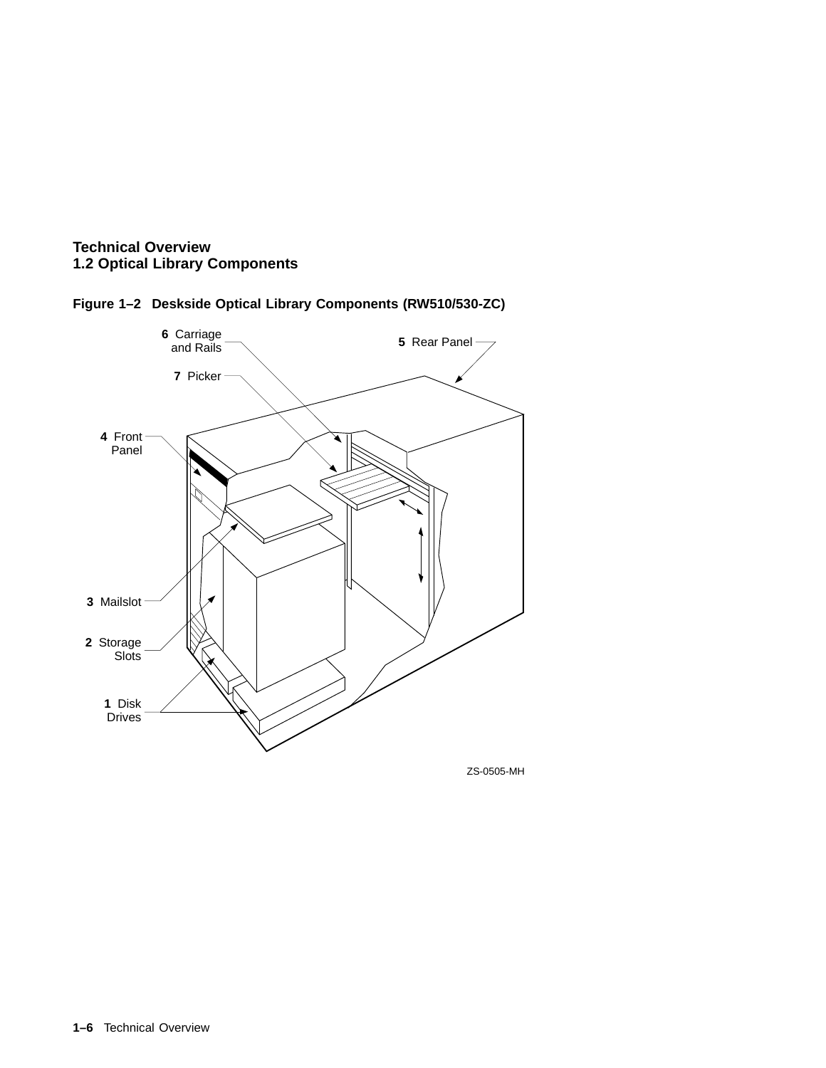**Figure 1–2 Deskside Optical Library Components (RW510/530-ZC)**

**6** Carriage and Rails

**5** Rear Panel

**7** Picker

**4** Front Panel

**3** Mailslot

**2** Storage Slots

**1** Disk Drives

ZS-0505-MH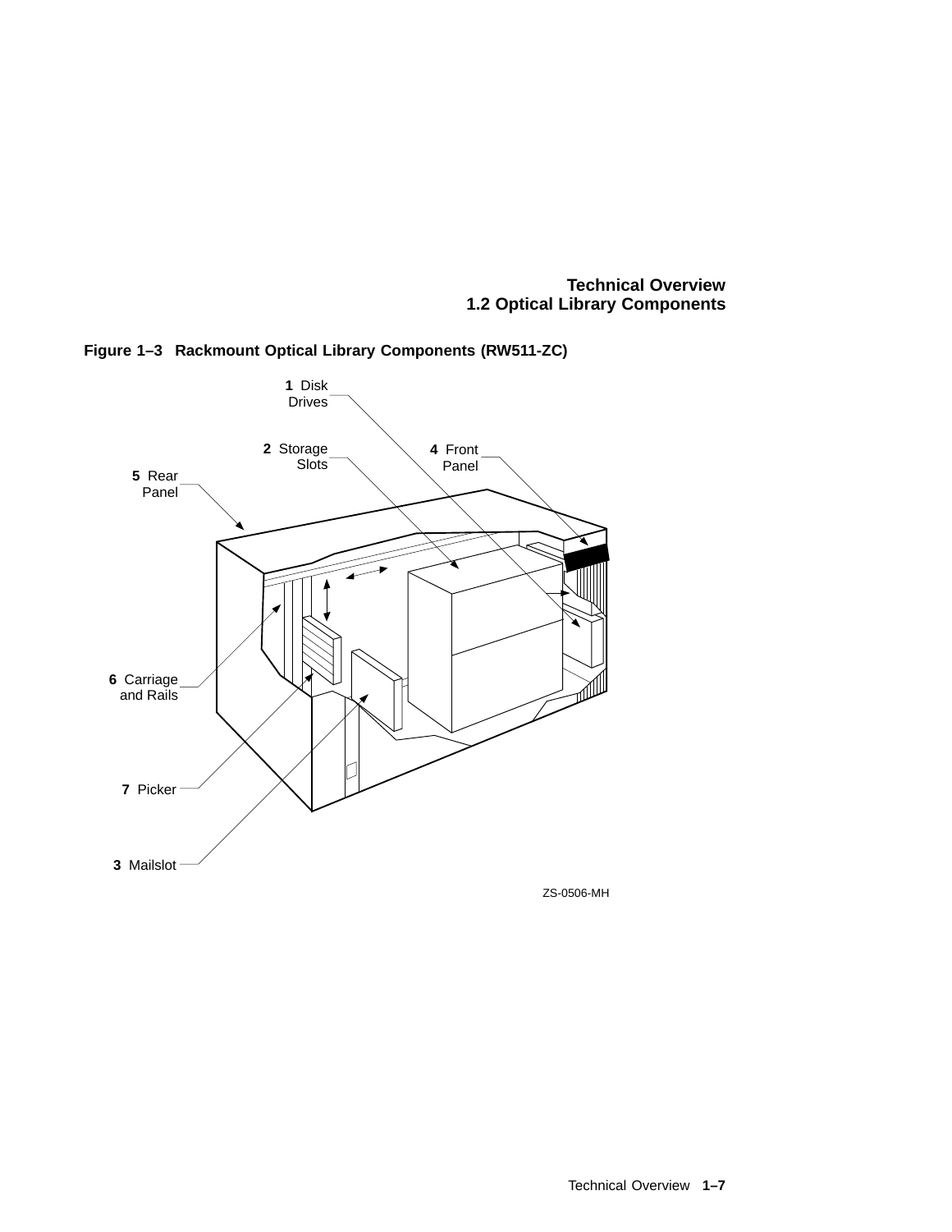**Figure 1–3 Rackmount Optical Library Components (RW511-ZC)**

1 Disk Drives

2 Storage Slots

3 Mailslot

4 Front Panel

5 Rear Panel

6 Carriage and Rails

7 Picker

ZS-0506-MH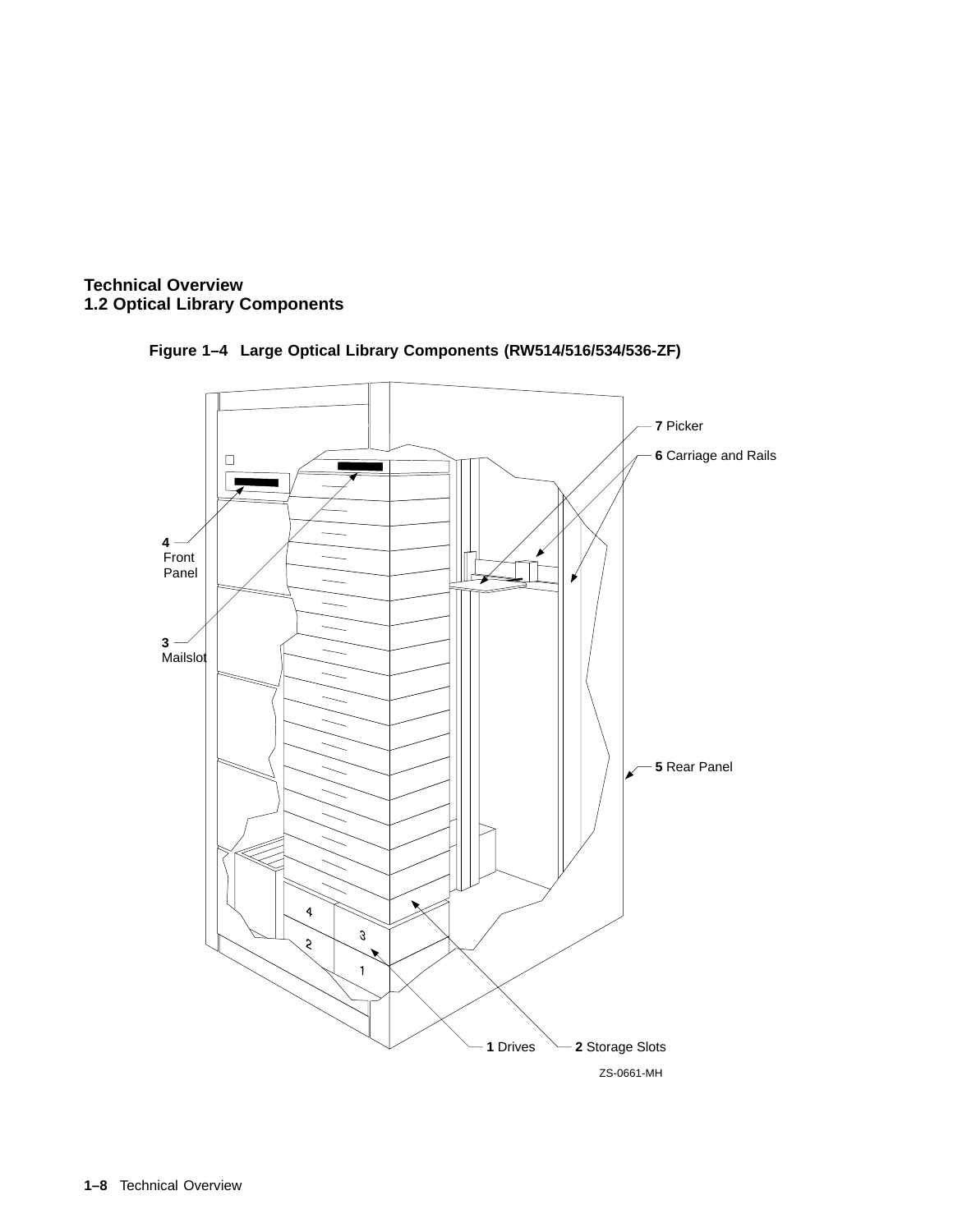Figure 1–4 Large Optical Library Components (RW514/516/534/536-ZF)

7 Picker

6 Carriage and Rails

4 Front Panel

3 Mailslot

5 Rear Panel

1 Drives

2 Storage Slots

ZS-0661-MH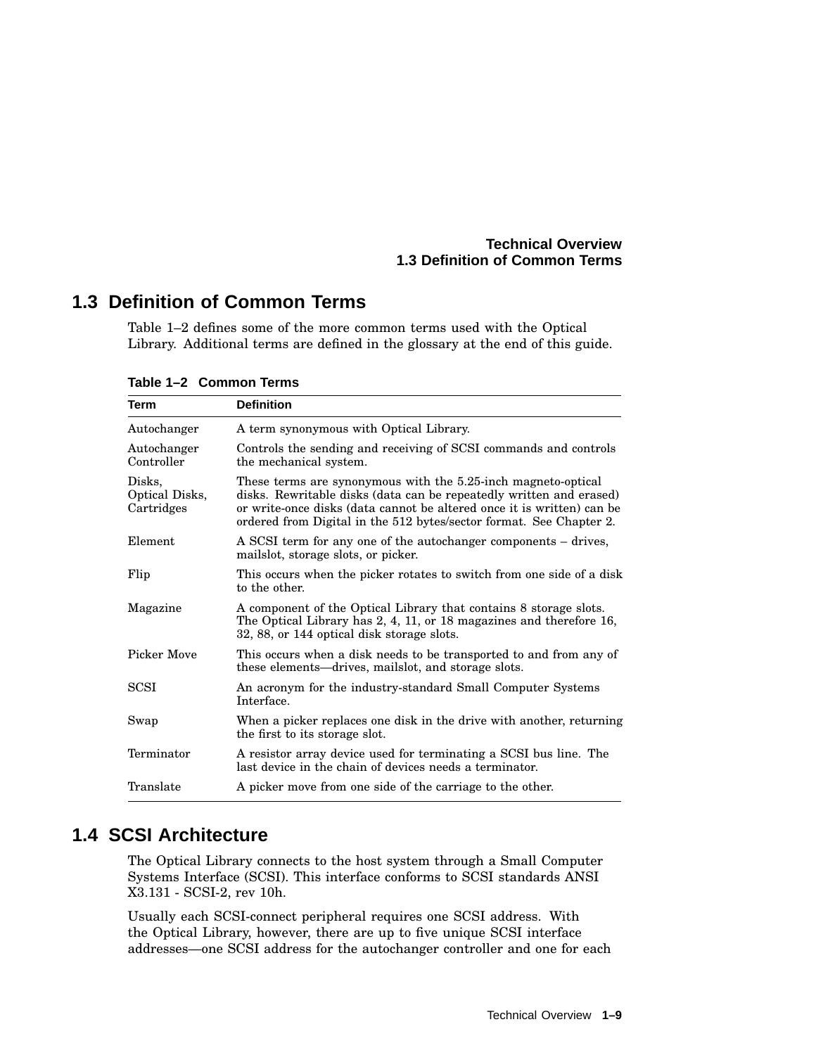## 1.3 Definition of Common Terms

Table 1–2 defines some of the more common terms used with the Optical Library. Additional terms are defined in the glossary at the end of this guide.

**Table 1–2 Common Terms**

| Term | Definition |
|---|---|
| Autochanger | A term synonymous with Optical Library. |
| Autochanger Controller | Controls the sending and receiving of SCSI commands and controls the mechanical system. |
| Disks, Optical Disks, Cartridges | These terms are synonymous with the 5.25-inch magneto-optical disks. Rewritable disks (data can be repeatedly written and erased) or write-once disks (data cannot be altered once it is written) can be ordered from Digital in the 512 bytes/sector format. See Chapter 2. |
| Element | A SCSI term for any one of the autochanger components – drives, mailslot, storage slots, or picker. |
| Flip | This occurs when the picker rotates to switch from one side of a disk to the other. |
| Magazine | A component of the Optical Library that contains 8 storage slots. The Optical Library has 2, 4, 11, or 18 magazines and therefore 16, 32, 88, or 144 optical disk storage slots. |
| Picker Move | This occurs when a disk needs to be transported to and from any of these elements—drives, mailslot, and storage slots. |
| SCSI | An acronym for the industry-standard Small Computer Systems Interface. |
| Swap | When a picker replaces one disk in the drive with another, returning the first to its storage slot. |
| Terminator | A resistor array device used for terminating a SCSI bus line. The last device in the chain of devices needs a terminator. |
| Translate | A picker move from one side of the carriage to the other. |

## 1.4 SCSI Architecture

The Optical Library connects to the host system through a Small Computer Systems Interface (SCSI). This interface conforms to SCSI standards ANSI X3.131 - SCSI-2, rev 10h.

Usually each SCSI-connect peripheral requires one SCSI address. With the Optical Library, however, there are up to five unique SCSI interface addresses—one SCSI address for the autochanger controller and one for each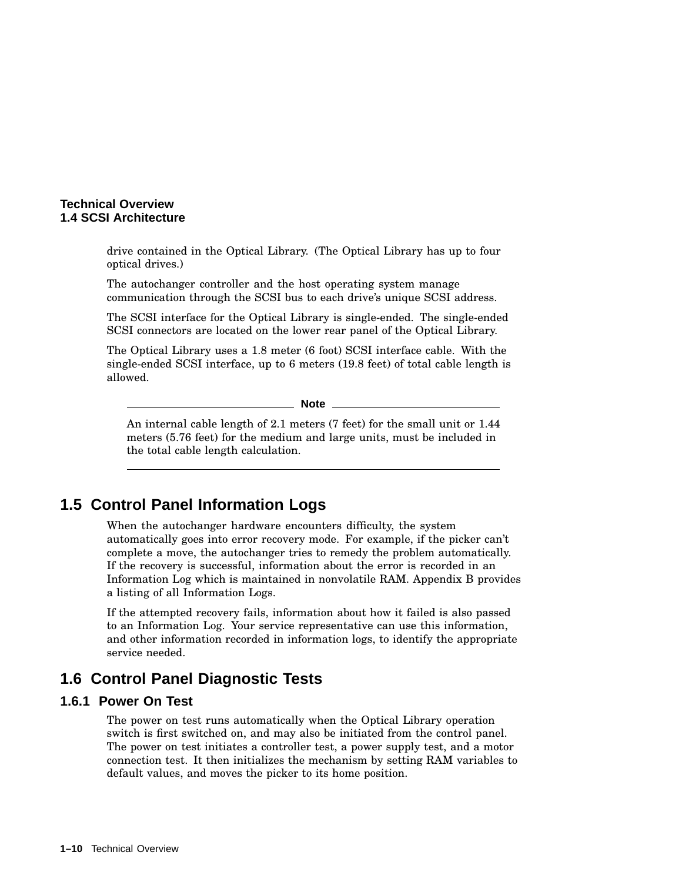drive contained in the Optical Library. (The Optical Library has up to four optical drives.)

The autochanger controller and the host operating system manage communication through the SCSI bus to each drive's unique SCSI address.

The SCSI interface for the Optical Library is single-ended. The single-ended SCSI connectors are located on the lower rear panel of the Optical Library.

The Optical Library uses a 1.8 meter (6 foot) SCSI interface cable. With the single-ended SCSI interface, up to 6 meters (19.8 feet) of total cable length is allowed.

**Note**

An internal cable length of 2.1 meters (7 feet) for the small unit or 1.44 meters (5.76 feet) for the medium and large units, must be included in the total cable length calculation.

## 1.5 Control Panel Information Logs

When the autochanger hardware encounters difficulty, the system automatically goes into error recovery mode. For example, if the picker can't complete a move, the autochanger tries to remedy the problem automatically. If the recovery is successful, information about the error is recorded in an Information Log which is maintained in nonvolatile RAM. Appendix B provides a listing of all Information Logs.

If the attempted recovery fails, information about how it failed is also passed to an Information Log. Your service representative can use this information, and other information recorded in information logs, to identify the appropriate service needed.

## 1.6 Control Panel Diagnostic Tests

### 1.6.1 Power On Test

The power on test runs automatically when the Optical Library operation switch is first switched on, and may also be initiated from the control panel. The power on test initiates a controller test, a power supply test, and a motor connection test. It then initializes the mechanism by setting RAM variables to default values, and moves the picker to its home position.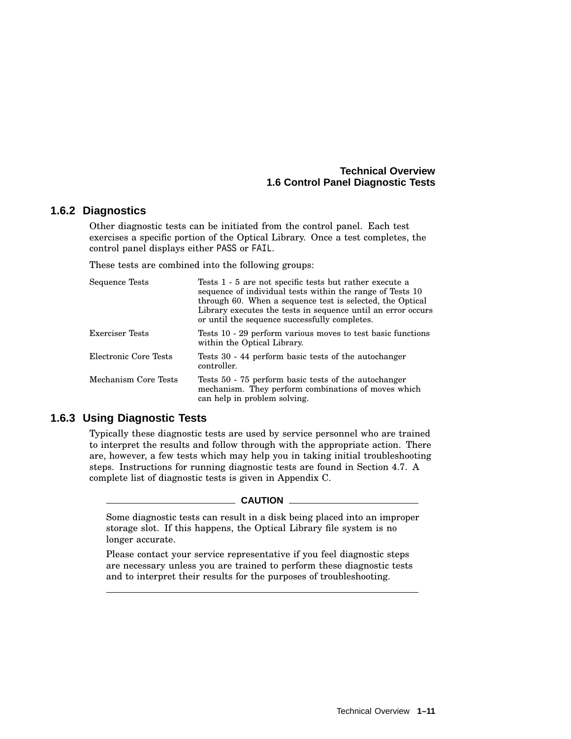### 1.6.2 Diagnostics

Other diagnostic tests can be initiated from the control panel. Each test exercises a specific portion of the Optical Library. Once a test completes, the control panel displays either PASS or FAIL.

These tests are combined into the following groups:

| | |
|---|---|
| Sequence Tests | Tests 1 - 5 are not specific tests but rather execute a sequence of individual tests within the range of Tests 10 through 60. When a sequence test is selected, the Optical Library executes the tests in sequence until an error occurs or until the sequence successfully completes. |
| Exerciser Tests | Tests 10 - 29 perform various moves to test basic functions within the Optical Library. |
| Electronic Core Tests | Tests 30 - 44 perform basic tests of the autochanger controller. |
| Mechanism Core Tests | Tests 50 - 75 perform basic tests of the autochanger mechanism. They perform combinations of moves which can help in problem solving. |

### 1.6.3 Using Diagnostic Tests

Typically these diagnostic tests are used by service personnel who are trained to interpret the results and follow through with the appropriate action. There are, however, a few tests which may help you in taking initial troubleshooting steps. Instructions for running diagnostic tests are found in Section 4.7. A complete list of diagnostic tests is given in Appendix C.

**CAUTION**

Some diagnostic tests can result in a disk being placed into an improper storage slot. If this happens, the Optical Library file system is no longer accurate.

Please contact your service representative if you feel diagnostic steps are necessary unless you are trained to perform these diagnostic tests and to interpret their results for the purposes of troubleshooting.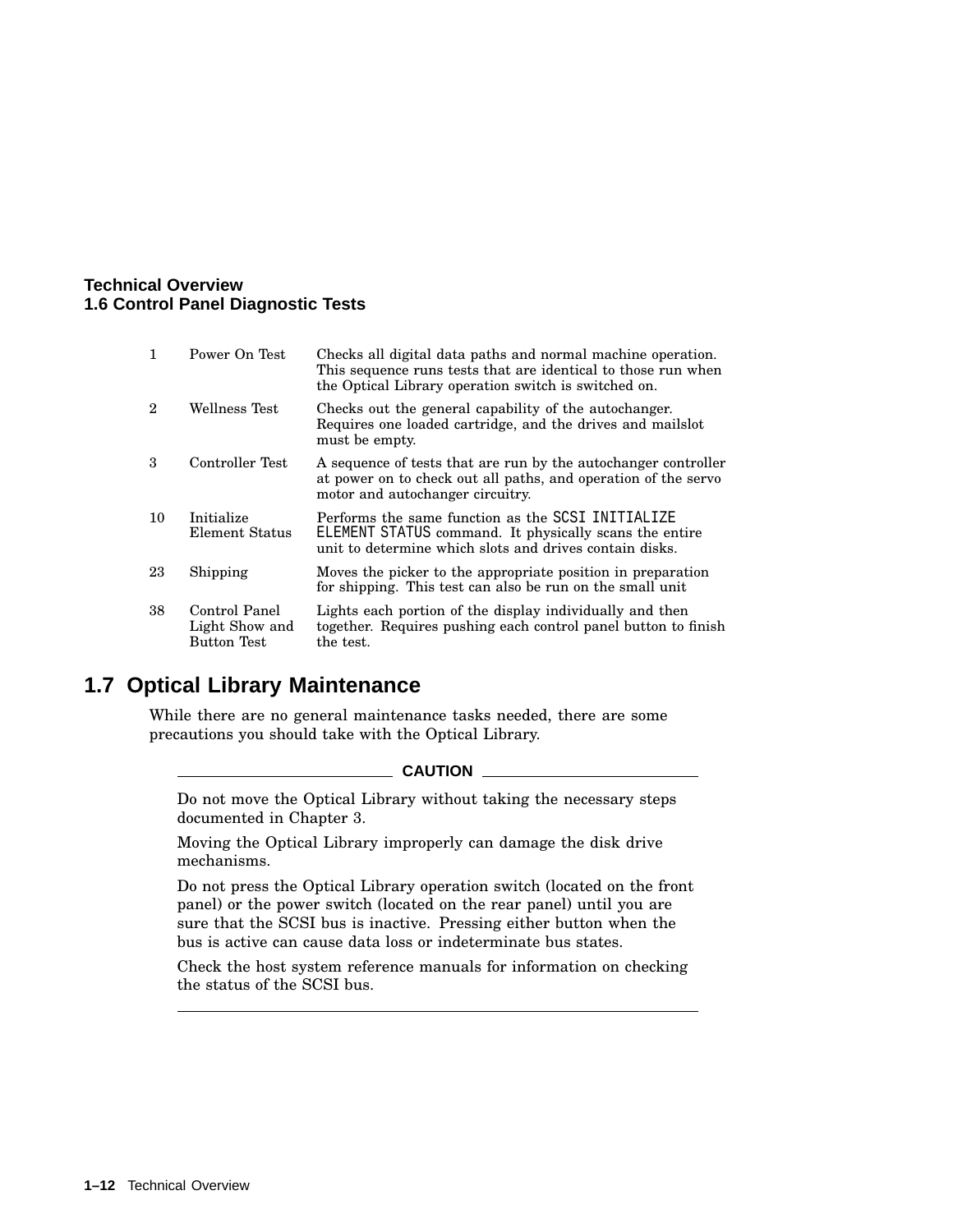| | | |
|---|---|---|
| 1 | Power On Test | Checks all digital data paths and normal machine operation. This sequence runs tests that are identical to those run when the Optical Library operation switch is switched on. |
| 2 | Wellness Test | Checks out the general capability of the autochanger. Requires one loaded cartridge, and the drives and mailslot must be empty. |
| 3 | Controller Test | A sequence of tests that are run by the autochanger controller at power on to check out all paths, and operation of the servo motor and autochanger circuitry. |
| 10 | Initialize Element Status | Performs the same function as the `SCSI INITIALIZE ELEMENT STATUS` command. It physically scans the entire unit to determine which slots and drives contain disks. |
| 23 | Shipping | Moves the picker to the appropriate position in preparation for shipping. This test can also be run on the small unit |
| 38 | Control Panel Light Show and Button Test | Lights each portion of the display individually and then together. Requires pushing each control panel button to finish the test. |

## 1.7 Optical Library Maintenance

While there are no general maintenance tasks needed, there are some precautions you should take with the Optical Library.

**CAUTION**

Do not move the Optical Library without taking the necessary steps documented in Chapter 3.

Moving the Optical Library improperly can damage the disk drive mechanisms.

Do not press the Optical Library operation switch (located on the front panel) or the power switch (located on the rear panel) until you are sure that the SCSI bus is inactive. Pressing either button when the bus is active can cause data loss or indeterminate bus states.

Check the host system reference manuals for information on checking the status of the SCSI bus.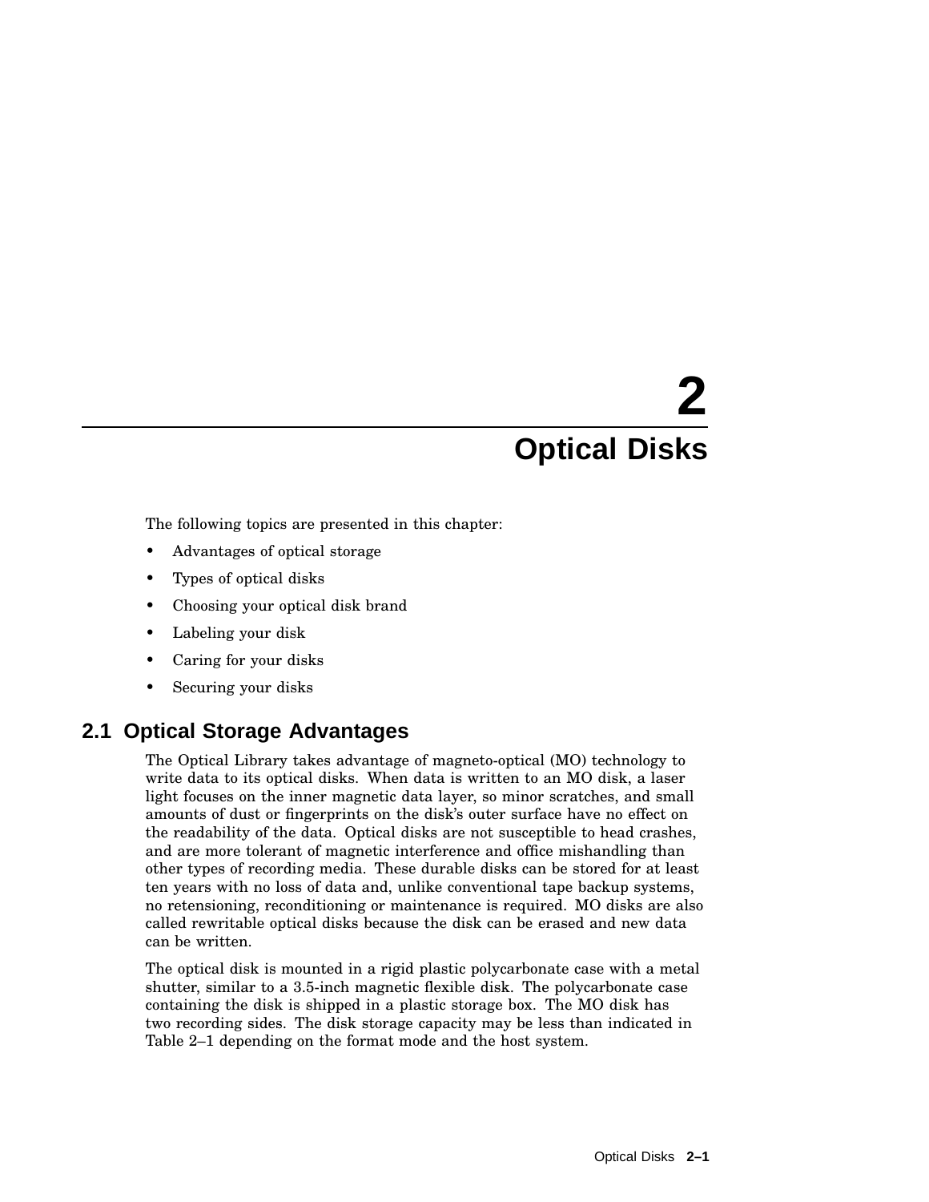# 2 Optical Disks

The following topics are presented in this chapter:

- Advantages of optical storage
- Types of optical disks
- Choosing your optical disk brand
- Labeling your disk
- Caring for your disks
- Securing your disks

## 2.1 Optical Storage Advantages

The Optical Library takes advantage of magneto-optical (MO) technology to write data to its optical disks. When data is written to an MO disk, a laser light focuses on the inner magnetic data layer, so minor scratches, and small amounts of dust or fingerprints on the disk's outer surface have no effect on the readability of the data. Optical disks are not susceptible to head crashes, and are more tolerant of magnetic interference and office mishandling than other types of recording media. These durable disks can be stored for at least ten years with no loss of data and, unlike conventional tape backup systems, no retensioning, reconditioning or maintenance is required. MO disks are also called rewritable optical disks because the disk can be erased and new data can be written.

The optical disk is mounted in a rigid plastic polycarbonate case with a metal shutter, similar to a 3.5-inch magnetic flexible disk. The polycarbonate case containing the disk is shipped in a plastic storage box. The MO disk has two recording sides. The disk storage capacity may be less than indicated in Table 2–1 depending on the format mode and the host system.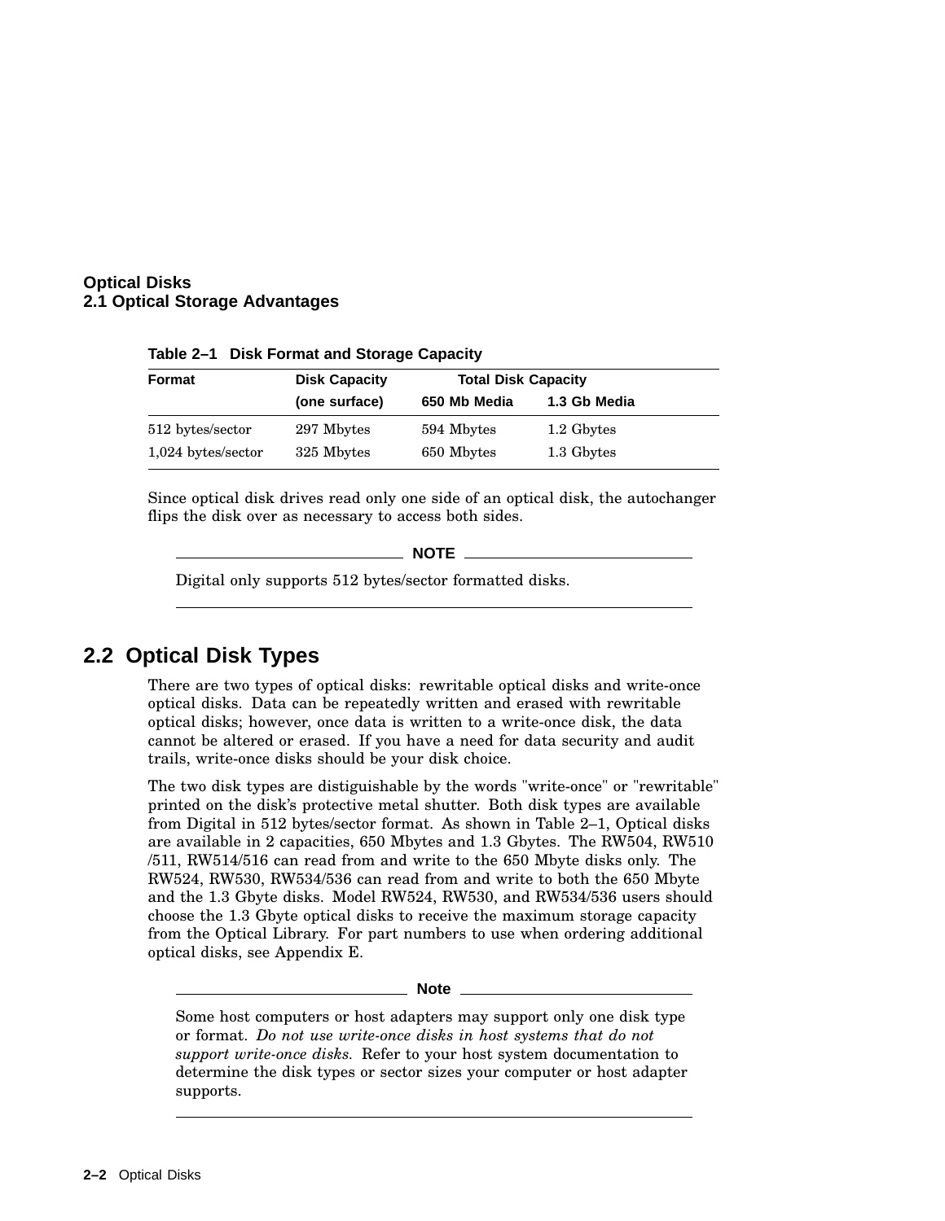**Table 2–1 Disk Format and Storage Capacity**

| Format | Disk Capacity | Total Disk Capacity | |
|---|---|---|---|
| | (one surface) | 650 Mb Media | 1.3 Gb Media |
| 512 bytes/sector | 297 Mbytes | 594 Mbytes | 1.2 Gbytes |
| 1,024 bytes/sector | 325 Mbytes | 650 Mbytes | 1.3 Gbytes |

Since optical disk drives read only one side of an optical disk, the autochanger flips the disk over as necessary to access both sides.

**NOTE**

Digital only supports 512 bytes/sector formatted disks.

## 2.2 Optical Disk Types

There are two types of optical disks: rewritable optical disks and write-once optical disks. Data can be repeatedly written and erased with rewritable optical disks; however, once data is written to a write-once disk, the data cannot be altered or erased. If you have a need for data security and audit trails, write-once disks should be your disk choice.

The two disk types are distiguishable by the words "write-once" or "rewritable" printed on the disk's protective metal shutter. Both disk types are available from Digital in 512 bytes/sector format. As shown in Table 2–1, Optical disks are available in 2 capacities, 650 Mbytes and 1.3 Gbytes. The RW504, RW510 /511, RW514/516 can read from and write to the 650 Mbyte disks only. The RW524, RW530, RW534/536 can read from and write to both the 650 Mbyte and the 1.3 Gbyte disks. Model RW524, RW530, and RW534/536 users should choose the 1.3 Gbyte optical disks to receive the maximum storage capacity from the Optical Library. For part numbers to use when ordering additional optical disks, see Appendix E.

**Note**

Some host computers or host adapters may support only one disk type or format. *Do not use write-once disks in host systems that do not support write-once disks.* Refer to your host system documentation to determine the disk types or sector sizes your computer or host adapter supports.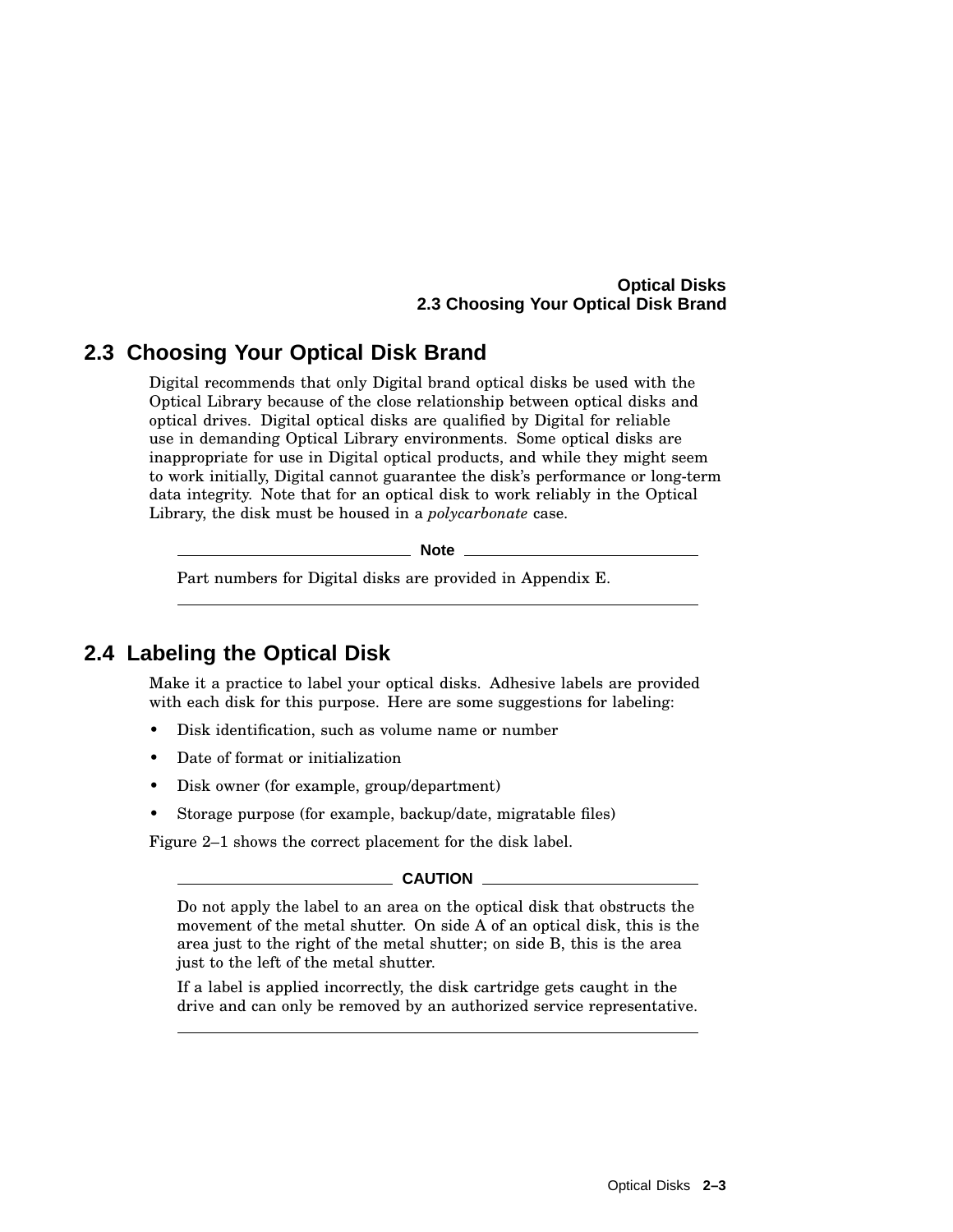## 2.3 Choosing Your Optical Disk Brand

Digital recommends that only Digital brand optical disks be used with the Optical Library because of the close relationship between optical disks and optical drives. Digital optical disks are qualified by Digital for reliable use in demanding Optical Library environments. Some optical disks are inappropriate for use in Digital optical products, and while they might seem to work initially, Digital cannot guarantee the disk's performance or long-term data integrity. Note that for an optical disk to work reliably in the Optical Library, the disk must be housed in a *polycarbonate* case.

**Note**

Part numbers for Digital disks are provided in Appendix E.

## 2.4 Labeling the Optical Disk

Make it a practice to label your optical disks. Adhesive labels are provided with each disk for this purpose. Here are some suggestions for labeling:

- Disk identification, such as volume name or number
- Date of format or initialization
- Disk owner (for example, group/department)
- Storage purpose (for example, backup/date, migratable files)

Figure 2–1 shows the correct placement for the disk label.

**CAUTION**

Do not apply the label to an area on the optical disk that obstructs the movement of the metal shutter. On side A of an optical disk, this is the area just to the right of the metal shutter; on side B, this is the area just to the left of the metal shutter.

If a label is applied incorrectly, the disk cartridge gets caught in the drive and can only be removed by an authorized service representative.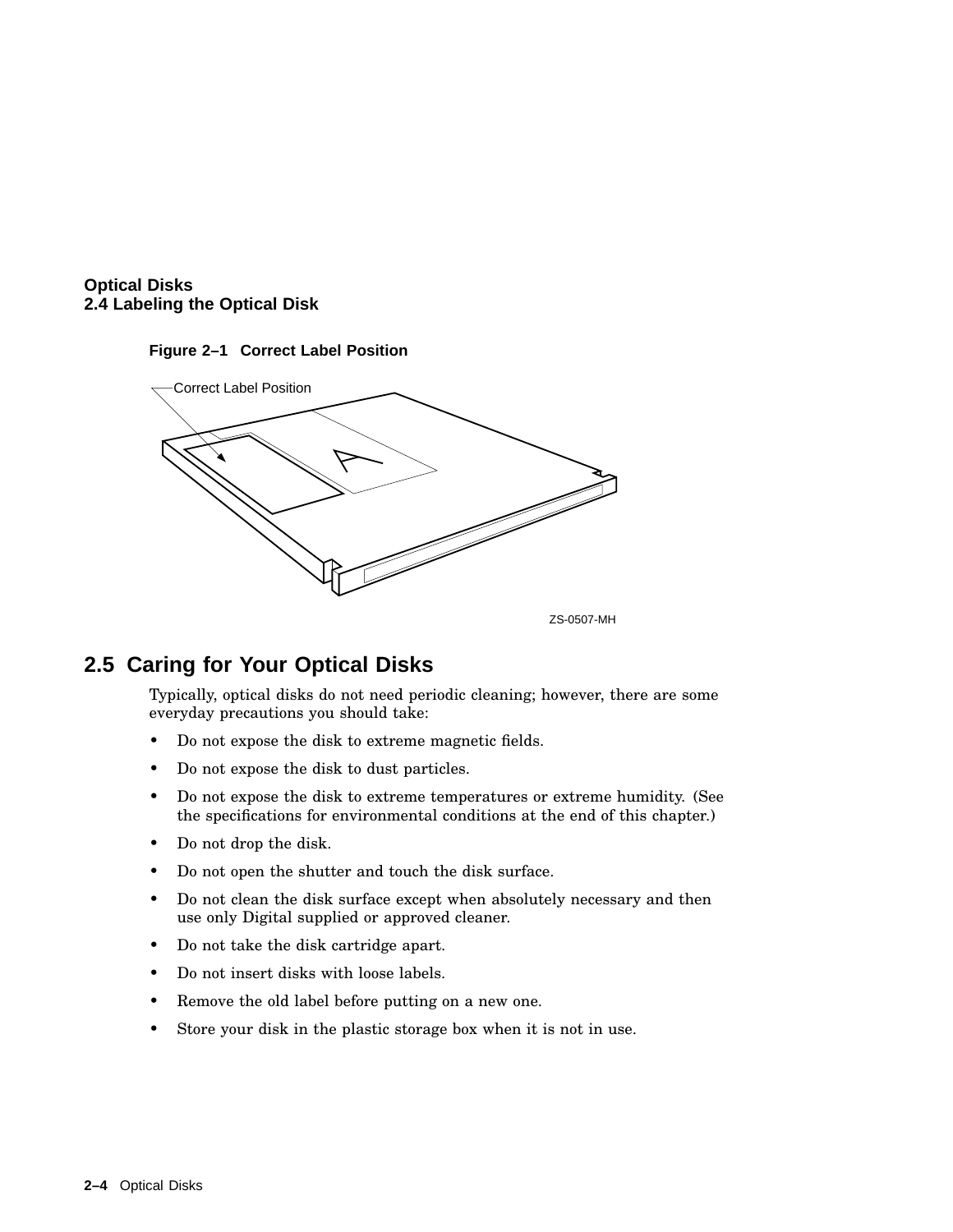**Figure 2–1 Correct Label Position**

## 2.5 Caring for Your Optical Disks

Typically, optical disks do not need periodic cleaning; however, there are some everyday precautions you should take:

- Do not expose the disk to extreme magnetic fields.
- Do not expose the disk to dust particles.
- Do not expose the disk to extreme temperatures or extreme humidity. (See the specifications for environmental conditions at the end of this chapter.)
- Do not drop the disk.
- Do not open the shutter and touch the disk surface.
- Do not clean the disk surface except when absolutely necessary and then use only Digital supplied or approved cleaner.
- Do not take the disk cartridge apart.
- Do not insert disks with loose labels.
- Remove the old label before putting on a new one.
- Store your disk in the plastic storage box when it is not in use.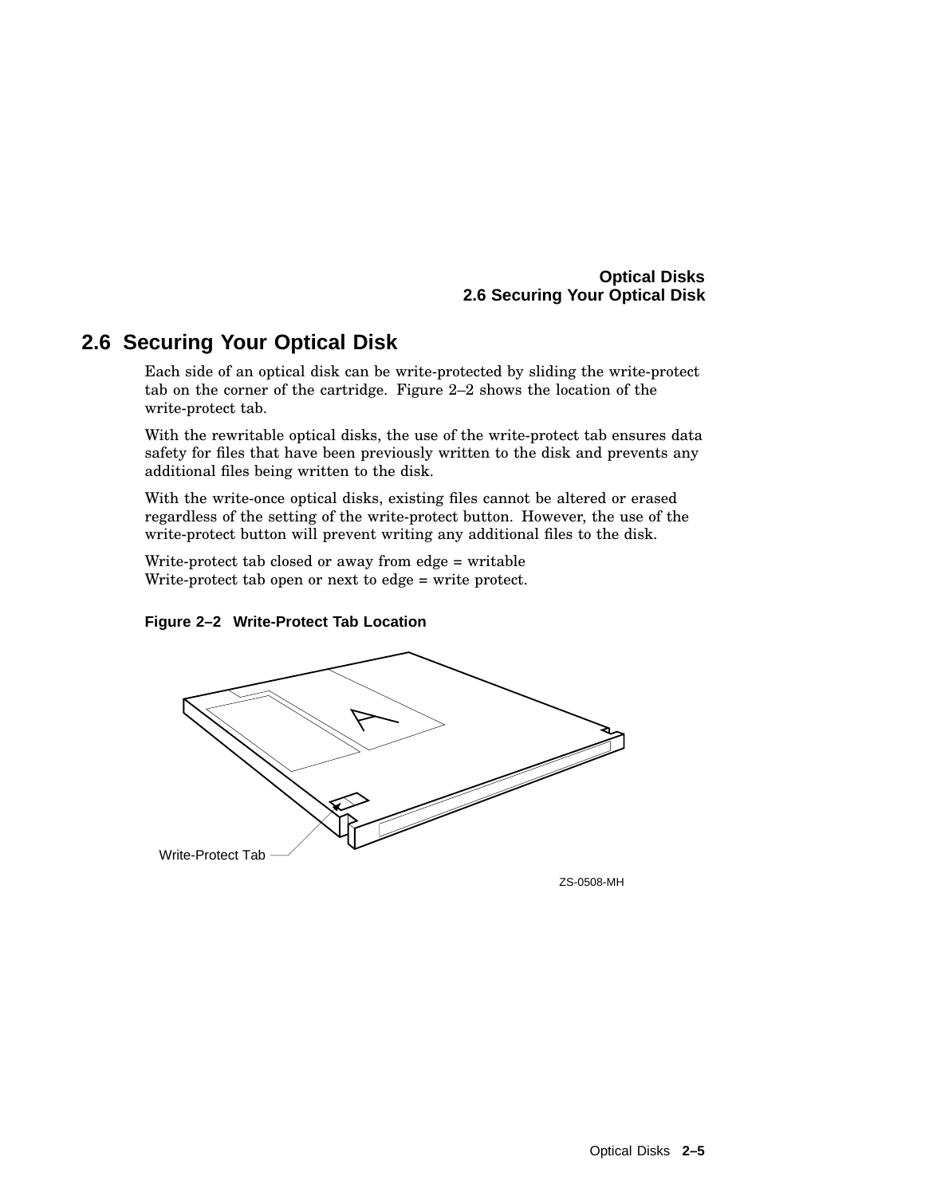## 2.6 Securing Your Optical Disk

Each side of an optical disk can be write-protected by sliding the write-protect tab on the corner of the cartridge. Figure 2–2 shows the location of the write-protect tab.

With the rewritable optical disks, the use of the write-protect tab ensures data safety for files that have been previously written to the disk and prevents any additional files being written to the disk.

With the write-once optical disks, existing files cannot be altered or erased regardless of the setting of the write-protect button. However, the use of the write-protect button will prevent writing any additional files to the disk.

Write-protect tab closed or away from edge = writable
Write-protect tab open or next to edge = write protect.

**Figure 2–2 Write-Protect Tab Location**

Write-Protect Tab

ZS-0508-MH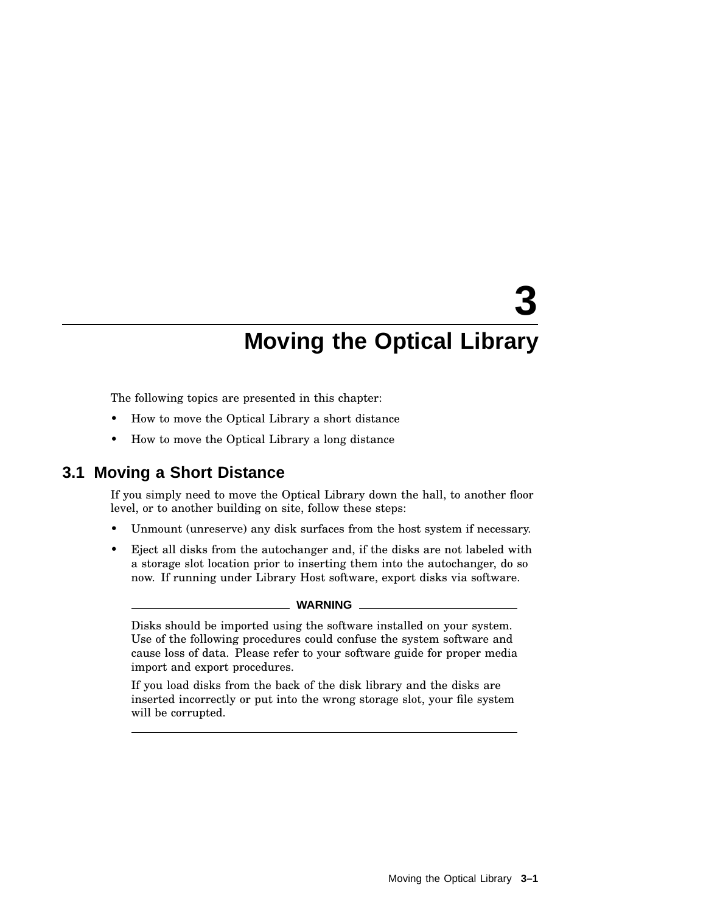# 3 Moving the Optical Library

The following topics are presented in this chapter:

- How to move the Optical Library a short distance
- How to move the Optical Library a long distance

## 3.1 Moving a Short Distance

If you simply need to move the Optical Library down the hall, to another floor level, or to another building on site, follow these steps:

- Unmount (unreserve) any disk surfaces from the host system if necessary.
- Eject all disks from the autochanger and, if the disks are not labeled with a storage slot location prior to inserting them into the autochanger, do so now. If running under Library Host software, export disks via software.

---

**WARNING**

Disks should be imported using the software installed on your system. Use of the following procedures could confuse the system software and cause loss of data. Please refer to your software guide for proper media import and export procedures.

If you load disks from the back of the disk library and the disks are inserted incorrectly or put into the wrong storage slot, your file system will be corrupted.

---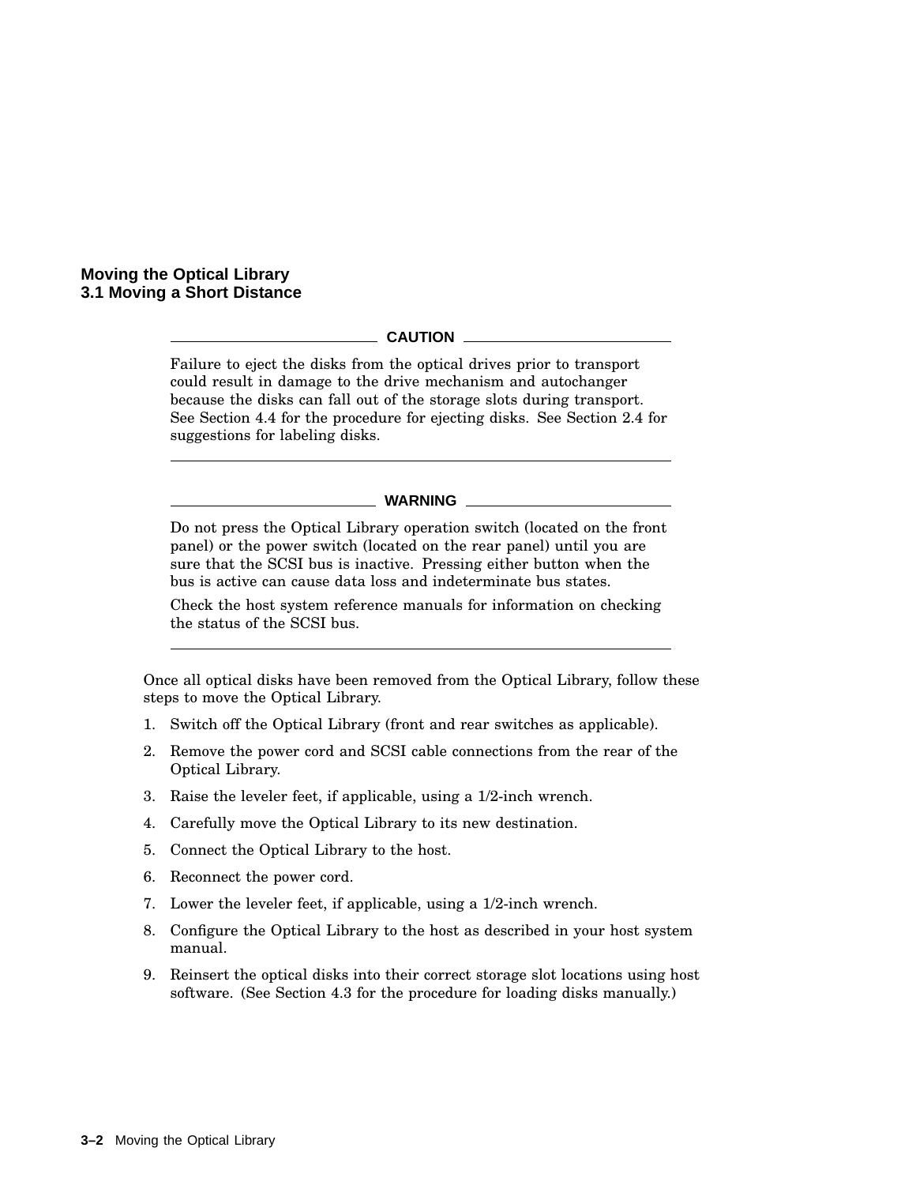## Moving the Optical Library

### 3.1 Moving a Short Distance

**CAUTION**

Failure to eject the disks from the optical drives prior to transport could result in damage to the drive mechanism and autochanger because the disks can fall out of the storage slots during transport. See Section 4.4 for the procedure for ejecting disks. See Section 2.4 for suggestions for labeling disks.

---

**WARNING**

Do not press the Optical Library operation switch (located on the front panel) or the power switch (located on the rear panel) until you are sure that the SCSI bus is inactive. Pressing either button when the bus is active can cause data loss and indeterminate bus states.

Check the host system reference manuals for information on checking the status of the SCSI bus.

---

Once all optical disks have been removed from the Optical Library, follow these steps to move the Optical Library.

1. Switch off the Optical Library (front and rear switches as applicable).
2. Remove the power cord and SCSI cable connections from the rear of the Optical Library.
3. Raise the leveler feet, if applicable, using a 1/2-inch wrench.
4. Carefully move the Optical Library to its new destination.
5. Connect the Optical Library to the host.
6. Reconnect the power cord.
7. Lower the leveler feet, if applicable, using a 1/2-inch wrench.
8. Configure the Optical Library to the host as described in your host system manual.
9. Reinsert the optical disks into their correct storage slot locations using host software. (See Section 4.3 for the procedure for loading disks manually.)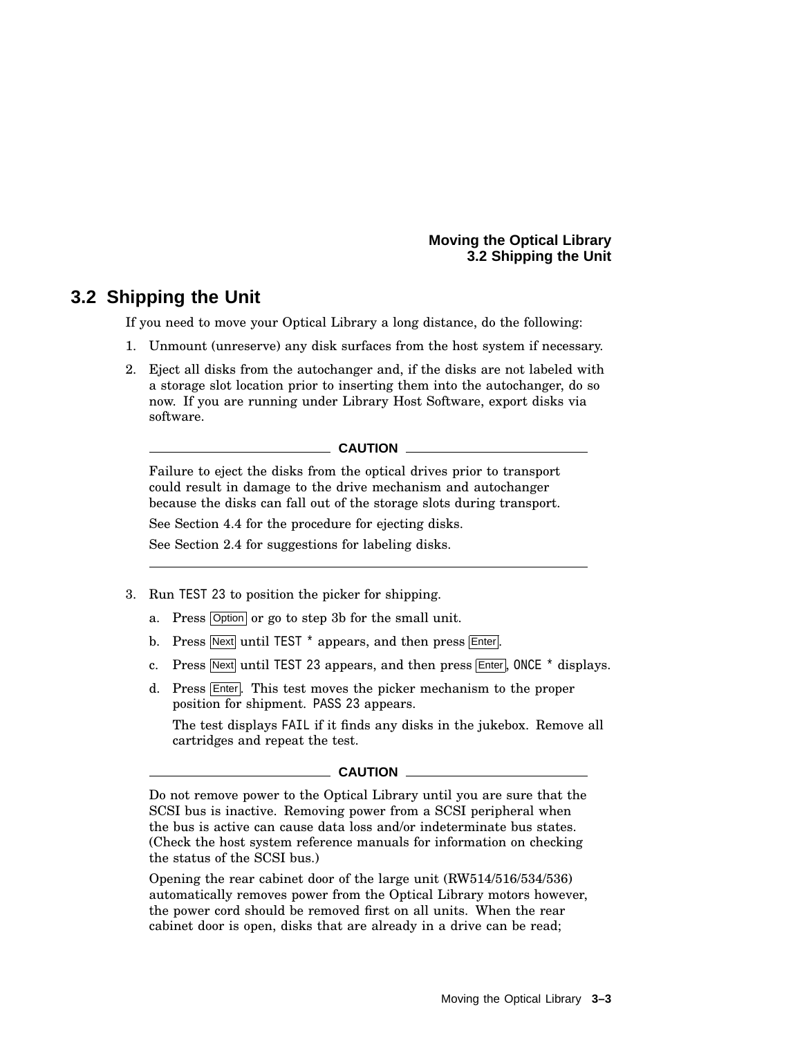## 3.2 Shipping the Unit

If you need to move your Optical Library a long distance, do the following:

1. Unmount (unreserve) any disk surfaces from the host system if necessary.
2. Eject all disks from the autochanger and, if the disks are not labeled with a storage slot location prior to inserting them into the autochanger, do so now. If you are running under Library Host Software, export disks via software.

   **CAUTION**

   Failure to eject the disks from the optical drives prior to transport could result in damage to the drive mechanism and autochanger because the disks can fall out of the storage slots during transport.

   See Section 4.4 for the procedure for ejecting disks.

   See Section 2.4 for suggestions for labeling disks.

3. Run `TEST 23` to position the picker for shipping.
   a. Press Option or go to step 3b for the small unit.
   b. Press Next until `TEST *` appears, and then press Enter.
   c. Press Next until `TEST 23` appears, and then press Enter, `ONCE *` displays.
   d. Press Enter. This test moves the picker mechanism to the proper position for shipment. `PASS 23` appears.

      The test displays `FAIL` if it finds any disks in the jukebox. Remove all cartridges and repeat the test.

   **CAUTION**

   Do not remove power to the Optical Library until you are sure that the SCSI bus is inactive. Removing power from a SCSI peripheral when the bus is active can cause data loss and/or indeterminate bus states. (Check the host system reference manuals for information on checking the status of the SCSI bus.)

   Opening the rear cabinet door of the large unit (RW514/516/534/536) automatically removes power from the Optical Library motors however, the power cord should be removed first on all units. When the rear cabinet door is open, disks that are already in a drive can be read;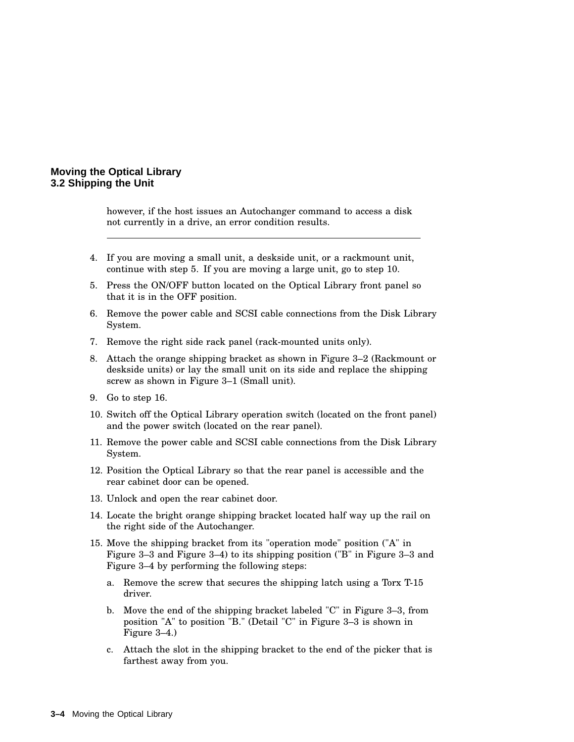however, if the host issues an Autochanger command to access a disk not currently in a drive, an error condition results.

---

4. If you are moving a small unit, a deskside unit, or a rackmount unit, continue with step 5. If you are moving a large unit, go to step 10.
5. Press the ON/OFF button located on the Optical Library front panel so that it is in the OFF position.
6. Remove the power cable and SCSI cable connections from the Disk Library System.
7. Remove the right side rack panel (rack-mounted units only).
8. Attach the orange shipping bracket as shown in Figure 3–2 (Rackmount or deskside units) or lay the small unit on its side and replace the shipping screw as shown in Figure 3–1 (Small unit).
9. Go to step 16.
10. Switch off the Optical Library operation switch (located on the front panel) and the power switch (located on the rear panel).
11. Remove the power cable and SCSI cable connections from the Disk Library System.
12. Position the Optical Library so that the rear panel is accessible and the rear cabinet door can be opened.
13. Unlock and open the rear cabinet door.
14. Locate the bright orange shipping bracket located half way up the rail on the right side of the Autochanger.
15. Move the shipping bracket from its "operation mode" position ("A" in Figure 3–3 and Figure 3–4) to its shipping position ("B" in Figure 3–3 and Figure 3–4 by performing the following steps:
    a. Remove the screw that secures the shipping latch using a Torx T-15 driver.
    b. Move the end of the shipping bracket labeled "C" in Figure 3–3, from position "A" to position "B." (Detail "C" in Figure 3–3 is shown in Figure 3–4.)
    c. Attach the slot in the shipping bracket to the end of the picker that is farthest away from you.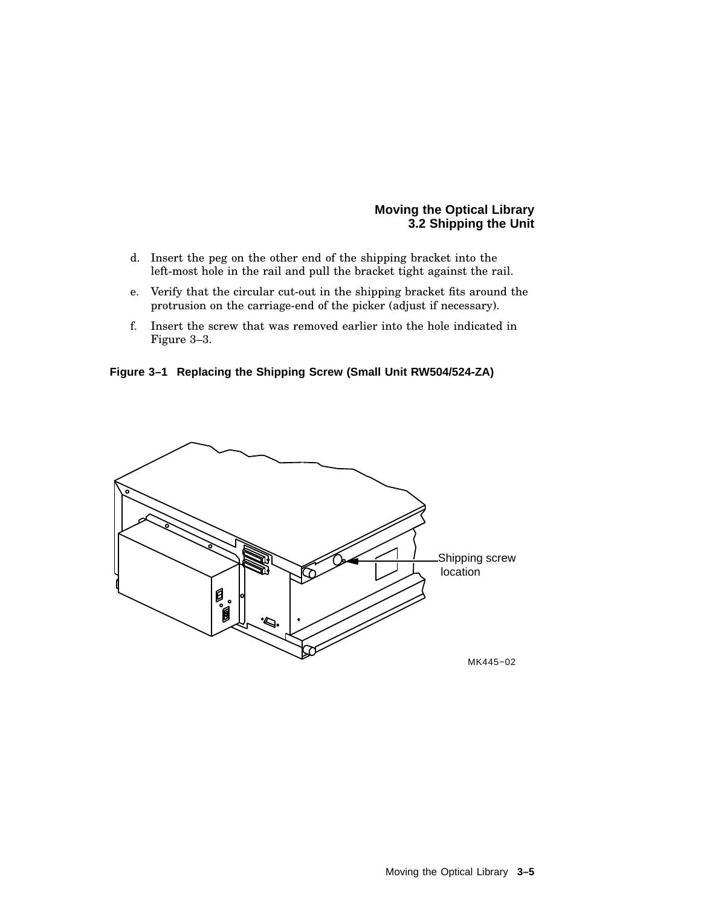d. Insert the peg on the other end of the shipping bracket into the left-most hole in the rail and pull the bracket tight against the rail.

e. Verify that the circular cut-out in the shipping bracket fits around the protrusion on the carriage-end of the picker (adjust if necessary).

f. Insert the screw that was removed earlier into the hole indicated in Figure 3–3.

**Figure 3–1 Replacing the Shipping Screw (Small Unit RW504/524-ZA)**

Shipping screw location

MK445−02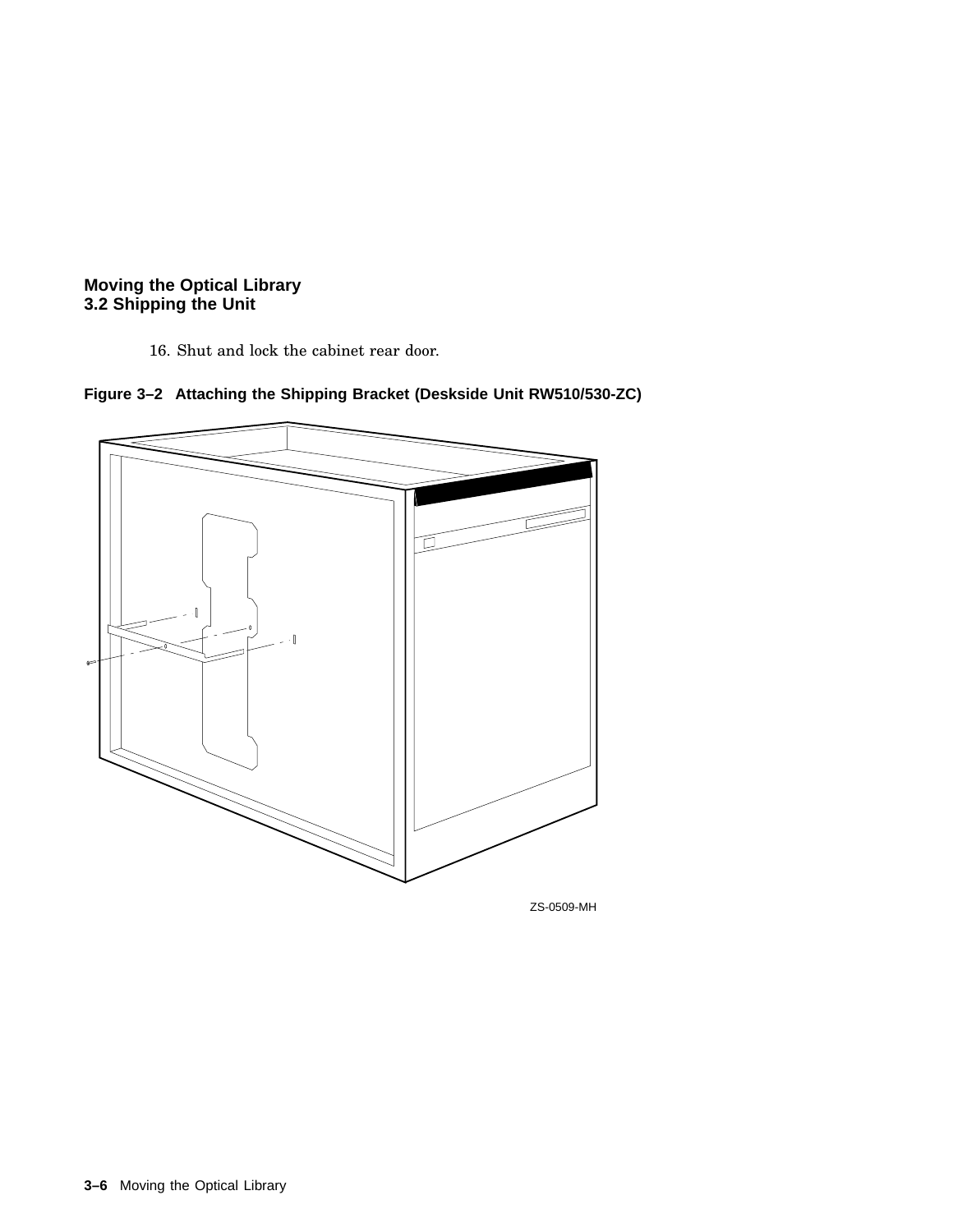16. Shut and lock the cabinet rear door.

**Figure 3–2 Attaching the Shipping Bracket (Deskside Unit RW510/530-ZC)**

ZS-0509-MH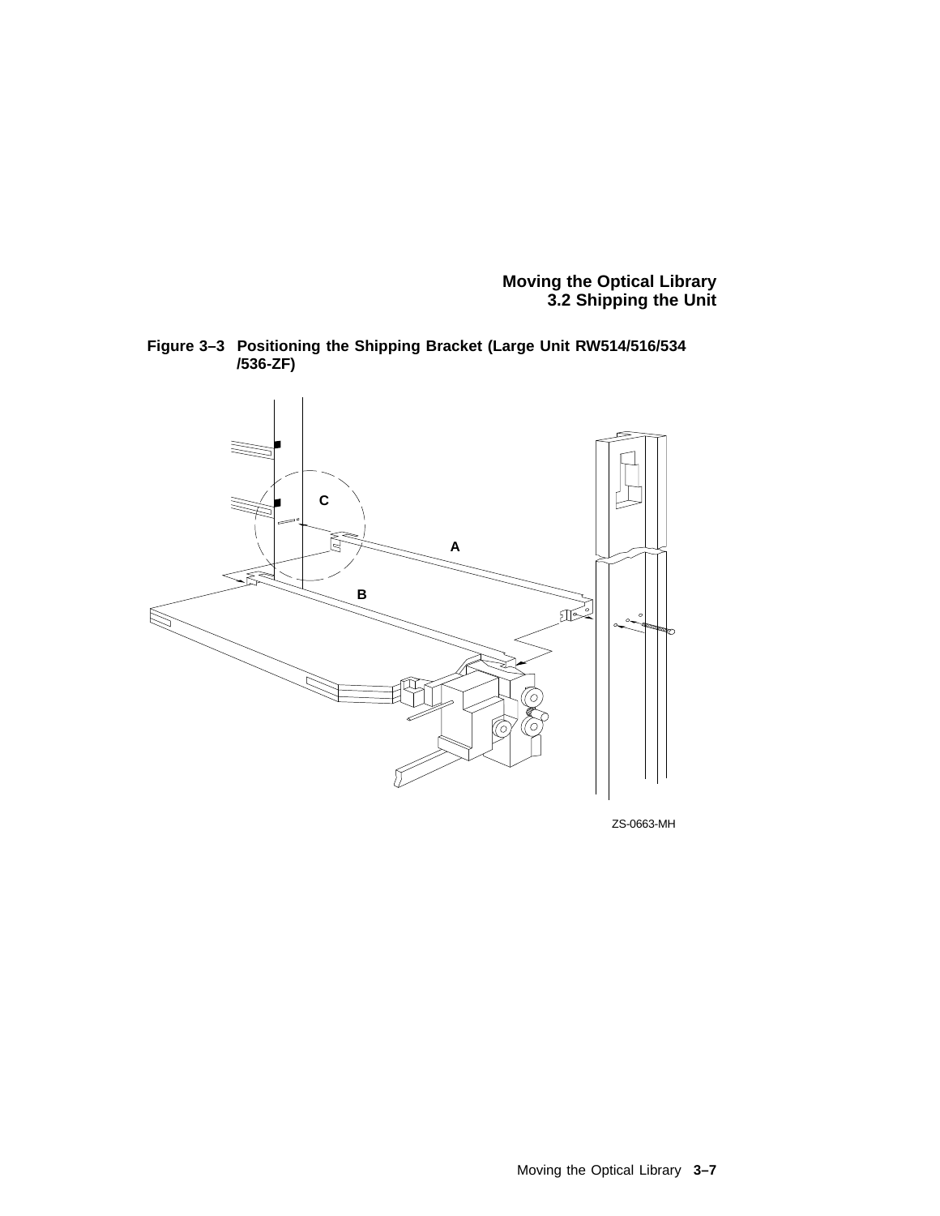**Figure 3–3 Positioning the Shipping Bracket (Large Unit RW514/516/534 /536-ZF)**

C

A

B

ZS-0663-MH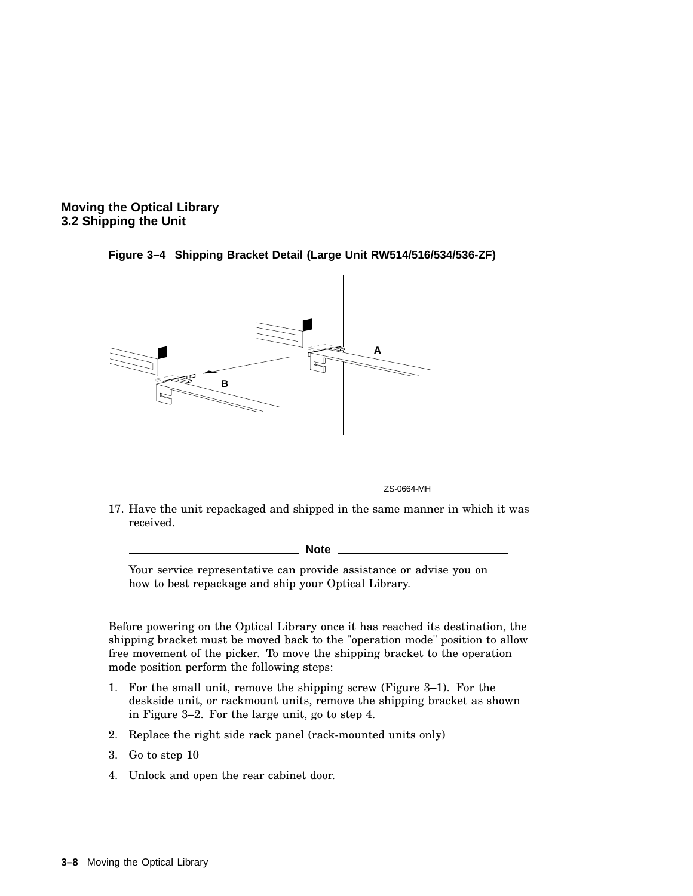**Figure 3–4 Shipping Bracket Detail (Large Unit RW514/516/534/536-ZF)**

17. Have the unit repackaged and shipped in the same manner in which it was received.

**Note**

Your service representative can provide assistance or advise you on how to best repackage and ship your Optical Library.

---

Before powering on the Optical Library once it has reached its destination, the shipping bracket must be moved back to the "operation mode" position to allow free movement of the picker. To move the shipping bracket to the operation mode position perform the following steps:

1. For the small unit, remove the shipping screw (Figure 3–1). For the deskside unit, or rackmount units, remove the shipping bracket as shown in Figure 3–2. For the large unit, go to step 4.
2. Replace the right side rack panel (rack-mounted units only)
3. Go to step 10
4. Unlock and open the rear cabinet door.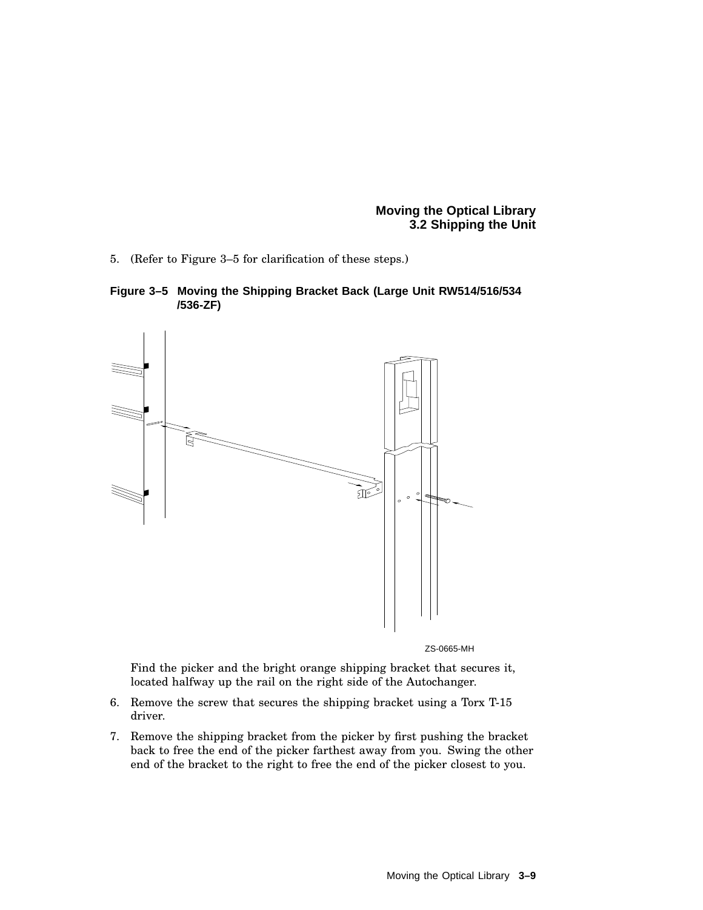5. (Refer to Figure 3–5 for clarification of these steps.)

**Figure 3–5 Moving the Shipping Bracket Back (Large Unit RW514/516/534/536-ZF)**

ZS-0665-MH

Find the picker and the bright orange shipping bracket that secures it, located halfway up the rail on the right side of the Autochanger.

6. Remove the screw that secures the shipping bracket using a Torx T-15 driver.
7. Remove the shipping bracket from the picker by first pushing the bracket back to free the end of the picker farthest away from you. Swing the other end of the bracket to the right to free the end of the picker closest to you.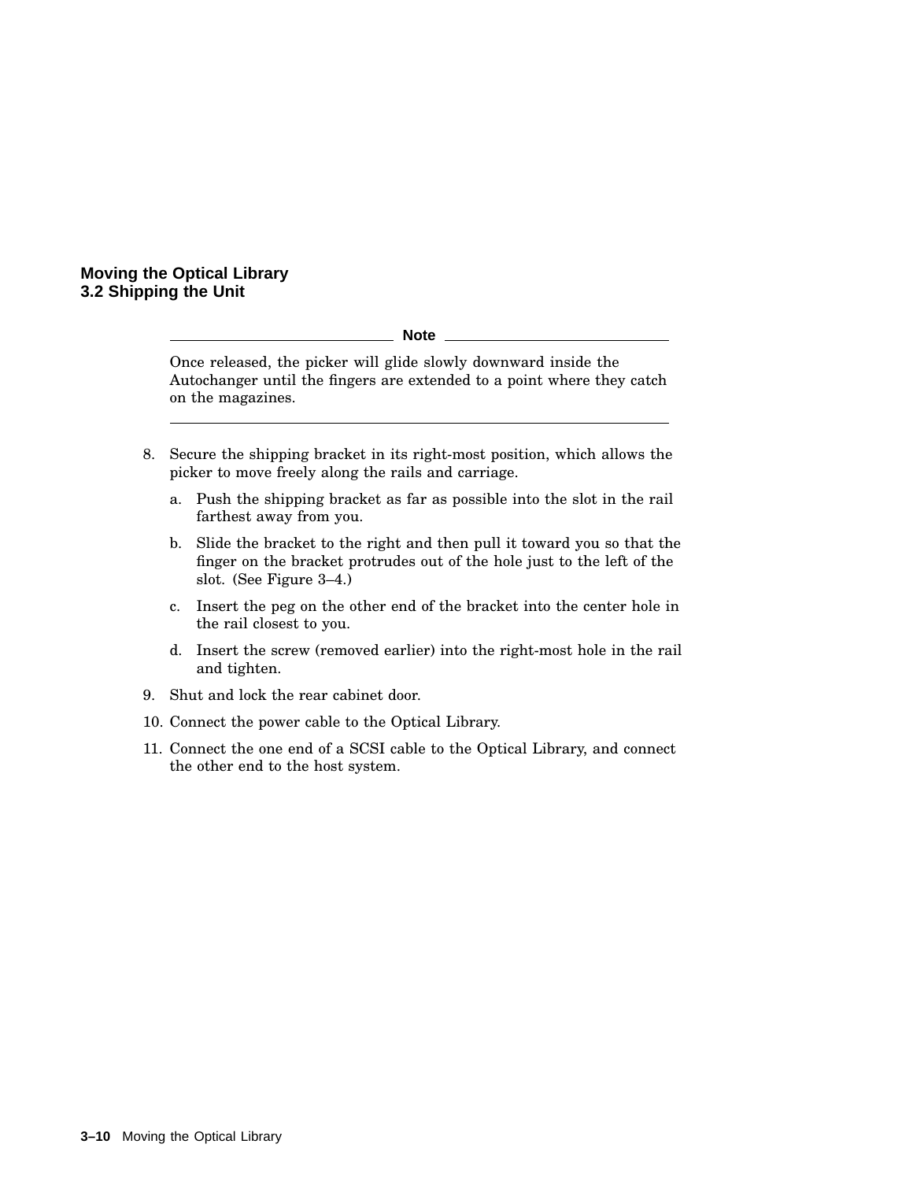**Note**

Once released, the picker will glide slowly downward inside the Autochanger until the fingers are extended to a point where they catch on the magazines.

---

8. Secure the shipping bracket in its right-most position, which allows the picker to move freely along the rails and carriage.

   a. Push the shipping bracket as far as possible into the slot in the rail farthest away from you.

   b. Slide the bracket to the right and then pull it toward you so that the finger on the bracket protrudes out of the hole just to the left of the slot. (See Figure 3–4.)

   c. Insert the peg on the other end of the bracket into the center hole in the rail closest to you.

   d. Insert the screw (removed earlier) into the right-most hole in the rail and tighten.

9. Shut and lock the rear cabinet door.

10. Connect the power cable to the Optical Library.

11. Connect the one end of a SCSI cable to the Optical Library, and connect the other end to the host system.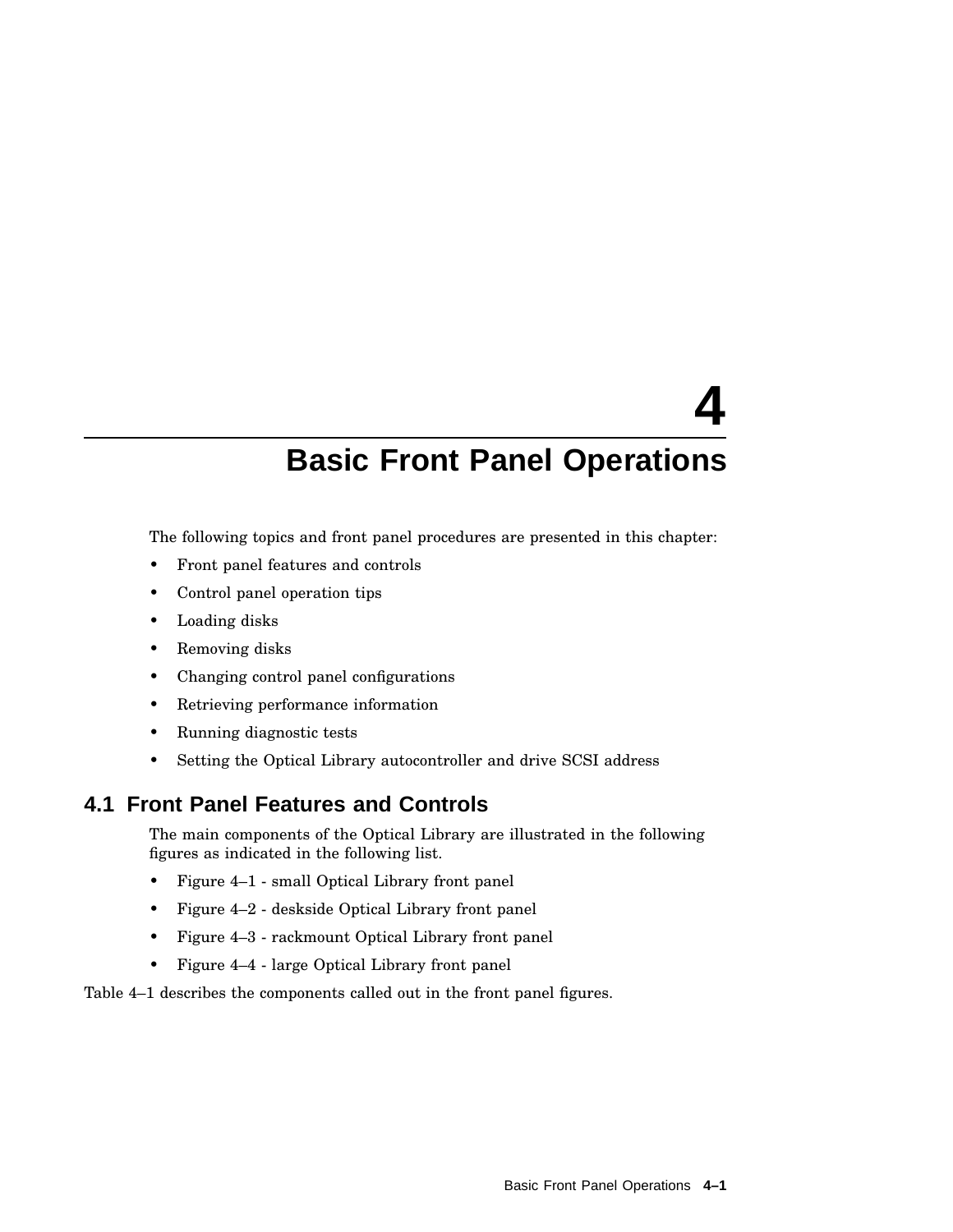# 4 Basic Front Panel Operations

The following topics and front panel procedures are presented in this chapter:

- Front panel features and controls
- Control panel operation tips
- Loading disks
- Removing disks
- Changing control panel configurations
- Retrieving performance information
- Running diagnostic tests
- Setting the Optical Library autocontroller and drive SCSI address

## 4.1 Front Panel Features and Controls

The main components of the Optical Library are illustrated in the following figures as indicated in the following list.

- Figure 4–1 - small Optical Library front panel
- Figure 4–2 - deskside Optical Library front panel
- Figure 4–3 - rackmount Optical Library front panel
- Figure 4–4 - large Optical Library front panel

Table 4–1 describes the components called out in the front panel figures.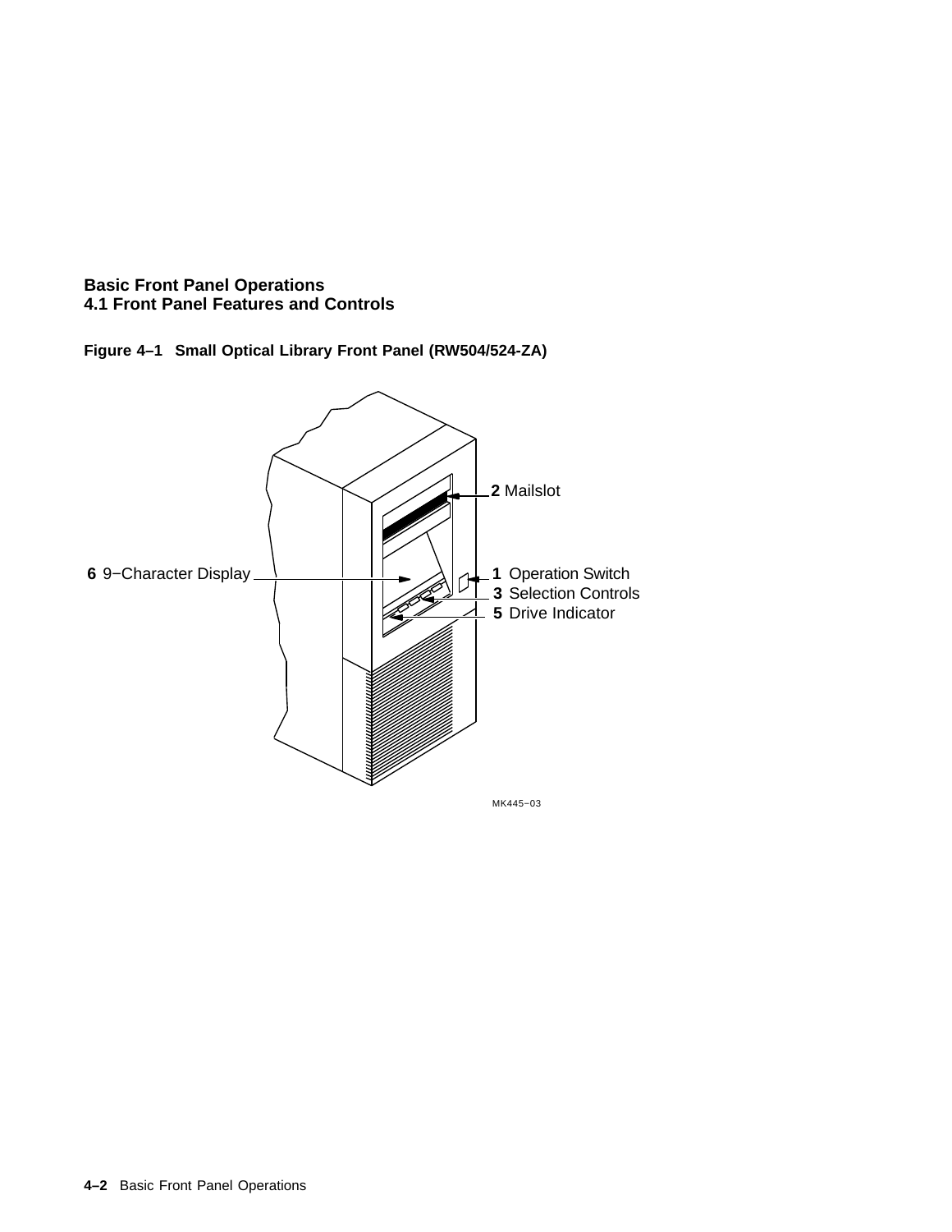Basic Front Panel Operations
4.1 Front Panel Features and Controls

**Figure 4–1 Small Optical Library Front Panel (RW504/524-ZA)**

2 Mailslot

6 9−Character Display

1 Operation Switch

3 Selection Controls

5 Drive Indicator

MK445−03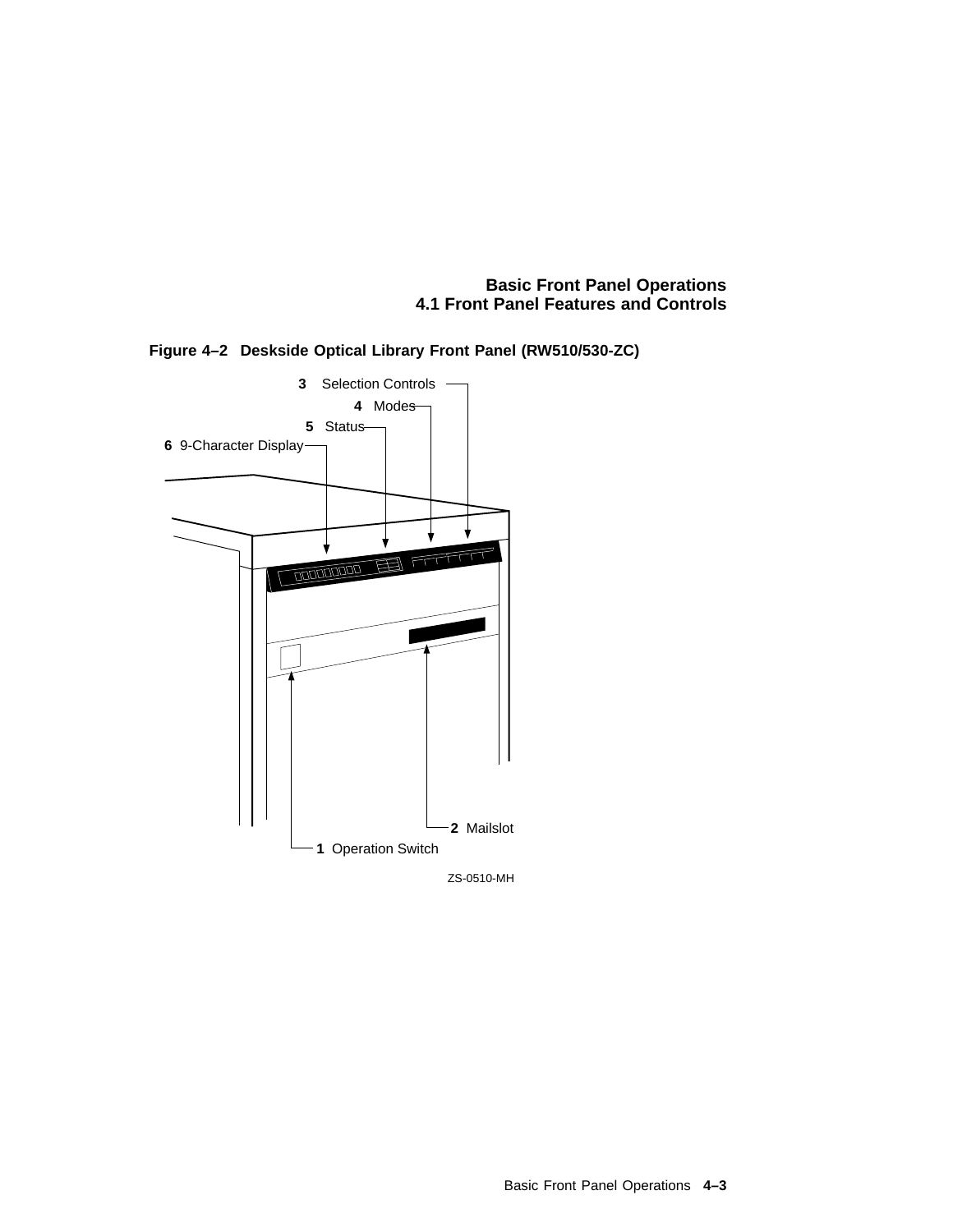**Figure 4–2 Deskside Optical Library Front Panel (RW510/530-ZC)**

3 Selection Controls

4 Modes

5 Status

6 9-Character Display

2 Mailslot

1 Operation Switch

ZS-0510-MH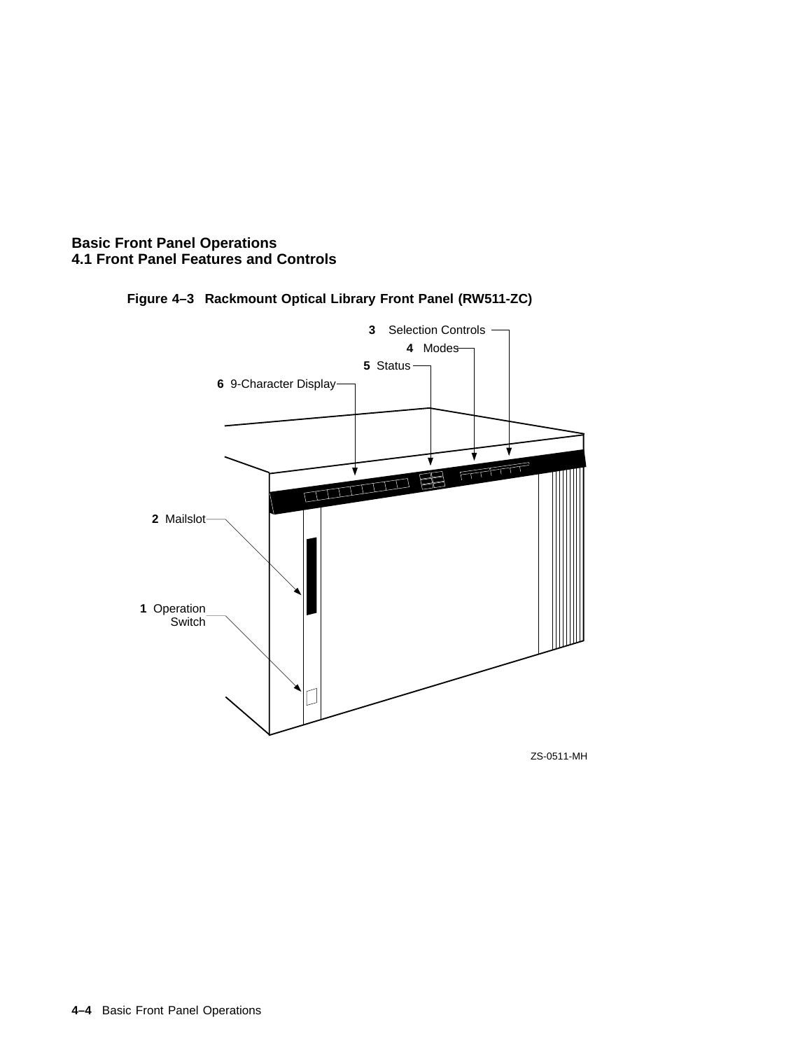**Figure 4–3 Rackmount Optical Library Front Panel (RW511-ZC)**

3 Selection Controls
4 Modes
5 Status
6 9-Character Display
2 Mailslot
1 Operation Switch

ZS-0511-MH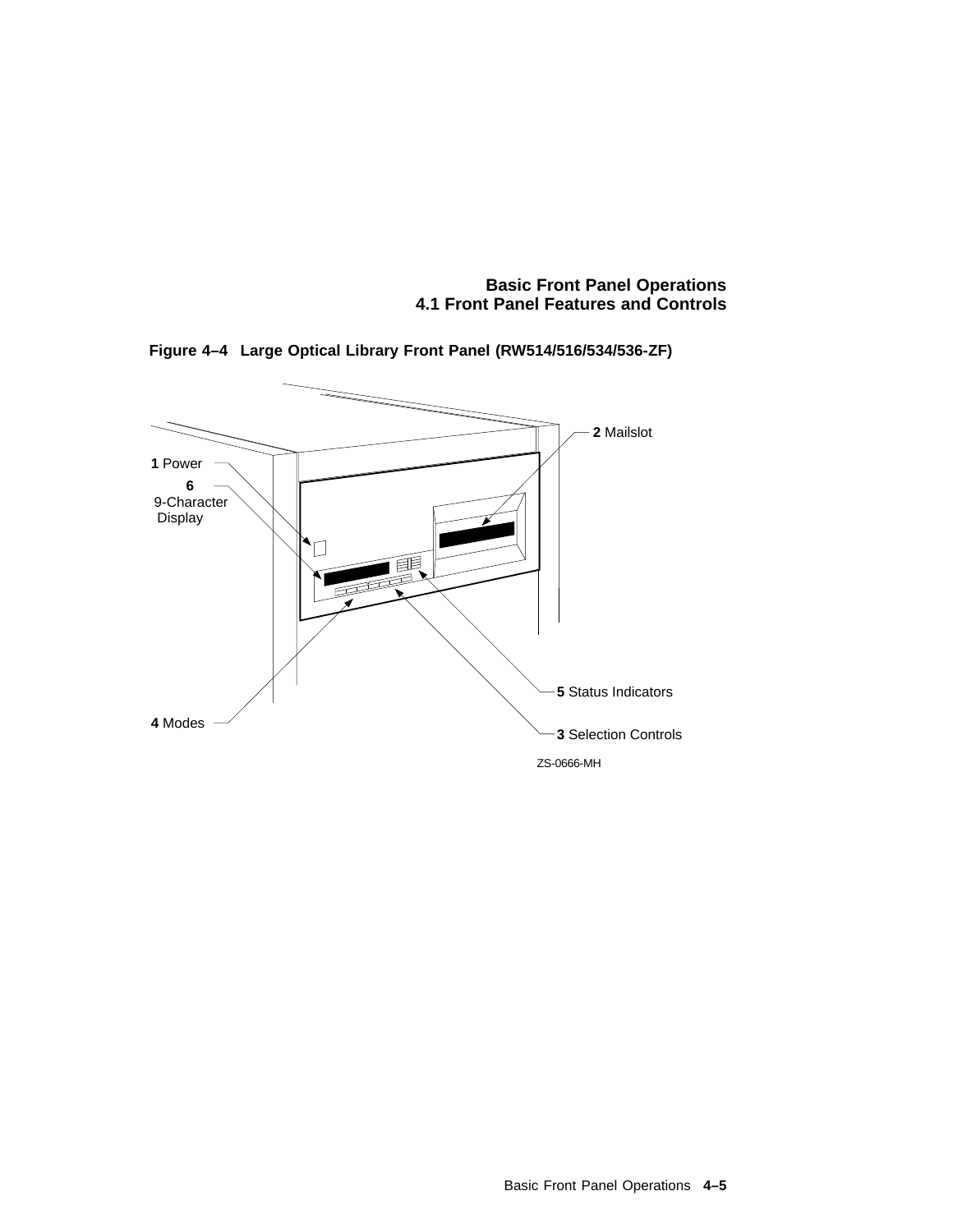**Figure 4–4 Large Optical Library Front Panel (RW514/516/534/536-ZF)**

**1** Power

**2** Mailslot

**3** Selection Controls

**4** Modes

**5** Status Indicators

**6** 9-Character Display

ZS-0666-MH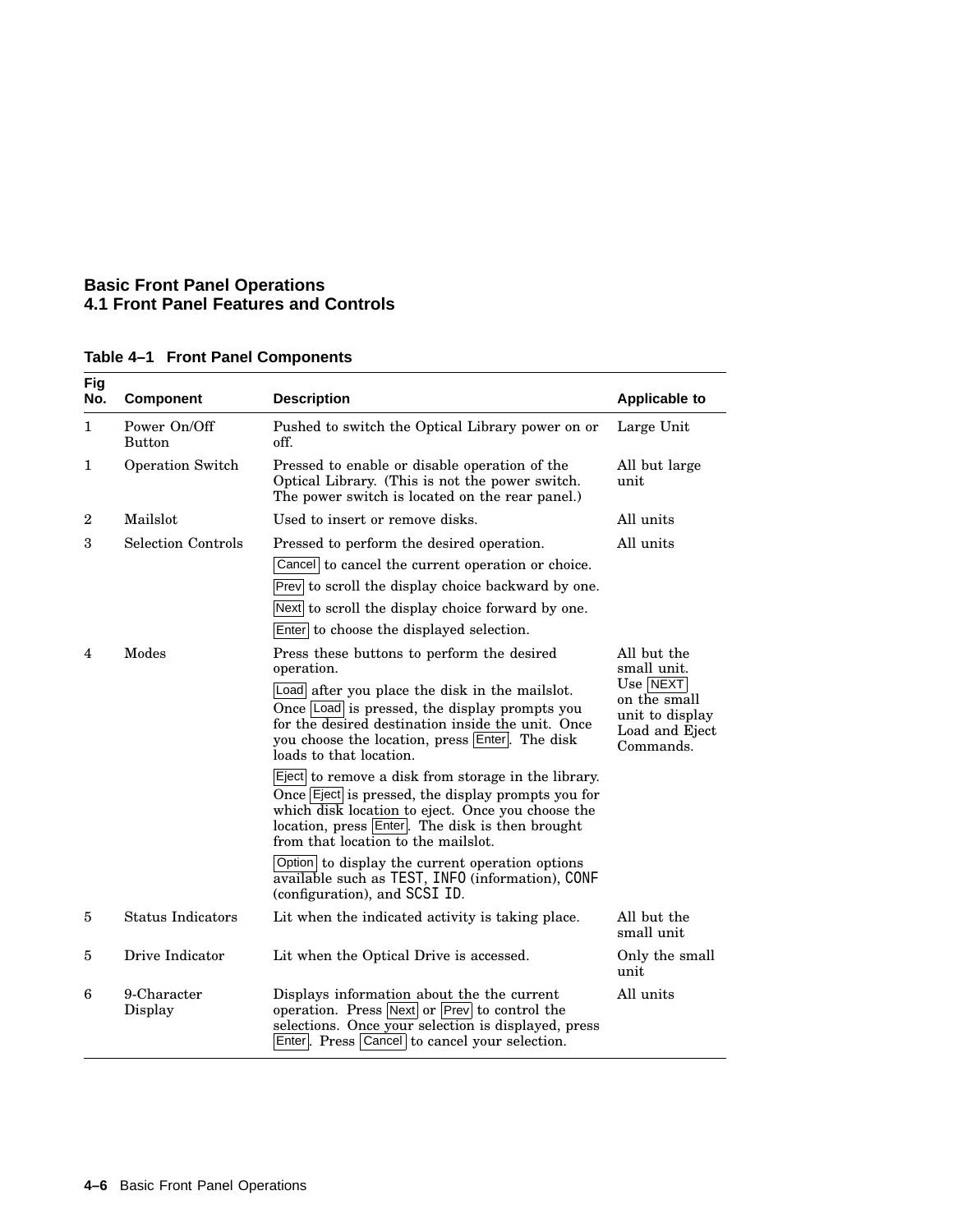## Basic Front Panel Operations
### 4.1 Front Panel Features and Controls

**Table 4–1 Front Panel Components**

| Fig No. | Component | Description | Applicable to |
|---|---|---|---|
| 1 | Power On/Off Button | Pushed to switch the Optical Library power on or off. | Large Unit |
| 1 | Operation Switch | Pressed to enable or disable operation of the Optical Library. (This is not the power switch. The power switch is located on the rear panel.) | All but large unit |
| 2 | Mailslot | Used to insert or remove disks. | All units |
| 3 | Selection Controls | Pressed to perform the desired operation.<br>Cancel to cancel the current operation or choice.<br>Prev to scroll the display choice backward by one.<br>Next to scroll the display choice forward by one.<br>Enter to choose the displayed selection. | All units |
| 4 | Modes | Press these buttons to perform the desired operation.<br>Load after you place the disk in the mailslot. Once Load is pressed, the display prompts you for the desired destination inside the unit. Once you choose the location, press Enter. The disk loads to that location.<br>Eject to remove a disk from storage in the library. Once Eject is pressed, the display prompts you for which disk location to eject. Once you choose the location, press Enter. The disk is then brought from that location to the mailslot.<br>Option to display the current operation options available such as `TEST`, `INFO` (information), `CONF` (configuration), and `SCSI ID`. | All but the small unit. Use NEXT on the small unit to display Load and Eject Commands. |
| 5 | Status Indicators | Lit when the indicated activity is taking place. | All but the small unit |
| 5 | Drive Indicator | Lit when the Optical Drive is accessed. | Only the small unit |
| 6 | 9-Character Display | Displays information about the the current operation. Press Next or Prev to control the selections. Once your selection is displayed, press Enter. Press Cancel to cancel your selection. | All units |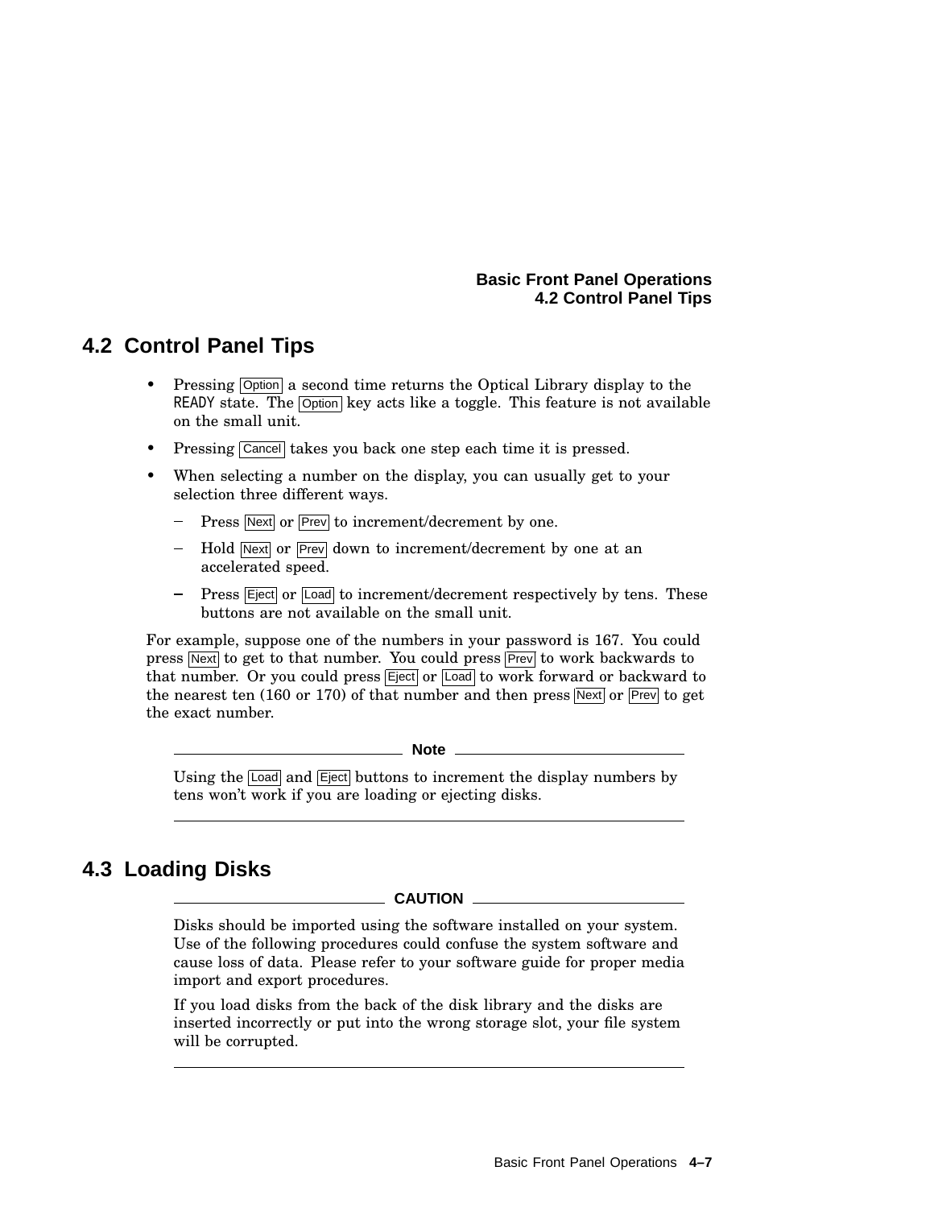## 4.2 Control Panel Tips

- Pressing Option a second time returns the Optical Library display to the READY state. The Option key acts like a toggle. This feature is not available on the small unit.
- Pressing Cancel takes you back one step each time it is pressed.
- When selecting a number on the display, you can usually get to your selection three different ways.
  - Press Next or Prev to increment/decrement by one.
  - Hold Next or Prev down to increment/decrement by one at an accelerated speed.
  - Press Eject or Load to increment/decrement respectively by tens. These buttons are not available on the small unit.

For example, suppose one of the numbers in your password is 167. You could press Next to get to that number. You could press Prev to work backwards to that number. Or you could press Eject or Load to work forward or backward to the nearest ten (160 or 170) of that number and then press Next or Prev to get the exact number.

**Note**

Using the Load and Eject buttons to increment the display numbers by tens won't work if you are loading or ejecting disks.

## 4.3 Loading Disks

**CAUTION**

Disks should be imported using the software installed on your system. Use of the following procedures could confuse the system software and cause loss of data. Please refer to your software guide for proper media import and export procedures.

If you load disks from the back of the disk library and the disks are inserted incorrectly or put into the wrong storage slot, your file system will be corrupted.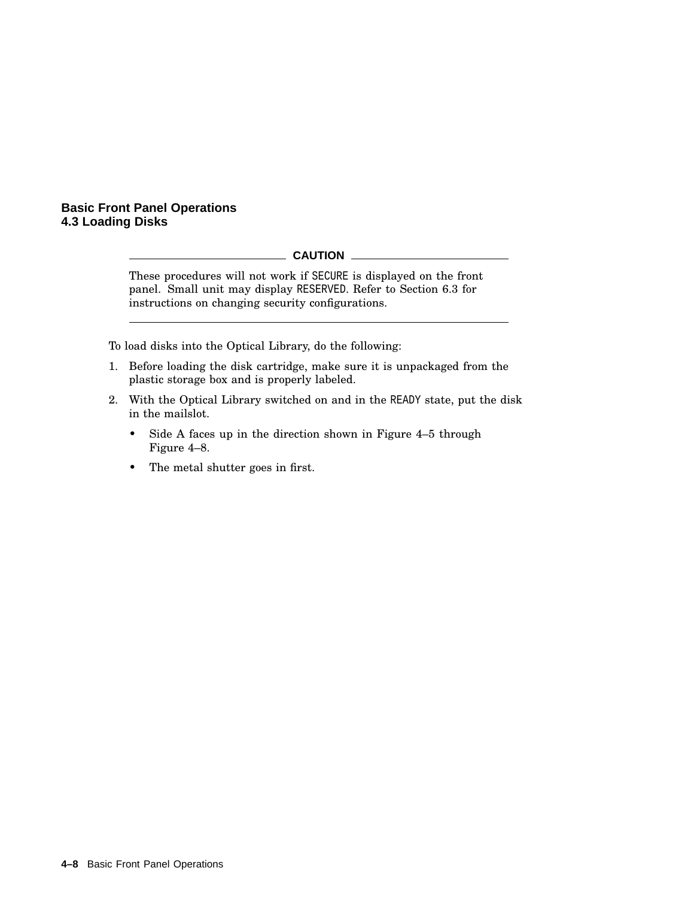## 4.3 Loading Disks

**CAUTION**

These procedures will not work if SECURE is displayed on the front panel. Small unit may display RESERVED. Refer to Section 6.3 for instructions on changing security configurations.

---

To load disks into the Optical Library, do the following:

1. Before loading the disk cartridge, make sure it is unpackaged from the plastic storage box and is properly labeled.
2. With the Optical Library switched on and in the READY state, put the disk in the mailslot.
   - Side A faces up in the direction shown in Figure 4–5 through Figure 4–8.
   - The metal shutter goes in first.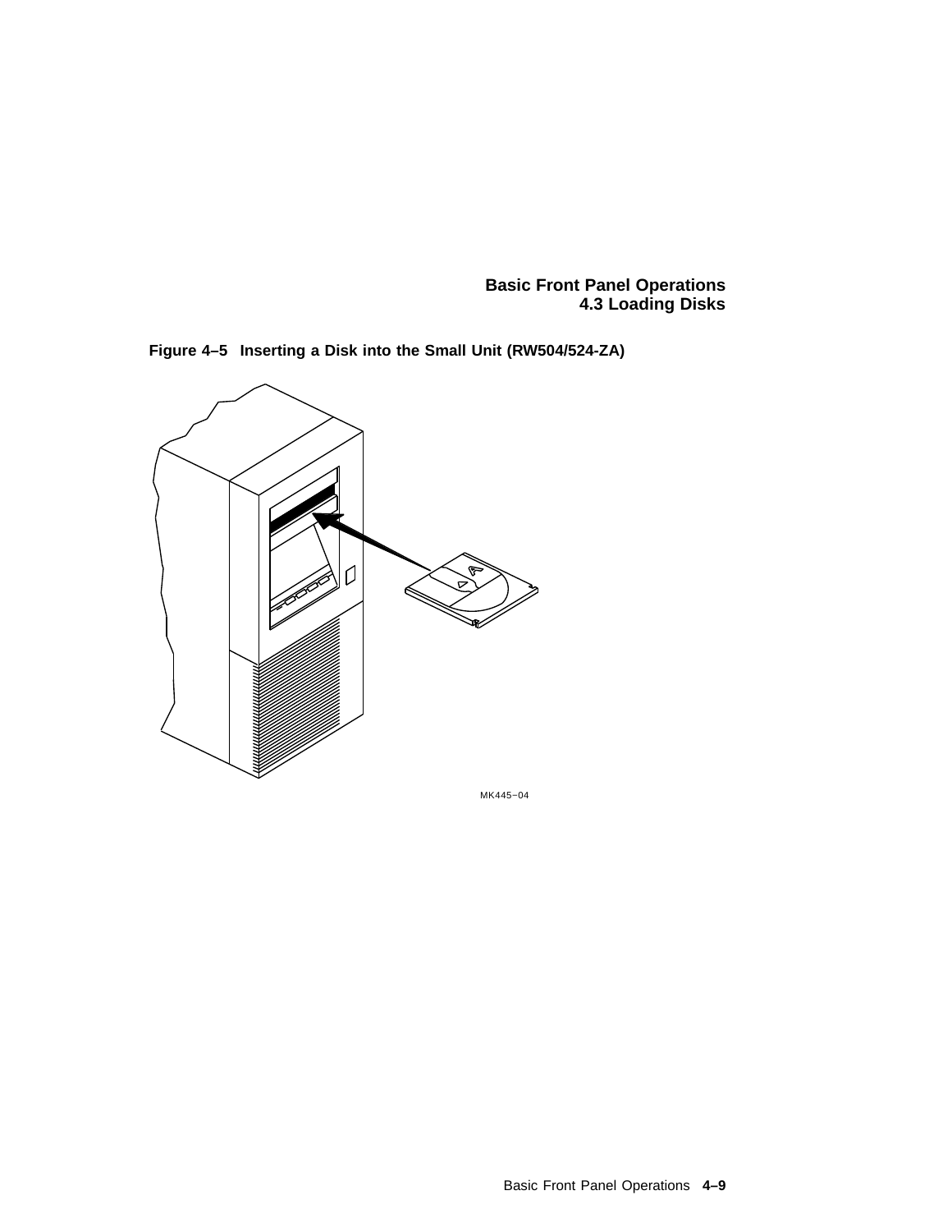**Figure 4–5 Inserting a Disk into the Small Unit (RW504/524-ZA)**

MK445–04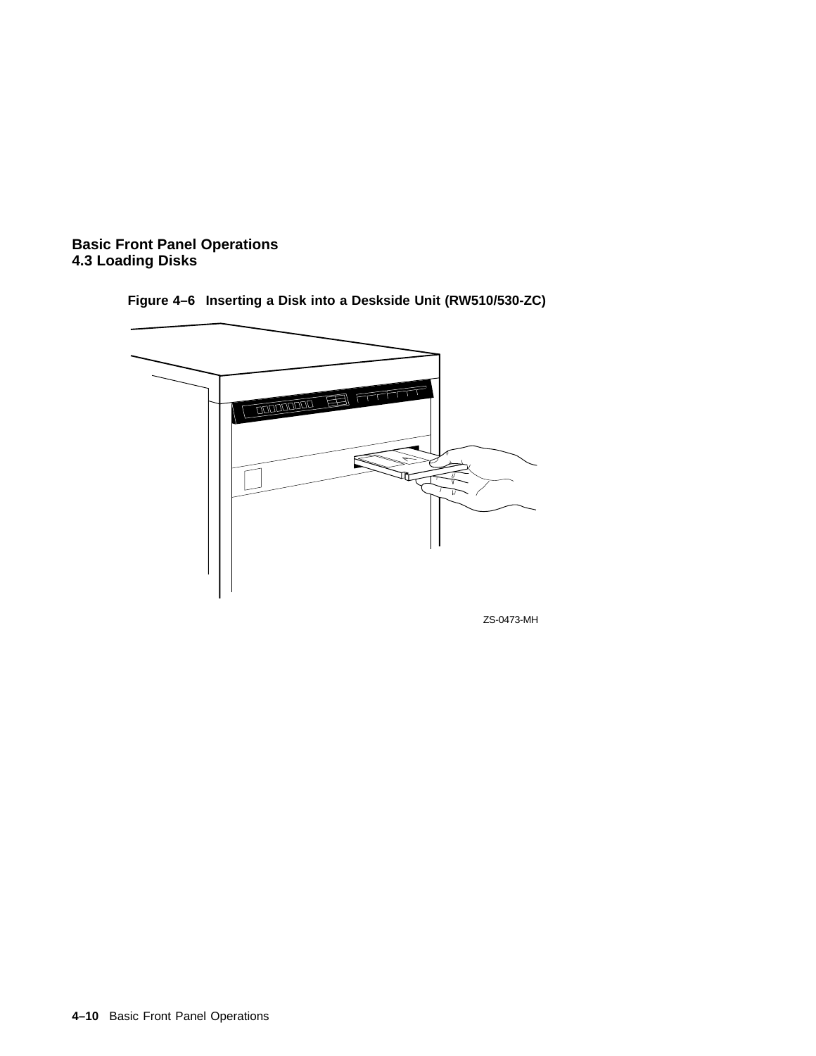**Figure 4–6 Inserting a Disk into a Deskside Unit (RW510/530-ZC)**

ZS-0473-MH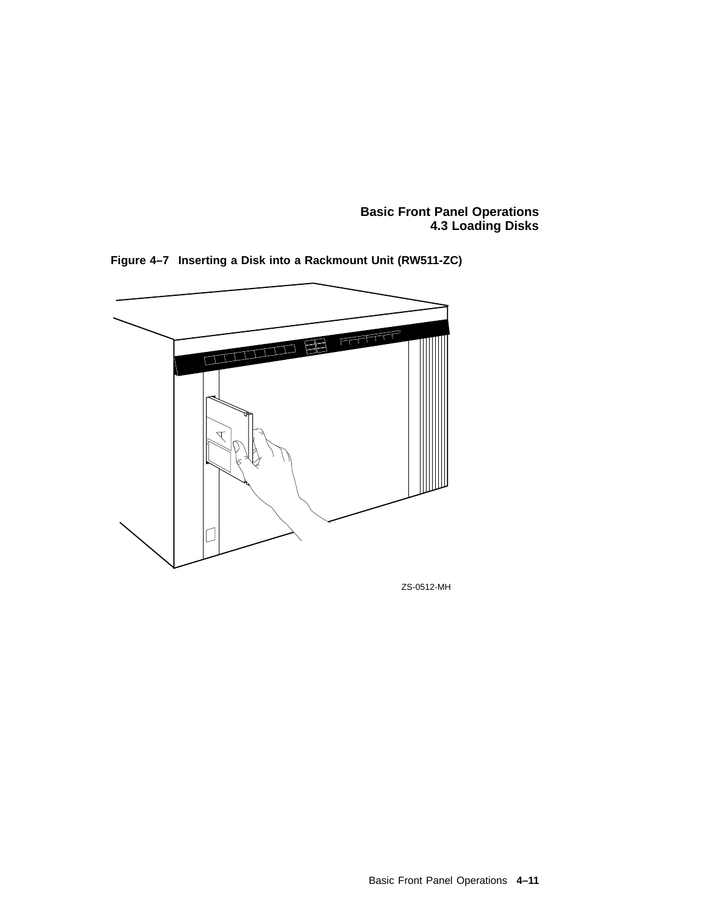**Figure 4–7 Inserting a Disk into a Rackmount Unit (RW511-ZC)**

ZS-0512-MH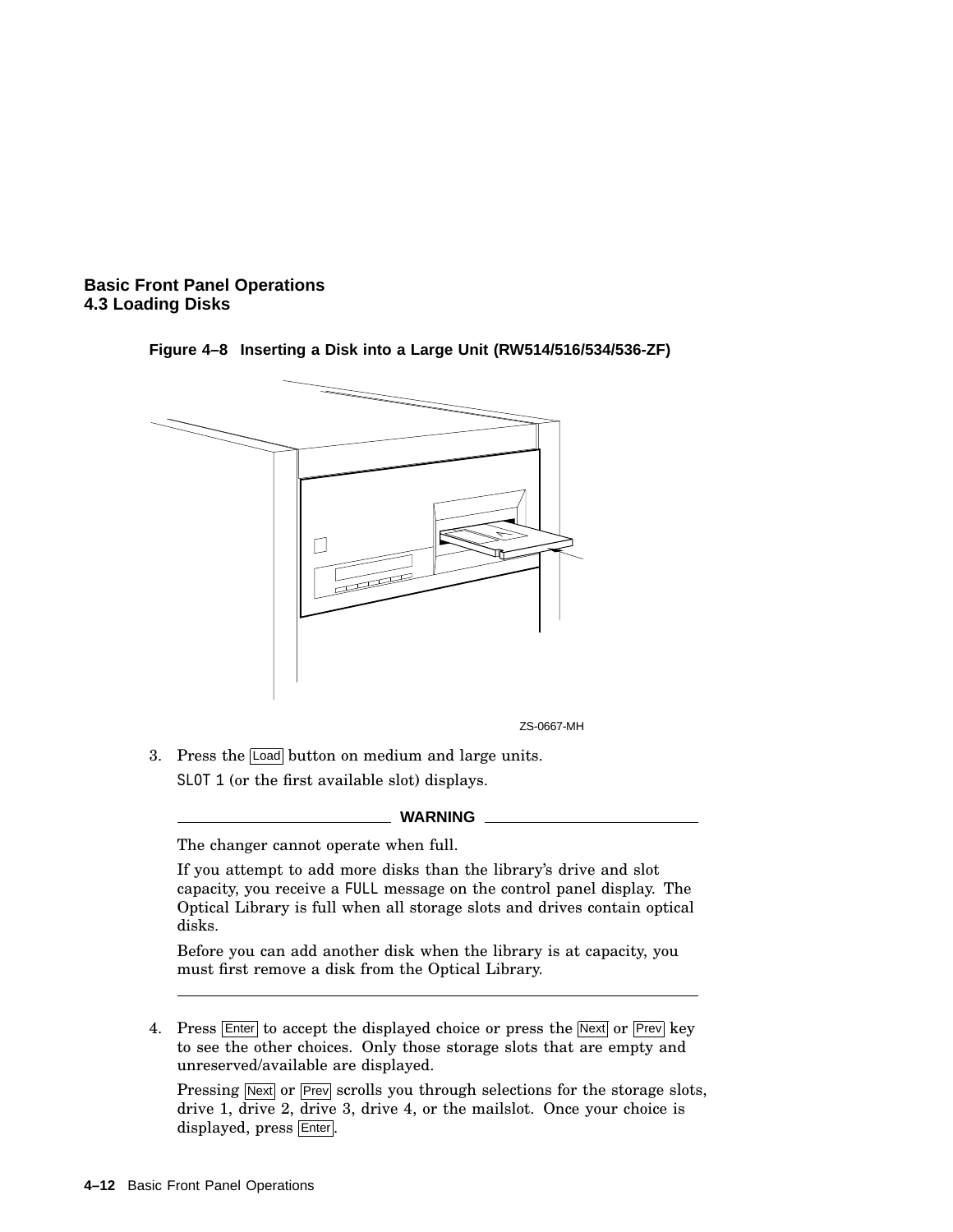**Figure 4–8 Inserting a Disk into a Large Unit (RW514/516/534/536-ZF)**

ZS-0667-MH

3. Press the Load button on medium and large units.

   SLOT 1 (or the first available slot) displays.

   **WARNING**

   The changer cannot operate when full.

   If you attempt to add more disks than the library's drive and slot capacity, you receive a FULL message on the control panel display. The Optical Library is full when all storage slots and drives contain optical disks.

   Before you can add another disk when the library is at capacity, you must first remove a disk from the Optical Library.

4. Press Enter to accept the displayed choice or press the Next or Prev key to see the other choices. Only those storage slots that are empty and unreserved/available are displayed.

   Pressing Next or Prev scrolls you through selections for the storage slots, drive 1, drive 2, drive 3, drive 4, or the mailslot. Once your choice is displayed, press Enter.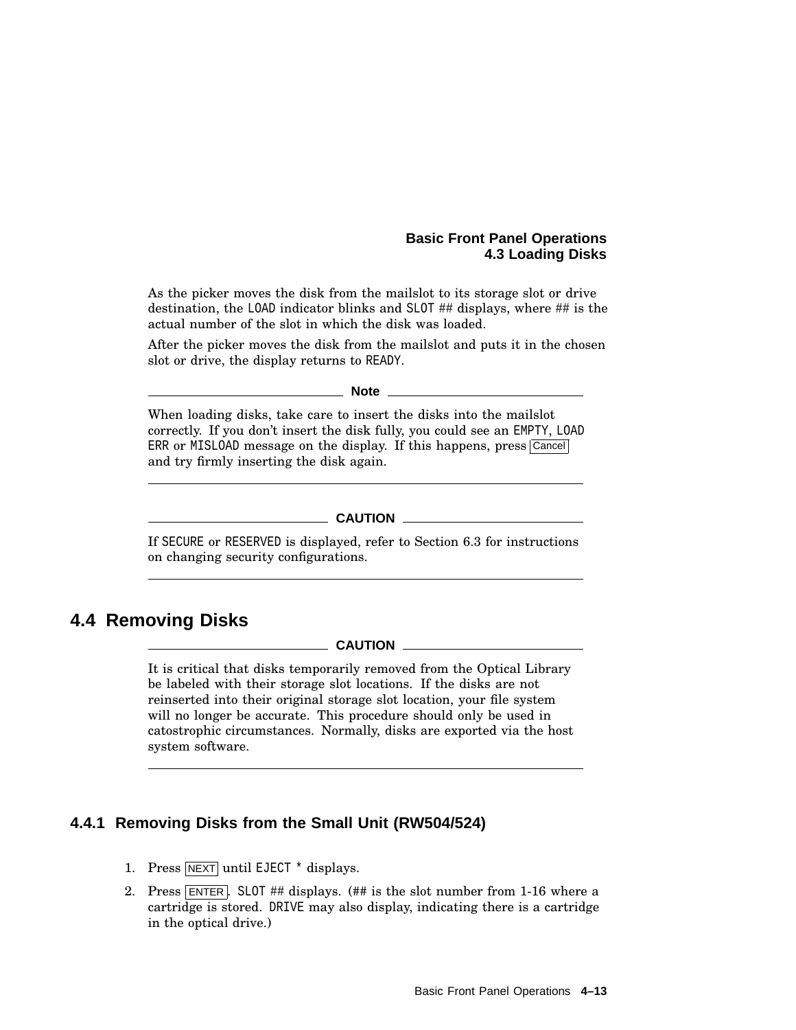As the picker moves the disk from the mailslot to its storage slot or drive destination, the LOAD indicator blinks and SLOT ## displays, where ## is the actual number of the slot in which the disk was loaded.

After the picker moves the disk from the mailslot and puts it in the chosen slot or drive, the display returns to READY.

**Note**

When loading disks, take care to insert the disks into the mailslot correctly. If you don't insert the disk fully, you could see an EMPTY, LOAD ERR or MISLOAD message on the display. If this happens, press Cancel and try firmly inserting the disk again.

---

**CAUTION**

If SECURE or RESERVED is displayed, refer to Section 6.3 for instructions on changing security configurations.

---

## 4.4 Removing Disks

**CAUTION**

It is critical that disks temporarily removed from the Optical Library be labeled with their storage slot locations. If the disks are not reinserted into their original storage slot location, your file system will no longer be accurate. This procedure should only be used in catostrophic circumstances. Normally, disks are exported via the host system software.

---

### 4.4.1 Removing Disks from the Small Unit (RW504/524)

1. Press NEXT until EJECT * displays.
2. Press ENTER. SLOT ## displays. (## is the slot number from 1-16 where a cartridge is stored. DRIVE may also display, indicating there is a cartridge in the optical drive.)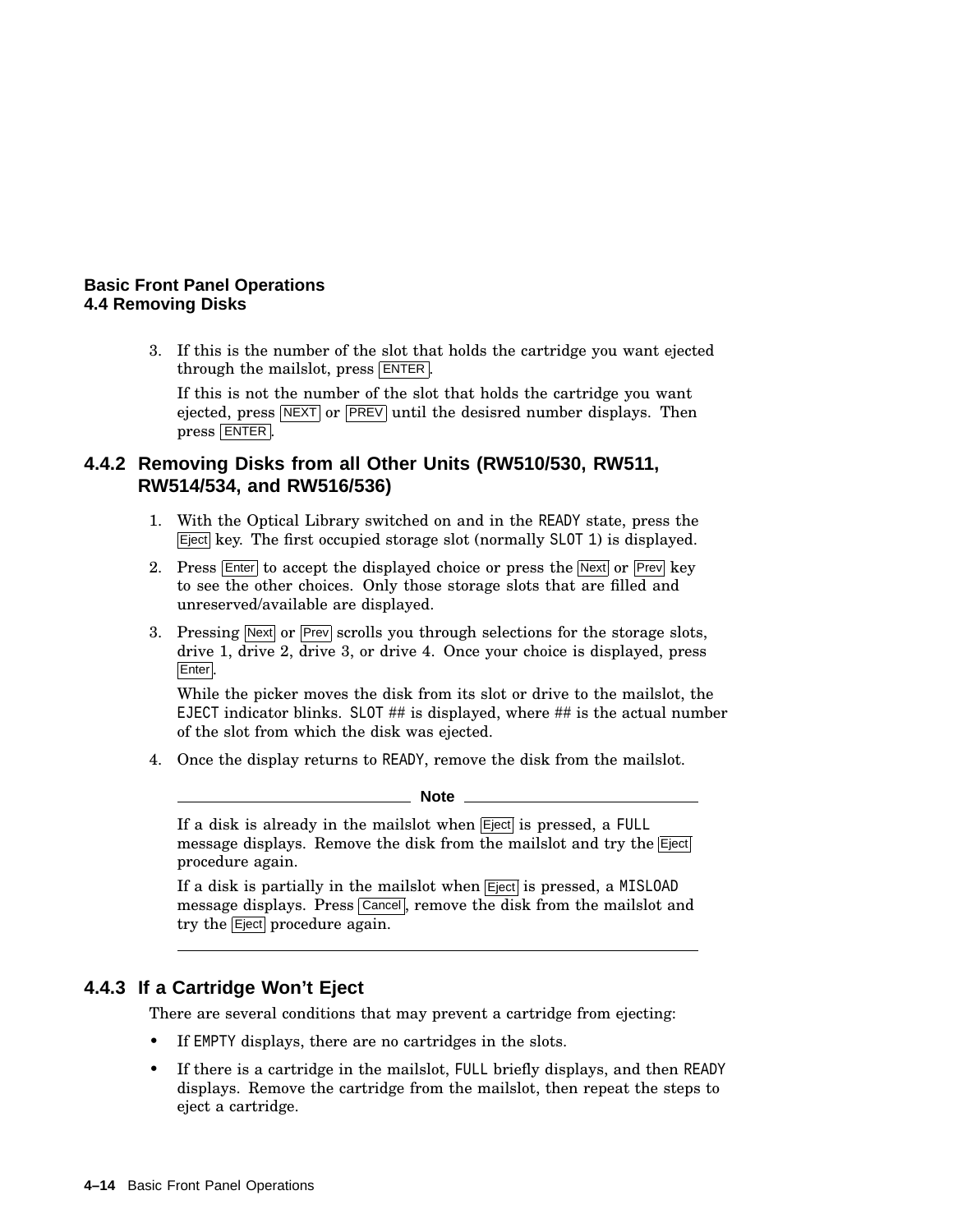3. If this is the number of the slot that holds the cartridge you want ejected through the mailslot, press ENTER.

   If this is not the number of the slot that holds the cartridge you want ejected, press NEXT or PREV until the desisred number displays. Then press ENTER.

### 4.4.2 Removing Disks from all Other Units (RW510/530, RW511, RW514/534, and RW516/536)

1. With the Optical Library switched on and in the READY state, press the Eject key. The first occupied storage slot (normally SLOT 1) is displayed.
2. Press Enter to accept the displayed choice or press the Next or Prev key to see the other choices. Only those storage slots that are filled and unreserved/available are displayed.
3. Pressing Next or Prev scrolls you through selections for the storage slots, drive 1, drive 2, drive 3, or drive 4. Once your choice is displayed, press Enter.

   While the picker moves the disk from its slot or drive to the mailslot, the EJECT indicator blinks. SLOT ## is displayed, where ## is the actual number of the slot from which the disk was ejected.
4. Once the display returns to READY, remove the disk from the mailslot.

**Note**

If a disk is already in the mailslot when Eject is pressed, a FULL message displays. Remove the disk from the mailslot and try the Eject procedure again.

If a disk is partially in the mailslot when Eject is pressed, a MISLOAD message displays. Press Cancel, remove the disk from the mailslot and try the Eject procedure again.

---

### 4.4.3 If a Cartridge Won't Eject

There are several conditions that may prevent a cartridge from ejecting:

- If EMPTY displays, there are no cartridges in the slots.
- If there is a cartridge in the mailslot, FULL briefly displays, and then READY displays. Remove the cartridge from the mailslot, then repeat the steps to eject a cartridge.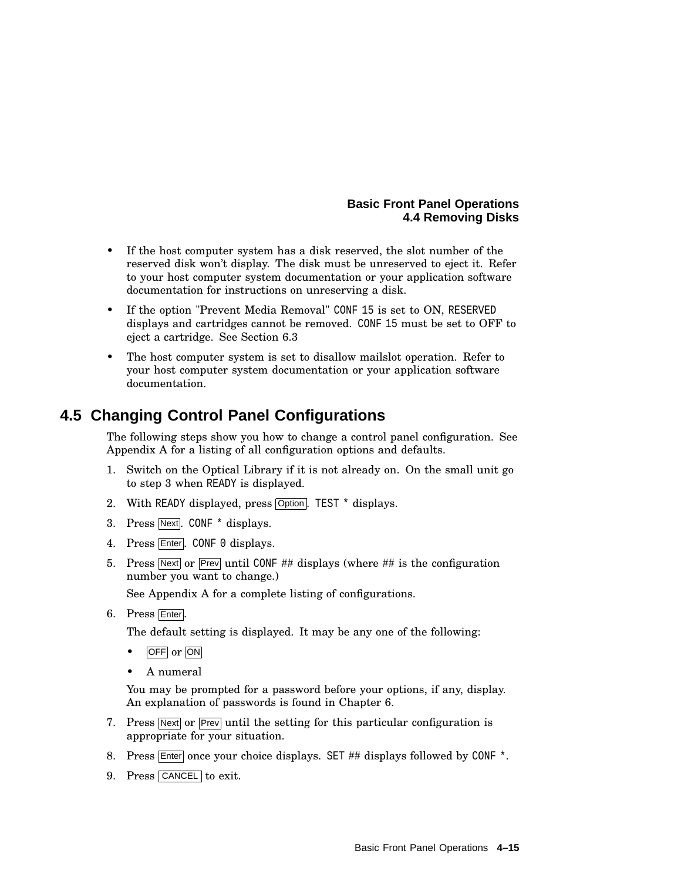- If the host computer system has a disk reserved, the slot number of the reserved disk won't display. The disk must be unreserved to eject it. Refer to your host computer system documentation or your application software documentation for instructions on unreserving a disk.
- If the option "Prevent Media Removal" `CONF 15` is set to ON, `RESERVED` displays and cartridges cannot be removed. `CONF 15` must be set to OFF to eject a cartridge. See Section 6.3
- The host computer system is set to disallow mailslot operation. Refer to your host computer system documentation or your application software documentation.

## 4.5 Changing Control Panel Configurations

The following steps show you how to change a control panel configuration. See Appendix A for a listing of all configuration options and defaults.

1. Switch on the Optical Library if it is not already on. On the small unit go to step 3 when `READY` is displayed.
2. With `READY` displayed, press [Option]. `TEST *` displays.
3. Press [Next]. `CONF *` displays.
4. Press [Enter]. `CONF 0` displays.
5. Press [Next] or [Prev] until `CONF` ## displays (where ## is the configuration number you want to change.)

   See Appendix A for a complete listing of configurations.
6. Press [Enter].

   The default setting is displayed. It may be any one of the following:

   - [OFF] or [ON]
   - A numeral

   You may be prompted for a password before your options, if any, display. An explanation of passwords is found in Chapter 6.
7. Press [Next] or [Prev] until the setting for this particular configuration is appropriate for your situation.
8. Press [Enter] once your choice displays. `SET` ## displays followed by `CONF *`.
9. Press [CANCEL] to exit.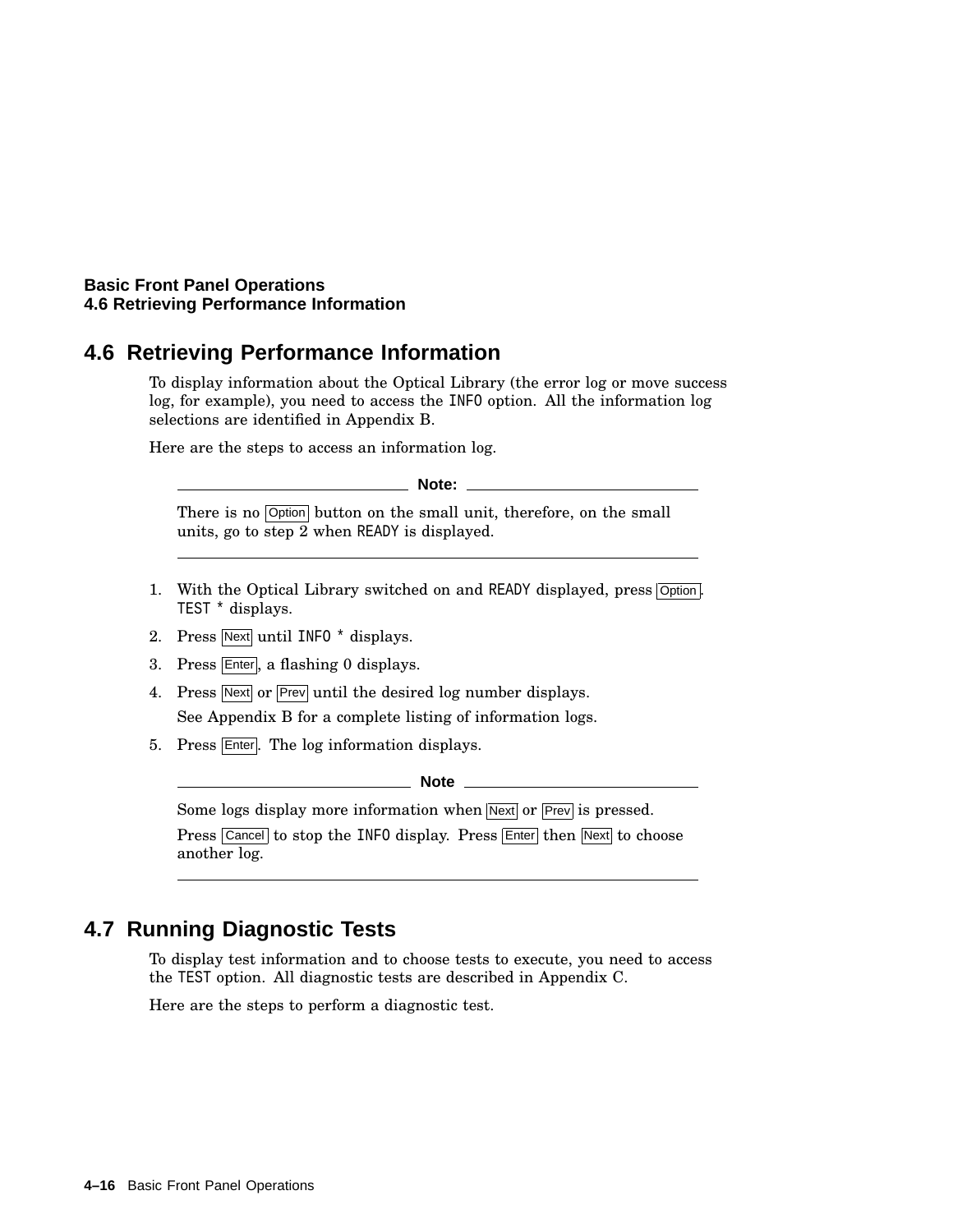## 4.6 Retrieving Performance Information

To display information about the Optical Library (the error log or move success log, for example), you need to access the INFO option. All the information log selections are identified in Appendix B.

Here are the steps to access an information log.

---

**Note:**

There is no Option button on the small unit, therefore, on the small units, go to step 2 when READY is displayed.

---

1. With the Optical Library switched on and READY displayed, press Option. TEST * displays.
2. Press Next until INFO * displays.
3. Press Enter, a flashing 0 displays.
4. Press Next or Prev until the desired log number displays.

   See Appendix B for a complete listing of information logs.
5. Press Enter. The log information displays.

---

**Note**

Some logs display more information when Next or Prev is pressed.

Press Cancel to stop the INFO display. Press Enter then Next to choose another log.

---

## 4.7 Running Diagnostic Tests

To display test information and to choose tests to execute, you need to access the TEST option. All diagnostic tests are described in Appendix C.

Here are the steps to perform a diagnostic test.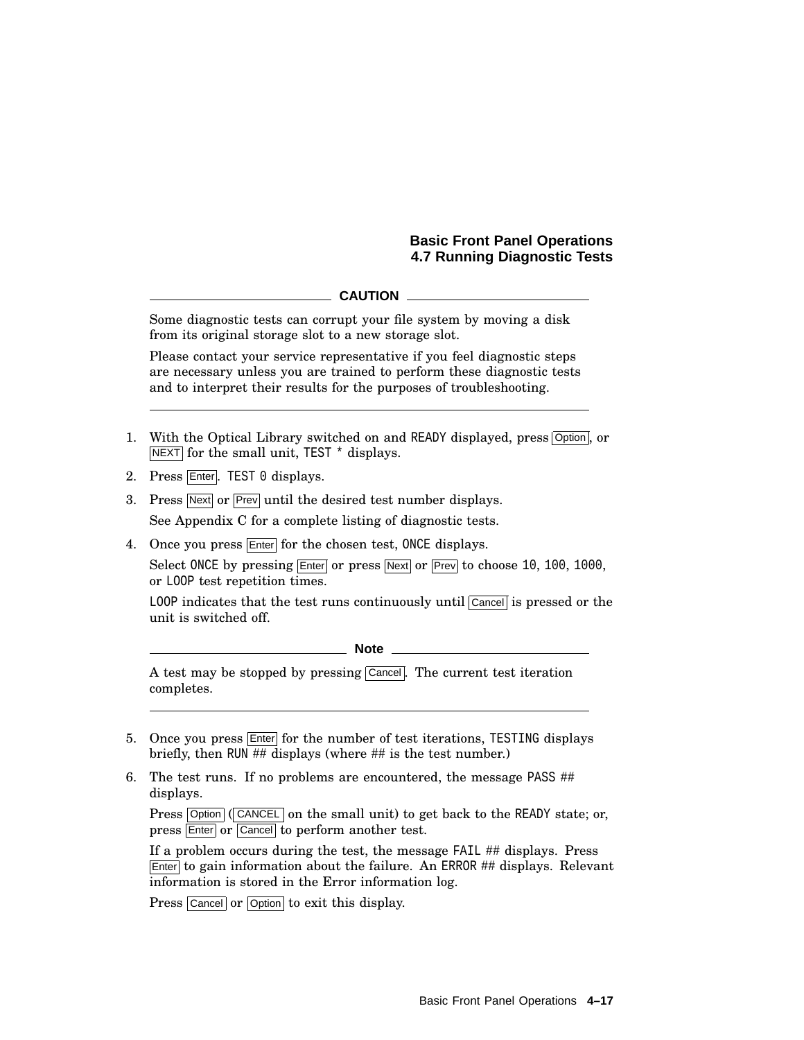**CAUTION**

Some diagnostic tests can corrupt your file system by moving a disk from its original storage slot to a new storage slot.

Please contact your service representative if you feel diagnostic steps are necessary unless you are trained to perform these diagnostic tests and to interpret their results for the purposes of troubleshooting.

---

1. With the Optical Library switched on and `READY` displayed, press Option, or NEXT for the small unit, `TEST *` displays.
2. Press Enter. `TEST 0` displays.
3. Press Next or Prev until the desired test number displays.

   See Appendix C for a complete listing of diagnostic tests.
4. Once you press Enter for the chosen test, `ONCE` displays.

   Select `ONCE` by pressing Enter or press Next or Prev to choose `10`, `100`, `1000`, or `LOOP` test repetition times.

   `LOOP` indicates that the test runs continuously until Cancel is pressed or the unit is switched off.

**Note**

A test may be stopped by pressing Cancel. The current test iteration completes.

---

5. Once you press Enter for the number of test iterations, `TESTING` displays briefly, then `RUN` ## displays (where ## is the test number.)
6. The test runs. If no problems are encountered, the message `PASS` ## displays.

   Press Option (CANCEL on the small unit) to get back to the `READY` state; or, press Enter or Cancel to perform another test.

   If a problem occurs during the test, the message `FAIL` ## displays. Press Enter to gain information about the failure. An `ERROR` ## displays. Relevant information is stored in the Error information log.

   Press Cancel or Option to exit this display.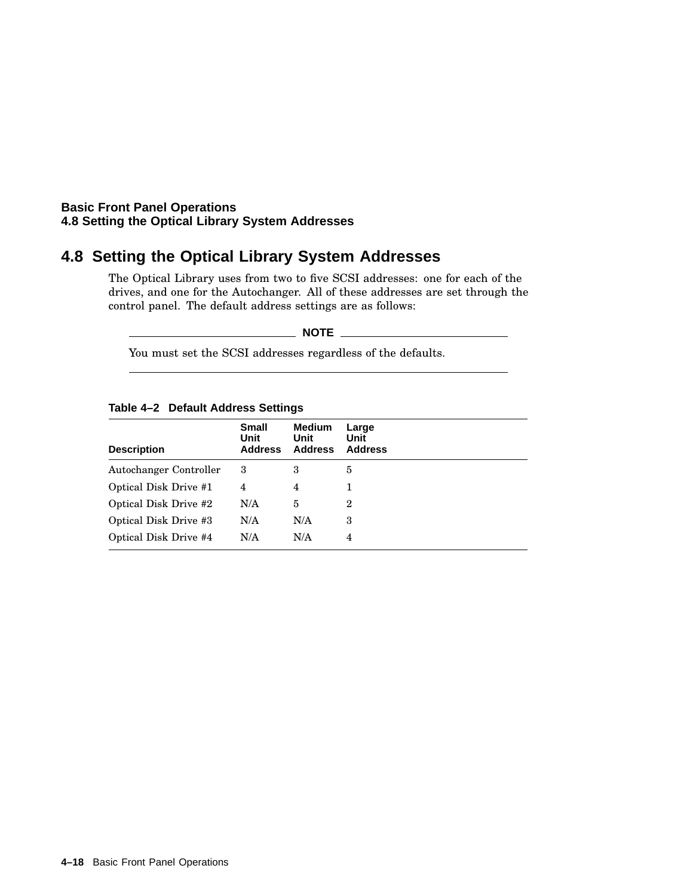## 4.8 Setting the Optical Library System Addresses

The Optical Library uses from two to five SCSI addresses: one for each of the drives, and one for the Autochanger. All of these addresses are set through the control panel. The default address settings are as follows:

---

**NOTE**

You must set the SCSI addresses regardless of the defaults.

---

**Table 4–2 Default Address Settings**

| Description | Small Unit Address | Medium Unit Address | Large Unit Address |
|---|---|---|---|
| Autochanger Controller | 3 | 3 | 5 |
| Optical Disk Drive #1 | 4 | 4 | 1 |
| Optical Disk Drive #2 | N/A | 5 | 2 |
| Optical Disk Drive #3 | N/A | N/A | 3 |
| Optical Disk Drive #4 | N/A | N/A | 4 |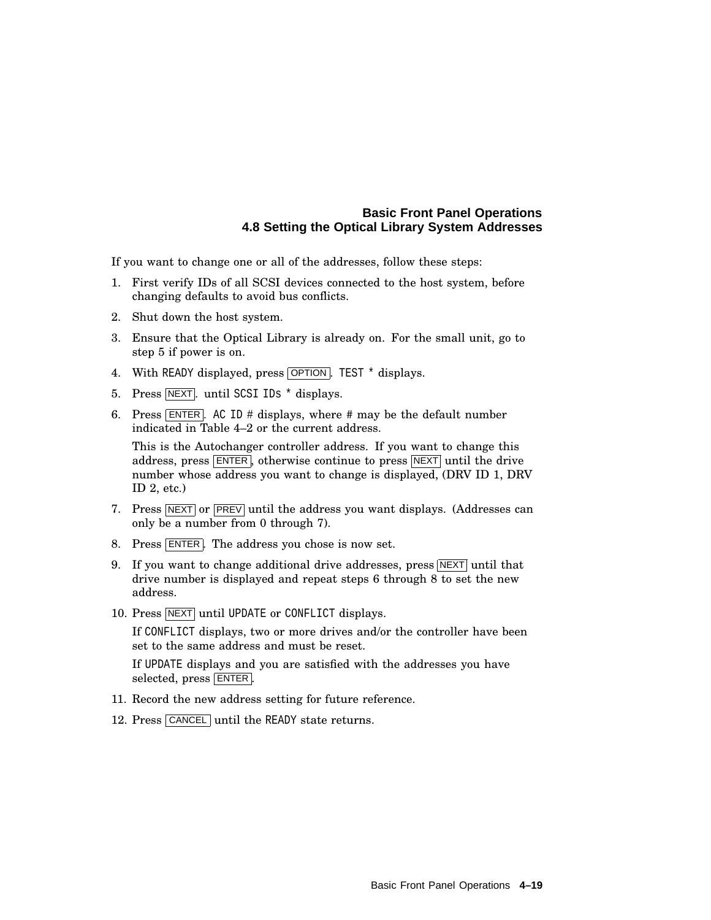If you want to change one or all of the addresses, follow these steps:

1. First verify IDs of all SCSI devices connected to the host system, before changing defaults to avoid bus conflicts.
2. Shut down the host system.
3. Ensure that the Optical Library is already on. For the small unit, go to step 5 if power is on.
4. With `READY` displayed, press OPTION. `TEST *` displays.
5. Press NEXT. until `SCSI IDs *` displays.
6. Press ENTER. `AC ID #` displays, where # may be the default number indicated in Table 4–2 or the current address.

   This is the Autochanger controller address. If you want to change this address, press ENTER, otherwise continue to press NEXT until the drive number whose address you want to change is displayed, (DRV ID 1, DRV ID 2, etc.)
7. Press NEXT or PREV until the address you want displays. (Addresses can only be a number from 0 through 7).
8. Press ENTER. The address you chose is now set.
9. If you want to change additional drive addresses, press NEXT until that drive number is displayed and repeat steps 6 through 8 to set the new address.
10. Press NEXT until `UPDATE` or `CONFLICT` displays.

    If `CONFLICT` displays, two or more drives and/or the controller have been set to the same address and must be reset.

    If `UPDATE` displays and you are satisfied with the addresses you have selected, press ENTER.
11. Record the new address setting for future reference.
12. Press CANCEL until the `READY` state returns.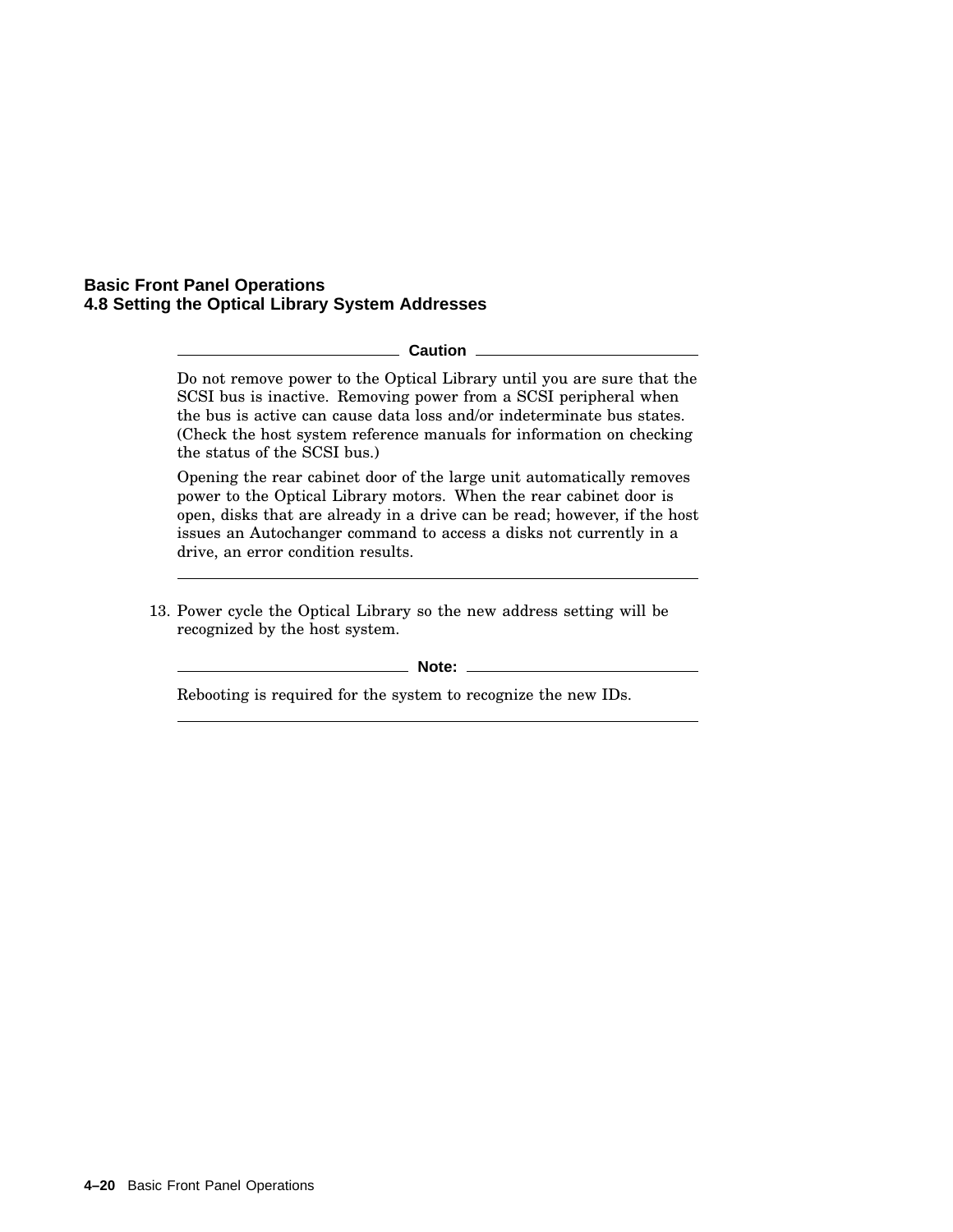**Caution**

Do not remove power to the Optical Library until you are sure that the SCSI bus is inactive. Removing power from a SCSI peripheral when the bus is active can cause data loss and/or indeterminate bus states. (Check the host system reference manuals for information on checking the status of the SCSI bus.)

Opening the rear cabinet door of the large unit automatically removes power to the Optical Library motors. When the rear cabinet door is open, disks that are already in a drive can be read; however, if the host issues an Autochanger command to access a disks not currently in a drive, an error condition results.

---

13. Power cycle the Optical Library so the new address setting will be recognized by the host system.

**Note:**

Rebooting is required for the system to recognize the new IDs.

---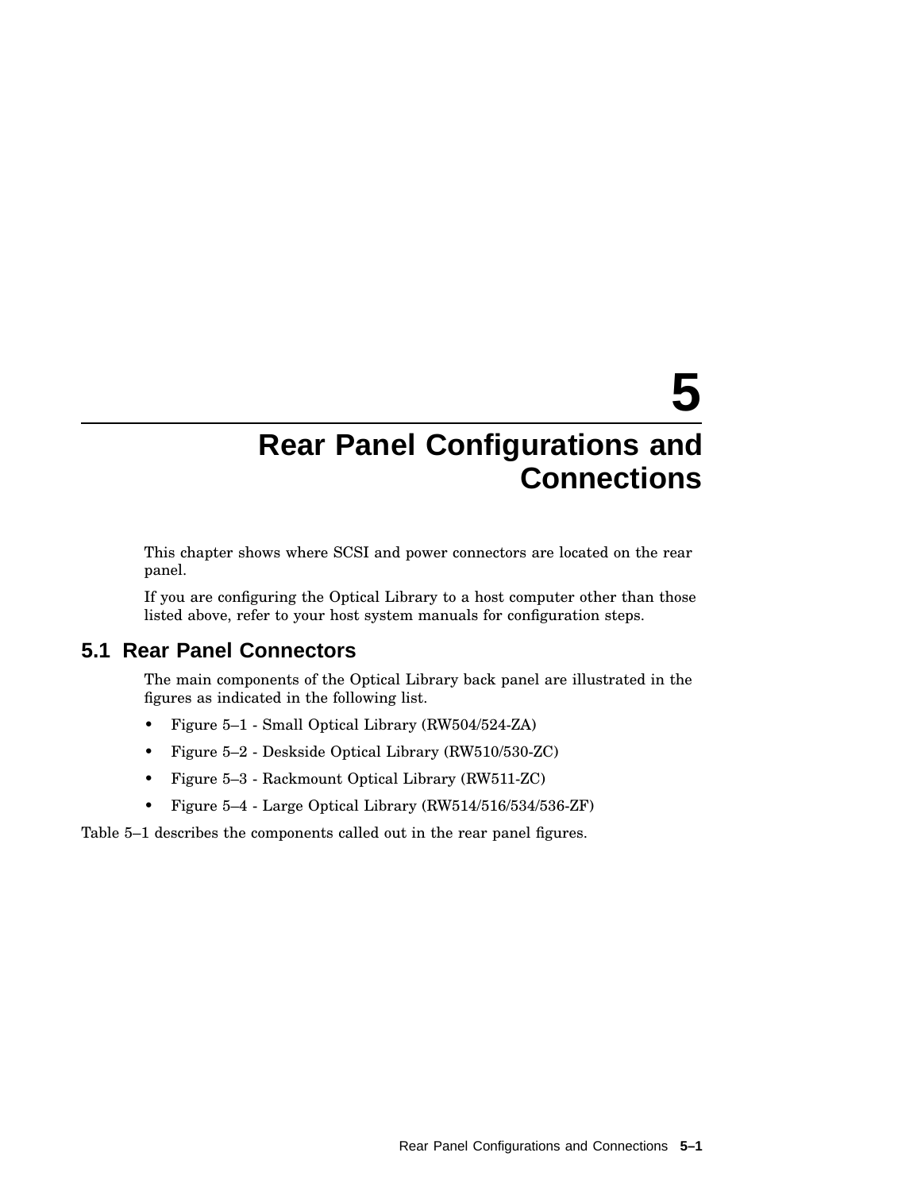# 5 Rear Panel Configurations and Connections

This chapter shows where SCSI and power connectors are located on the rear panel.

If you are configuring the Optical Library to a host computer other than those listed above, refer to your host system manuals for configuration steps.

## 5.1 Rear Panel Connectors

The main components of the Optical Library back panel are illustrated in the figures as indicated in the following list.

- Figure 5–1 - Small Optical Library (RW504/524-ZA)
- Figure 5–2 - Deskside Optical Library (RW510/530-ZC)
- Figure 5–3 - Rackmount Optical Library (RW511-ZC)
- Figure 5–4 - Large Optical Library (RW514/516/534/536-ZF)

Table 5–1 describes the components called out in the rear panel figures.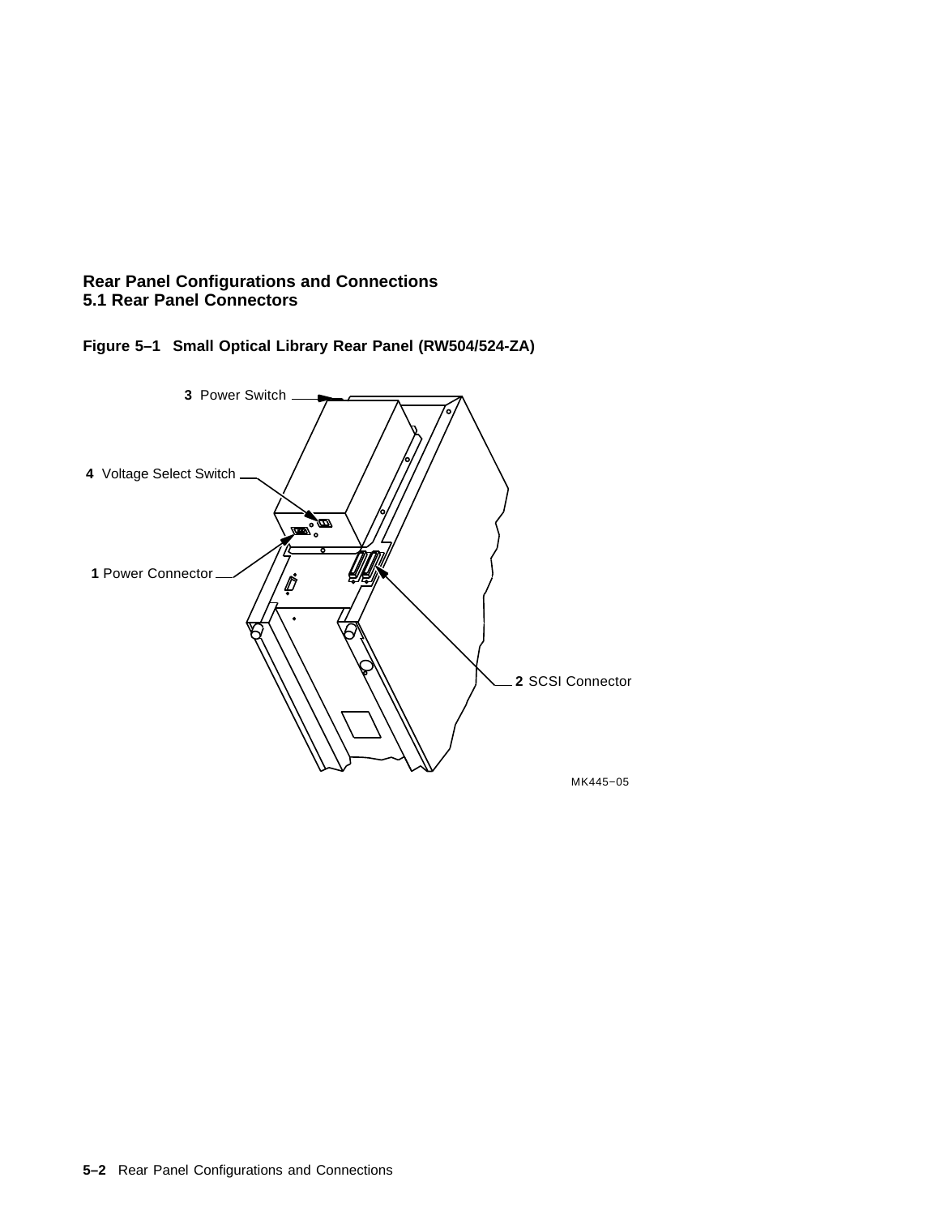## 5.1 Rear Panel Connectors

**Figure 5–1 Small Optical Library Rear Panel (RW504/524-ZA)**

**3** Power Switch

**4** Voltage Select Switch

**1** Power Connector

**2** SCSI Connector

MK445–05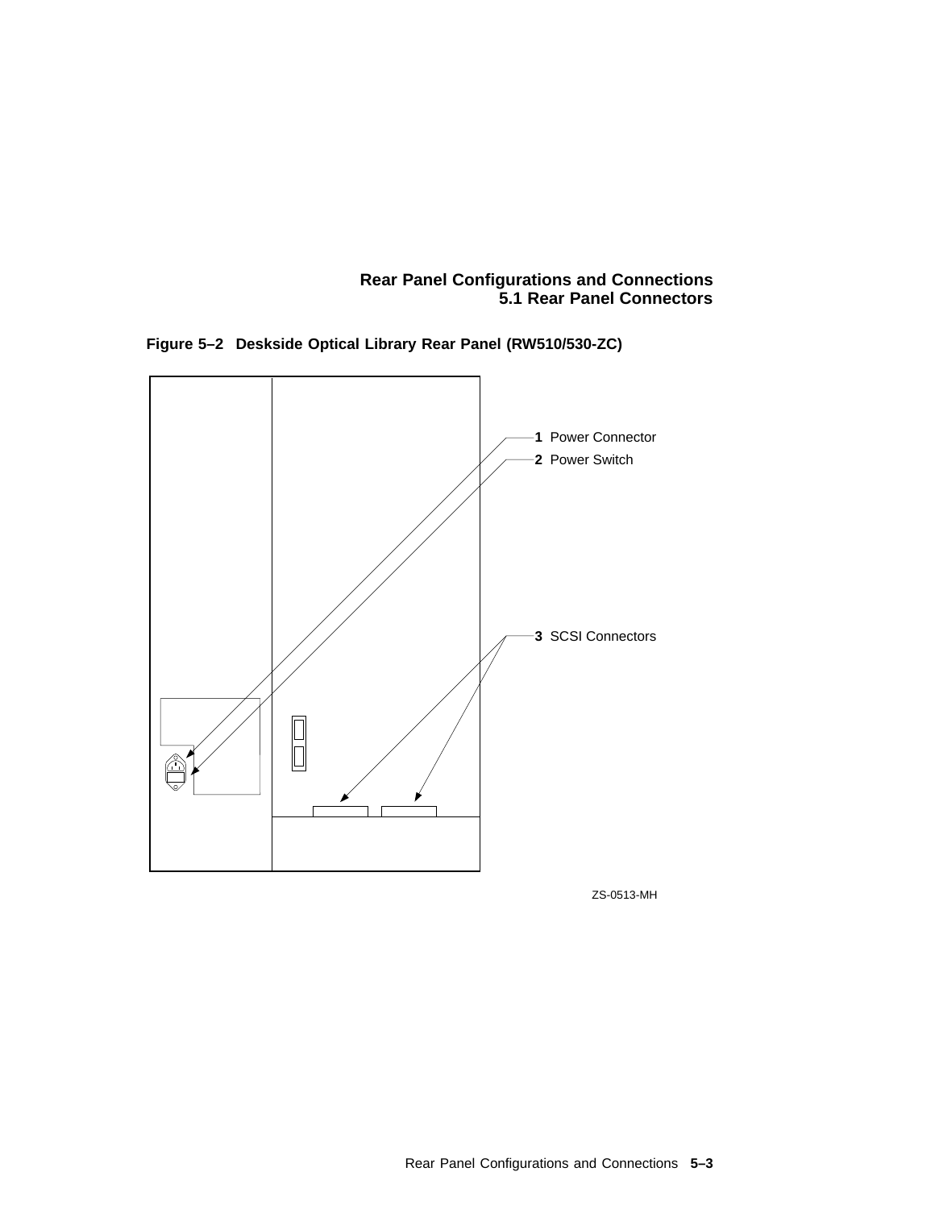**Figure 5–2 Deskside Optical Library Rear Panel (RW510/530-ZC)**

1 Power Connector

2 Power Switch

3 SCSI Connectors

ZS-0513-MH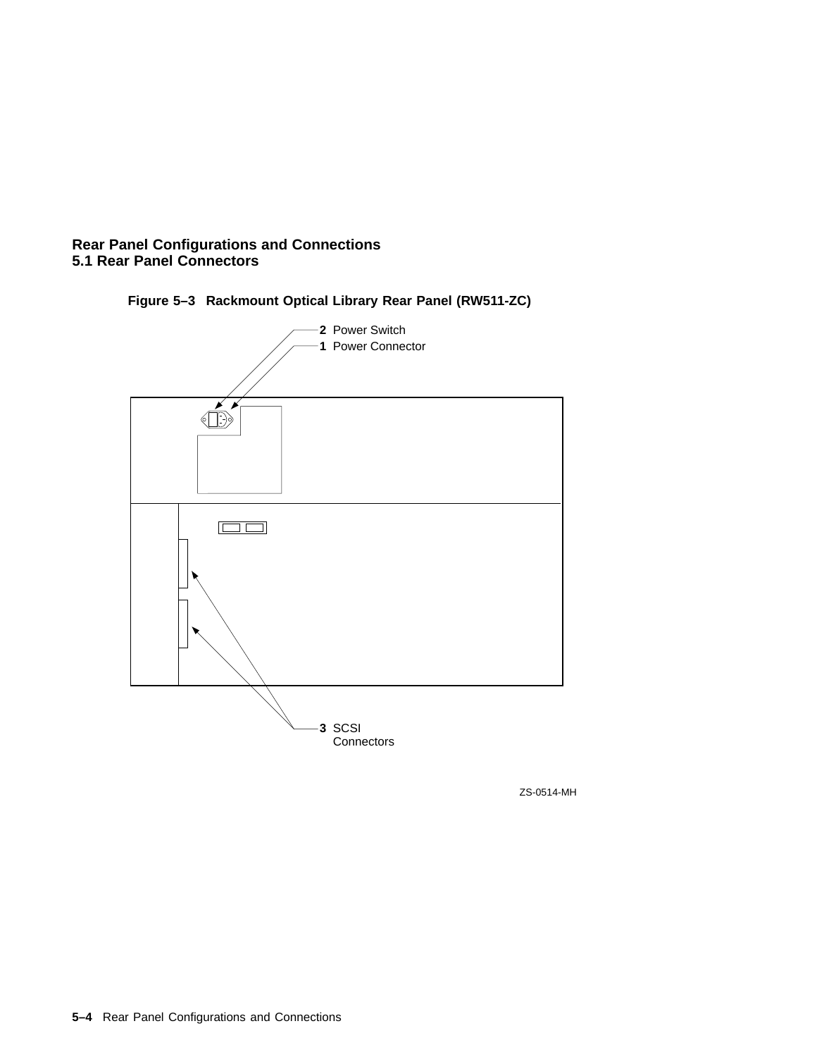**Figure 5–3 Rackmount Optical Library Rear Panel (RW511-ZC)**

**2** Power Switch
**1** Power Connector

**3** SCSI Connectors

ZS-0514-MH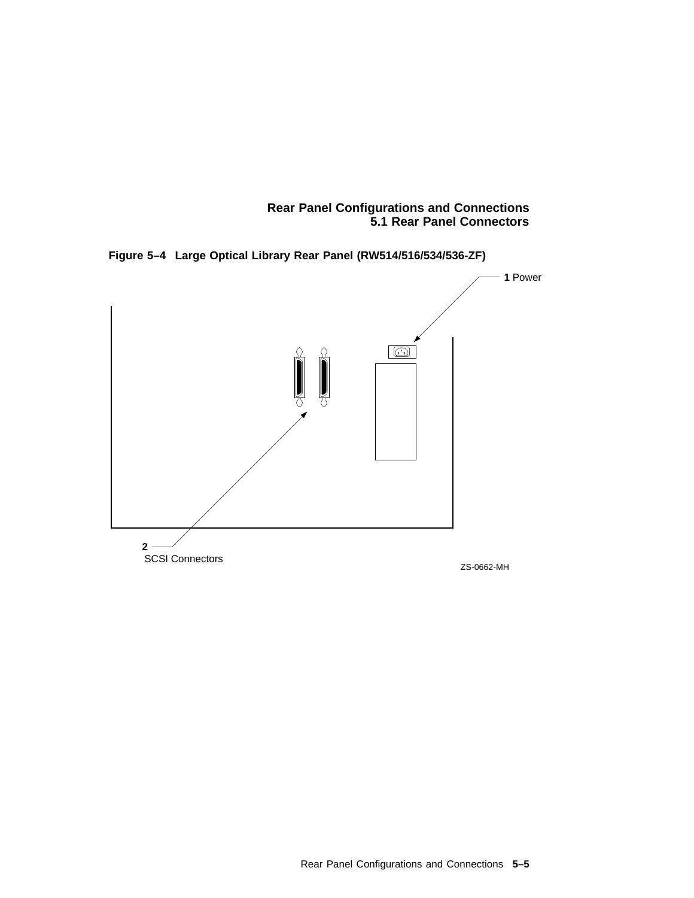**Figure 5–4 Large Optical Library Rear Panel (RW514/516/534/536-ZF)**

**1** Power

**2** SCSI Connectors

ZS-0662-MH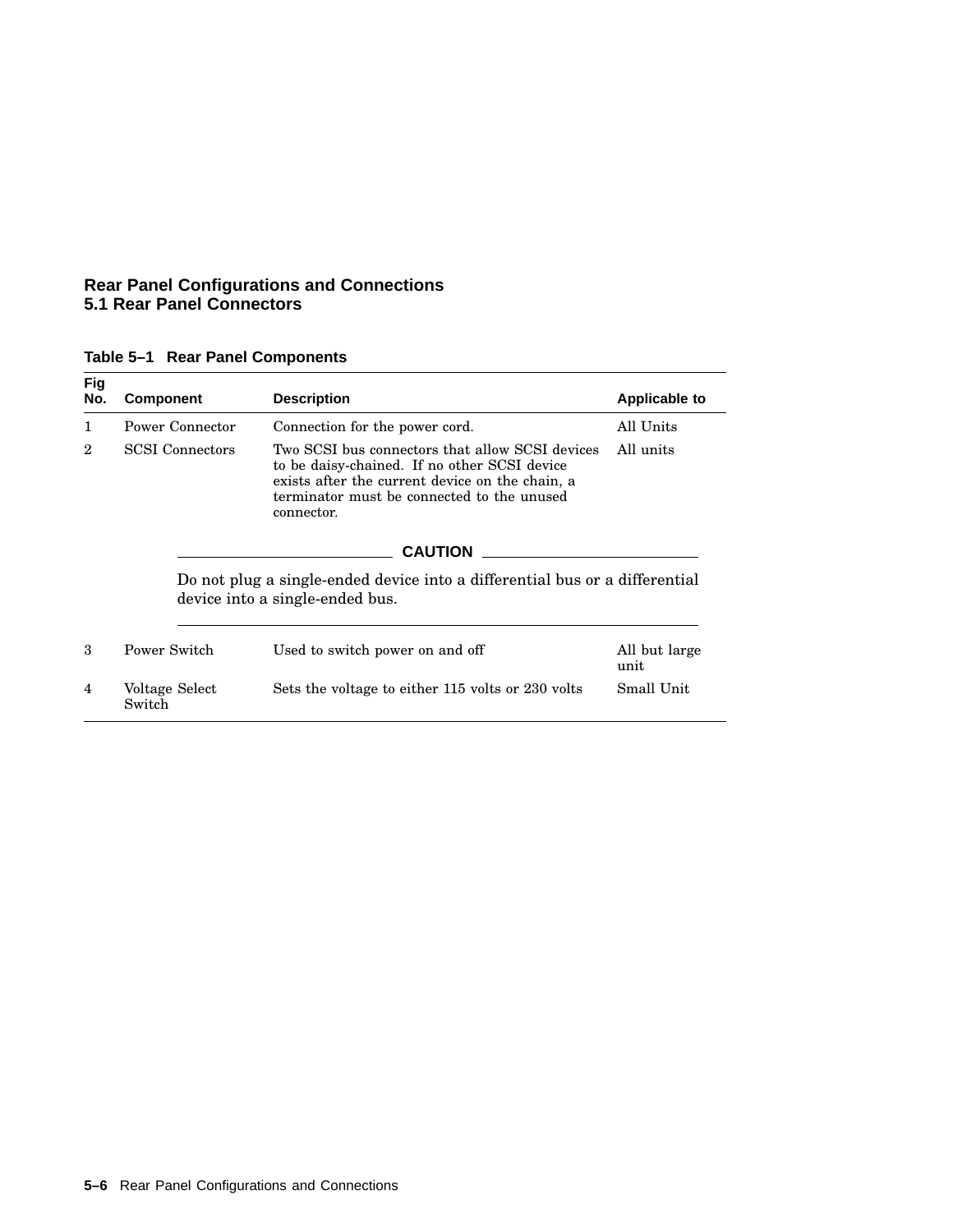# Rear Panel Configurations and Connections
## 5.1 Rear Panel Connectors

**Table 5–1 Rear Panel Components**

| Fig No. | Component | Description | Applicable to |
|---|---|---|---|
| 1 | Power Connector | Connection for the power cord. | All Units |
| 2 | SCSI Connectors | Two SCSI bus connectors that allow SCSI devices to be daisy-chained. If no other SCSI device exists after the current device on the chain, a terminator must be connected to the unused connector.<br><br>**CAUTION**<br><br>Do not plug a single-ended device into a differential bus or a differential device into a single-ended bus. | All units |
| 3 | Power Switch | Used to switch power on and off | All but large unit |
| 4 | Voltage Select Switch | Sets the voltage to either 115 volts or 230 volts | Small Unit |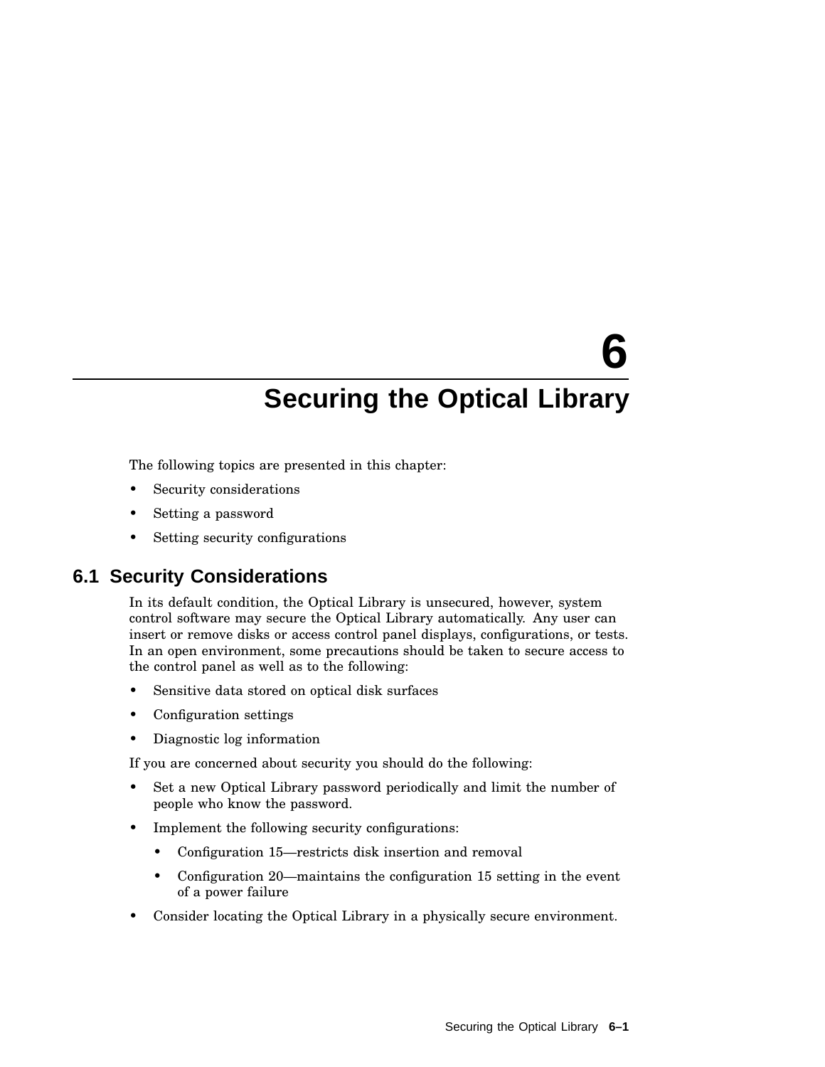# 6 Securing the Optical Library

The following topics are presented in this chapter:

- Security considerations
- Setting a password
- Setting security configurations

## 6.1 Security Considerations

In its default condition, the Optical Library is unsecured, however, system control software may secure the Optical Library automatically. Any user can insert or remove disks or access control panel displays, configurations, or tests. In an open environment, some precautions should be taken to secure access to the control panel as well as to the following:

- Sensitive data stored on optical disk surfaces
- Configuration settings
- Diagnostic log information

If you are concerned about security you should do the following:

- Set a new Optical Library password periodically and limit the number of people who know the password.
- Implement the following security configurations:
  - Configuration 15—restricts disk insertion and removal
  - Configuration 20—maintains the configuration 15 setting in the event of a power failure
- Consider locating the Optical Library in a physically secure environment.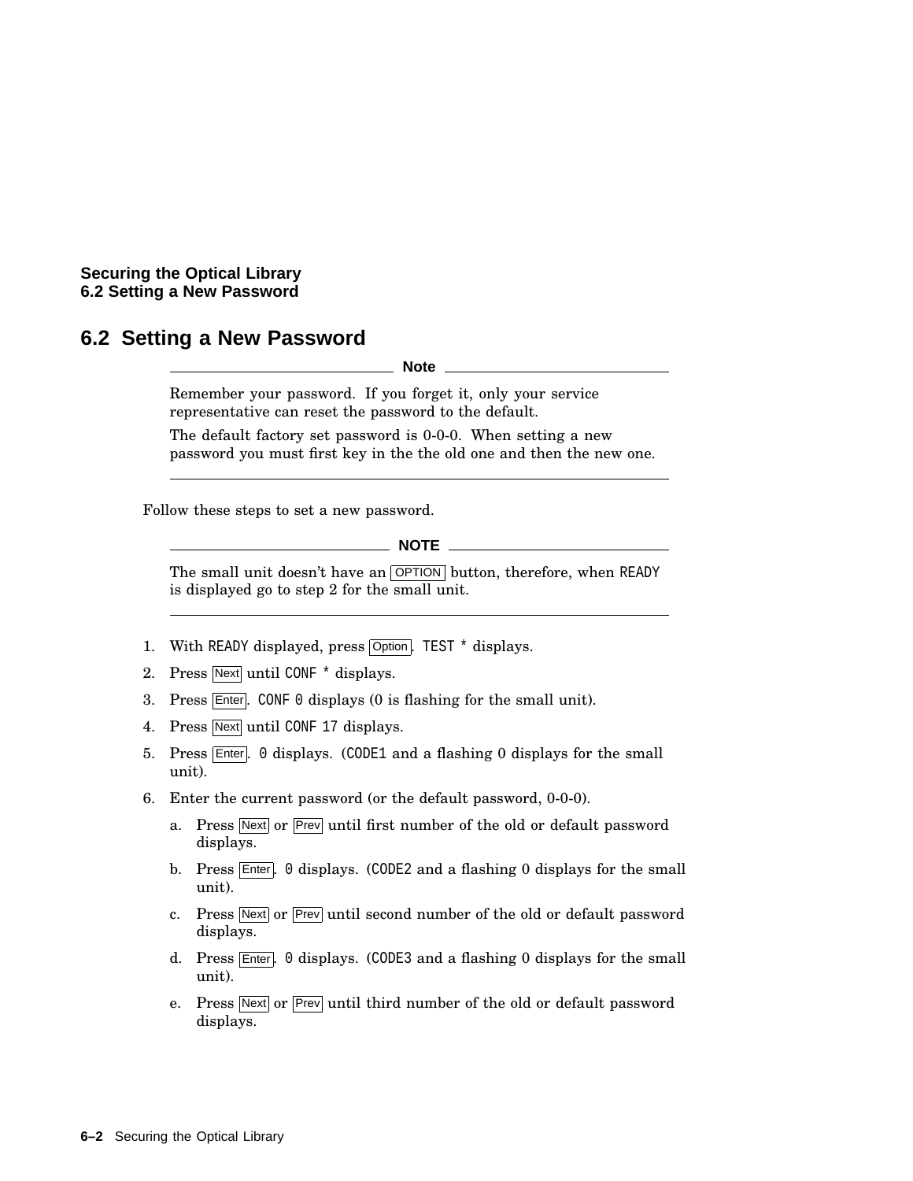## 6.2 Setting a New Password

**Note**

Remember your password. If you forget it, only your service representative can reset the password to the default.

The default factory set password is 0-0-0. When setting a new password you must first key in the the old one and then the new one.

---

Follow these steps to set a new password.

**NOTE**

The small unit doesn't have an OPTION button, therefore, when READY is displayed go to step 2 for the small unit.

---

1. With READY displayed, press Option. TEST * displays.
2. Press Next until CONF * displays.
3. Press Enter. CONF 0 displays (0 is flashing for the small unit).
4. Press Next until CONF 17 displays.
5. Press Enter. 0 displays. (CODE1 and a flashing 0 displays for the small unit).
6. Enter the current password (or the default password, 0-0-0).
   a. Press Next or Prev until first number of the old or default password displays.
   b. Press Enter. 0 displays. (CODE2 and a flashing 0 displays for the small unit).
   c. Press Next or Prev until second number of the old or default password displays.
   d. Press Enter. 0 displays. (CODE3 and a flashing 0 displays for the small unit).
   e. Press Next or Prev until third number of the old or default password displays.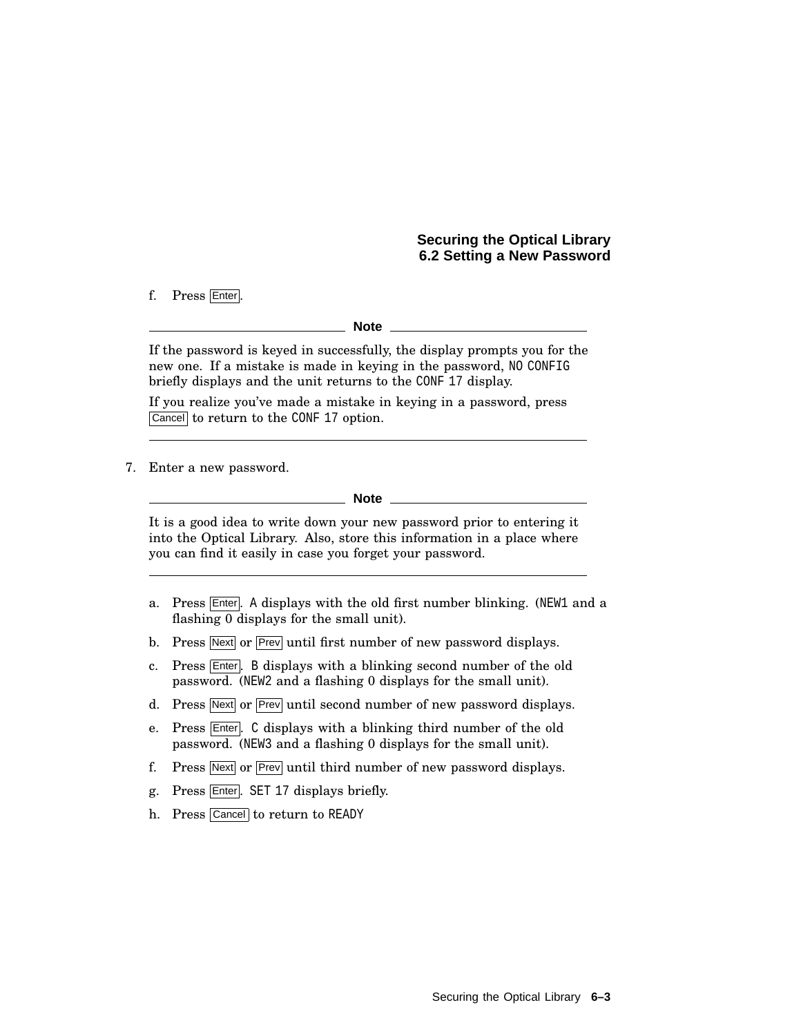f. Press Enter.

**Note**

If the password is keyed in successfully, the display prompts you for the new one. If a mistake is made in keying in the password, `NO CONFIG` briefly displays and the unit returns to the `CONF 17` display.

If you realize you've made a mistake in keying in a password, press Cancel to return to the `CONF 17` option.

---

7. Enter a new password.

**Note**

It is a good idea to write down your new password prior to entering it into the Optical Library. Also, store this information in a place where you can find it easily in case you forget your password.

---

a. Press Enter. `A` displays with the old first number blinking. (`NEW1` and a flashing 0 displays for the small unit).
b. Press Next or Prev until first number of new password displays.
c. Press Enter. `B` displays with a blinking second number of the old password. (`NEW2` and a flashing 0 displays for the small unit).
d. Press Next or Prev until second number of new password displays.
e. Press Enter. `C` displays with a blinking third number of the old password. (`NEW3` and a flashing 0 displays for the small unit).
f. Press Next or Prev until third number of new password displays.
g. Press Enter. `SET 17` displays briefly.
h. Press Cancel to return to `READY`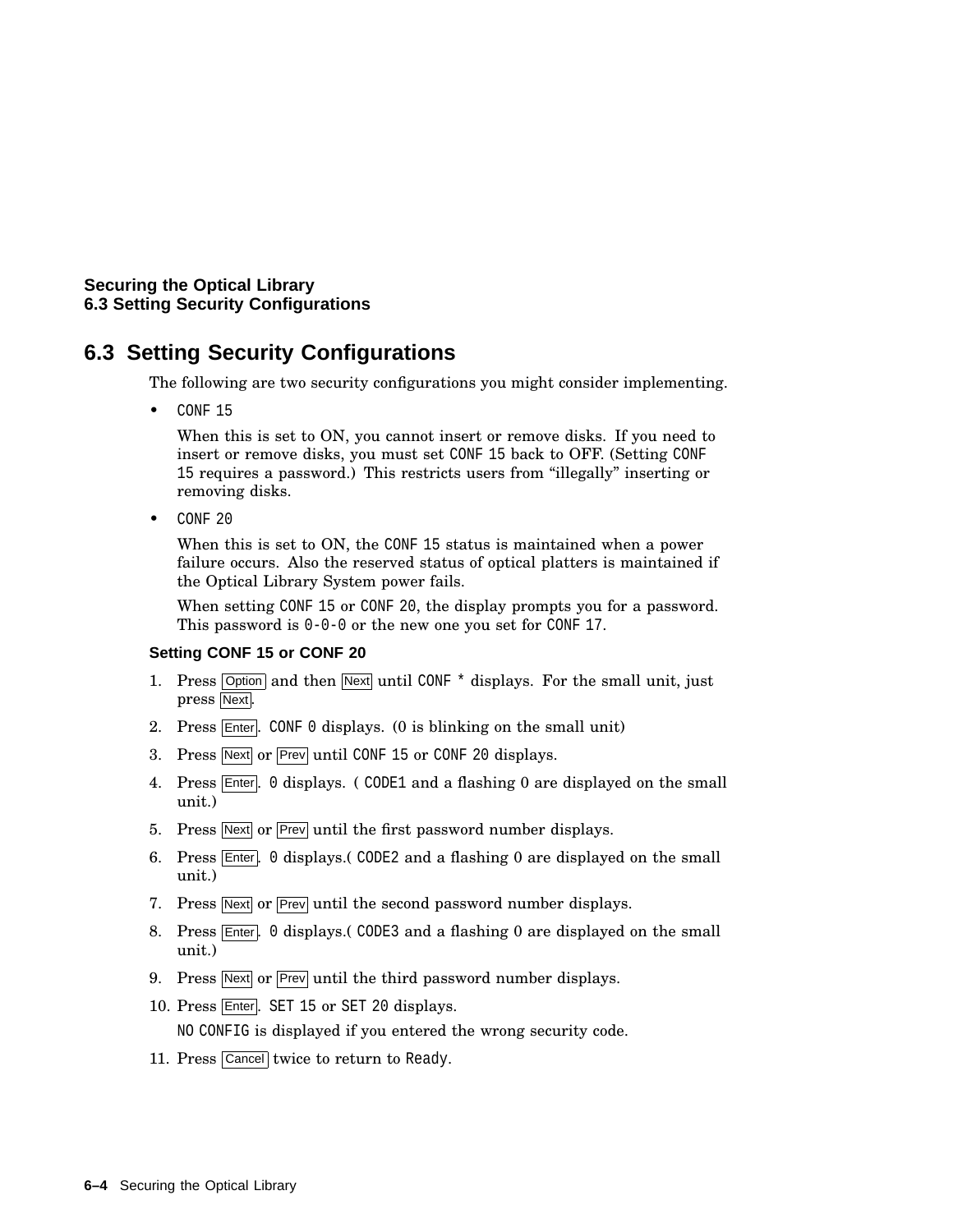## 6.3 Setting Security Configurations

The following are two security configurations you might consider implementing.

- `CONF 15`

  When this is set to ON, you cannot insert or remove disks. If you need to insert or remove disks, you must set `CONF 15` back to OFF. (Setting `CONF 15` requires a password.) This restricts users from "illegally" inserting or removing disks.

- `CONF 20`

  When this is set to ON, the `CONF 15` status is maintained when a power failure occurs. Also the reserved status of optical platters is maintained if the Optical Library System power fails.

  When setting `CONF 15` or `CONF 20`, the display prompts you for a password. This password is `0-0-0` or the new one you set for `CONF 17`.

#### Setting CONF 15 or CONF 20

1. Press Option and then Next until `CONF *` displays. For the small unit, just press Next.
2. Press Enter. `CONF 0` displays. (0 is blinking on the small unit)
3. Press Next or Prev until `CONF 15` or `CONF 20` displays.
4. Press Enter. `0` displays. ( `CODE1` and a flashing 0 are displayed on the small unit.)
5. Press Next or Prev until the first password number displays.
6. Press Enter. `0` displays.( `CODE2` and a flashing 0 are displayed on the small unit.)
7. Press Next or Prev until the second password number displays.
8. Press Enter. `0` displays.( `CODE3` and a flashing 0 are displayed on the small unit.)
9. Press Next or Prev until the third password number displays.
10. Press Enter. `SET 15` or `SET 20` displays.

    `NO CONFIG` is displayed if you entered the wrong security code.
11. Press Cancel twice to return to `Ready`.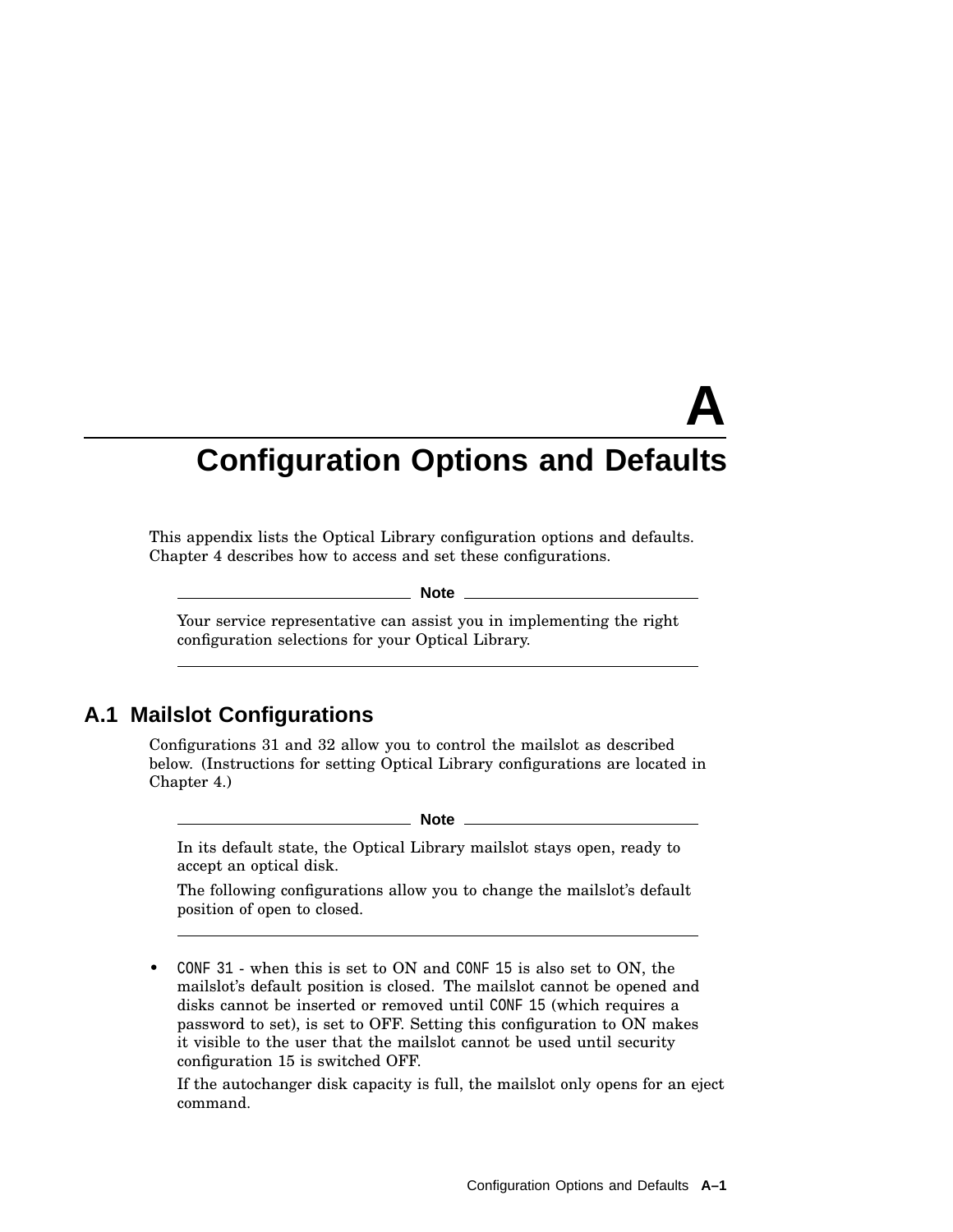# A Configuration Options and Defaults

This appendix lists the Optical Library configuration options and defaults. Chapter 4 describes how to access and set these configurations.

> **Note**
>
> Your service representative can assist you in implementing the right configuration selections for your Optical Library.

## A.1 Mailslot Configurations

Configurations 31 and 32 allow you to control the mailslot as described below. (Instructions for setting Optical Library configurations are located in Chapter 4.)

> **Note**
>
> In its default state, the Optical Library mailslot stays open, ready to accept an optical disk.
>
> The following configurations allow you to change the mailslot's default position of open to closed.

- `CONF 31` - when this is set to ON and `CONF 15` is also set to ON, the mailslot's default position is closed. The mailslot cannot be opened and disks cannot be inserted or removed until `CONF 15` (which requires a password to set), is set to OFF. Setting this configuration to ON makes it visible to the user that the mailslot cannot be used until security configuration 15 is switched OFF.

  If the autochanger disk capacity is full, the mailslot only opens for an eject command.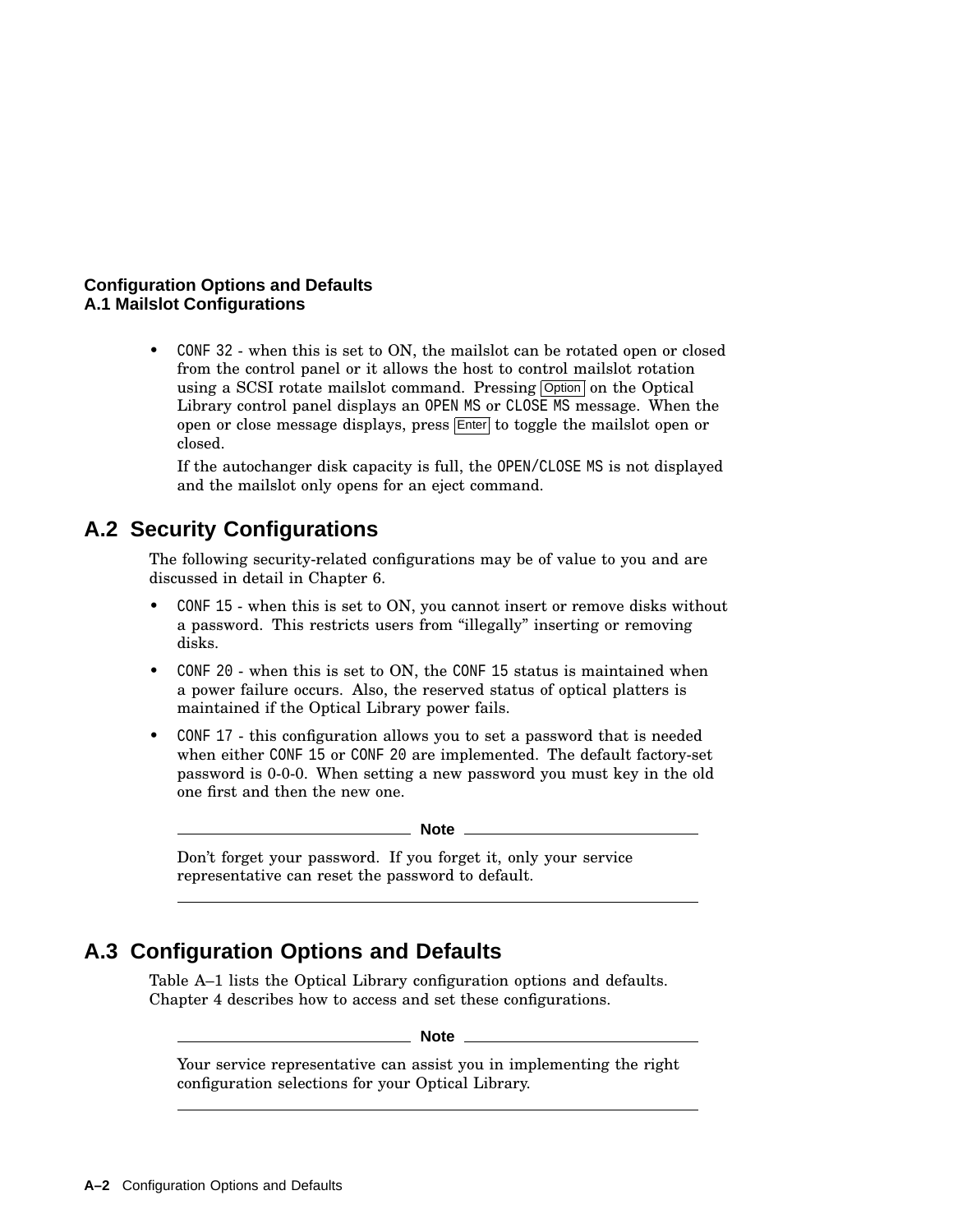- CONF 32 - when this is set to ON, the mailslot can be rotated open or closed from the control panel or it allows the host to control mailslot rotation using a SCSI rotate mailslot command. Pressing Option on the Optical Library control panel displays an OPEN MS or CLOSE MS message. When the open or close message displays, press Enter to toggle the mailslot open or closed.

  If the autochanger disk capacity is full, the OPEN/CLOSE MS is not displayed and the mailslot only opens for an eject command.

## A.2 Security Configurations

The following security-related configurations may be of value to you and are discussed in detail in Chapter 6.

- CONF 15 - when this is set to ON, you cannot insert or remove disks without a password. This restricts users from "illegally" inserting or removing disks.
- CONF 20 - when this is set to ON, the CONF 15 status is maintained when a power failure occurs. Also, the reserved status of optical platters is maintained if the Optical Library power fails.
- CONF 17 - this configuration allows you to set a password that is needed when either CONF 15 or CONF 20 are implemented. The default factory-set password is 0-0-0. When setting a new password you must key in the old one first and then the new one.

**Note**

Don't forget your password. If you forget it, only your service representative can reset the password to default.

## A.3 Configuration Options and Defaults

Table A–1 lists the Optical Library configuration options and defaults. Chapter 4 describes how to access and set these configurations.

**Note**

Your service representative can assist you in implementing the right configuration selections for your Optical Library.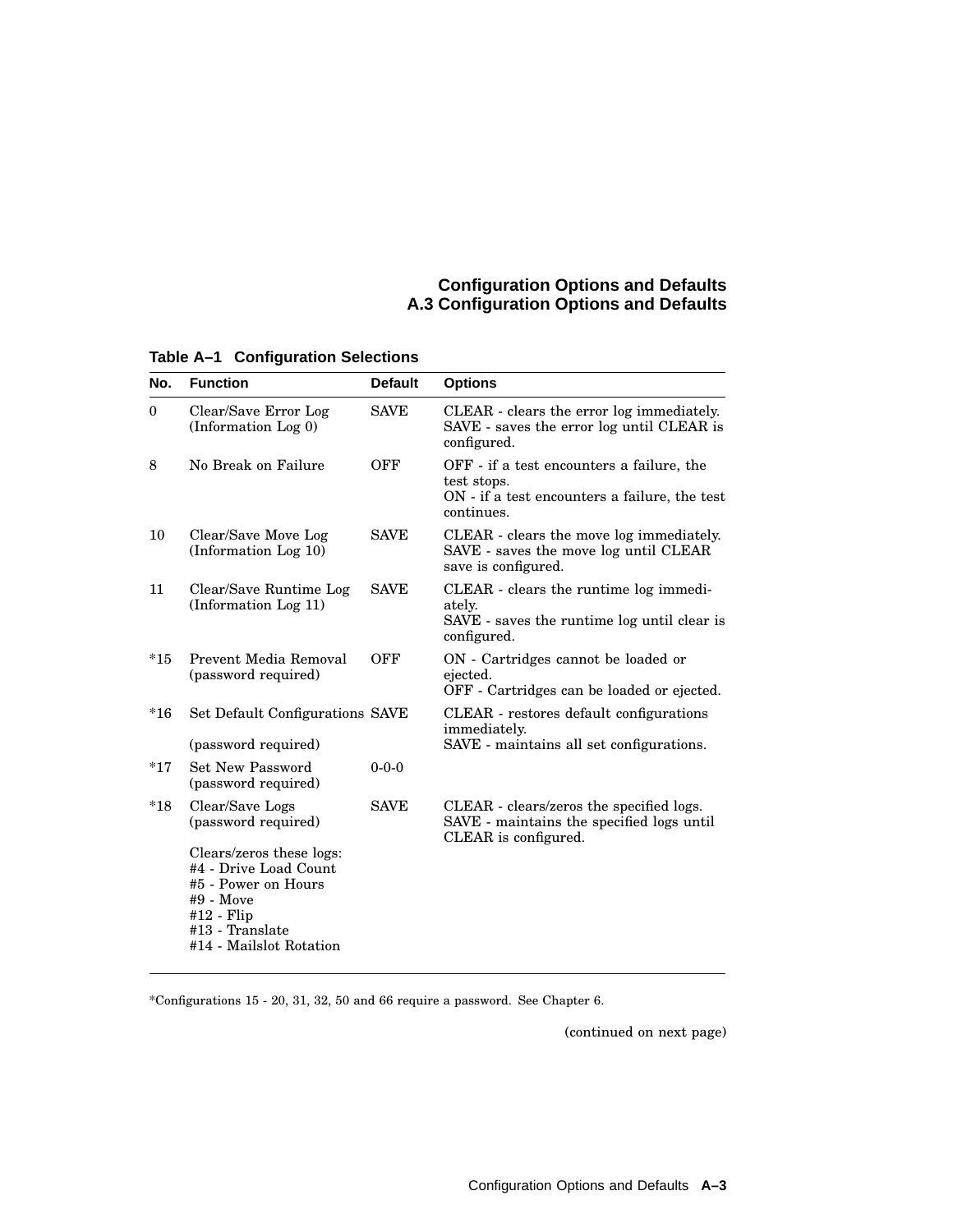**Table A–1 Configuration Selections**

| No. | Function | Default | Options |
|---|---|---|---|
| 0 | Clear/Save Error Log (Information Log 0) | SAVE | CLEAR - clears the error log immediately.<br>SAVE - saves the error log until CLEAR is configured. |
| 8 | No Break on Failure | OFF | OFF - if a test encounters a failure, the test stops.<br>ON - if a test encounters a failure, the test continues. |
| 10 | Clear/Save Move Log (Information Log 10) | SAVE | CLEAR - clears the move log immediately.<br>SAVE - saves the move log until CLEAR save is configured. |
| 11 | Clear/Save Runtime Log (Information Log 11) | SAVE | CLEAR - clears the runtime log immediately.<br>SAVE - saves the runtime log until clear is configured. |
| *15 | Prevent Media Removal (password required) | OFF | ON - Cartridges cannot be loaded or ejected.<br>OFF - Cartridges can be loaded or ejected. |
| *16 | Set Default Configurations (password required) | SAVE | CLEAR - restores default configurations immediately.<br>SAVE - maintains all set configurations. |
| *17 | Set New Password (password required) | 0-0-0 | |
| *18 | Clear/Save Logs (password required)<br><br>Clears/zeros these logs:<br>#4 - Drive Load Count<br>#5 - Power on Hours<br>#9 - Move<br>#12 - Flip<br>#13 - Translate<br>#14 - Mailslot Rotation | SAVE | CLEAR - clears/zeros the specified logs.<br>SAVE - maintains the specified logs until CLEAR is configured. |

*Configurations 15 - 20, 31, 32, 50 and 66 require a password. See Chapter 6.

(continued on next page)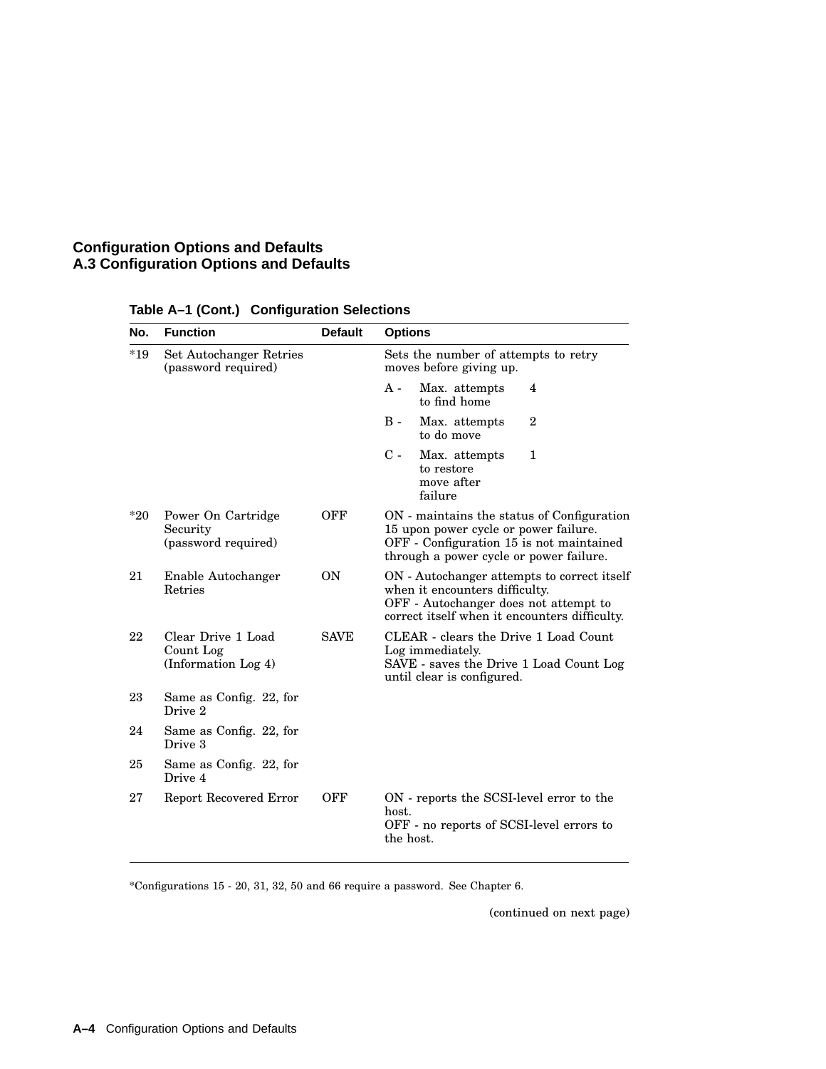## Configuration Options and Defaults

### A.3 Configuration Options and Defaults

**Table A–1 (Cont.) Configuration Selections**

| No. | Function | Default | Options |
|---|---|---|---|
| *19 | Set Autochanger Retries (password required) | | Sets the number of attempts to retry moves before giving up.<br>A - Max. attempts to find home 4<br>B - Max. attempts to do move 2<br>C - Max. attempts to restore move after failure 1 |
| *20 | Power On Cartridge Security (password required) | OFF | ON - maintains the status of Configuration 15 upon power cycle or power failure.<br>OFF - Configuration 15 is not maintained through a power cycle or power failure. |
| 21 | Enable Autochanger Retries | ON | ON - Autochanger attempts to correct itself when it encounters difficulty.<br>OFF - Autochanger does not attempt to correct itself when it encounters difficulty. |
| 22 | Clear Drive 1 Load Count Log (Information Log 4) | SAVE | CLEAR - clears the Drive 1 Load Count Log immediately.<br>SAVE - saves the Drive 1 Load Count Log until clear is configured. |
| 23 | Same as Config. 22, for Drive 2 | | |
| 24 | Same as Config. 22, for Drive 3 | | |
| 25 | Same as Config. 22, for Drive 4 | | |
| 27 | Report Recovered Error | OFF | ON - reports the SCSI-level error to the host.<br>OFF - no reports of SCSI-level errors to the host. |

*Configurations 15 - 20, 31, 32, 50 and 66 require a password. See Chapter 6.

(continued on next page)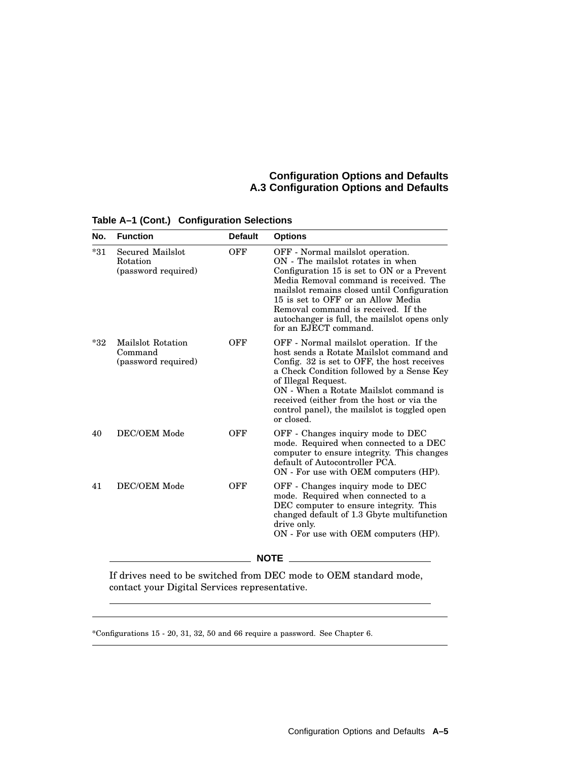**Table A–1 (Cont.) Configuration Selections**

| No. | Function | Default | Options |
|---|---|---|---|
| *31 | Secured Mailslot Rotation (password required) | OFF | OFF - Normal mailslot operation. ON - The mailslot rotates in when Configuration 15 is set to ON or a Prevent Media Removal command is received. The mailslot remains closed until Configuration 15 is set to OFF or an Allow Media Removal command is received. If the autochanger is full, the mailslot opens only for an EJECT command. |
| *32 | Mailslot Rotation Command (password required) | OFF | OFF - Normal mailslot operation. If the host sends a Rotate Mailslot command and Config. 32 is set to OFF, the host receives a Check Condition followed by a Sense Key of Illegal Request. ON - When a Rotate Mailslot command is received (either from the host or via the control panel), the mailslot is toggled open or closed. |
| 40 | DEC/OEM Mode | OFF | OFF - Changes inquiry mode to DEC mode. Required when connected to a DEC computer to ensure integrity. This changes default of Autocontroller PCA. ON - For use with OEM computers (HP). |
| 41 | DEC/OEM Mode | OFF | OFF - Changes inquiry mode to DEC mode. Required when connected to a DEC computer to ensure integrity. This changed default of 1.3 Gbyte multifunction drive only. ON - For use with OEM computers (HP). |

**NOTE**

If drives need to be switched from DEC mode to OEM standard mode, contact your Digital Services representative.

*Configurations 15 - 20, 31, 32, 50 and 66 require a password. See Chapter 6.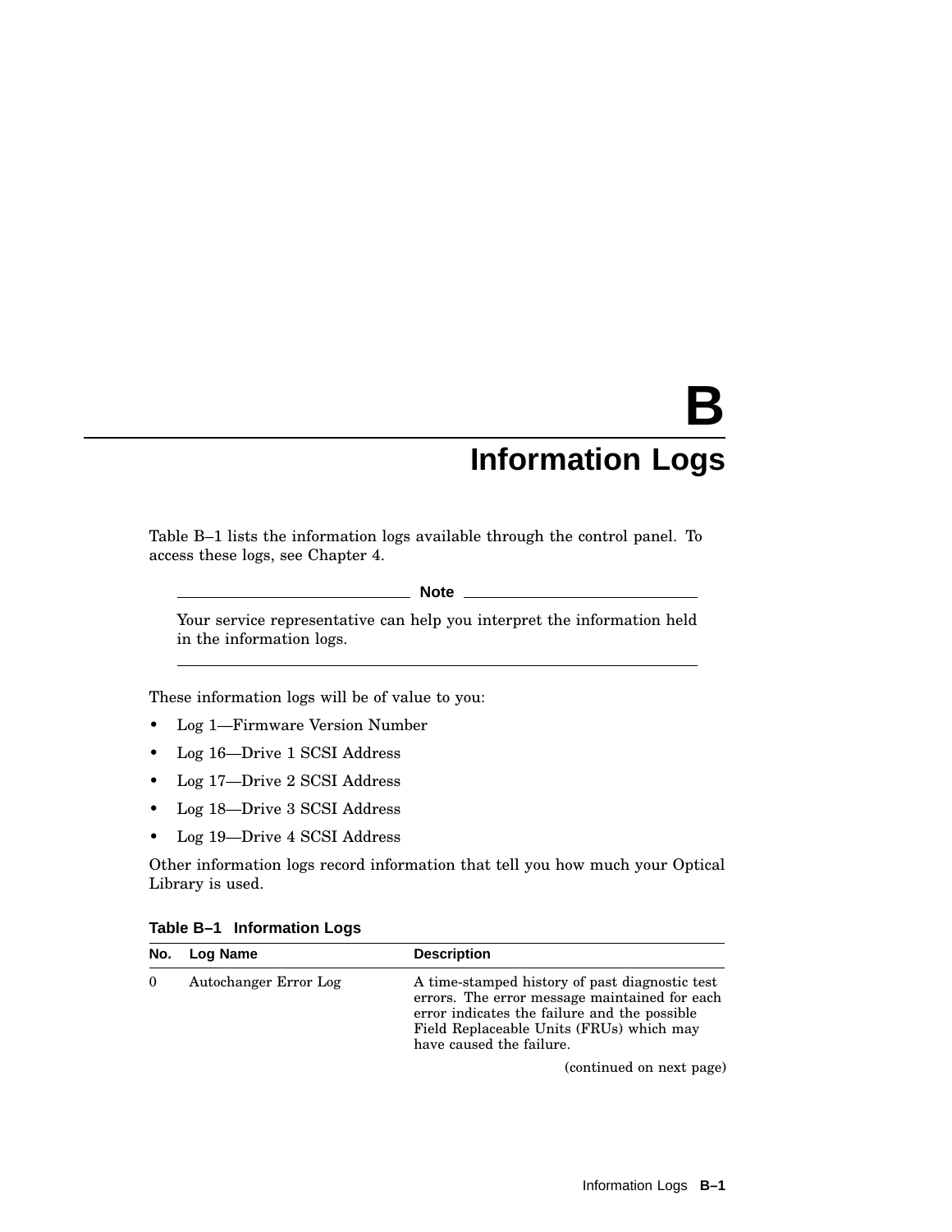# B Information Logs

Table B–1 lists the information logs available through the control panel. To access these logs, see Chapter 4.

**Note**

Your service representative can help you interpret the information held in the information logs.

These information logs will be of value to you:

- Log 1—Firmware Version Number
- Log 16—Drive 1 SCSI Address
- Log 17—Drive 2 SCSI Address
- Log 18—Drive 3 SCSI Address
- Log 19—Drive 4 SCSI Address

Other information logs record information that tell you how much your Optical Library is used.

**Table B–1 Information Logs**

| No. | Log Name | Description |
|---|---|---|
| 0 | Autochanger Error Log | A time-stamped history of past diagnostic test errors. The error message maintained for each error indicates the failure and the possible Field Replaceable Units (FRUs) which may have caused the failure. |

(continued on next page)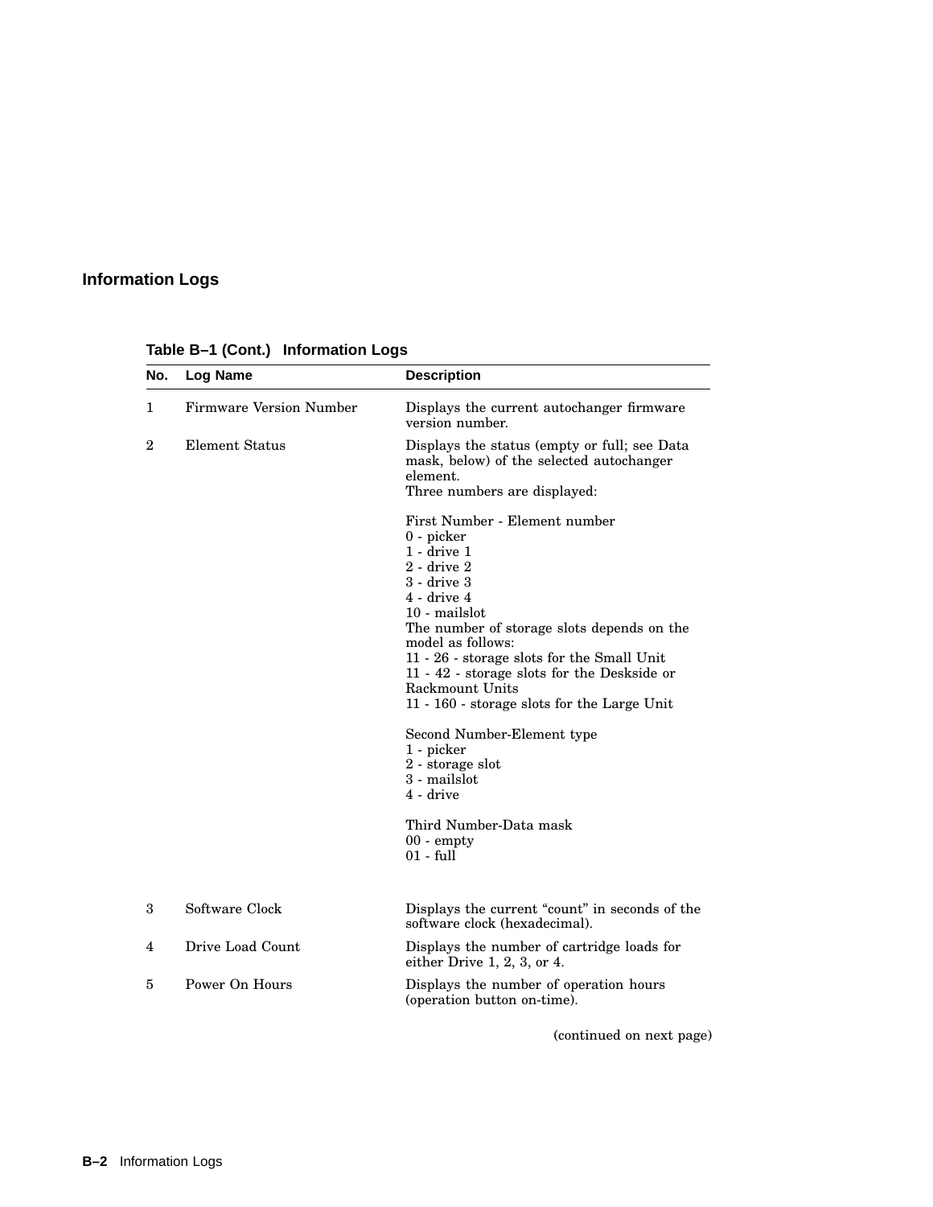## Information Logs

**Table B–1 (Cont.) Information Logs**

| No. | Log Name | Description |
|---|---|---|
| 1 | Firmware Version Number | Displays the current autochanger firmware version number. |
| 2 | Element Status | Displays the status (empty or full; see Data mask, below) of the selected autochanger element.<br>Three numbers are displayed:<br><br>First Number - Element number<br>0 - picker<br>1 - drive 1<br>2 - drive 2<br>3 - drive 3<br>4 - drive 4<br>10 - mailslot<br>The number of storage slots depends on the model as follows:<br>11 - 26 - storage slots for the Small Unit<br>11 - 42 - storage slots for the Deskside or Rackmount Units<br>11 - 160 - storage slots for the Large Unit<br><br>Second Number-Element type<br>1 - picker<br>2 - storage slot<br>3 - mailslot<br>4 - drive<br><br>Third Number-Data mask<br>00 - empty<br>01 - full |
| 3 | Software Clock | Displays the current “count” in seconds of the software clock (hexadecimal). |
| 4 | Drive Load Count | Displays the number of cartridge loads for either Drive 1, 2, 3, or 4. |
| 5 | Power On Hours | Displays the number of operation hours (operation button on-time). |

(continued on next page)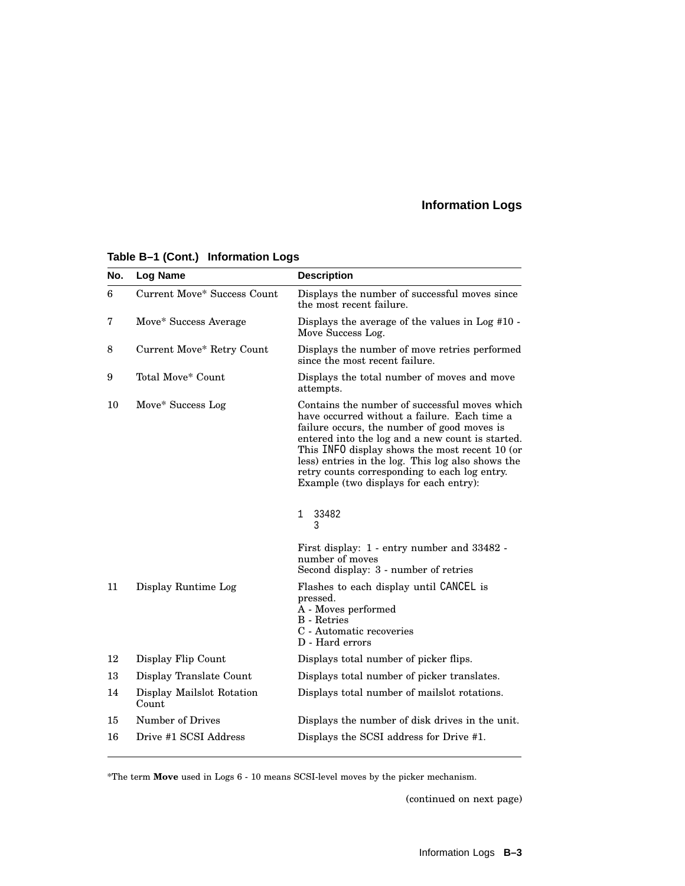**Table B–1 (Cont.) Information Logs**

| No. | Log Name | Description |
|---|---|---|
| 6 | Current Move* Success Count | Displays the number of successful moves since the most recent failure. |
| 7 | Move* Success Average | Displays the average of the values in Log #10 - Move Success Log. |
| 8 | Current Move* Retry Count | Displays the number of move retries performed since the most recent failure. |
| 9 | Total Move* Count | Displays the total number of moves and move attempts. |
| 10 | Move* Success Log | Contains the number of successful moves which have occurred without a failure. Each time a failure occurs, the number of good moves is entered into the log and a new count is started. This INFO display shows the most recent 10 (or less) entries in the log. This log also shows the retry counts corresponding to each log entry. Example (two displays for each entry): <br><br> `1  33482` <br> `   3` <br><br> First display: 1 - entry number and 33482 - number of moves <br> Second display: 3 - number of retries |
| 11 | Display Runtime Log | Flashes to each display until CANCEL is pressed. <br> A - Moves performed <br> B - Retries <br> C - Automatic recoveries <br> D - Hard errors |
| 12 | Display Flip Count | Displays total number of picker flips. |
| 13 | Display Translate Count | Displays total number of picker translates. |
| 14 | Display Mailslot Rotation Count | Displays total number of mailslot rotations. |
| 15 | Number of Drives | Displays the number of disk drives in the unit. |
| 16 | Drive #1 SCSI Address | Displays the SCSI address for Drive #1. |

*The term **Move** used in Logs 6 - 10 means SCSI-level moves by the picker mechanism.

(continued on next page)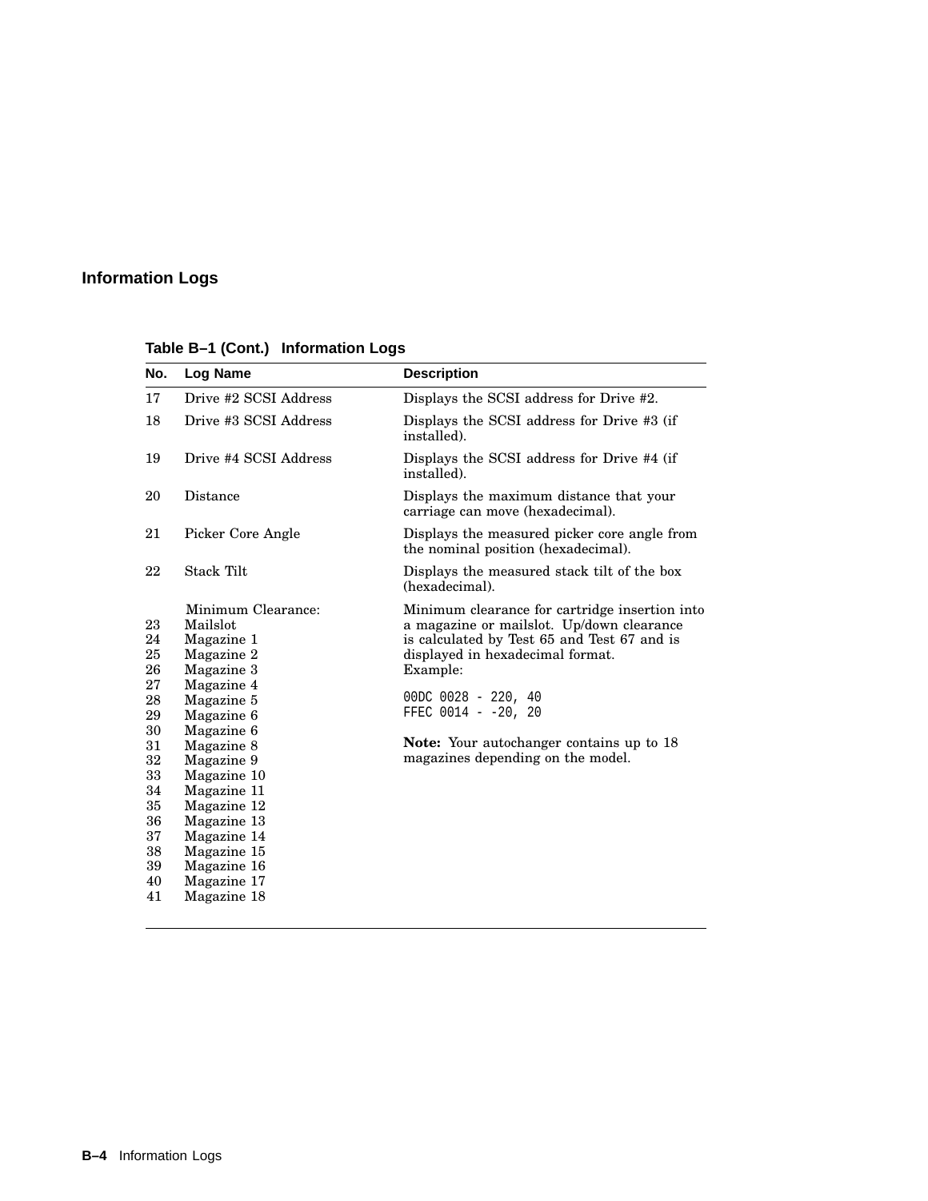## Information Logs

**Table B–1 (Cont.) Information Logs**

| No. | Log Name | Description |
|---|---|---|
| 17 | Drive #2 SCSI Address | Displays the SCSI address for Drive #2. |
| 18 | Drive #3 SCSI Address | Displays the SCSI address for Drive #3 (if installed). |
| 19 | Drive #4 SCSI Address | Displays the SCSI address for Drive #4 (if installed). |
| 20 | Distance | Displays the maximum distance that your carriage can move (hexadecimal). |
| 21 | Picker Core Angle | Displays the measured picker core angle from the nominal position (hexadecimal). |
| 22 | Stack Tilt | Displays the measured stack tilt of the box (hexadecimal). |
| | Minimum Clearance: | Minimum clearance for cartridge insertion into a magazine or mailslot. Up/down clearance is calculated by Test 65 and Test 67 and is displayed in hexadecimal format. Example: `00DC 0028 - 220, 40` `FFEC 0014 - -20, 20` **Note:** Your autochanger contains up to 18 magazines depending on the model. |
| 23 | Mailslot | |
| 24 | Magazine 1 | |
| 25 | Magazine 2 | |
| 26 | Magazine 3 | |
| 27 | Magazine 4 | |
| 28 | Magazine 5 | |
| 29 | Magazine 6 | |
| 30 | Magazine 6 | |
| 31 | Magazine 8 | |
| 32 | Magazine 9 | |
| 33 | Magazine 10 | |
| 34 | Magazine 11 | |
| 35 | Magazine 12 | |
| 36 | Magazine 13 | |
| 37 | Magazine 14 | |
| 38 | Magazine 15 | |
| 39 | Magazine 16 | |
| 40 | Magazine 17 | |
| 41 | Magazine 18 | |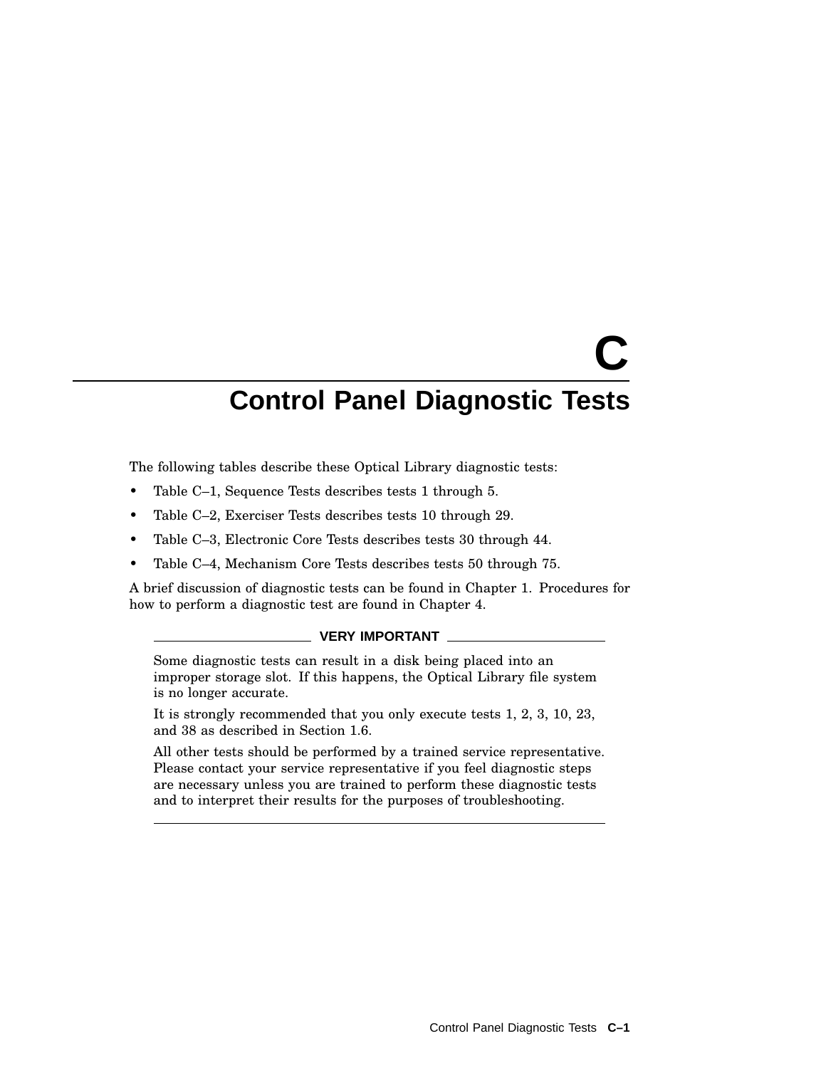# C Control Panel Diagnostic Tests

The following tables describe these Optical Library diagnostic tests:

- Table C–1, Sequence Tests describes tests 1 through 5.
- Table C–2, Exerciser Tests describes tests 10 through 29.
- Table C–3, Electronic Core Tests describes tests 30 through 44.
- Table C–4, Mechanism Core Tests describes tests 50 through 75.

A brief discussion of diagnostic tests can be found in Chapter 1. Procedures for how to perform a diagnostic test are found in Chapter 4.

**VERY IMPORTANT**

Some diagnostic tests can result in a disk being placed into an improper storage slot. If this happens, the Optical Library file system is no longer accurate.

It is strongly recommended that you only execute tests 1, 2, 3, 10, 23, and 38 as described in Section 1.6.

All other tests should be performed by a trained service representative. Please contact your service representative if you feel diagnostic steps are necessary unless you are trained to perform these diagnostic tests and to interpret their results for the purposes of troubleshooting.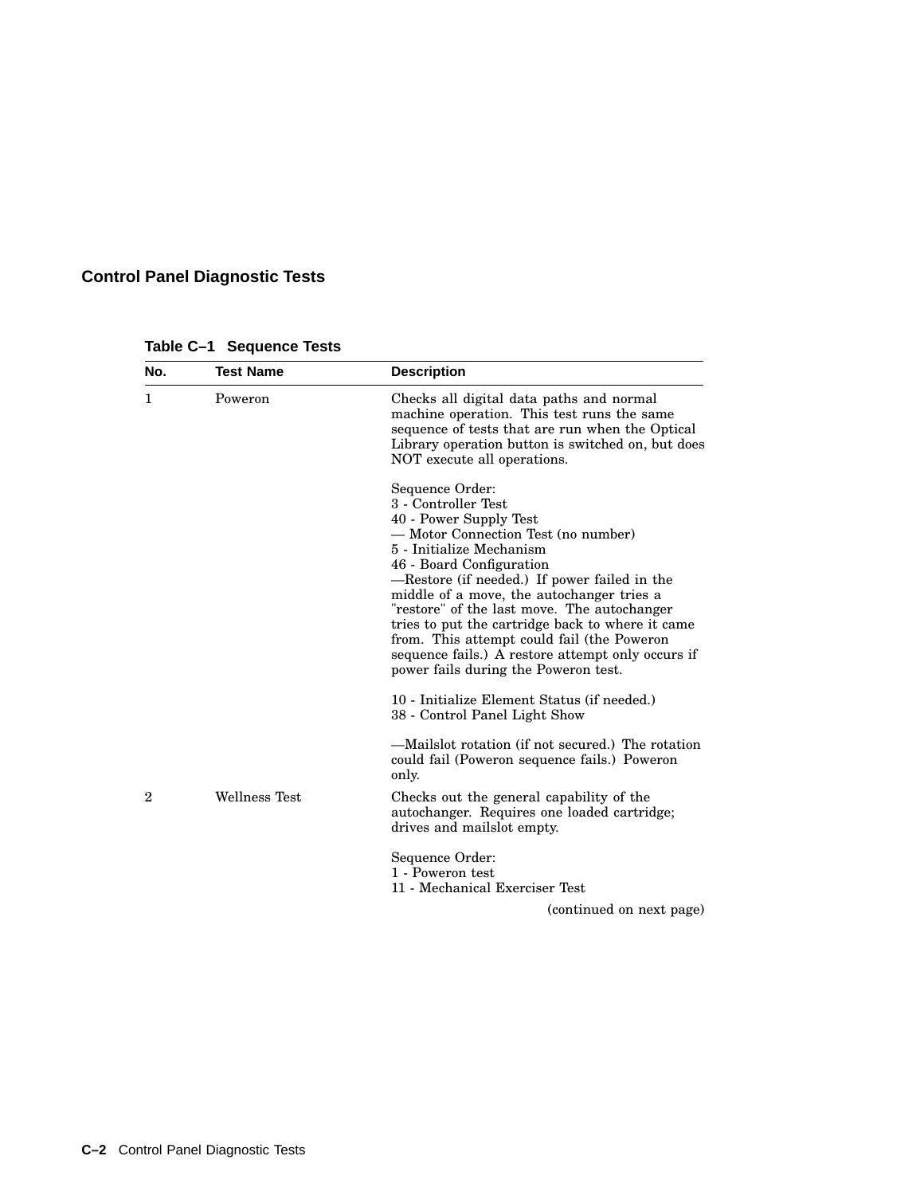## Control Panel Diagnostic Tests

**Table C–1 Sequence Tests**

| No. | Test Name | Description |
|---|---|---|
| 1 | Poweron | Checks all digital data paths and normal machine operation. This test runs the same sequence of tests that are run when the Optical Library operation button is switched on, but does NOT execute all operations.<br><br>Sequence Order:<br>3 - Controller Test<br>40 - Power Supply Test<br>— Motor Connection Test (no number)<br>5 - Initialize Mechanism<br>46 - Board Configuration<br>—Restore (if needed.) If power failed in the middle of a move, the autochanger tries a "restore" of the last move. The autochanger tries to put the cartridge back to where it came from. This attempt could fail (the Poweron sequence fails.) A restore attempt only occurs if power fails during the Poweron test.<br><br>10 - Initialize Element Status (if needed.)<br>38 - Control Panel Light Show<br><br>—Mailslot rotation (if not secured.) The rotation could fail (Poweron sequence fails.) Poweron only. |
| 2 | Wellness Test | Checks out the general capability of the autochanger. Requires one loaded cartridge; drives and mailslot empty.<br><br>Sequence Order:<br>1 - Poweron test<br>11 - Mechanical Exerciser Test |

(continued on next page)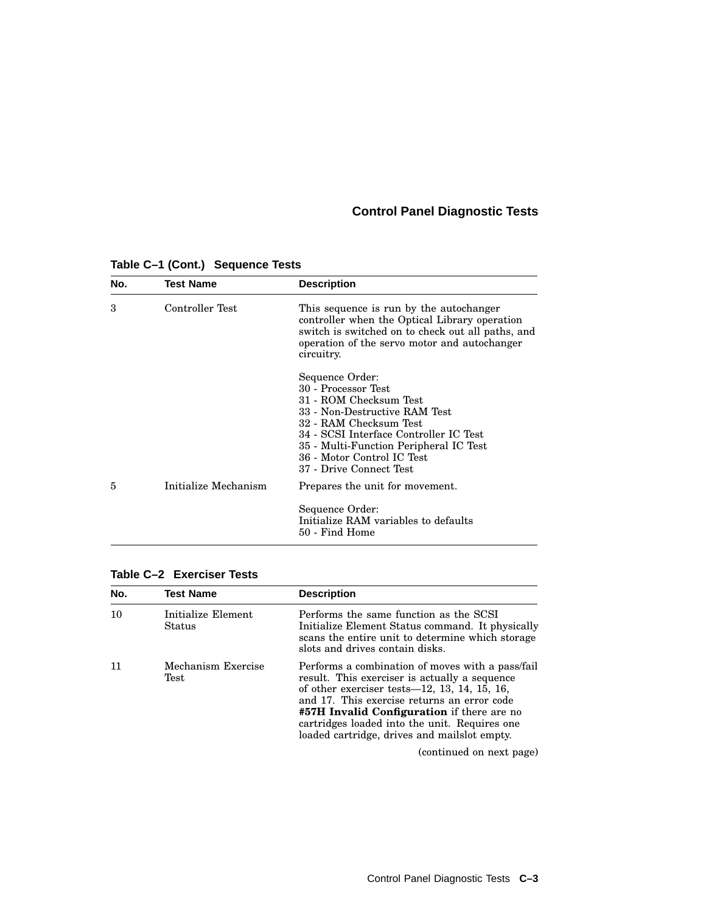**Table C–1 (Cont.) Sequence Tests**

| No. | Test Name | Description |
|---|---|---|
| 3 | Controller Test | This sequence is run by the autochanger controller when the Optical Library operation switch is switched on to check out all paths, and operation of the servo motor and autochanger circuitry.<br><br>Sequence Order:<br>30 - Processor Test<br>31 - ROM Checksum Test<br>33 - Non-Destructive RAM Test<br>32 - RAM Checksum Test<br>34 - SCSI Interface Controller IC Test<br>35 - Multi-Function Peripheral IC Test<br>36 - Motor Control IC Test<br>37 - Drive Connect Test |
| 5 | Initialize Mechanism | Prepares the unit for movement.<br><br>Sequence Order:<br>Initialize RAM variables to defaults<br>50 - Find Home |

**Table C–2 Exerciser Tests**

| No. | Test Name | Description |
|---|---|---|
| 10 | Initialize Element Status | Performs the same function as the SCSI Initialize Element Status command. It physically scans the entire unit to determine which storage slots and drives contain disks. |
| 11 | Mechanism Exercise Test | Performs a combination of moves with a pass/fail result. This exerciser is actually a sequence of other exerciser tests—12, 13, 14, 15, 16, and 17. This exercise returns an error code **#57H Invalid Configuration** if there are no cartridges loaded into the unit. Requires one loaded cartridge, drives and mailslot empty. |

(continued on next page)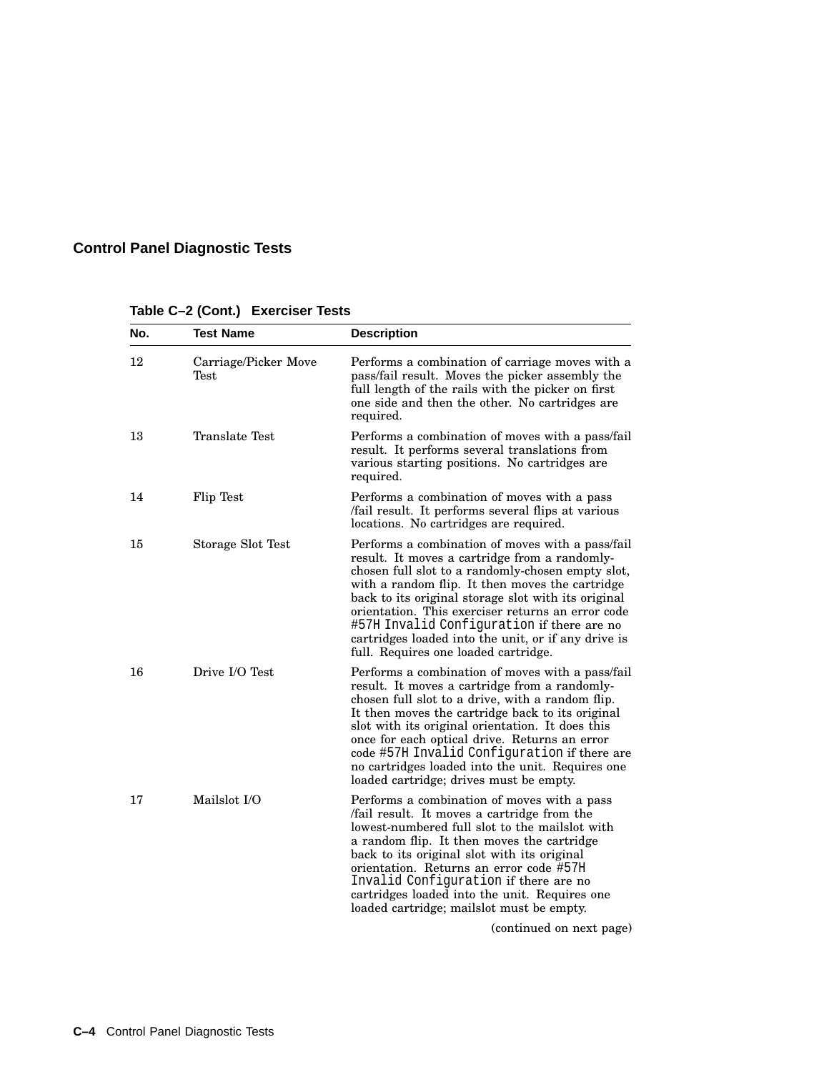## Control Panel Diagnostic Tests

**Table C–2 (Cont.) Exerciser Tests**

| No. | Test Name | Description |
|---|---|---|
| 12 | Carriage/Picker Move Test | Performs a combination of carriage moves with a pass/fail result. Moves the picker assembly the full length of the rails with the picker on first one side and then the other. No cartridges are required. |
| 13 | Translate Test | Performs a combination of moves with a pass/fail result. It performs several translations from various starting positions. No cartridges are required. |
| 14 | Flip Test | Performs a combination of moves with a pass /fail result. It performs several flips at various locations. No cartridges are required. |
| 15 | Storage Slot Test | Performs a combination of moves with a pass/fail result. It moves a cartridge from a randomly-chosen full slot to a randomly-chosen empty slot, with a random flip. It then moves the cartridge back to its original storage slot with its original orientation. This exerciser returns an error code `#57H Invalid Configuration` if there are no cartridges loaded into the unit, or if any drive is full. Requires one loaded cartridge. |
| 16 | Drive I/O Test | Performs a combination of moves with a pass/fail result. It moves a cartridge from a randomly-chosen full slot to a drive, with a random flip. It then moves the cartridge back to its original slot with its original orientation. It does this once for each optical drive. Returns an error code `#57H Invalid Configuration` if there are no cartridges loaded into the unit. Requires one loaded cartridge; drives must be empty. |
| 17 | Mailslot I/O | Performs a combination of moves with a pass /fail result. It moves a cartridge from the lowest-numbered full slot to the mailslot with a random flip. It then moves the cartridge back to its original slot with its original orientation. Returns an error code `#57H Invalid Configuration` if there are no cartridges loaded into the unit. Requires one loaded cartridge; mailslot must be empty. |

(continued on next page)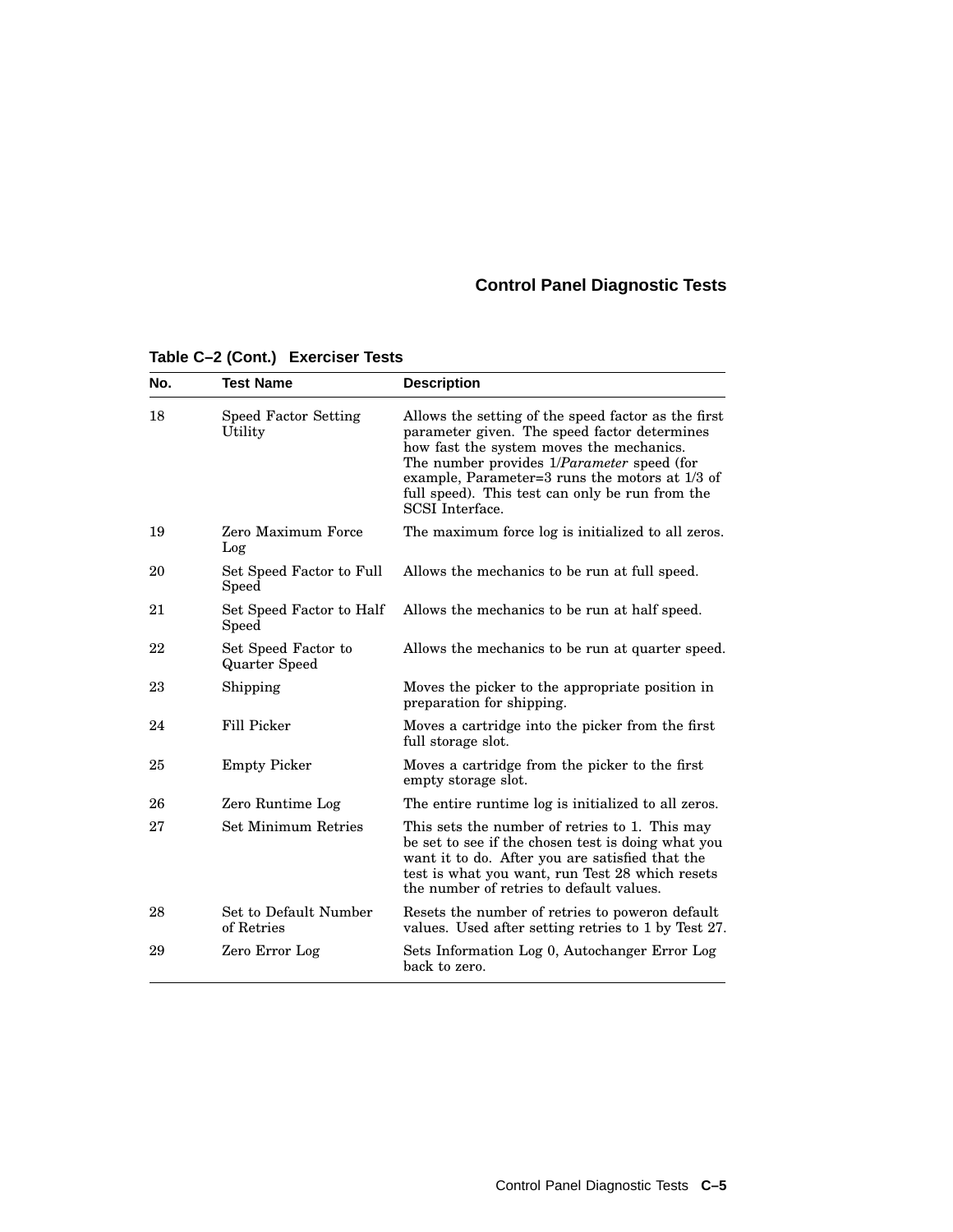**Table C–2 (Cont.) Exerciser Tests**

| No. | Test Name | Description |
|---|---|---|
| 18 | Speed Factor Setting Utility | Allows the setting of the speed factor as the first parameter given. The speed factor determines how fast the system moves the mechanics. The number provides 1/*Parameter* speed (for example, Parameter=3 runs the motors at 1/3 of full speed). This test can only be run from the SCSI Interface. |
| 19 | Zero Maximum Force Log | The maximum force log is initialized to all zeros. |
| 20 | Set Speed Factor to Full Speed | Allows the mechanics to be run at full speed. |
| 21 | Set Speed Factor to Half Speed | Allows the mechanics to be run at half speed. |
| 22 | Set Speed Factor to Quarter Speed | Allows the mechanics to be run at quarter speed. |
| 23 | Shipping | Moves the picker to the appropriate position in preparation for shipping. |
| 24 | Fill Picker | Moves a cartridge into the picker from the first full storage slot. |
| 25 | Empty Picker | Moves a cartridge from the picker to the first empty storage slot. |
| 26 | Zero Runtime Log | The entire runtime log is initialized to all zeros. |
| 27 | Set Minimum Retries | This sets the number of retries to 1. This may be set to see if the chosen test is doing what you want it to do. After you are satisfied that the test is what you want, run Test 28 which resets the number of retries to default values. |
| 28 | Set to Default Number of Retries | Resets the number of retries to poweron default values. Used after setting retries to 1 by Test 27. |
| 29 | Zero Error Log | Sets Information Log 0, Autochanger Error Log back to zero. |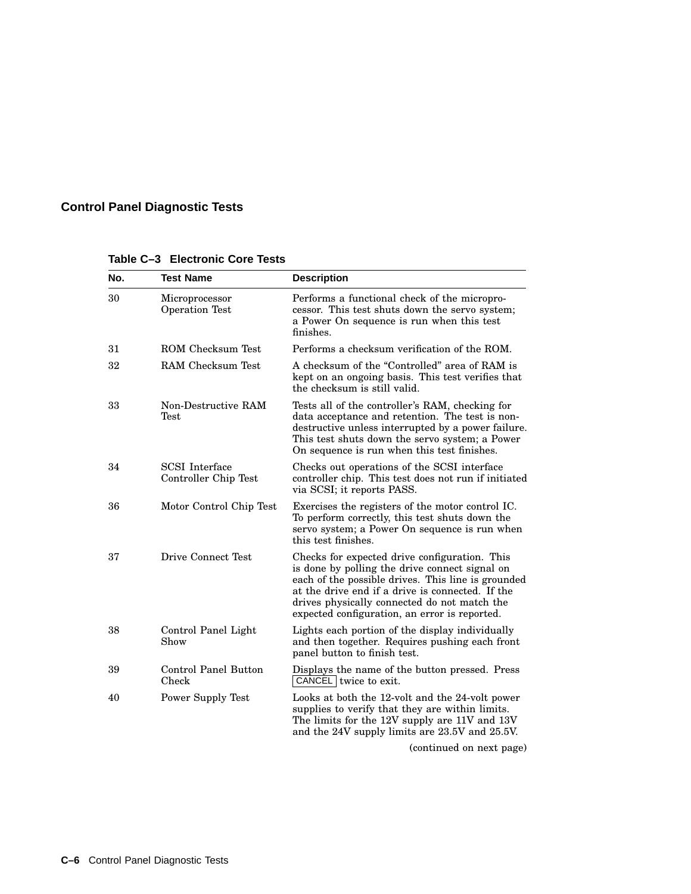## Control Panel Diagnostic Tests

**Table C–3 Electronic Core Tests**

| No. | Test Name | Description |
|---|---|---|
| 30 | Microprocessor Operation Test | Performs a functional check of the microprocessor. This test shuts down the servo system; a Power On sequence is run when this test finishes. |
| 31 | ROM Checksum Test | Performs a checksum verification of the ROM. |
| 32 | RAM Checksum Test | A checksum of the "Controlled" area of RAM is kept on an ongoing basis. This test verifies that the checksum is still valid. |
| 33 | Non-Destructive RAM Test | Tests all of the controller's RAM, checking for data acceptance and retention. The test is non-destructive unless interrupted by a power failure. This test shuts down the servo system; a Power On sequence is run when this test finishes. |
| 34 | SCSI Interface Controller Chip Test | Checks out operations of the SCSI interface controller chip. This test does not run if initiated via SCSI; it reports PASS. |
| 36 | Motor Control Chip Test | Exercises the registers of the motor control IC. To perform correctly, this test shuts down the servo system; a Power On sequence is run when this test finishes. |
| 37 | Drive Connect Test | Checks for expected drive configuration. This is done by polling the drive connect signal on each of the possible drives. This line is grounded at the drive end if a drive is connected. If the drives physically connected do not match the expected configuration, an error is reported. |
| 38 | Control Panel Light Show | Lights each portion of the display individually and then together. Requires pushing each front panel button to finish test. |
| 39 | Control Panel Button Check | Displays the name of the button pressed. Press CANCEL twice to exit. |
| 40 | Power Supply Test | Looks at both the 12-volt and the 24-volt power supplies to verify that they are within limits. The limits for the 12V supply are 11V and 13V and the 24V supply limits are 23.5V and 25.5V. |

(continued on next page)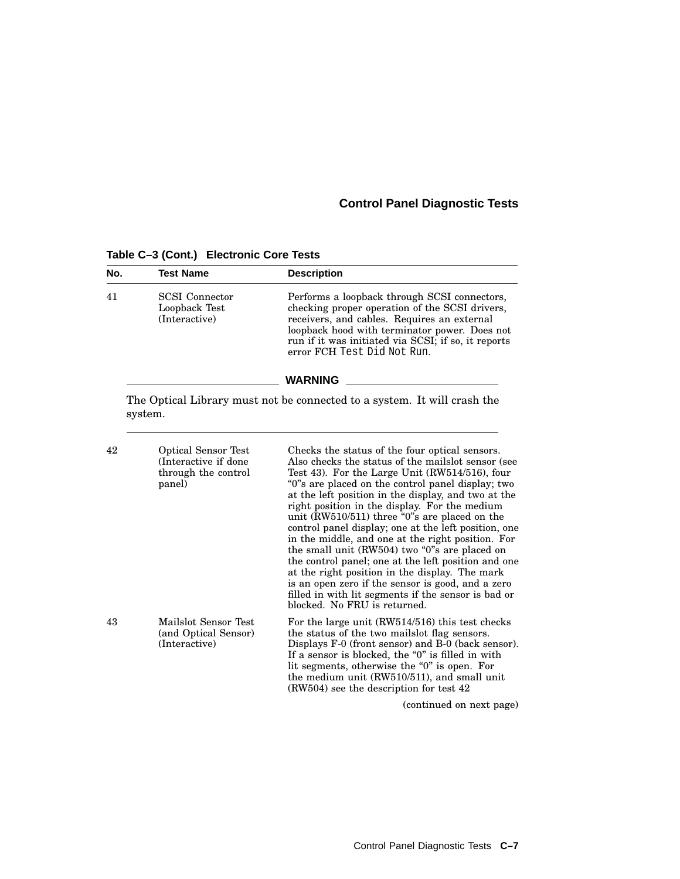**Table C–3 (Cont.) Electronic Core Tests**

| No. | Test Name | Description |
|---|---|---|
| 41 | SCSI Connector Loopback Test (Interactive) | Performs a loopback through SCSI connectors, checking proper operation of the SCSI drivers, receivers, and cables. Requires an external loopback hood with terminator power. Does not run if it was initiated via SCSI; if so, it reports error FCH `Test Did Not Run`. |

**WARNING**

The Optical Library must not be connected to a system. It will crash the system.

| No. | Test Name | Description |
|---|---|---|
| 42 | Optical Sensor Test (Interactive if done through the control panel) | Checks the status of the four optical sensors. Also checks the status of the mailslot sensor (see Test 43). For the Large Unit (RW514/516), four "0"s are placed on the control panel display; two at the left position in the display, and two at the right position in the display. For the medium unit (RW510/511) three "0"s are placed on the control panel display; one at the left position, one in the middle, and one at the right position. For the small unit (RW504) two "0"s are placed on the control panel; one at the left position and one at the right position in the display. The mark is an open zero if the sensor is good, and a zero filled in with lit segments if the sensor is bad or blocked. No FRU is returned. |
| 43 | Mailslot Sensor Test (and Optical Sensor) (Interactive) | For the large unit (RW514/516) this test checks the status of the two mailslot flag sensors. Displays F-0 (front sensor) and B-0 (back sensor). If a sensor is blocked, the "0" is filled in with lit segments, otherwise the "0" is open. For the medium unit (RW510/511), and small unit (RW504) see the description for test 42 |

(continued on next page)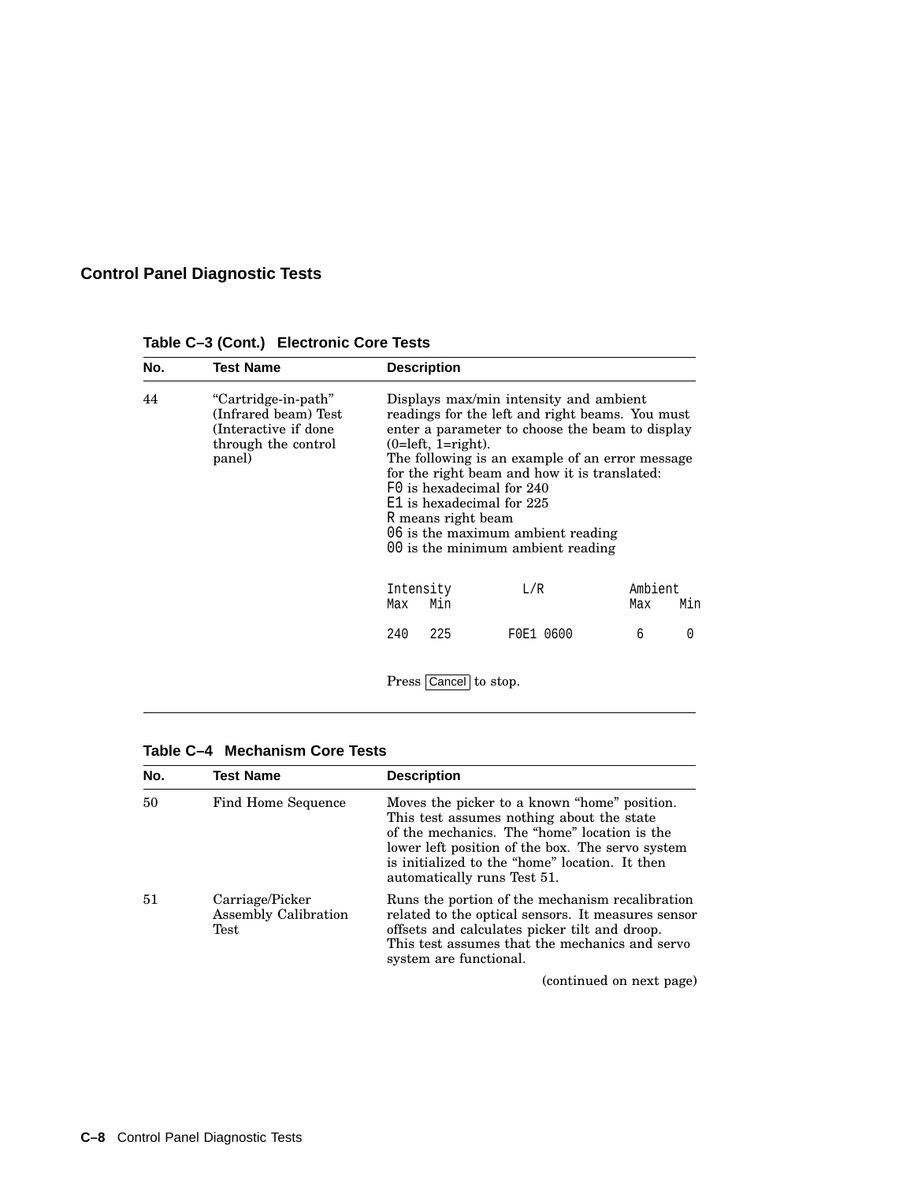## Control Panel Diagnostic Tests

**Table C–3 (Cont.) Electronic Core Tests**

| No. | Test Name | Description |
|---|---|---|
| 44 | “Cartridge-in-path” (Infrared beam) Test (Interactive if done through the control panel) | Displays max/min intensity and ambient readings for the left and right beams. You must enter a parameter to choose the beam to display (0=left, 1=right).<br>The following is an example of an error message for the right beam and how it is translated:<br>`F0` is hexadecimal for 240<br>`E1` is hexadecimal for 225<br>`R` means right beam<br>`06` is the maximum ambient reading<br>`00` is the minimum ambient reading<br><br>`Intensity      L/R        Ambient`<br>`Max   Min                 Max   Min`<br>`240   225   F0E1 0600     6     0`<br><br>Press Cancel to stop. |

**Table C–4 Mechanism Core Tests**

| No. | Test Name | Description |
|---|---|---|
| 50 | Find Home Sequence | Moves the picker to a known “home” position. This test assumes nothing about the state of the mechanics. The “home” location is the lower left position of the box. The servo system is initialized to the “home” location. It then automatically runs Test 51. |
| 51 | Carriage/Picker Assembly Calibration Test | Runs the portion of the mechanism recalibration related to the optical sensors. It measures sensor offsets and calculates picker tilt and droop. This test assumes that the mechanics and servo system are functional. |

(continued on next page)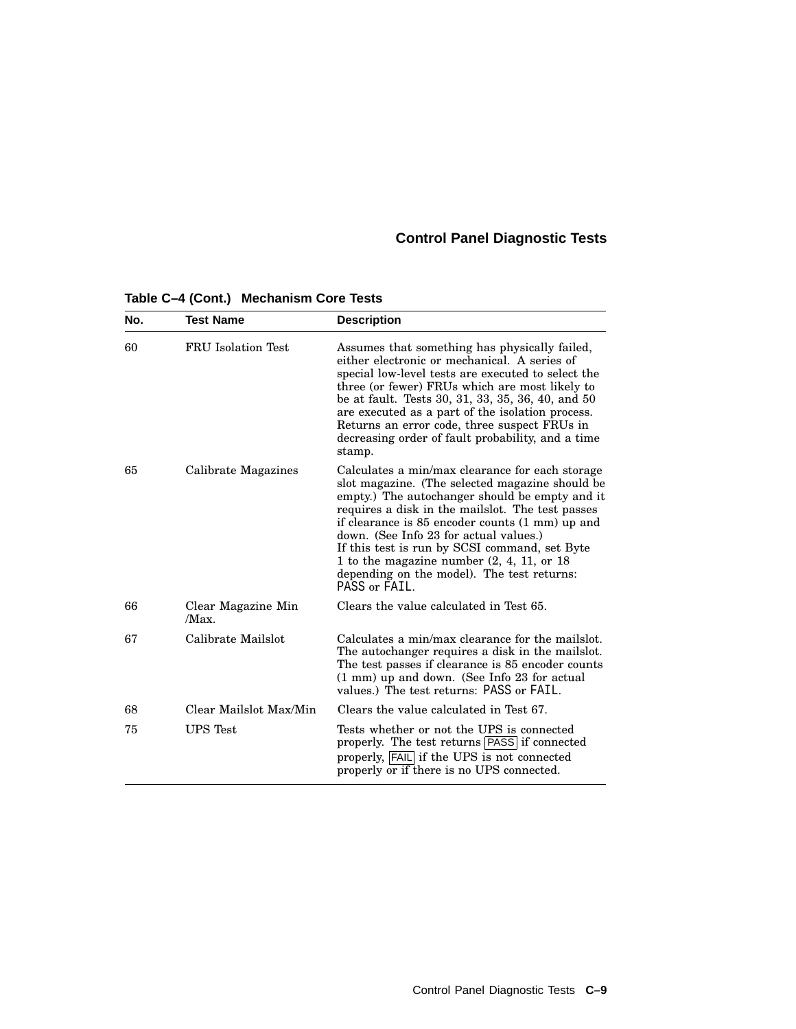**Table C–4 (Cont.) Mechanism Core Tests**

| No. | Test Name | Description |
|---|---|---|
| 60 | FRU Isolation Test | Assumes that something has physically failed, either electronic or mechanical. A series of special low-level tests are executed to select the three (or fewer) FRUs which are most likely to be at fault. Tests 30, 31, 33, 35, 36, 40, and 50 are executed as a part of the isolation process. Returns an error code, three suspect FRUs in decreasing order of fault probability, and a time stamp. |
| 65 | Calibrate Magazines | Calculates a min/max clearance for each storage slot magazine. (The selected magazine should be empty.) The autochanger should be empty and it requires a disk in the mailslot. The test passes if clearance is 85 encoder counts (1 mm) up and down. (See Info 23 for actual values.) If this test is run by SCSI command, set Byte 1 to the magazine number (2, 4, 11, or 18 depending on the model). The test returns: PASS or FAIL. |
| 66 | Clear Magazine Min /Max. | Clears the value calculated in Test 65. |
| 67 | Calibrate Mailslot | Calculates a min/max clearance for the mailslot. The autochanger requires a disk in the mailslot. The test passes if clearance is 85 encoder counts (1 mm) up and down. (See Info 23 for actual values.) The test returns: PASS or FAIL. |
| 68 | Clear Mailslot Max/Min | Clears the value calculated in Test 67. |
| 75 | UPS Test | Tests whether or not the UPS is connected properly. The test returns PASS if connected properly, FAIL if the UPS is not connected properly or if there is no UPS connected. |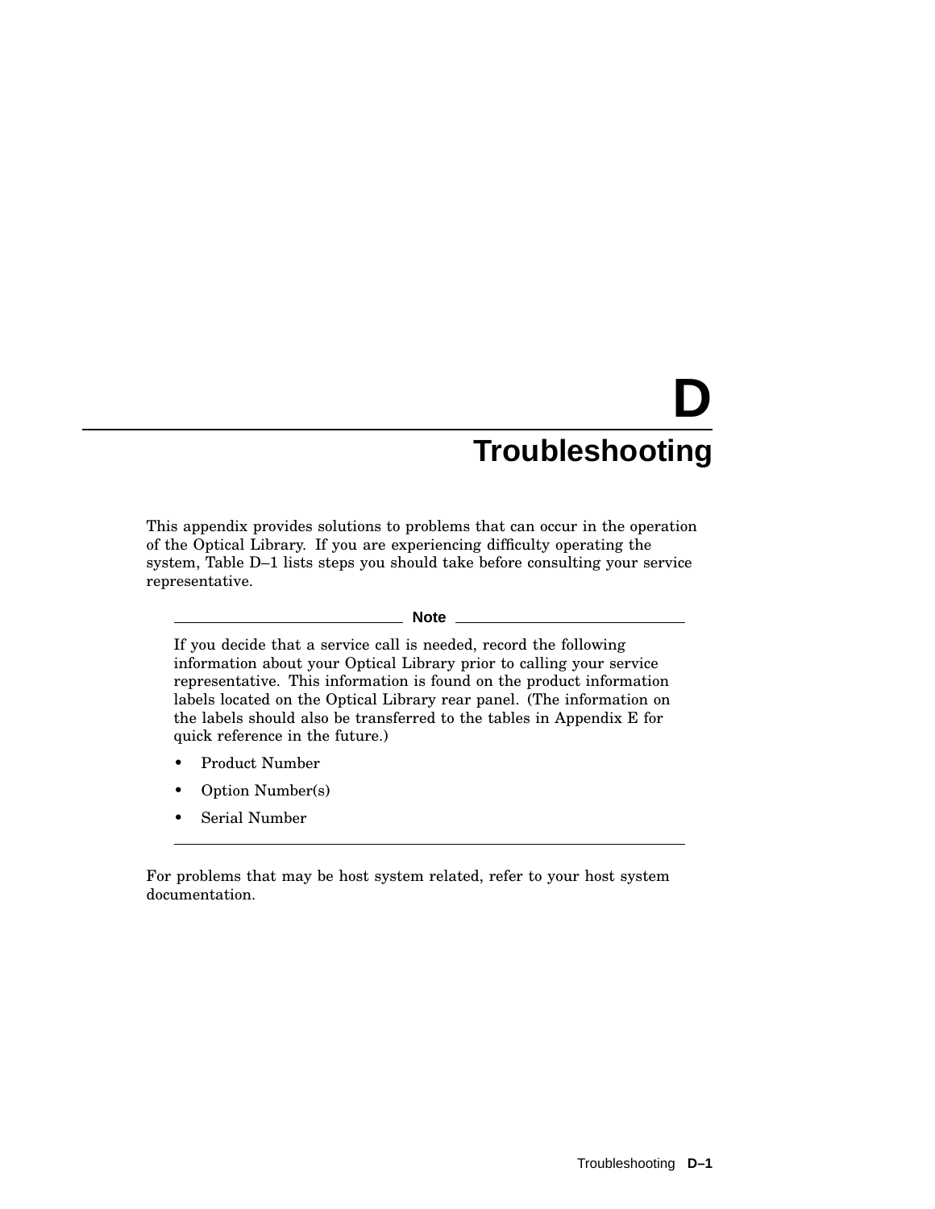# D Troubleshooting

This appendix provides solutions to problems that can occur in the operation of the Optical Library. If you are experiencing difficulty operating the system, Table D–1 lists steps you should take before consulting your service representative.

**Note**

If you decide that a service call is needed, record the following information about your Optical Library prior to calling your service representative. This information is found on the product information labels located on the Optical Library rear panel. (The information on the labels should also be transferred to the tables in Appendix E for quick reference in the future.)

- Product Number
- Option Number(s)
- Serial Number

---

For problems that may be host system related, refer to your host system documentation.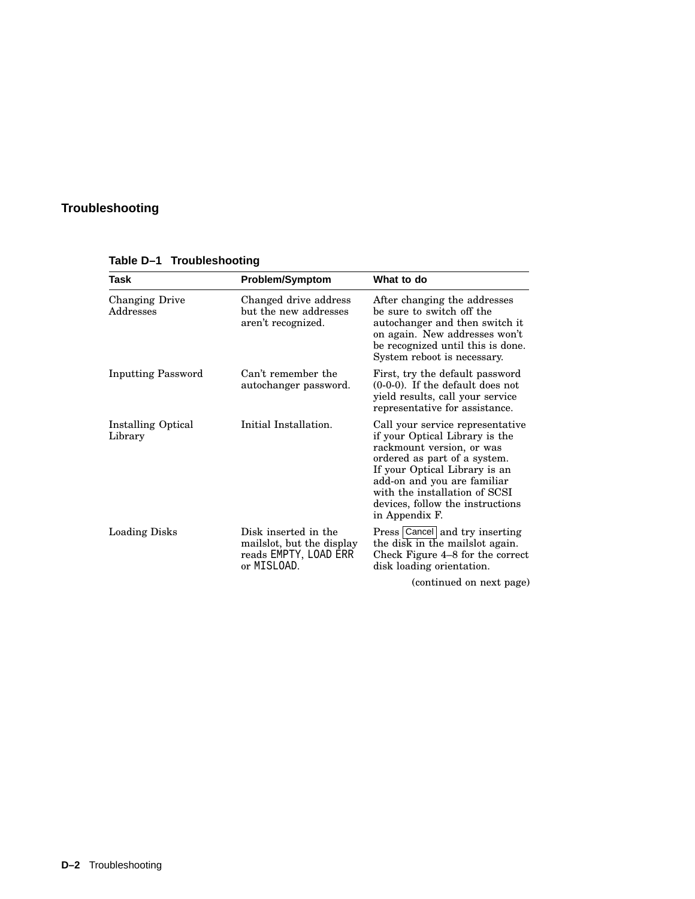## Troubleshooting

**Table D–1 Troubleshooting**

| Task | Problem/Symptom | What to do |
|---|---|---|
| Changing Drive Addresses | Changed drive address but the new addresses aren't recognized. | After changing the addresses be sure to switch off the autochanger and then switch it on again. New addresses won't be recognized until this is done. System reboot is necessary. |
| Inputting Password | Can't remember the autochanger password. | First, try the default password (0-0-0). If the default does not yield results, call your service representative for assistance. |
| Installing Optical Library | Initial Installation. | Call your service representative if your Optical Library is the rackmount version, or was ordered as part of a system. If your Optical Library is an add-on and you are familiar with the installation of SCSI devices, follow the instructions in Appendix F. |
| Loading Disks | Disk inserted in the mailslot, but the display reads `EMPTY`, `LOAD ERR` or `MISLOAD`. | Press Cancel and try inserting the disk in the mailslot again. Check Figure 4–8 for the correct disk loading orientation. |

(continued on next page)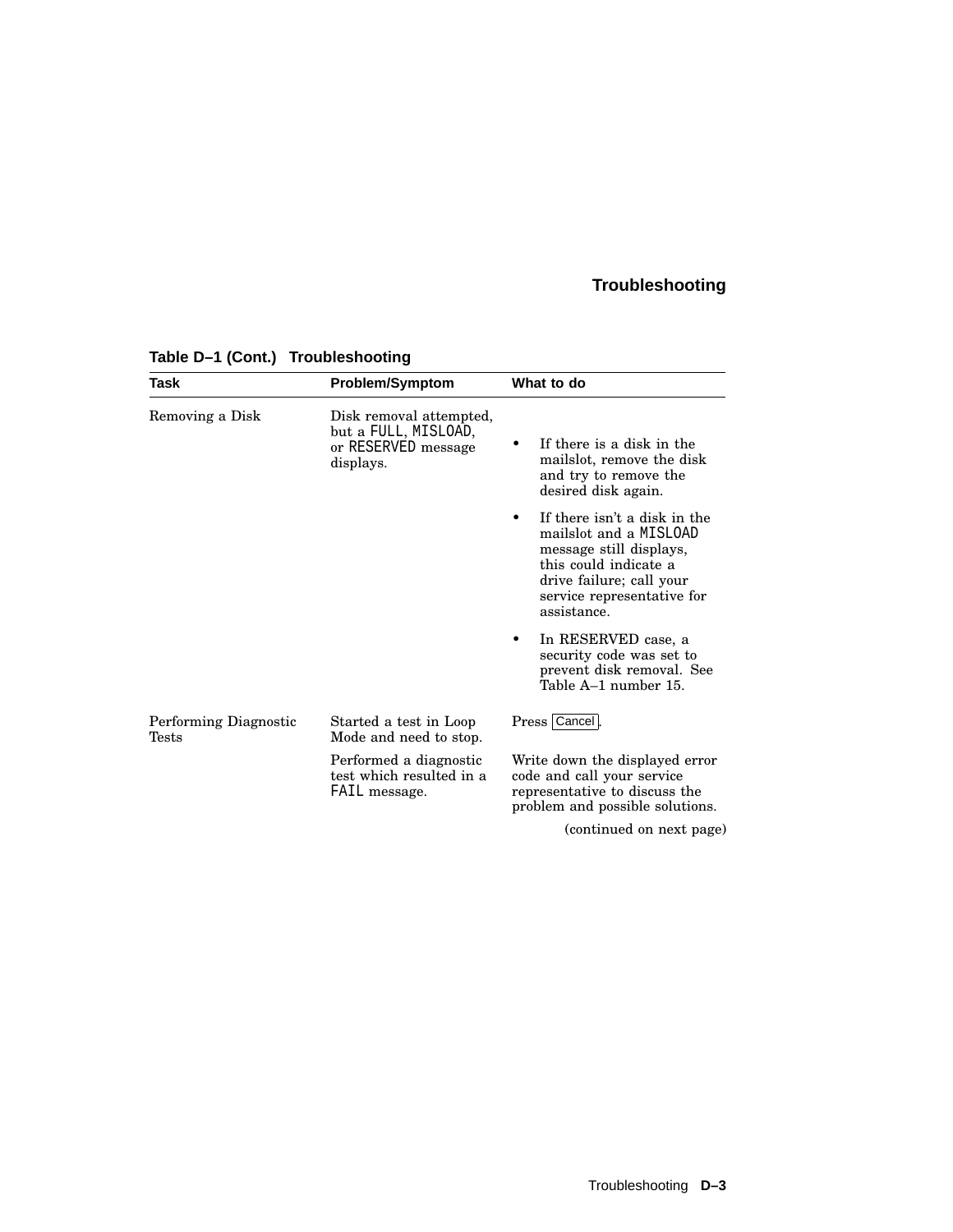**Table D–1 (Cont.) Troubleshooting**

| Task | Problem/Symptom | What to do |
|---|---|---|
| Removing a Disk | Disk removal attempted, but a FULL, MISLOAD, or RESERVED message displays. | • If there is a disk in the mailslot, remove the disk and try to remove the desired disk again. <br> • If there isn't a disk in the mailslot and a MISLOAD message still displays, this could indicate a drive failure; call your service representative for assistance. <br> • In RESERVED case, a security code was set to prevent disk removal. See Table A–1 number 15. |
| Performing Diagnostic Tests | Started a test in Loop Mode and need to stop. | Press Cancel. |
| | Performed a diagnostic test which resulted in a FAIL message. | Write down the displayed error code and call your service representative to discuss the problem and possible solutions. |

(continued on next page)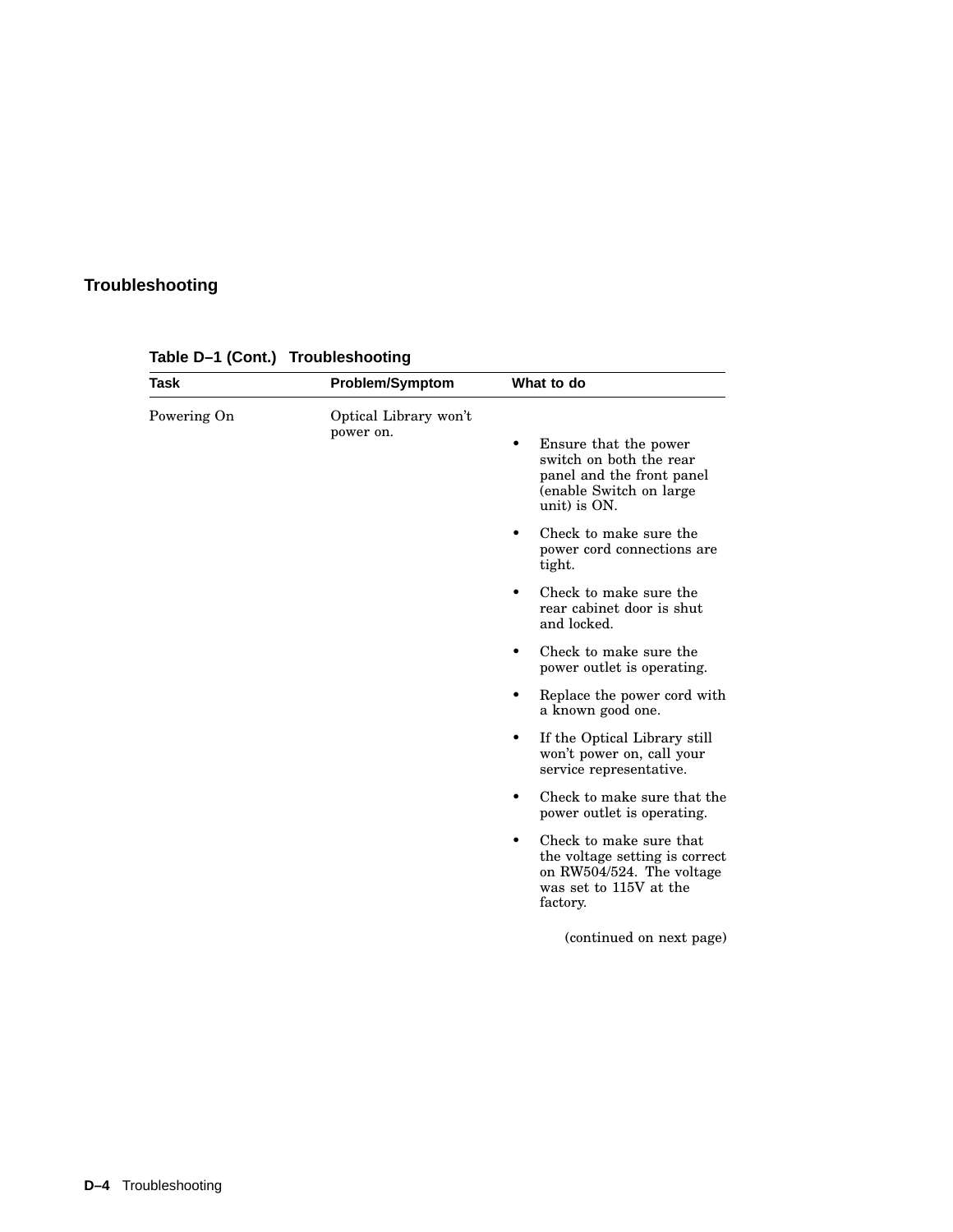**Table D–1 (Cont.) Troubleshooting**

| Task | Problem/Symptom | What to do |
| --- | --- | --- |
| Powering On | Optical Library won't power on. | • Ensure that the power switch on both the rear panel and the front panel (enable Switch on large unit) is ON.<br>• Check to make sure the power cord connections are tight.<br>• Check to make sure the rear cabinet door is shut and locked.<br>• Check to make sure the power outlet is operating.<br>• Replace the power cord with a known good one.<br>• If the Optical Library still won't power on, call your service representative.<br>• Check to make sure that the power outlet is operating.<br>• Check to make sure that the voltage setting is correct on RW504/524. The voltage was set to 115V at the factory. |

(continued on next page)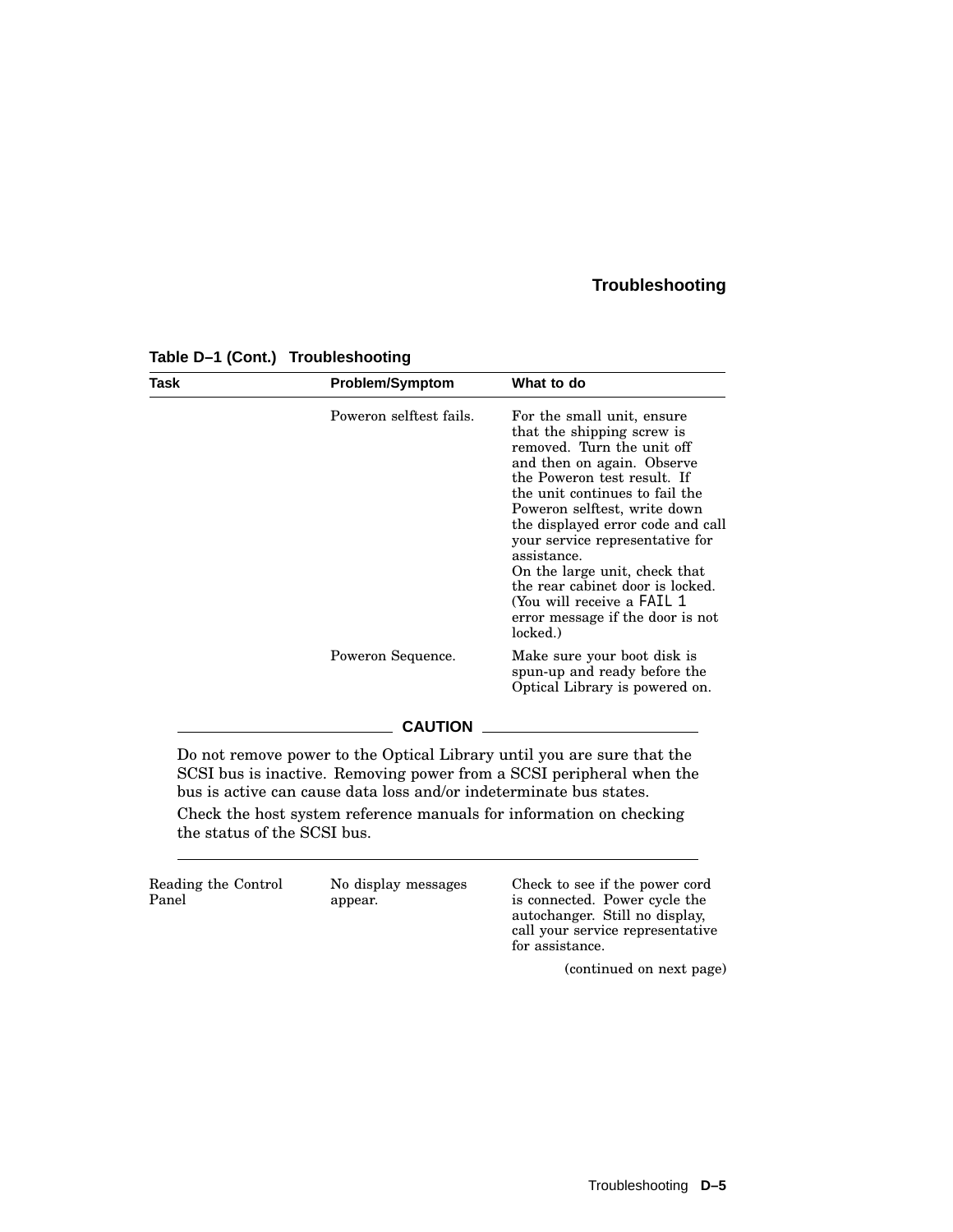**Table D–1 (Cont.) Troubleshooting**

| Task | Problem/Symptom | What to do |
|---|---|---|
| | Poweron selftest fails. | For the small unit, ensure that the shipping screw is removed. Turn the unit off and then on again. Observe the Poweron test result. If the unit continues to fail the Poweron selftest, write down the displayed error code and call your service representative for assistance.<br>On the large unit, check that the rear cabinet door is locked. (You will receive a `FAIL 1` error message if the door is not locked.) |
| | Poweron Sequence. | Make sure your boot disk is spun-up and ready before the Optical Library is powered on. |

**CAUTION**

Do not remove power to the Optical Library until you are sure that the SCSI bus is inactive. Removing power from a SCSI peripheral when the bus is active can cause data loss and/or indeterminate bus states.

Check the host system reference manuals for information on checking the status of the SCSI bus.

| Task | Problem/Symptom | What to do |
|---|---|---|
| Reading the Control Panel | No display messages appear. | Check to see if the power cord is connected. Power cycle the autochanger. Still no display, call your service representative for assistance. |

(continued on next page)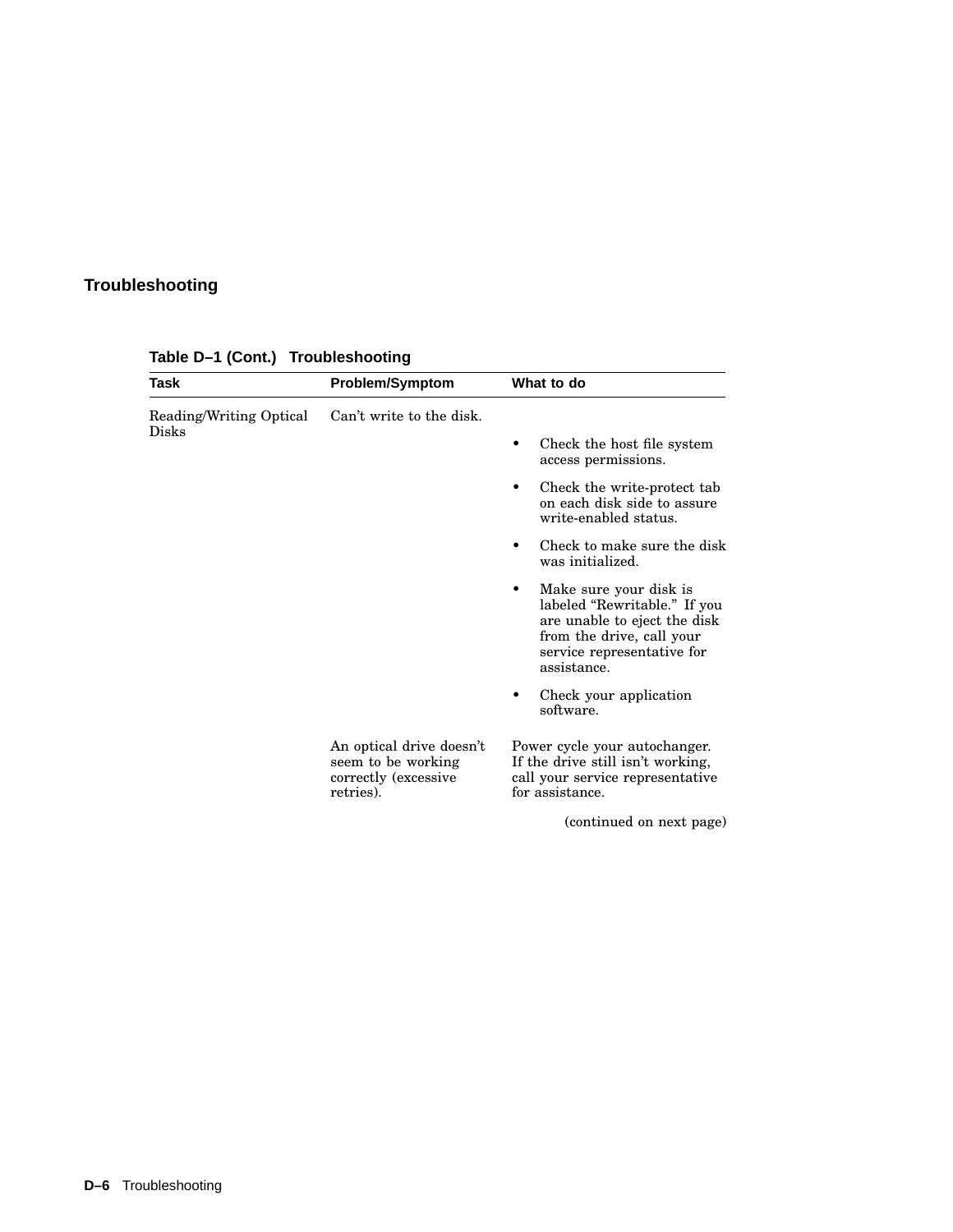**Table D–1 (Cont.) Troubleshooting**

| Task | Problem/Symptom | What to do |
|---|---|---|
| Reading/Writing Optical Disks | Can't write to the disk. | • Check the host file system access permissions.<br>• Check the write-protect tab on each disk side to assure write-enabled status.<br>• Check to make sure the disk was initialized.<br>• Make sure your disk is labeled "Rewritable." If you are unable to eject the disk from the drive, call your service representative for assistance.<br>• Check your application software. |
| | An optical drive doesn't seem to be working correctly (excessive retries). | Power cycle your autochanger. If the drive still isn't working, call your service representative for assistance. |

(continued on next page)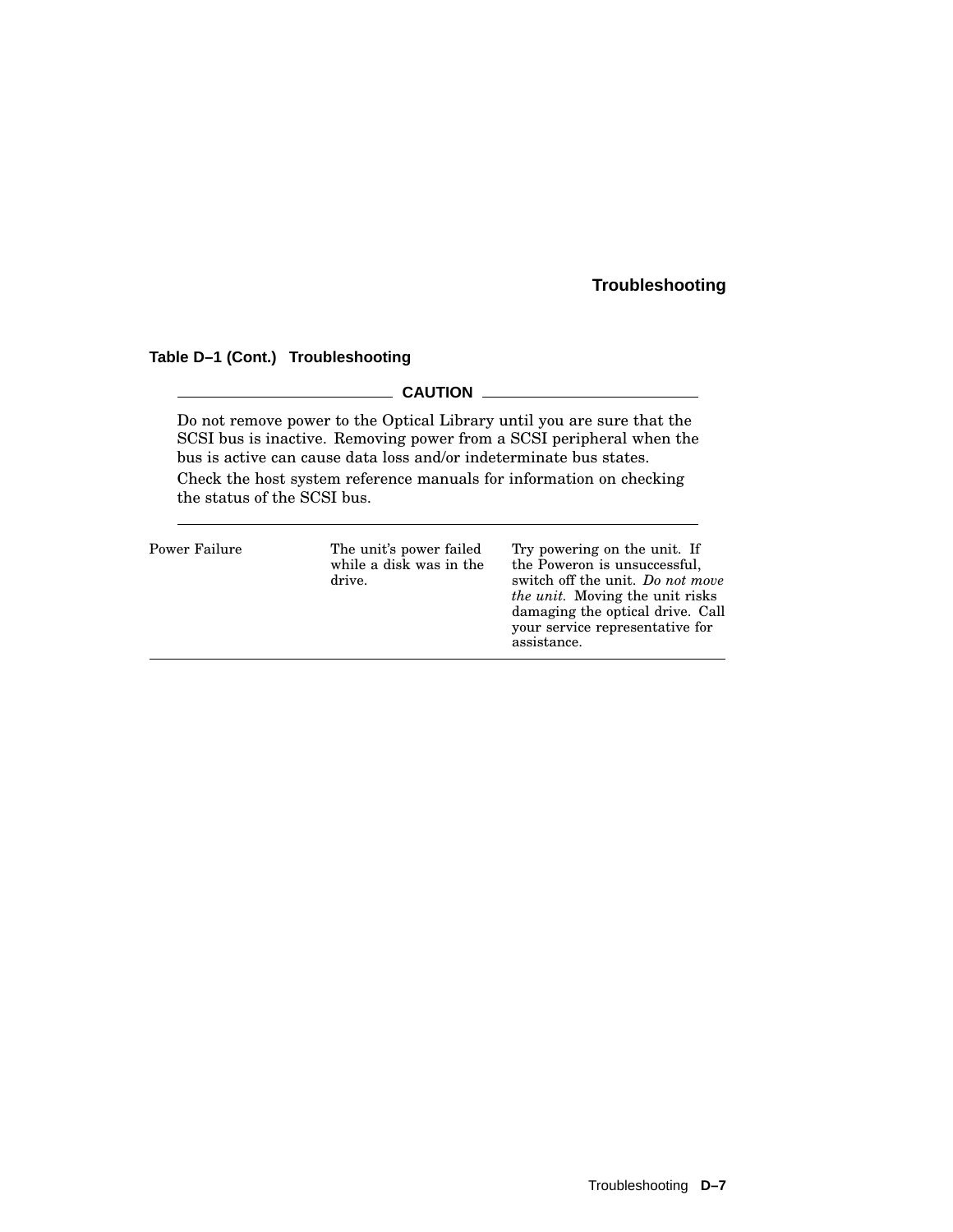**Table D–1 (Cont.) Troubleshooting**

**CAUTION**

Do not remove power to the Optical Library until you are sure that the SCSI bus is inactive. Removing power from a SCSI peripheral when the bus is active can cause data loss and/or indeterminate bus states.

Check the host system reference manuals for information on checking the status of the SCSI bus.

| | | |
|---|---|---|
| Power Failure | The unit's power failed while a disk was in the drive. | Try powering on the unit. If the Poweron is unsuccessful, switch off the unit. *Do not move the unit.* Moving the unit risks damaging the optical drive. Call your service representative for assistance. |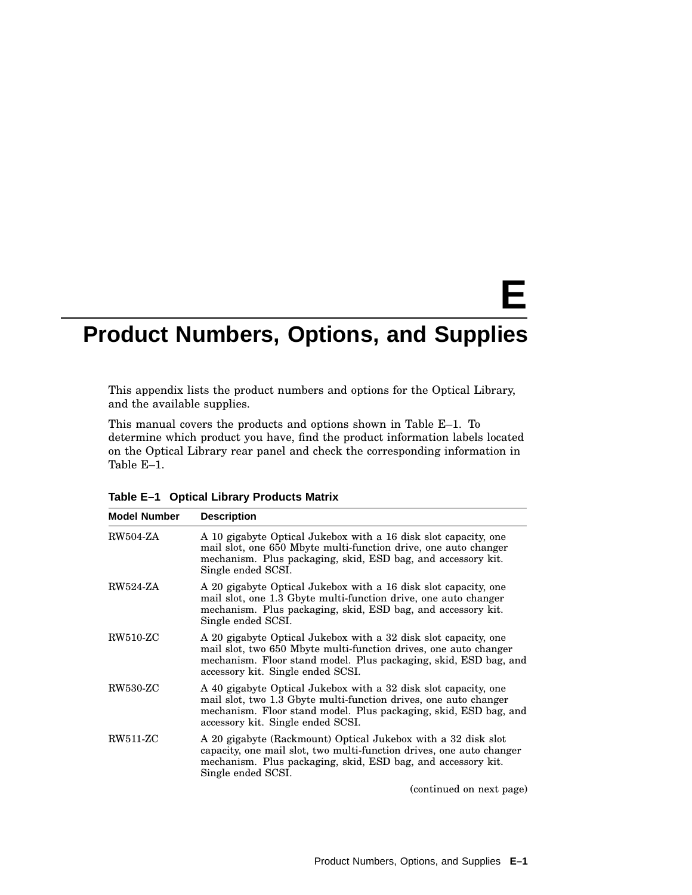# E

# Product Numbers, Options, and Supplies

This appendix lists the product numbers and options for the Optical Library, and the available supplies.

This manual covers the products and options shown in Table E–1. To determine which product you have, find the product information labels located on the Optical Library rear panel and check the corresponding information in Table E–1.

**Table E–1 Optical Library Products Matrix**

| Model Number | Description |
|---|---|
| RW504-ZA | A 10 gigabyte Optical Jukebox with a 16 disk slot capacity, one mail slot, one 650 Mbyte multi-function drive, one auto changer mechanism. Plus packaging, skid, ESD bag, and accessory kit. Single ended SCSI. |
| RW524-ZA | A 20 gigabyte Optical Jukebox with a 16 disk slot capacity, one mail slot, one 1.3 Gbyte multi-function drive, one auto changer mechanism. Plus packaging, skid, ESD bag, and accessory kit. Single ended SCSI. |
| RW510-ZC | A 20 gigabyte Optical Jukebox with a 32 disk slot capacity, one mail slot, two 650 Mbyte multi-function drives, one auto changer mechanism. Floor stand model. Plus packaging, skid, ESD bag, and accessory kit. Single ended SCSI. |
| RW530-ZC | A 40 gigabyte Optical Jukebox with a 32 disk slot capacity, one mail slot, two 1.3 Gbyte multi-function drives, one auto changer mechanism. Floor stand model. Plus packaging, skid, ESD bag, and accessory kit. Single ended SCSI. |
| RW511-ZC | A 20 gigabyte (Rackmount) Optical Jukebox with a 32 disk slot capacity, one mail slot, two multi-function drives, one auto changer mechanism. Plus packaging, skid, ESD bag, and accessory kit. Single ended SCSI. |

(continued on next page)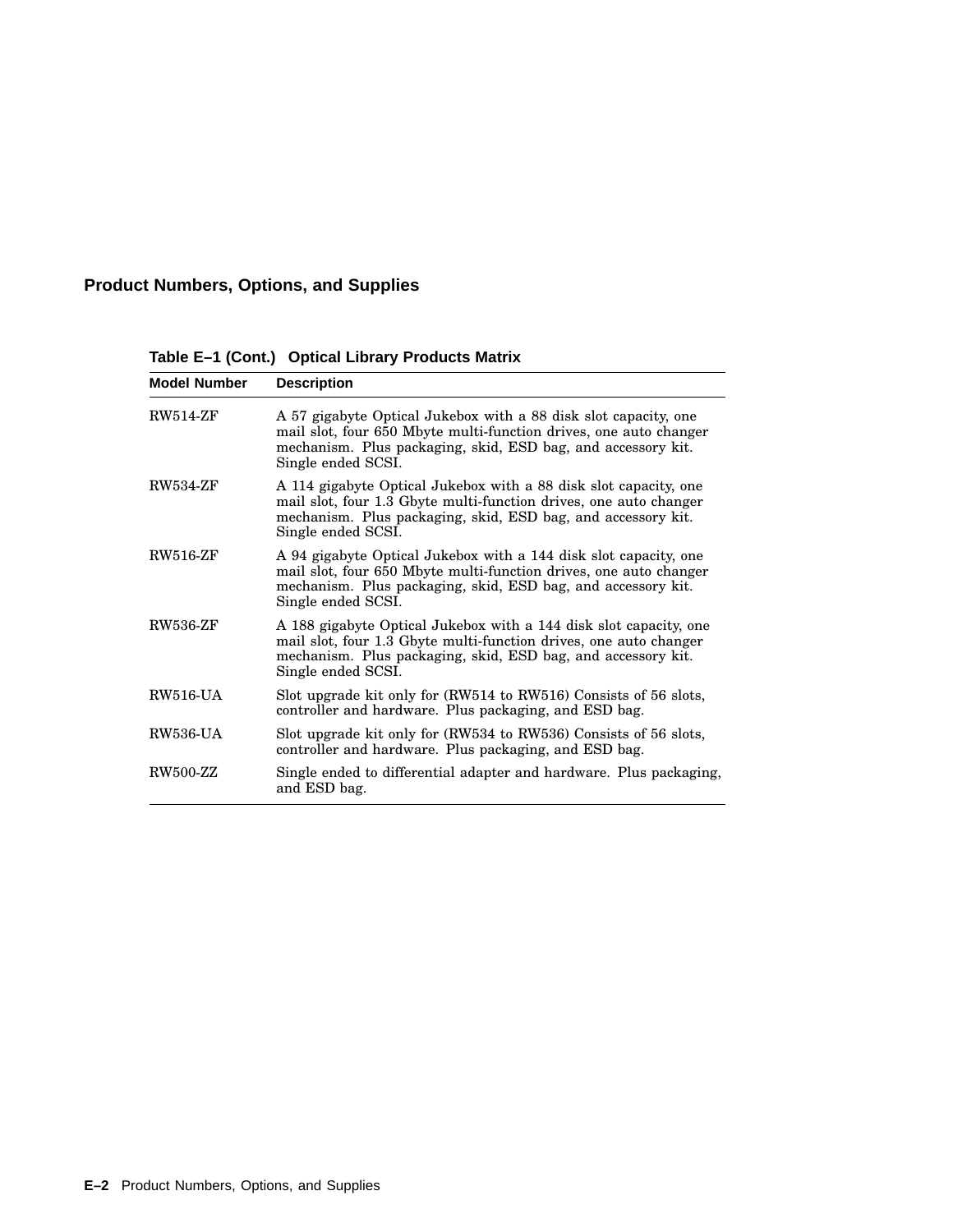## Product Numbers, Options, and Supplies

**Table E–1 (Cont.) Optical Library Products Matrix**

| Model Number | Description |
|---|---|
| RW514-ZF | A 57 gigabyte Optical Jukebox with a 88 disk slot capacity, one mail slot, four 650 Mbyte multi-function drives, one auto changer mechanism. Plus packaging, skid, ESD bag, and accessory kit. Single ended SCSI. |
| RW534-ZF | A 114 gigabyte Optical Jukebox with a 88 disk slot capacity, one mail slot, four 1.3 Gbyte multi-function drives, one auto changer mechanism. Plus packaging, skid, ESD bag, and accessory kit. Single ended SCSI. |
| RW516-ZF | A 94 gigabyte Optical Jukebox with a 144 disk slot capacity, one mail slot, four 650 Mbyte multi-function drives, one auto changer mechanism. Plus packaging, skid, ESD bag, and accessory kit. Single ended SCSI. |
| RW536-ZF | A 188 gigabyte Optical Jukebox with a 144 disk slot capacity, one mail slot, four 1.3 Gbyte multi-function drives, one auto changer mechanism. Plus packaging, skid, ESD bag, and accessory kit. Single ended SCSI. |
| RW516-UA | Slot upgrade kit only for (RW514 to RW516) Consists of 56 slots, controller and hardware. Plus packaging, and ESD bag. |
| RW536-UA | Slot upgrade kit only for (RW534 to RW536) Consists of 56 slots, controller and hardware. Plus packaging, and ESD bag. |
| RW500-ZZ | Single ended to differential adapter and hardware. Plus packaging, and ESD bag. |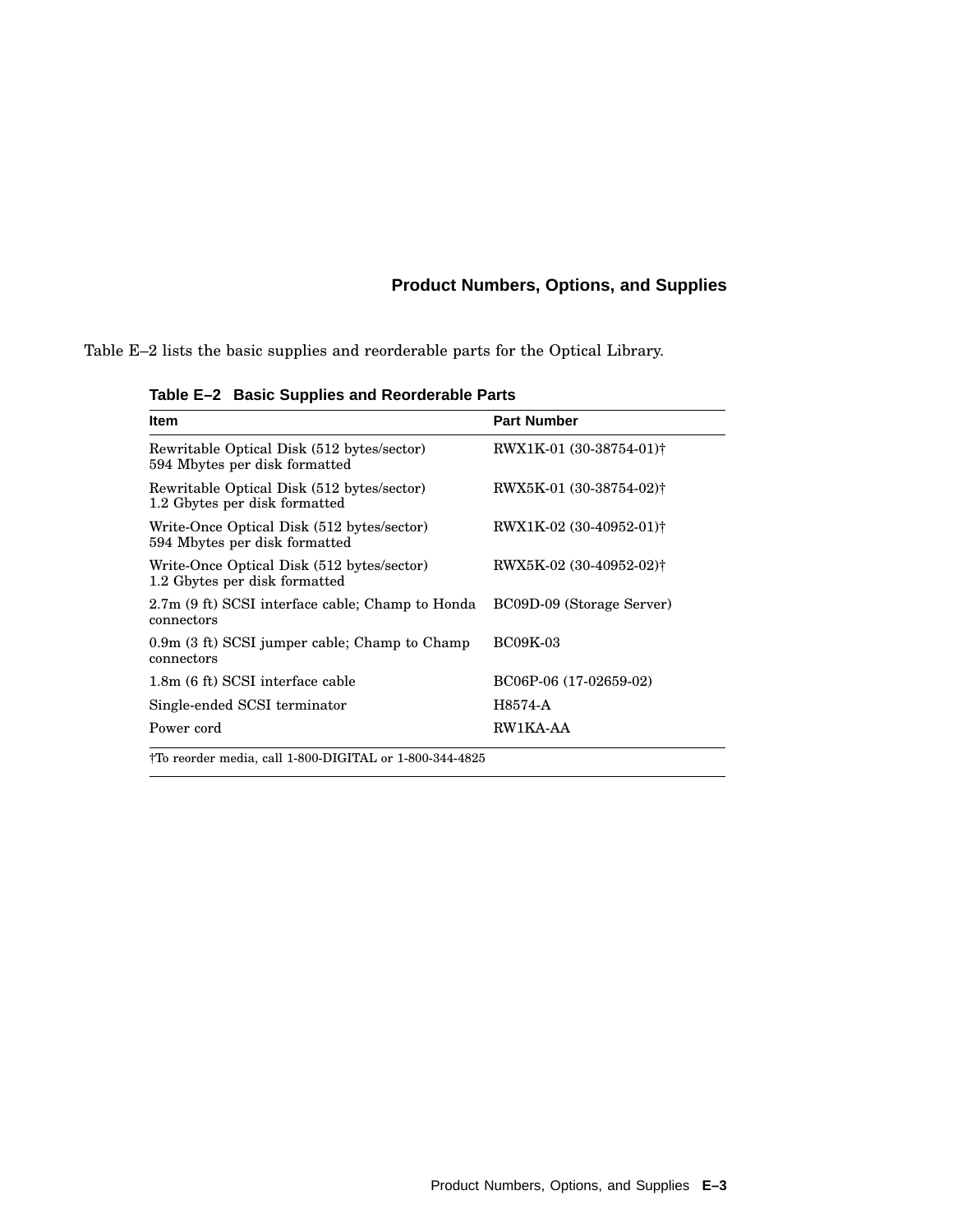Table E–2 lists the basic supplies and reorderable parts for the Optical Library.

**Table E–2 Basic Supplies and Reorderable Parts**

| Item | Part Number |
|---|---|
| Rewritable Optical Disk (512 bytes/sector) 594 Mbytes per disk formatted | RWX1K-01 (30-38754-01)† |
| Rewritable Optical Disk (512 bytes/sector) 1.2 Gbytes per disk formatted | RWX5K-01 (30-38754-02)† |
| Write-Once Optical Disk (512 bytes/sector) 594 Mbytes per disk formatted | RWX1K-02 (30-40952-01)† |
| Write-Once Optical Disk (512 bytes/sector) 1.2 Gbytes per disk formatted | RWX5K-02 (30-40952-02)† |
| 2.7m (9 ft) SCSI interface cable; Champ to Honda connectors | BC09D-09 (Storage Server) |
| 0.9m (3 ft) SCSI jumper cable; Champ to Champ connectors | BC09K-03 |
| 1.8m (6 ft) SCSI interface cable | BC06P-06 (17-02659-02) |
| Single-ended SCSI terminator | H8574-A |
| Power cord | RW1KA-AA |

†To reorder media, call 1-800-DIGITAL or 1-800-344-4825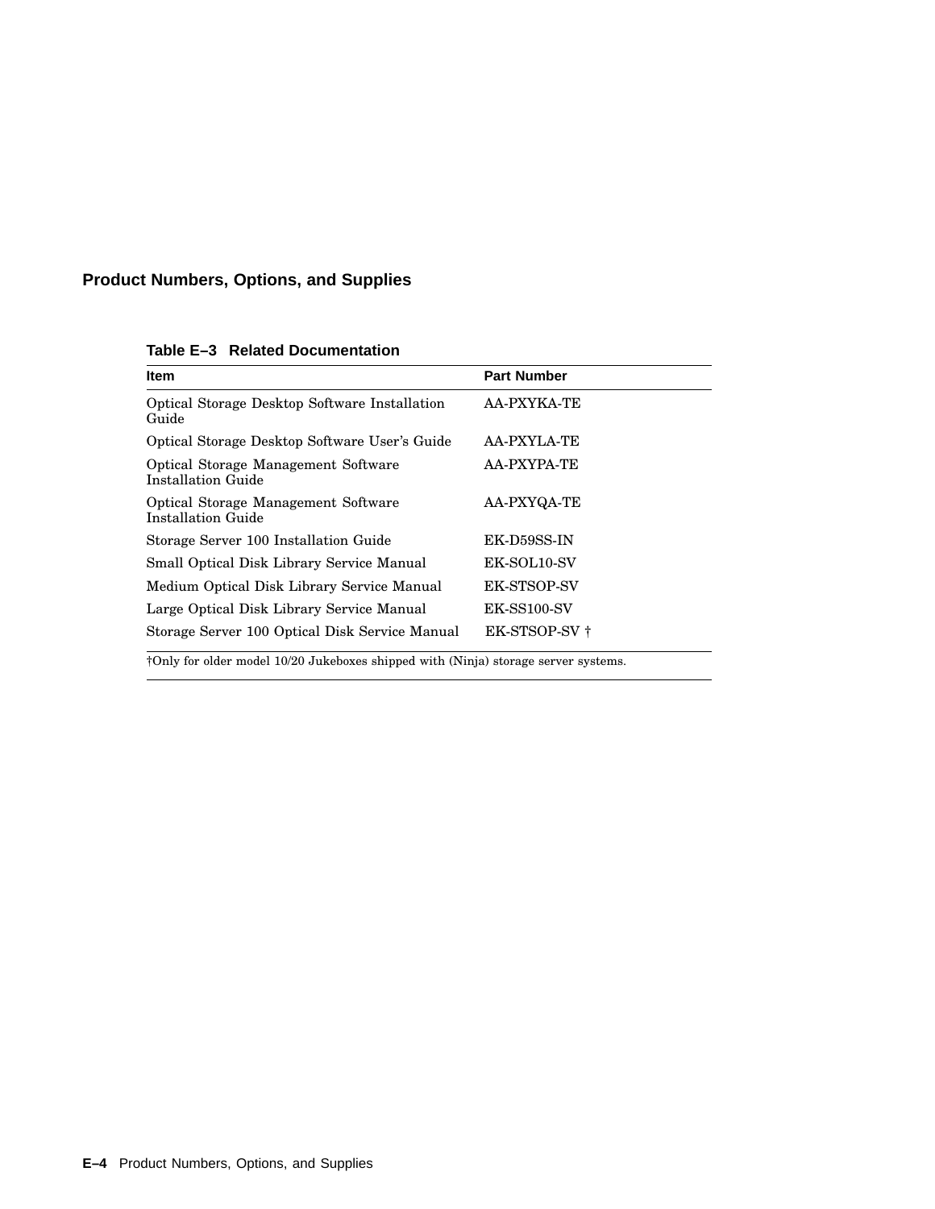## Product Numbers, Options, and Supplies

**Table E–3 Related Documentation**

| Item | Part Number |
|---|---|
| Optical Storage Desktop Software Installation Guide | AA-PXYKA-TE |
| Optical Storage Desktop Software User's Guide | AA-PXYLA-TE |
| Optical Storage Management Software Installation Guide | AA-PXYPA-TE |
| Optical Storage Management Software Installation Guide | AA-PXYQA-TE |
| Storage Server 100 Installation Guide | EK-D59SS-IN |
| Small Optical Disk Library Service Manual | EK-SOL10-SV |
| Medium Optical Disk Library Service Manual | EK-STSOP-SV |
| Large Optical Disk Library Service Manual | EK-SS100-SV |
| Storage Server 100 Optical Disk Service Manual | EK-STSOP-SV † |

†Only for older model 10/20 Jukeboxes shipped with (Ninja) storage server systems.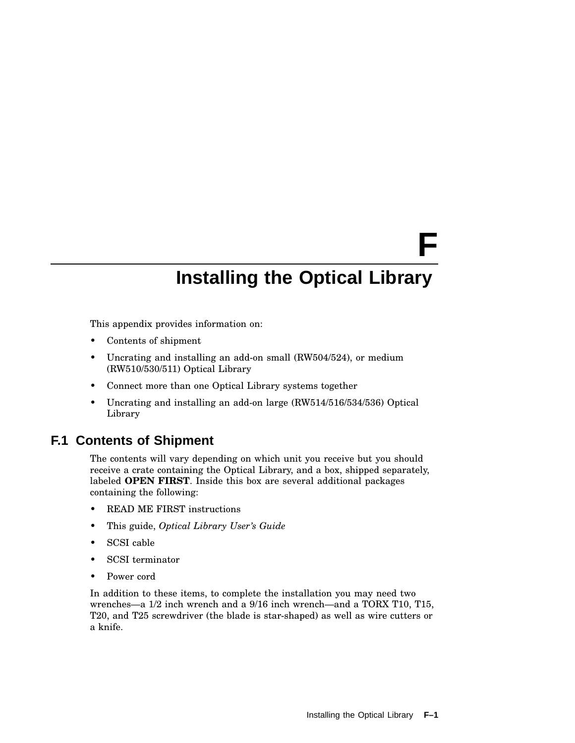# F

# Installing the Optical Library

This appendix provides information on:

- Contents of shipment
- Uncrating and installing an add-on small (RW504/524), or medium (RW510/530/511) Optical Library
- Connect more than one Optical Library systems together
- Uncrating and installing an add-on large (RW514/516/534/536) Optical Library

## F.1 Contents of Shipment

The contents will vary depending on which unit you receive but you should receive a crate containing the Optical Library, and a box, shipped separately, labeled **OPEN FIRST**. Inside this box are several additional packages containing the following:

- READ ME FIRST instructions
- This guide, *Optical Library User's Guide*
- SCSI cable
- SCSI terminator
- Power cord

In addition to these items, to complete the installation you may need two wrenches—a 1/2 inch wrench and a 9/16 inch wrench—and a TORX T10, T15, T20, and T25 screwdriver (the blade is star-shaped) as well as wire cutters or a knife.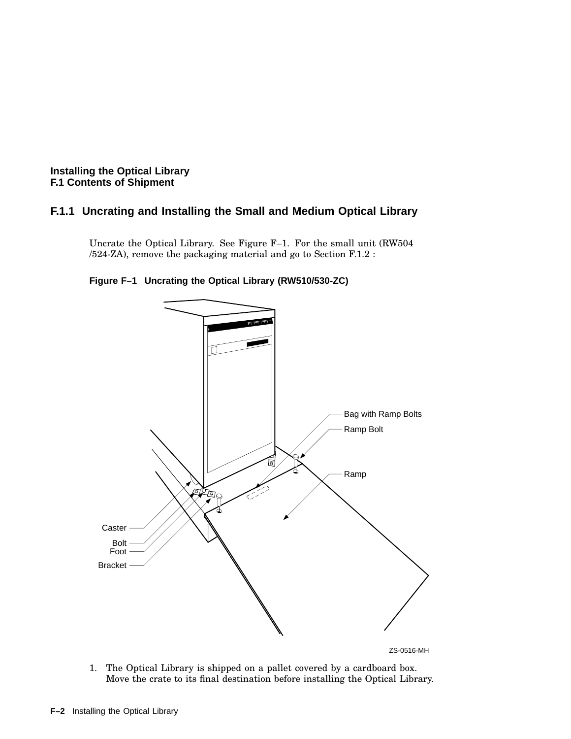## F.1.1 Uncrating and Installing the Small and Medium Optical Library

Uncrate the Optical Library. See Figure F–1. For the small unit (RW504 /524-ZA), remove the packaging material and go to Section F.1.2 :

**Figure F–1 Uncrating the Optical Library (RW510/530-ZC)**

Bag with Ramp Bolts
Ramp Bolt
Ramp
Caster
Bolt
Foot
Bracket

ZS-0516-MH

1. The Optical Library is shipped on a pallet covered by a cardboard box. Move the crate to its final destination before installing the Optical Library.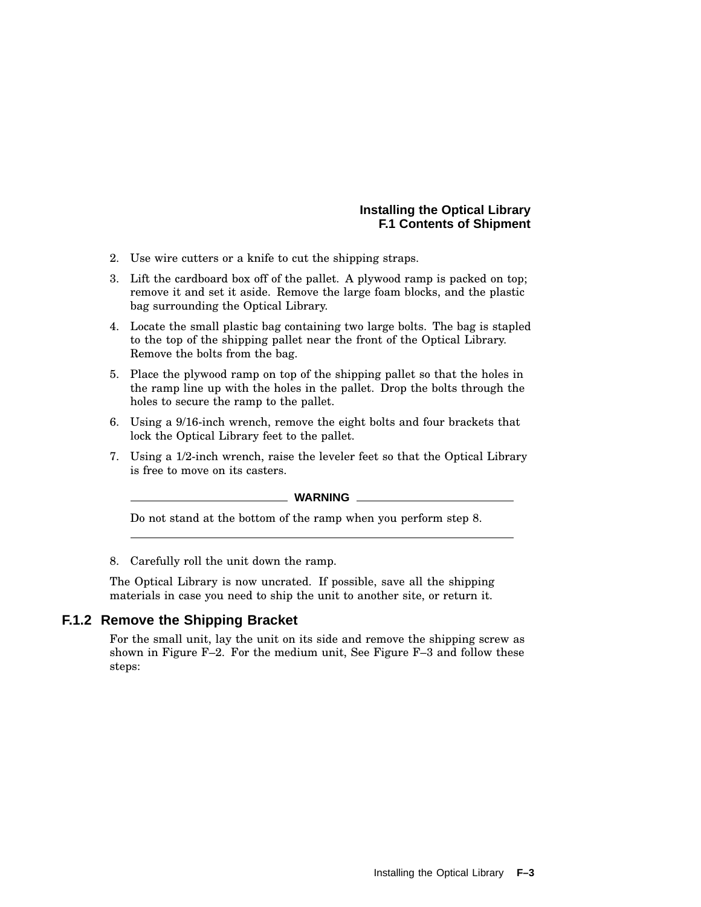2. Use wire cutters or a knife to cut the shipping straps.
3. Lift the cardboard box off of the pallet. A plywood ramp is packed on top; remove it and set it aside. Remove the large foam blocks, and the plastic bag surrounding the Optical Library.
4. Locate the small plastic bag containing two large bolts. The bag is stapled to the top of the shipping pallet near the front of the Optical Library. Remove the bolts from the bag.
5. Place the plywood ramp on top of the shipping pallet so that the holes in the ramp line up with the holes in the pallet. Drop the bolts through the holes to secure the ramp to the pallet.
6. Using a 9/16-inch wrench, remove the eight bolts and four brackets that lock the Optical Library feet to the pallet.
7. Using a 1/2-inch wrench, raise the leveler feet so that the Optical Library is free to move on its casters.

**WARNING**

Do not stand at the bottom of the ramp when you perform step 8.

8. Carefully roll the unit down the ramp.

The Optical Library is now uncrated. If possible, save all the shipping materials in case you need to ship the unit to another site, or return it.

### F.1.2 Remove the Shipping Bracket

For the small unit, lay the unit on its side and remove the shipping screw as shown in Figure F–2. For the medium unit, See Figure F–3 and follow these steps: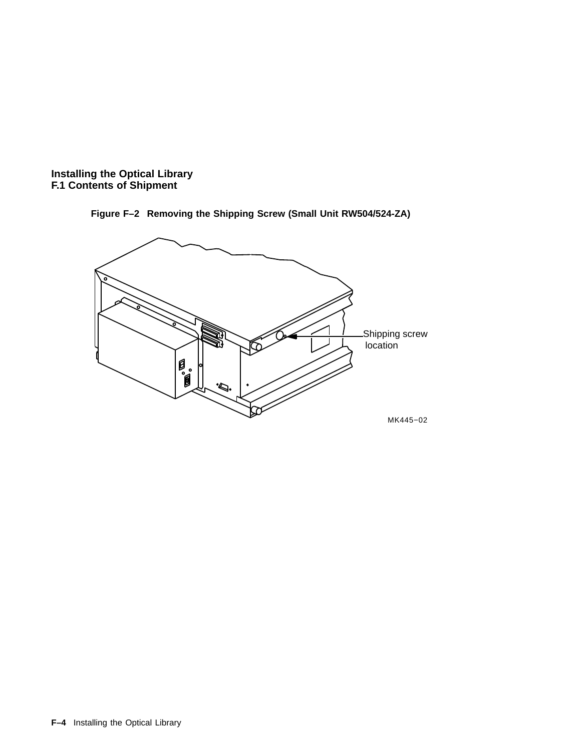**Figure F–2 Removing the Shipping Screw (Small Unit RW504/524-ZA)**

Shipping screw location

MK445−02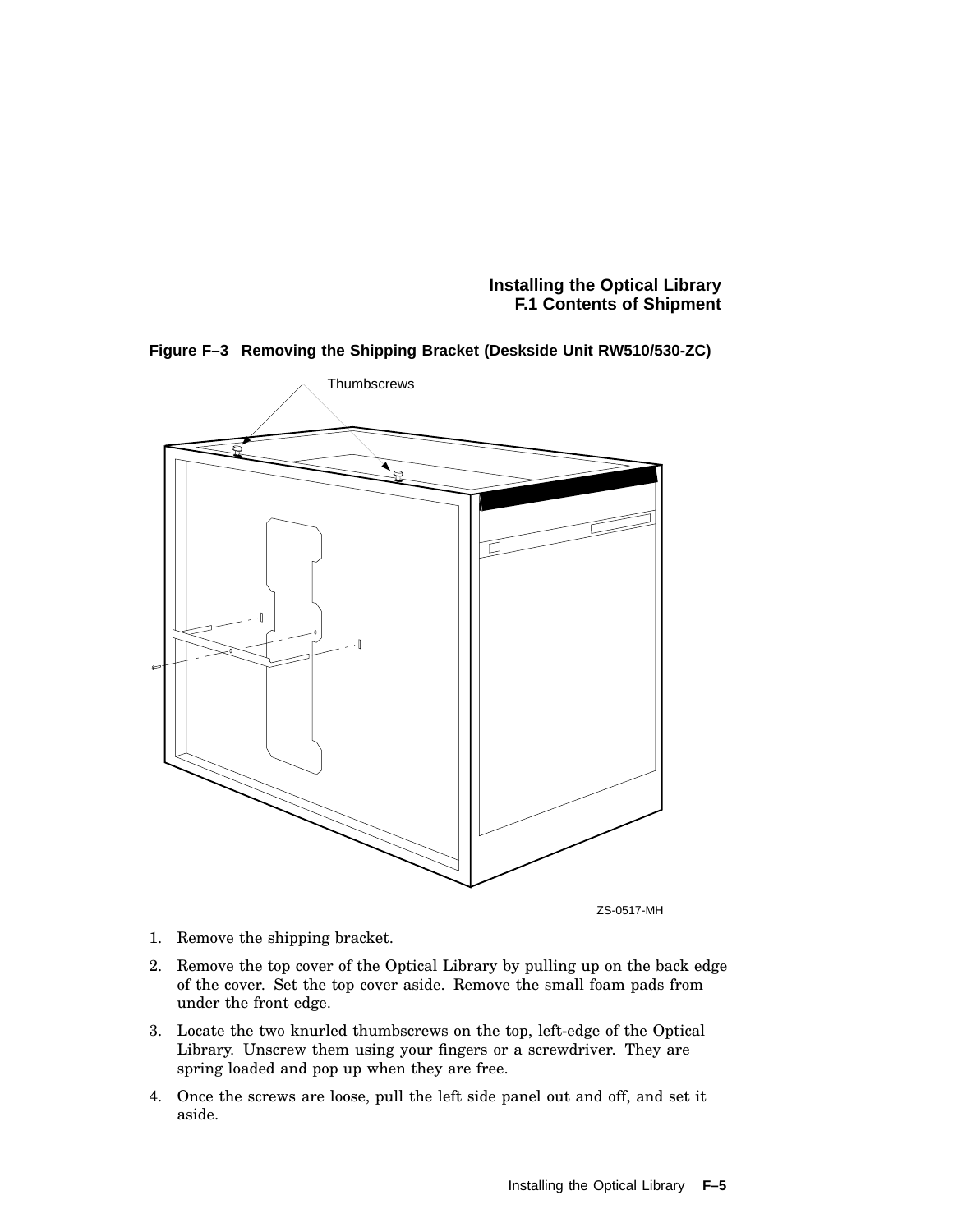**Figure F–3 Removing the Shipping Bracket (Deskside Unit RW510/530-ZC)**

1. Remove the shipping bracket.
2. Remove the top cover of the Optical Library by pulling up on the back edge of the cover. Set the top cover aside. Remove the small foam pads from under the front edge.
3. Locate the two knurled thumbscrews on the top, left-edge of the Optical Library. Unscrew them using your fingers or a screwdriver. They are spring loaded and pop up when they are free.
4. Once the screws are loose, pull the left side panel out and off, and set it aside.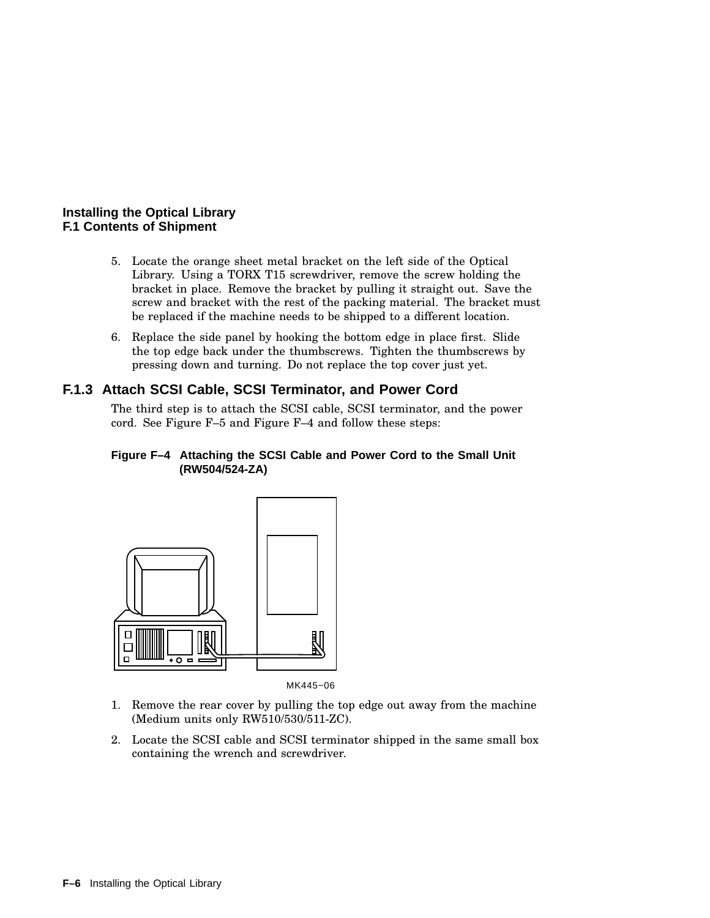5. Locate the orange sheet metal bracket on the left side of the Optical Library. Using a TORX T15 screwdriver, remove the screw holding the bracket in place. Remove the bracket by pulling it straight out. Save the screw and bracket with the rest of the packing material. The bracket must be replaced if the machine needs to be shipped to a different location.
6. Replace the side panel by hooking the bottom edge in place first. Slide the top edge back under the thumbscrews. Tighten the thumbscrews by pressing down and turning. Do not replace the top cover just yet.

### F.1.3 Attach SCSI Cable, SCSI Terminator, and Power Cord

The third step is to attach the SCSI cable, SCSI terminator, and the power cord. See Figure F–5 and Figure F–4 and follow these steps:

**Figure F–4 Attaching the SCSI Cable and Power Cord to the Small Unit (RW504/524-ZA)**

MK445–06

1. Remove the rear cover by pulling the top edge out away from the machine (Medium units only RW510/530/511-ZC).
2. Locate the SCSI cable and SCSI terminator shipped in the same small box containing the wrench and screwdriver.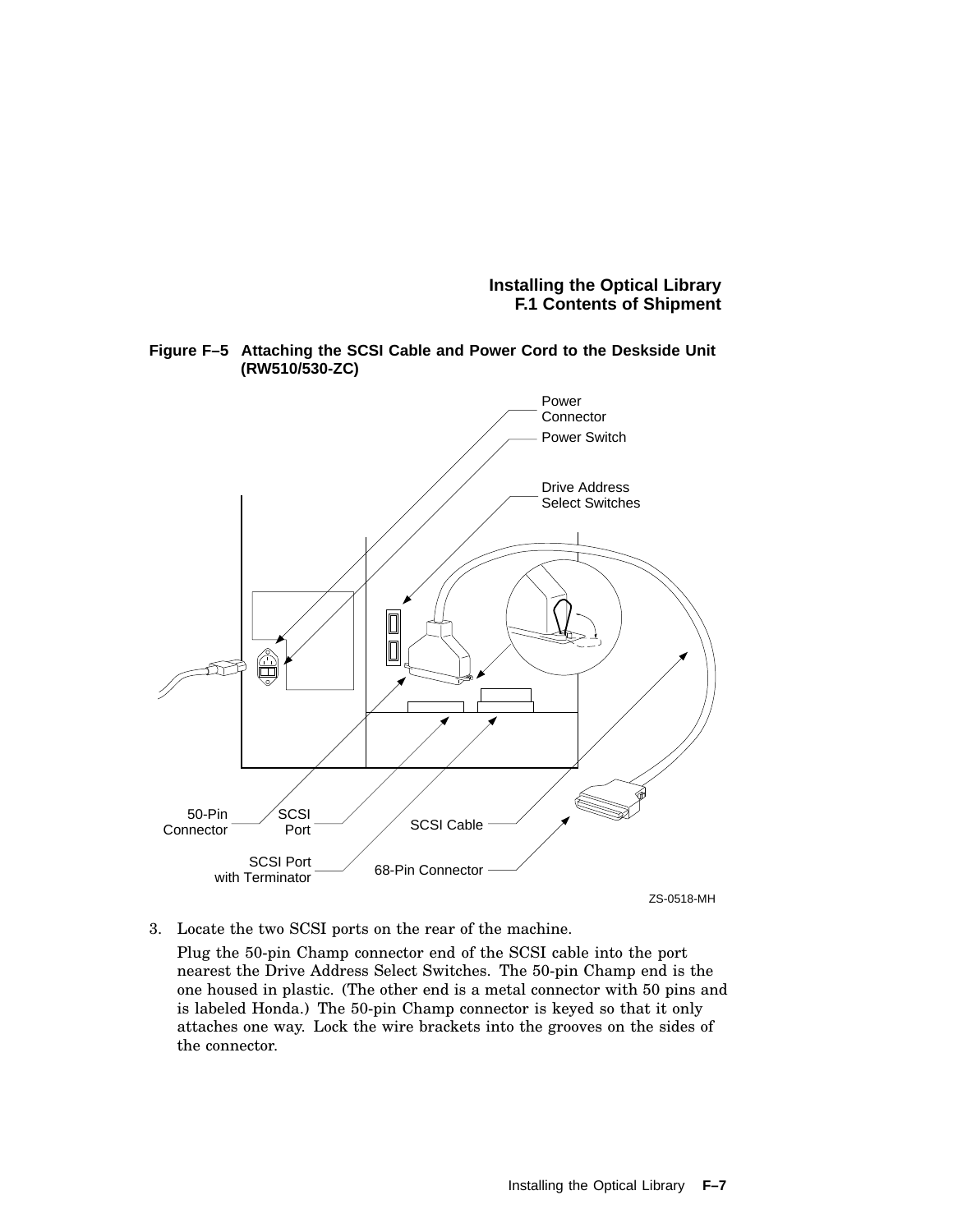**Figure F–5 Attaching the SCSI Cable and Power Cord to the Deskside Unit (RW510/530-ZC)**

3. Locate the two SCSI ports on the rear of the machine.

   Plug the 50-pin Champ connector end of the SCSI cable into the port nearest the Drive Address Select Switches. The 50-pin Champ end is the one housed in plastic. (The other end is a metal connector with 50 pins and is labeled Honda.) The 50-pin Champ connector is keyed so that it only attaches one way. Lock the wire brackets into the grooves on the sides of the connector.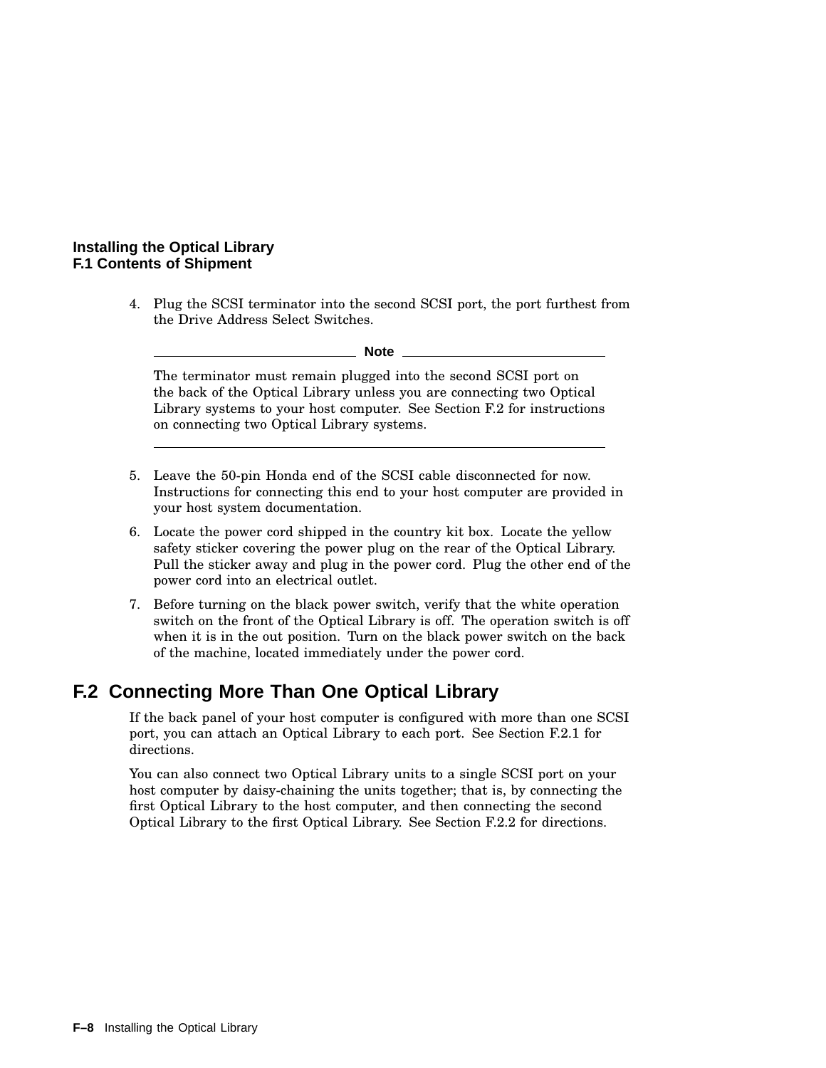4. Plug the SCSI terminator into the second SCSI port, the port furthest from the Drive Address Select Switches.

**Note**

The terminator must remain plugged into the second SCSI port on the back of the Optical Library unless you are connecting two Optical Library systems to your host computer. See Section F.2 for instructions on connecting two Optical Library systems.

5. Leave the 50-pin Honda end of the SCSI cable disconnected for now. Instructions for connecting this end to your host computer are provided in your host system documentation.
6. Locate the power cord shipped in the country kit box. Locate the yellow safety sticker covering the power plug on the rear of the Optical Library. Pull the sticker away and plug in the power cord. Plug the other end of the power cord into an electrical outlet.
7. Before turning on the black power switch, verify that the white operation switch on the front of the Optical Library is off. The operation switch is off when it is in the out position. Turn on the black power switch on the back of the machine, located immediately under the power cord.

## F.2 Connecting More Than One Optical Library

If the back panel of your host computer is configured with more than one SCSI port, you can attach an Optical Library to each port. See Section F.2.1 for directions.

You can also connect two Optical Library units to a single SCSI port on your host computer by daisy-chaining the units together; that is, by connecting the first Optical Library to the host computer, and then connecting the second Optical Library to the first Optical Library. See Section F.2.2 for directions.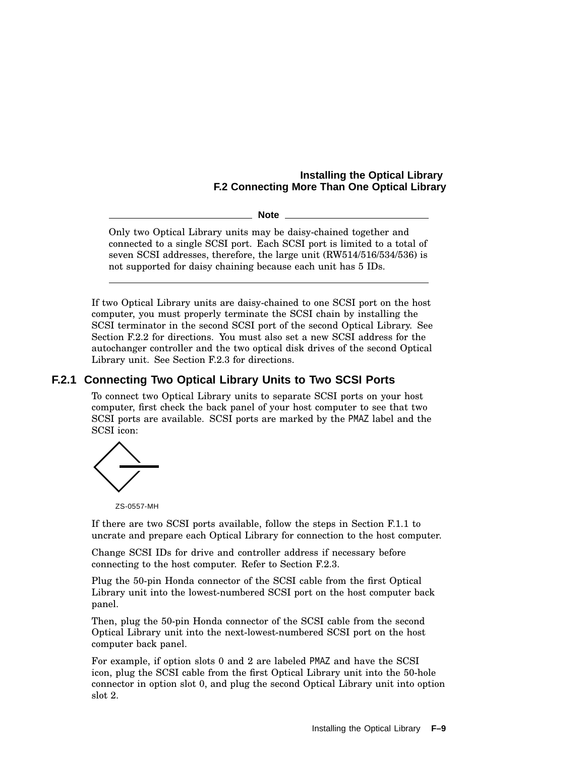**Note**

Only two Optical Library units may be daisy-chained together and connected to a single SCSI port. Each SCSI port is limited to a total of seven SCSI addresses, therefore, the large unit (RW514/516/534/536) is not supported for daisy chaining because each unit has 5 IDs.

---

If two Optical Library units are daisy-chained to one SCSI port on the host computer, you must properly terminate the SCSI chain by installing the SCSI terminator in the second SCSI port of the second Optical Library. See Section F.2.2 for directions. You must also set a new SCSI address for the autochanger controller and the two optical disk drives of the second Optical Library unit. See Section F.2.3 for directions.

### F.2.1 Connecting Two Optical Library Units to Two SCSI Ports

To connect two Optical Library units to separate SCSI ports on your host computer, first check the back panel of your host computer to see that two SCSI ports are available. SCSI ports are marked by the PMAZ label and the SCSI icon:

ZS-0557-MH

If there are two SCSI ports available, follow the steps in Section F.1.1 to uncrate and prepare each Optical Library for connection to the host computer.

Change SCSI IDs for drive and controller address if necessary before connecting to the host computer. Refer to Section F.2.3.

Plug the 50-pin Honda connector of the SCSI cable from the first Optical Library unit into the lowest-numbered SCSI port on the host computer back panel.

Then, plug the 50-pin Honda connector of the SCSI cable from the second Optical Library unit into the next-lowest-numbered SCSI port on the host computer back panel.

For example, if option slots 0 and 2 are labeled PMAZ and have the SCSI icon, plug the SCSI cable from the first Optical Library unit into the 50-hole connector in option slot 0, and plug the second Optical Library unit into option slot 2.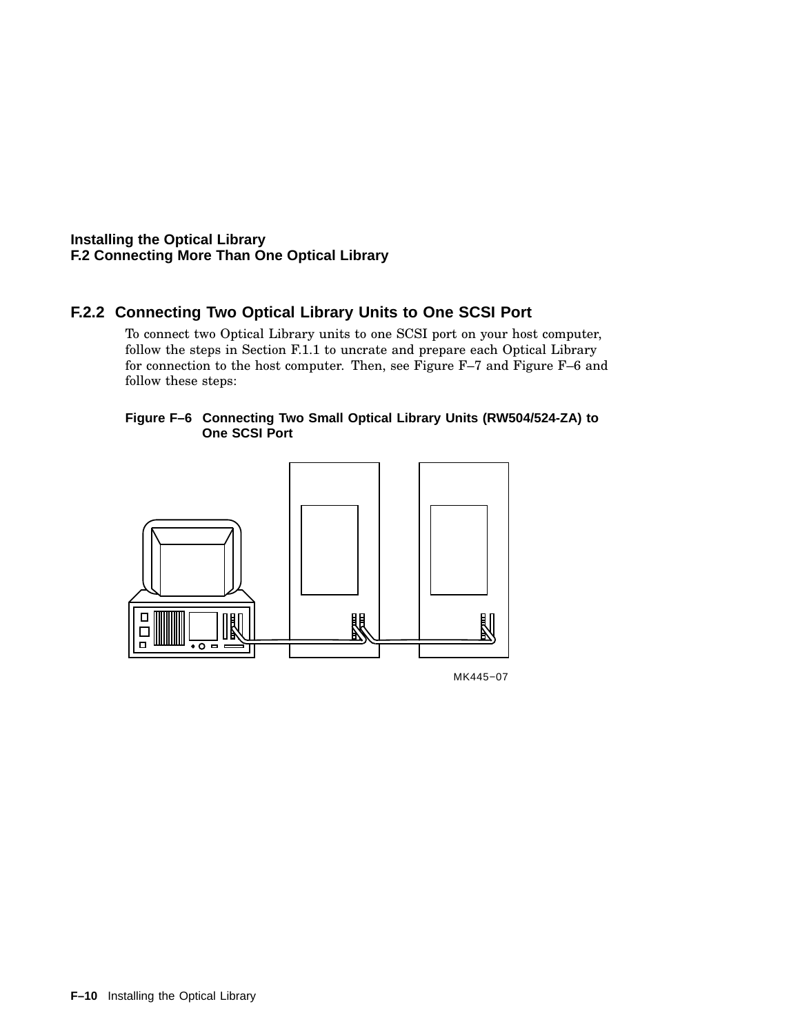## F.2.2 Connecting Two Optical Library Units to One SCSI Port

To connect two Optical Library units to one SCSI port on your host computer, follow the steps in Section F.1.1 to uncrate and prepare each Optical Library for connection to the host computer. Then, see Figure F–7 and Figure F–6 and follow these steps:

**Figure F–6 Connecting Two Small Optical Library Units (RW504/524-ZA) to One SCSI Port**

MK445–07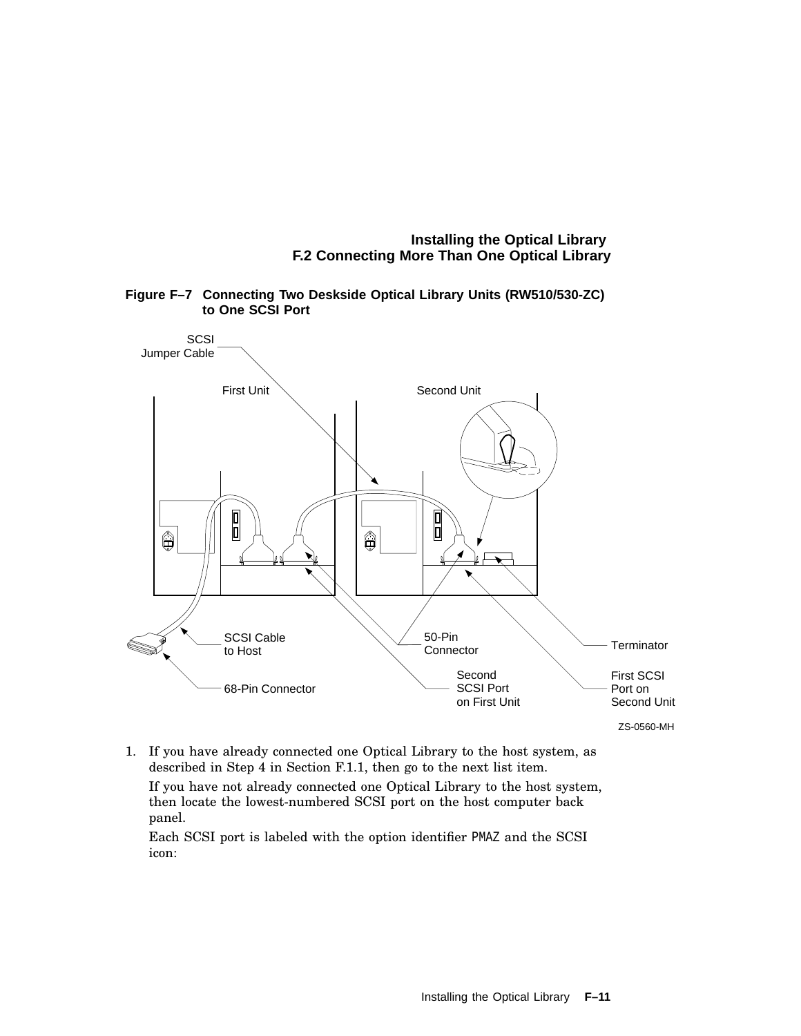**Figure F–7 Connecting Two Deskside Optical Library Units (RW510/530-ZC) to One SCSI Port**

1. If you have already connected one Optical Library to the host system, as described in Step 4 in Section F.1.1, then go to the next list item.

   If you have not already connected one Optical Library to the host system, then locate the lowest-numbered SCSI port on the host computer back panel.

   Each SCSI port is labeled with the option identifier PMAZ and the SCSI icon: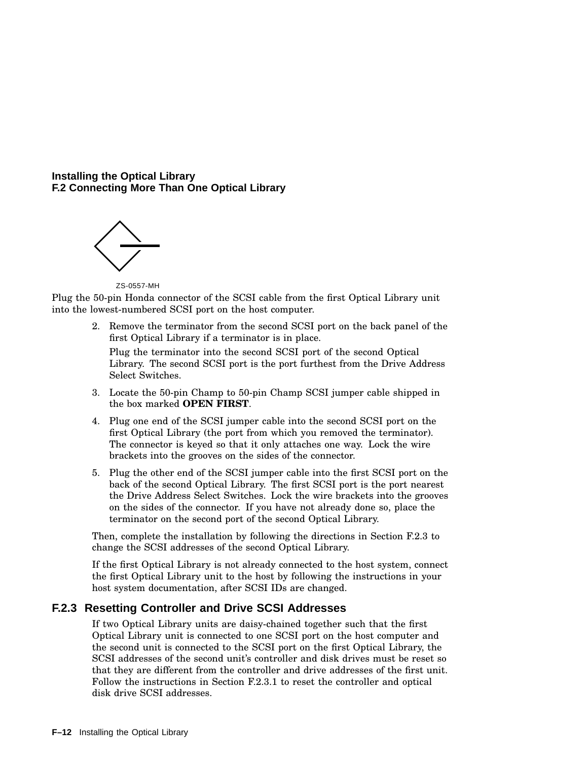ZS-0557-MH

Plug the 50-pin Honda connector of the SCSI cable from the first Optical Library unit into the lowest-numbered SCSI port on the host computer.

2. Remove the terminator from the second SCSI port on the back panel of the first Optical Library if a terminator is in place.

   Plug the terminator into the second SCSI port of the second Optical Library. The second SCSI port is the port furthest from the Drive Address Select Switches.

3. Locate the 50-pin Champ to 50-pin Champ SCSI jumper cable shipped in the box marked **OPEN FIRST**.

4. Plug one end of the SCSI jumper cable into the second SCSI port on the first Optical Library (the port from which you removed the terminator). The connector is keyed so that it only attaches one way. Lock the wire brackets into the grooves on the sides of the connector.

5. Plug the other end of the SCSI jumper cable into the first SCSI port on the back of the second Optical Library. The first SCSI port is the port nearest the Drive Address Select Switches. Lock the wire brackets into the grooves on the sides of the connector. If you have not already done so, place the terminator on the second port of the second Optical Library.

Then, complete the installation by following the directions in Section F.2.3 to change the SCSI addresses of the second Optical Library.

If the first Optical Library is not already connected to the host system, connect the first Optical Library unit to the host by following the instructions in your host system documentation, after SCSI IDs are changed.

### F.2.3 Resetting Controller and Drive SCSI Addresses

If two Optical Library units are daisy-chained together such that the first Optical Library unit is connected to one SCSI port on the host computer and the second unit is connected to the SCSI port on the first Optical Library, the SCSI addresses of the second unit's controller and disk drives must be reset so that they are different from the controller and drive addresses of the first unit. Follow the instructions in Section F.2.3.1 to reset the controller and optical disk drive SCSI addresses.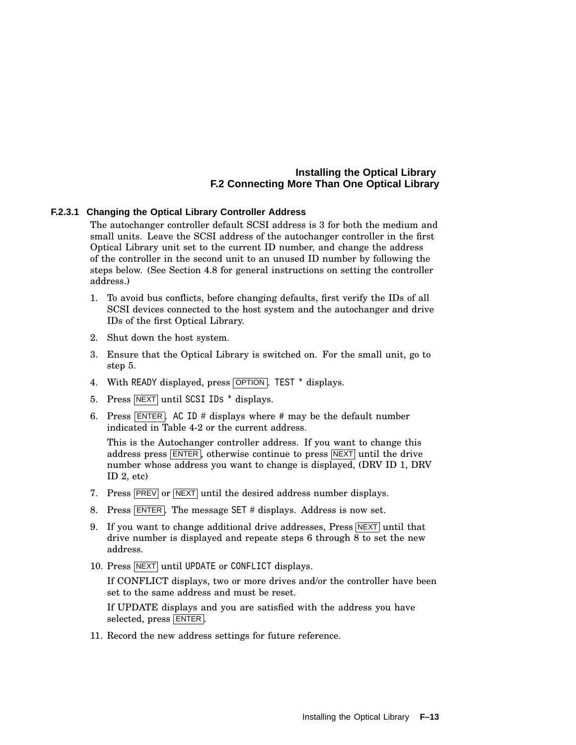#### F.2.3.1 Changing the Optical Library Controller Address

The autochanger controller default SCSI address is 3 for both the medium and small units. Leave the SCSI address of the autochanger controller in the first Optical Library unit set to the current ID number, and change the address of the controller in the second unit to an unused ID number by following the steps below. (See Section 4.8 for general instructions on setting the controller address.)

1. To avoid bus conflicts, before changing defaults, first verify the IDs of all SCSI devices connected to the host system and the autochanger and drive IDs of the first Optical Library.
2. Shut down the host system.
3. Ensure that the Optical Library is switched on. For the small unit, go to step 5.
4. With `READY` displayed, press OPTION. `TEST *` displays.
5. Press NEXT until `SCSI IDs *` displays.
6. Press ENTER. `AC ID #` displays where # may be the default number indicated in Table 4-2 or the current address.

   This is the Autochanger controller address. If you want to change this address press ENTER, otherwise continue to press NEXT until the drive number whose address you want to change is displayed, (DRV ID 1, DRV ID 2, etc)
7. Press PREV or NEXT until the desired address number displays.
8. Press ENTER. The message `SET #` displays. Address is now set.
9. If you want to change additional drive addresses, Press NEXT until that drive number is displayed and repeate steps 6 through 8 to set the new address.
10. Press NEXT until `UPDATE` or `CONFLICT` displays.

    If CONFLICT displays, two or more drives and/or the controller have been set to the same address and must be reset.

    If UPDATE displays and you are satisfied with the address you have selected, press ENTER.
11. Record the new address settings for future reference.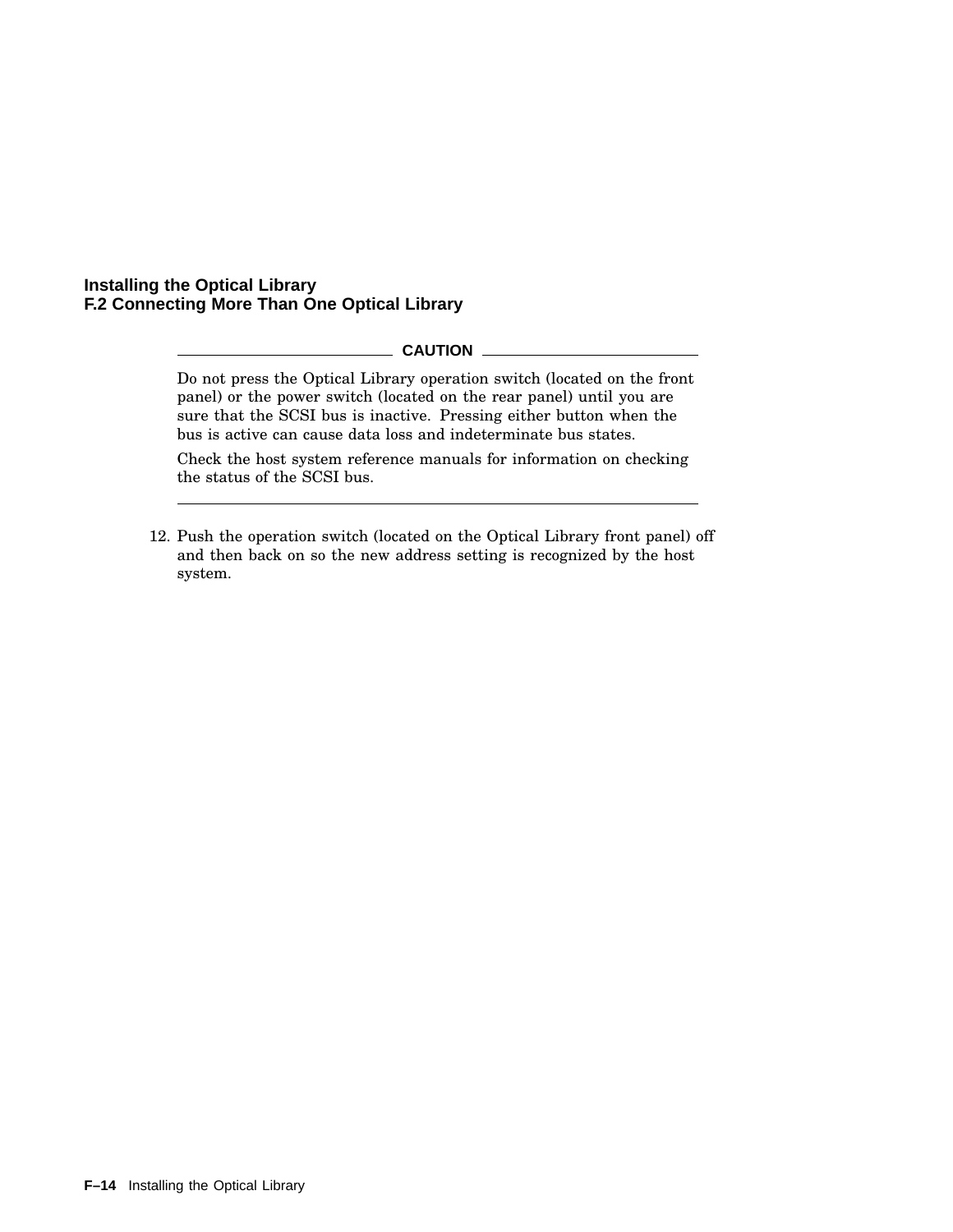**CAUTION**

Do not press the Optical Library operation switch (located on the front panel) or the power switch (located on the rear panel) until you are sure that the SCSI bus is inactive. Pressing either button when the bus is active can cause data loss and indeterminate bus states.

Check the host system reference manuals for information on checking the status of the SCSI bus.

---

12. Push the operation switch (located on the Optical Library front panel) off and then back on so the new address setting is recognized by the host system.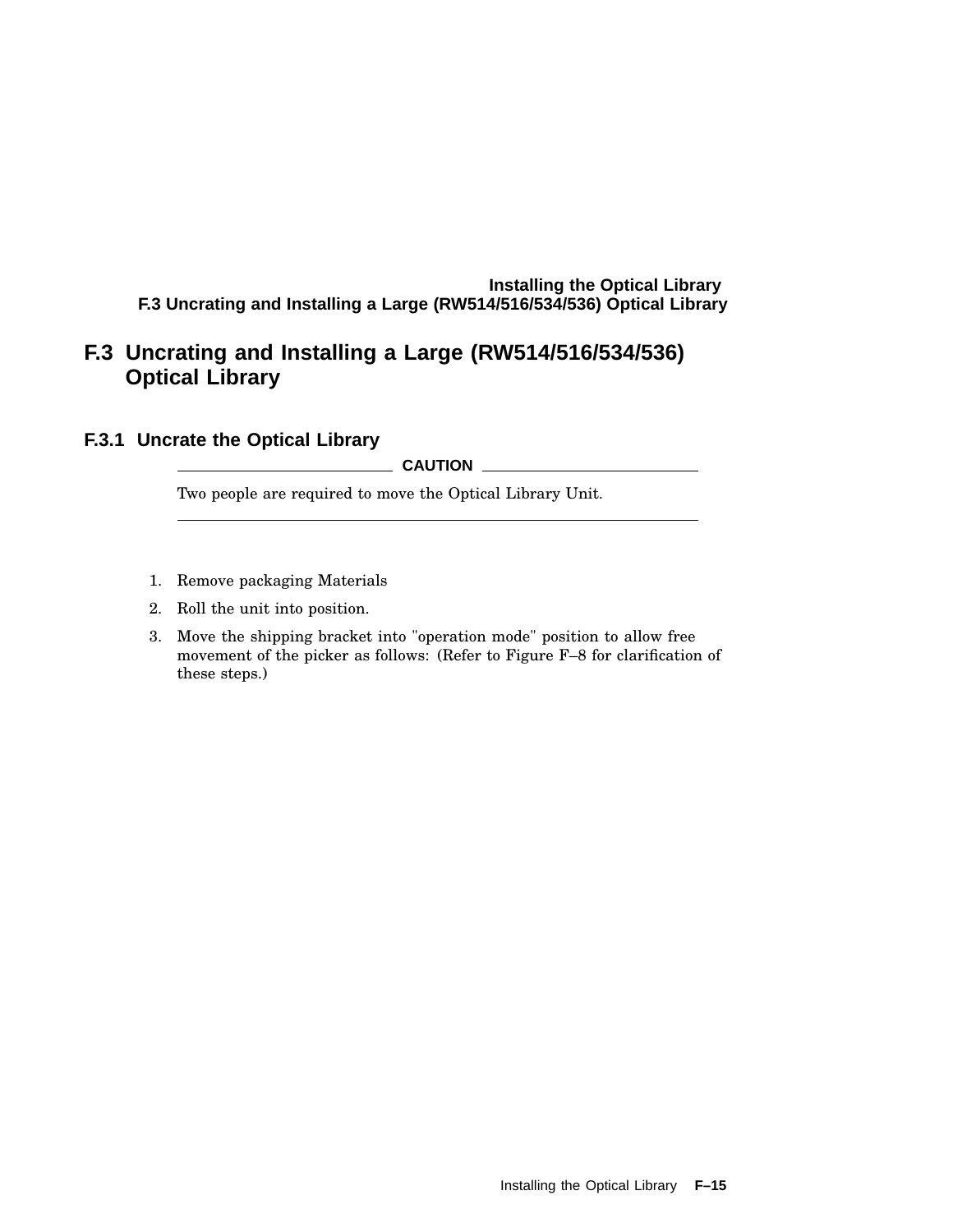## F.3 Uncrating and Installing a Large (RW514/516/534/536) Optical Library

### F.3.1 Uncrate the Optical Library

**CAUTION**

Two people are required to move the Optical Library Unit.

1. Remove packaging Materials
2. Roll the unit into position.
3. Move the shipping bracket into "operation mode" position to allow free movement of the picker as follows: (Refer to Figure F–8 for clarification of these steps.)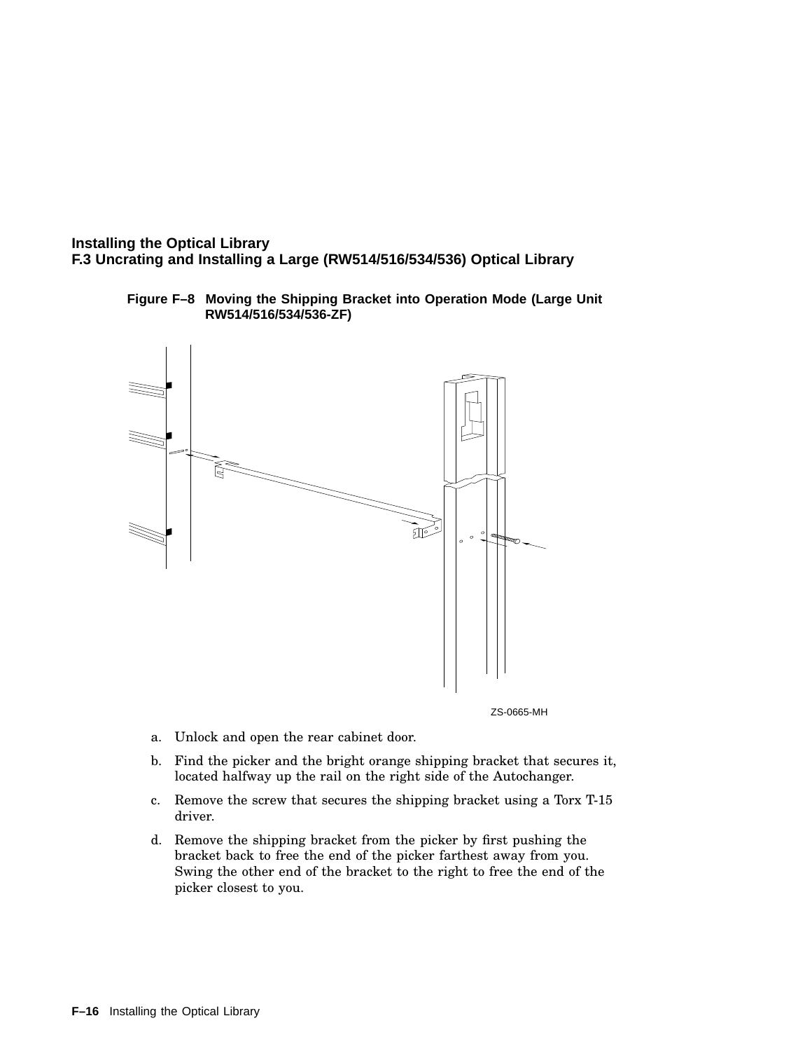Figure F–8 Moving the Shipping Bracket into Operation Mode (Large Unit RW514/516/534/536-ZF)

ZS-0665-MH

a. Unlock and open the rear cabinet door.

b. Find the picker and the bright orange shipping bracket that secures it, located halfway up the rail on the right side of the Autochanger.

c. Remove the screw that secures the shipping bracket using a Torx T-15 driver.

d. Remove the shipping bracket from the picker by first pushing the bracket back to free the end of the picker farthest away from you. Swing the other end of the bracket to the right to free the end of the picker closest to you.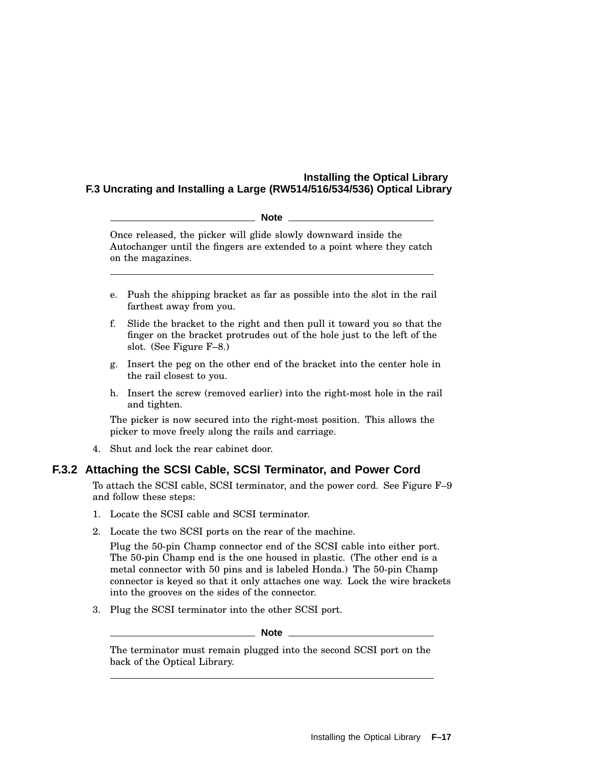> **Note**
>
> Once released, the picker will glide slowly downward inside the Autochanger until the fingers are extended to a point where they catch on the magazines.

e. Push the shipping bracket as far as possible into the slot in the rail farthest away from you.

f. Slide the bracket to the right and then pull it toward you so that the finger on the bracket protrudes out of the hole just to the left of the slot. (See Figure F–8.)

g. Insert the peg on the other end of the bracket into the center hole in the rail closest to you.

h. Insert the screw (removed earlier) into the right-most hole in the rail and tighten.

The picker is now secured into the right-most position. This allows the picker to move freely along the rails and carriage.

4. Shut and lock the rear cabinet door.

### F.3.2 Attaching the SCSI Cable, SCSI Terminator, and Power Cord

To attach the SCSI cable, SCSI terminator, and the power cord. See Figure F–9 and follow these steps:

1. Locate the SCSI cable and SCSI terminator.
2. Locate the two SCSI ports on the rear of the machine.

   Plug the 50-pin Champ connector end of the SCSI cable into either port. The 50-pin Champ end is the one housed in plastic. (The other end is a metal connector with 50 pins and is labeled Honda.) The 50-pin Champ connector is keyed so that it only attaches one way. Lock the wire brackets into the grooves on the sides of the connector.
3. Plug the SCSI terminator into the other SCSI port.

> **Note**
>
> The terminator must remain plugged into the second SCSI port on the back of the Optical Library.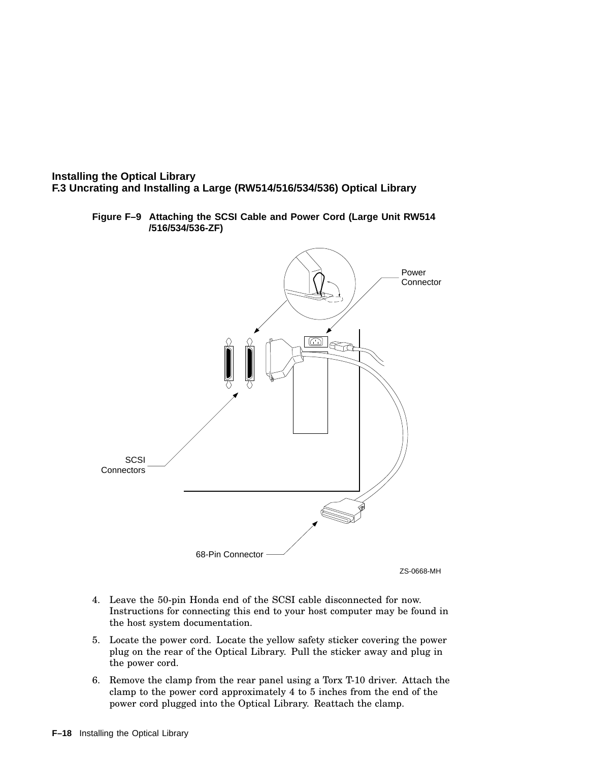Figure F–9 Attaching the SCSI Cable and Power Cord (Large Unit RW514 /516/534/536-ZF)

4. Leave the 50-pin Honda end of the SCSI cable disconnected for now. Instructions for connecting this end to your host computer may be found in the host system documentation.

5. Locate the power cord. Locate the yellow safety sticker covering the power plug on the rear of the Optical Library. Pull the sticker away and plug in the power cord.

6. Remove the clamp from the rear panel using a Torx T-10 driver. Attach the clamp to the power cord approximately 4 to 5 inches from the end of the power cord plugged into the Optical Library. Reattach the clamp.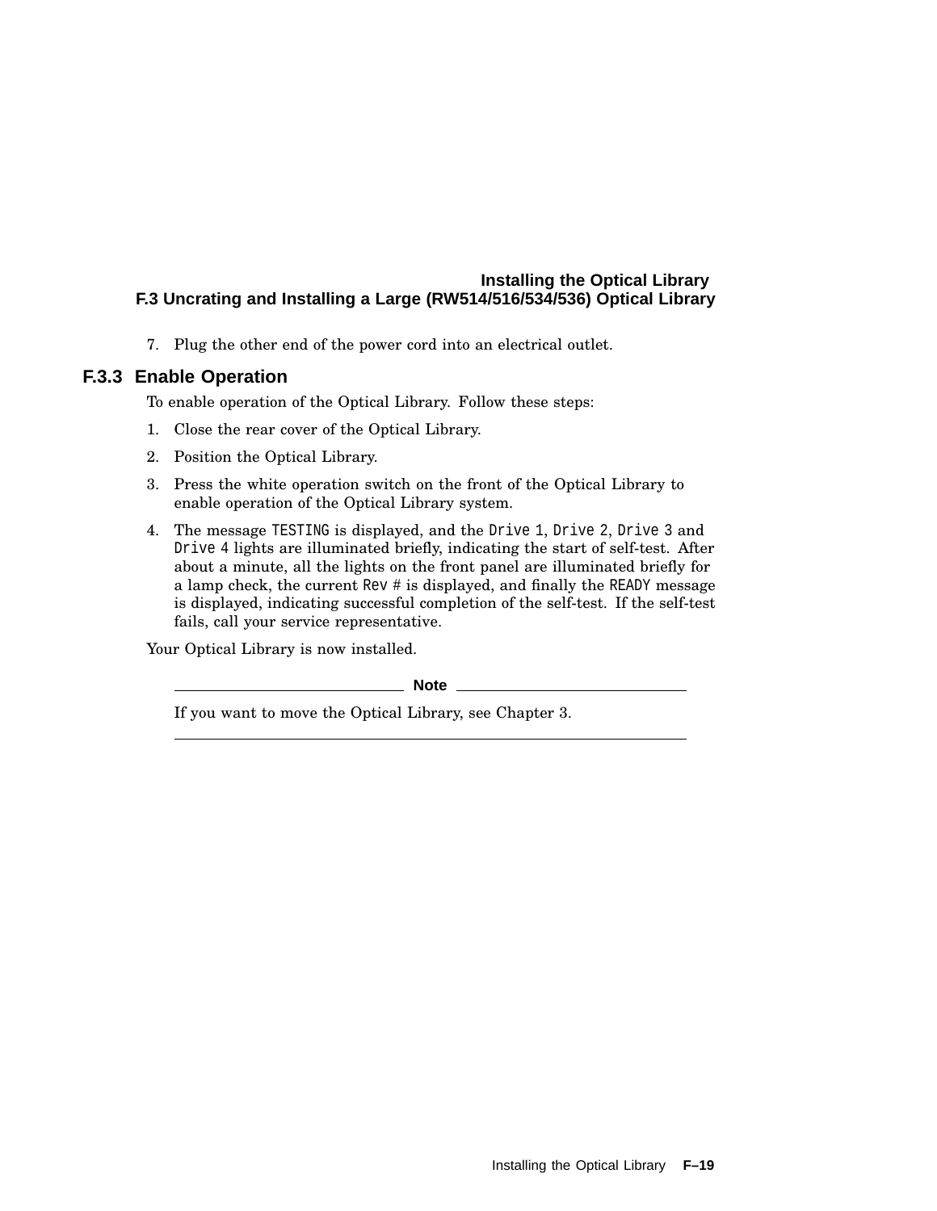7. Plug the other end of the power cord into an electrical outlet.

### F.3.3 Enable Operation

To enable operation of the Optical Library. Follow these steps:

1. Close the rear cover of the Optical Library.
2. Position the Optical Library.
3. Press the white operation switch on the front of the Optical Library to enable operation of the Optical Library system.
4. The message `TESTING` is displayed, and the `Drive 1`, `Drive 2`, `Drive 3` and `Drive 4` lights are illuminated briefly, indicating the start of self-test. After about a minute, all the lights on the front panel are illuminated briefly for a lamp check, the current `Rev #` is displayed, and finally the `READY` message is displayed, indicating successful completion of the self-test. If the self-test fails, call your service representative.

Your Optical Library is now installed.

---

**Note**

If you want to move the Optical Library, see Chapter 3.

---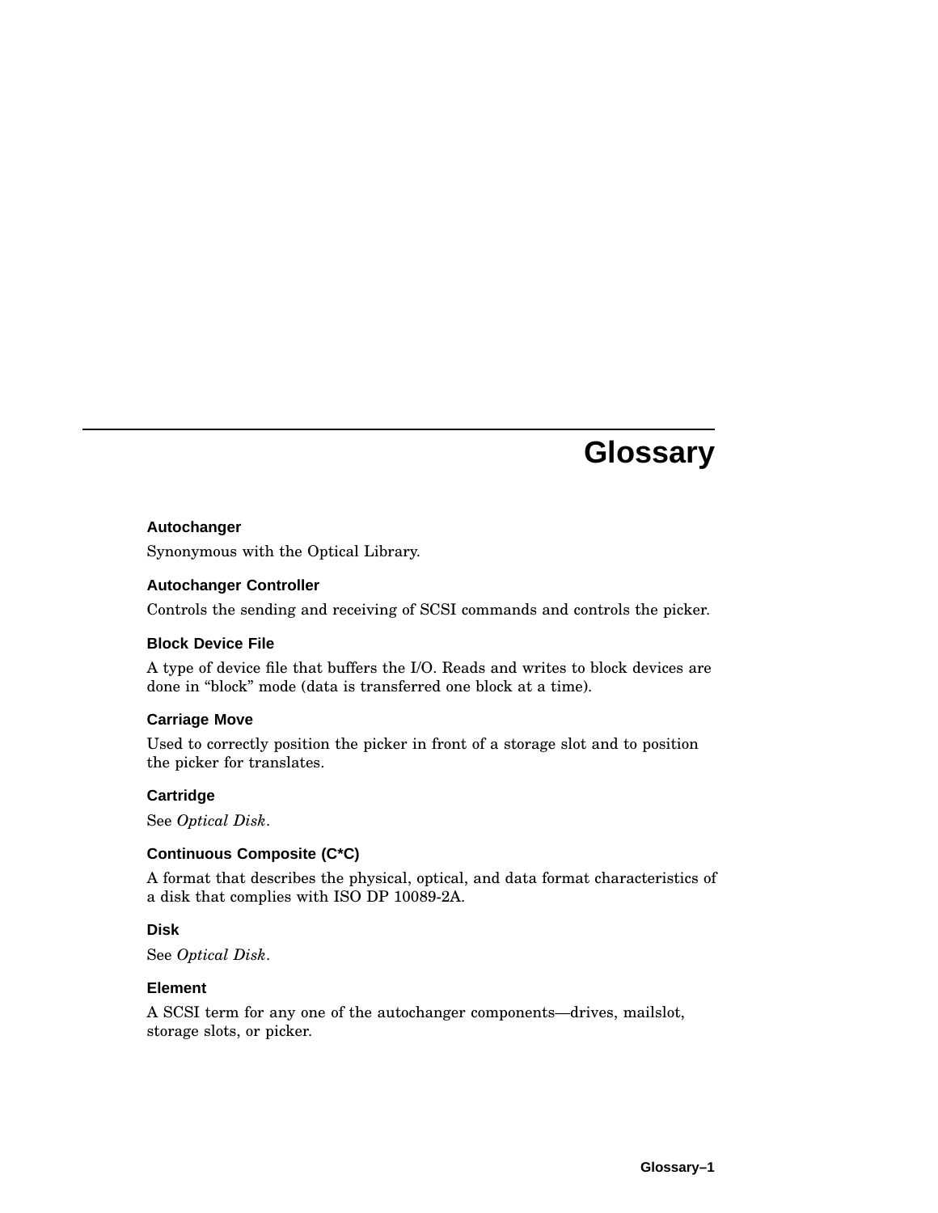# Glossary

### Autochanger

Synonymous with the Optical Library.

### Autochanger Controller

Controls the sending and receiving of SCSI commands and controls the picker.

### Block Device File

A type of device file that buffers the I/O. Reads and writes to block devices are done in “block” mode (data is transferred one block at a time).

### Carriage Move

Used to correctly position the picker in front of a storage slot and to position the picker for translates.

### Cartridge

See *Optical Disk*.

### Continuous Composite (C*C)

A format that describes the physical, optical, and data format characteristics of a disk that complies with ISO DP 10089-2A.

### Disk

See *Optical Disk*.

### Element

A SCSI term for any one of the autochanger components—drives, mailslot, storage slots, or picker.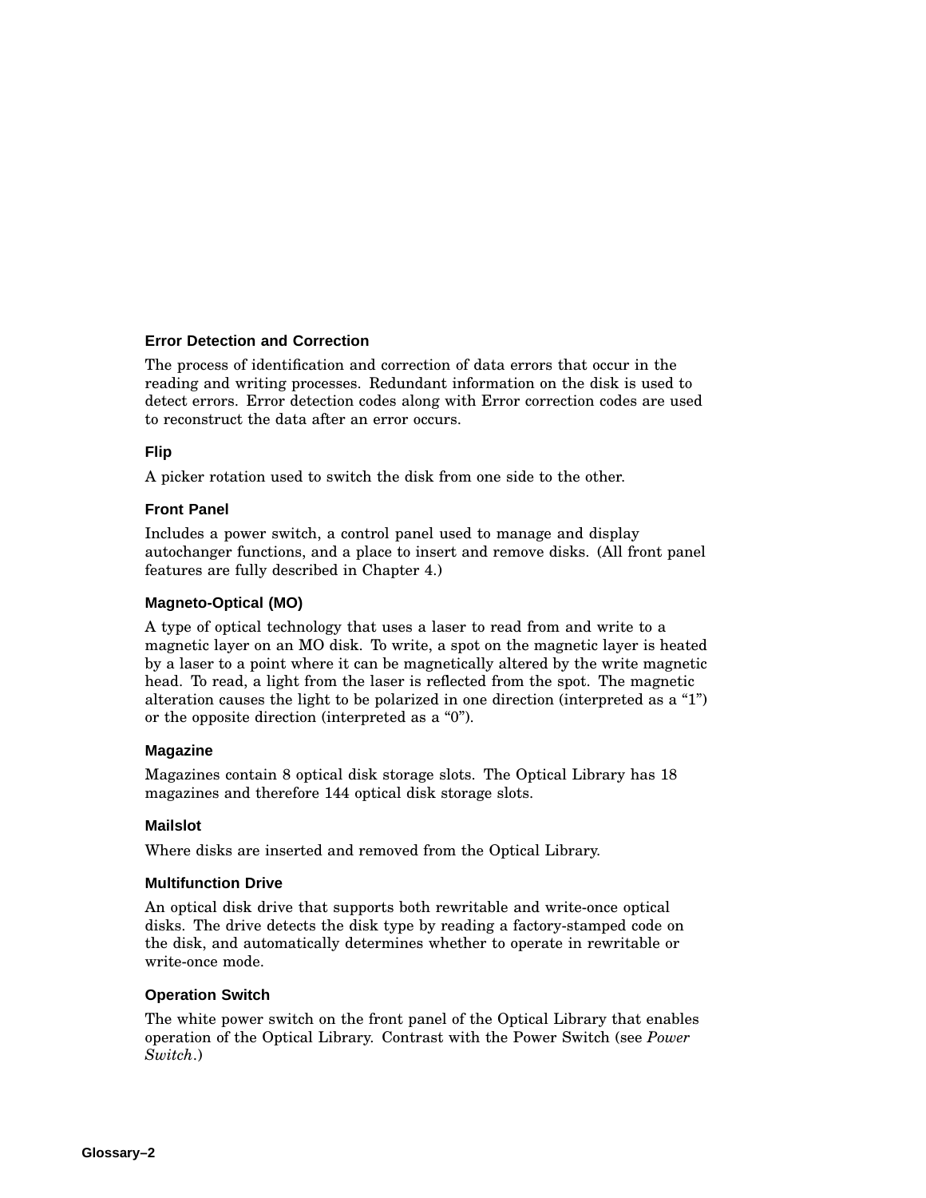### Error Detection and Correction

The process of identification and correction of data errors that occur in the reading and writing processes. Redundant information on the disk is used to detect errors. Error detection codes along with Error correction codes are used to reconstruct the data after an error occurs.

### Flip

A picker rotation used to switch the disk from one side to the other.

### Front Panel

Includes a power switch, a control panel used to manage and display autochanger functions, and a place to insert and remove disks. (All front panel features are fully described in Chapter 4.)

### Magneto-Optical (MO)

A type of optical technology that uses a laser to read from and write to a magnetic layer on an MO disk. To write, a spot on the magnetic layer is heated by a laser to a point where it can be magnetically altered by the write magnetic head. To read, a light from the laser is reflected from the spot. The magnetic alteration causes the light to be polarized in one direction (interpreted as a "1") or the opposite direction (interpreted as a "0").

### Magazine

Magazines contain 8 optical disk storage slots. The Optical Library has 18 magazines and therefore 144 optical disk storage slots.

### Mailslot

Where disks are inserted and removed from the Optical Library.

### Multifunction Drive

An optical disk drive that supports both rewritable and write-once optical disks. The drive detects the disk type by reading a factory-stamped code on the disk, and automatically determines whether to operate in rewritable or write-once mode.

### Operation Switch

The white power switch on the front panel of the Optical Library that enables operation of the Optical Library. Contrast with the Power Switch (see *Power Switch*.)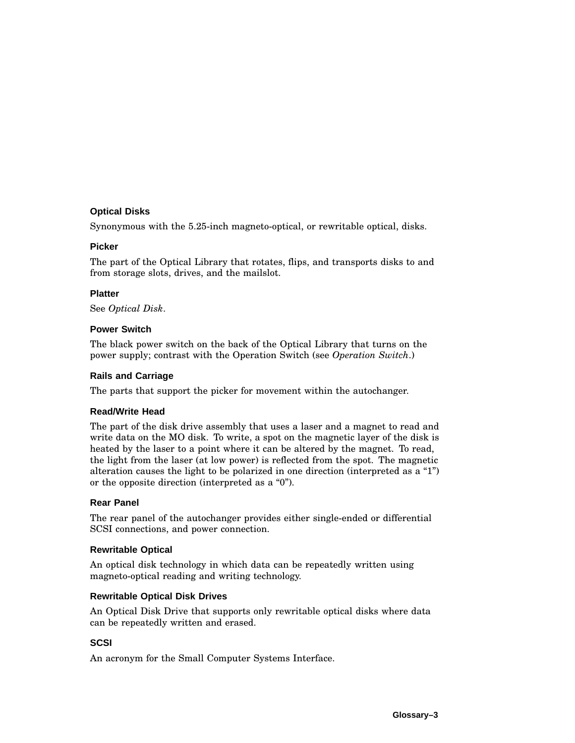### Optical Disks

Synonymous with the 5.25-inch magneto-optical, or rewritable optical, disks.

### Picker

The part of the Optical Library that rotates, flips, and transports disks to and from storage slots, drives, and the mailslot.

### Platter

See *Optical Disk*.

### Power Switch

The black power switch on the back of the Optical Library that turns on the power supply; contrast with the Operation Switch (see *Operation Switch*.)

### Rails and Carriage

The parts that support the picker for movement within the autochanger.

### Read/Write Head

The part of the disk drive assembly that uses a laser and a magnet to read and write data on the MO disk. To write, a spot on the magnetic layer of the disk is heated by the laser to a point where it can be altered by the magnet. To read, the light from the laser (at low power) is reflected from the spot. The magnetic alteration causes the light to be polarized in one direction (interpreted as a “1”) or the opposite direction (interpreted as a “0”).

### Rear Panel

The rear panel of the autochanger provides either single-ended or differential SCSI connections, and power connection.

### Rewritable Optical

An optical disk technology in which data can be repeatedly written using magneto-optical reading and writing technology.

### Rewritable Optical Disk Drives

An Optical Disk Drive that supports only rewritable optical disks where data can be repeatedly written and erased.

### SCSI

An acronym for the Small Computer Systems Interface.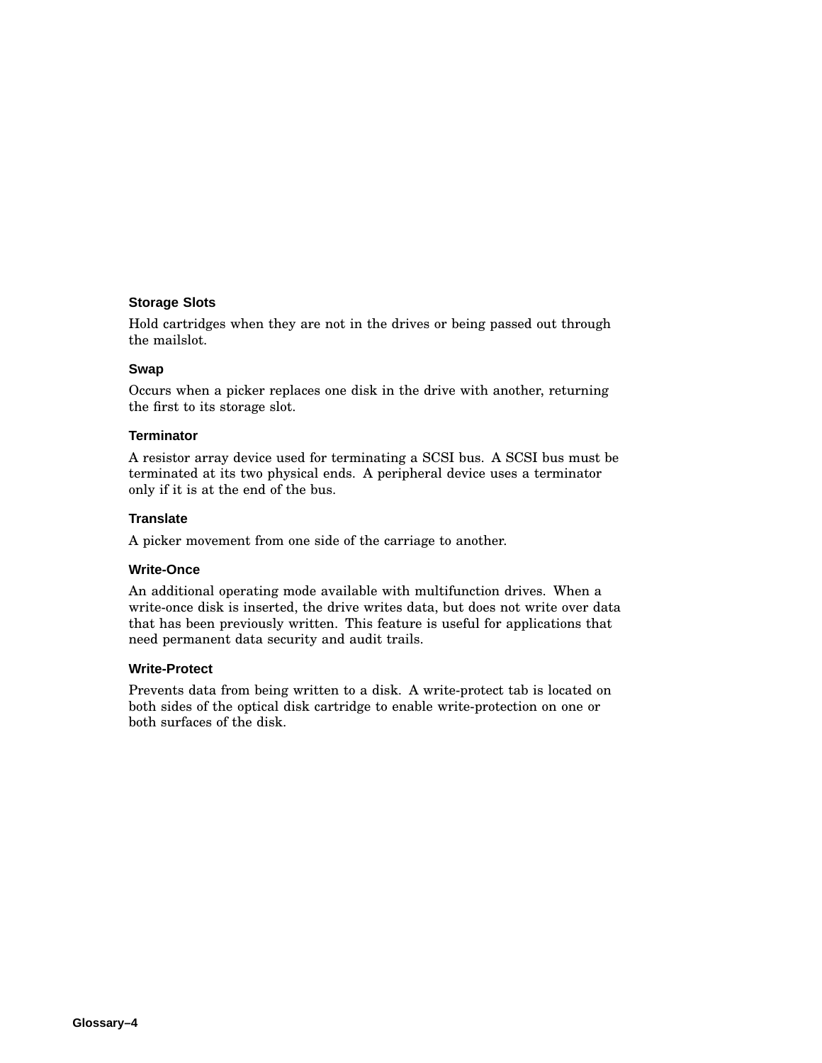### Storage Slots

Hold cartridges when they are not in the drives or being passed out through the mailslot.

### Swap

Occurs when a picker replaces one disk in the drive with another, returning the first to its storage slot.

### Terminator

A resistor array device used for terminating a SCSI bus. A SCSI bus must be terminated at its two physical ends. A peripheral device uses a terminator only if it is at the end of the bus.

### Translate

A picker movement from one side of the carriage to another.

### Write-Once

An additional operating mode available with multifunction drives. When a write-once disk is inserted, the drive writes data, but does not write over data that has been previously written. This feature is useful for applications that need permanent data security and audit trails.

### Write-Protect

Prevents data from being written to a disk. A write-protect tab is located on both sides of the optical disk cartridge to enable write-protection on one or both surfaces of the disk.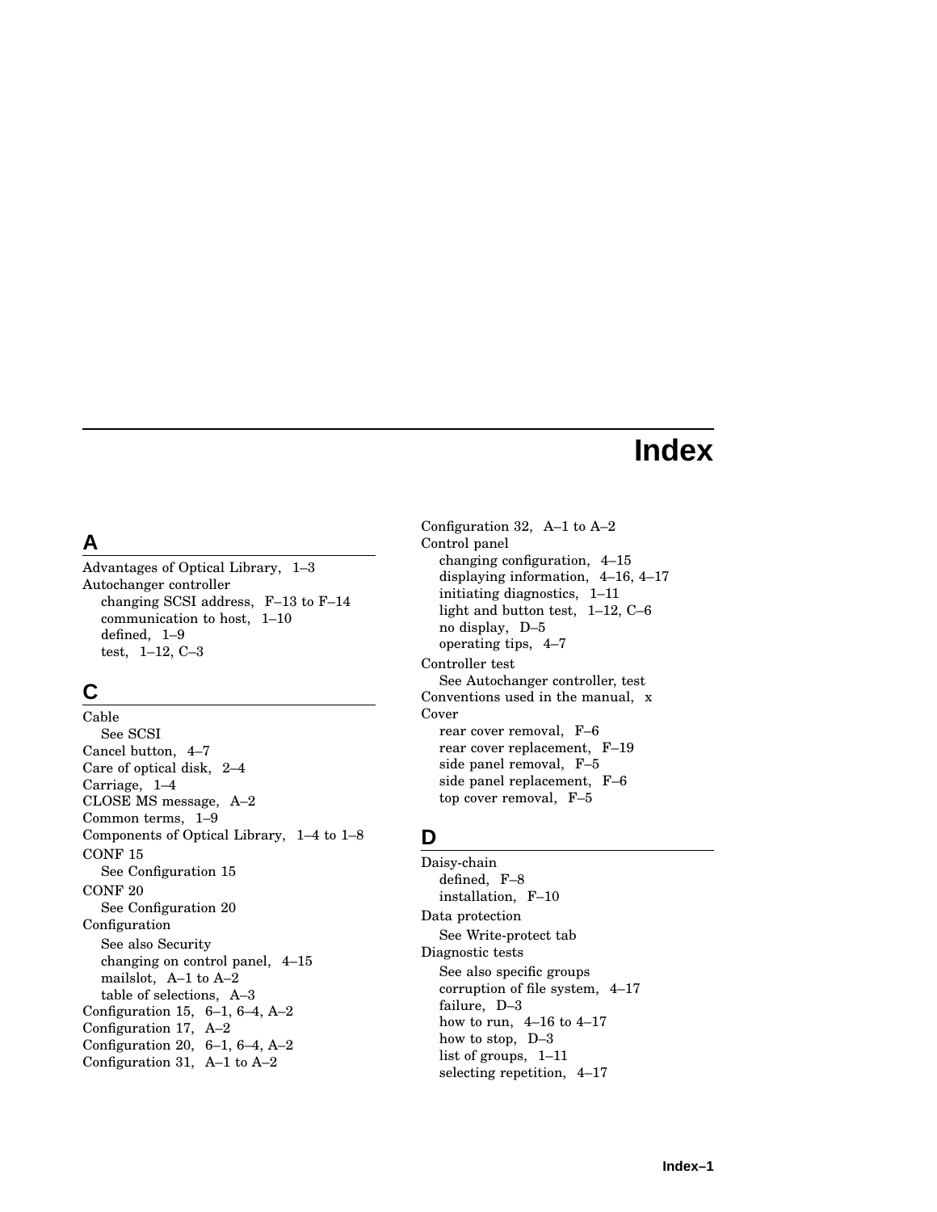# Index

## A

Advantages of Optical Library, 1–3
Autochanger controller
  changing SCSI address, F–13 to F–14
  communication to host, 1–10
  defined, 1–9
  test, 1–12, C–3

## C

Cable
  See SCSI
Cancel button, 4–7
Care of optical disk, 2–4
Carriage, 1–4
CLOSE MS message, A–2
Common terms, 1–9
Components of Optical Library, 1–4 to 1–8
CONF 15
  See Configuration 15
CONF 20
  See Configuration 20
Configuration
  See also Security
  changing on control panel, 4–15
  mailslot, A–1 to A–2
  table of selections, A–3
Configuration 15, 6–1, 6–4, A–2
Configuration 17, A–2
Configuration 20, 6–1, 6–4, A–2
Configuration 31, A–1 to A–2
Configuration 32, A–1 to A–2
Control panel
  changing configuration, 4–15
  displaying information, 4–16, 4–17
  initiating diagnostics, 1–11
  light and button test, 1–12, C–6
  no display, D–5
  operating tips, 4–7
Controller test
  See Autochanger controller, test
Conventions used in the manual, x
Cover
  rear cover removal, F–6
  rear cover replacement, F–19
  side panel removal, F–5
  side panel replacement, F–6
  top cover removal, F–5

## D

Daisy-chain
  defined, F–8
  installation, F–10
Data protection
  See Write-protect tab
Diagnostic tests
  See also specific groups
  corruption of file system, 4–17
  failure, D–3
  how to run, 4–16 to 4–17
  how to stop, D–3
  list of groups, 1–11
  selecting repetition, 4–17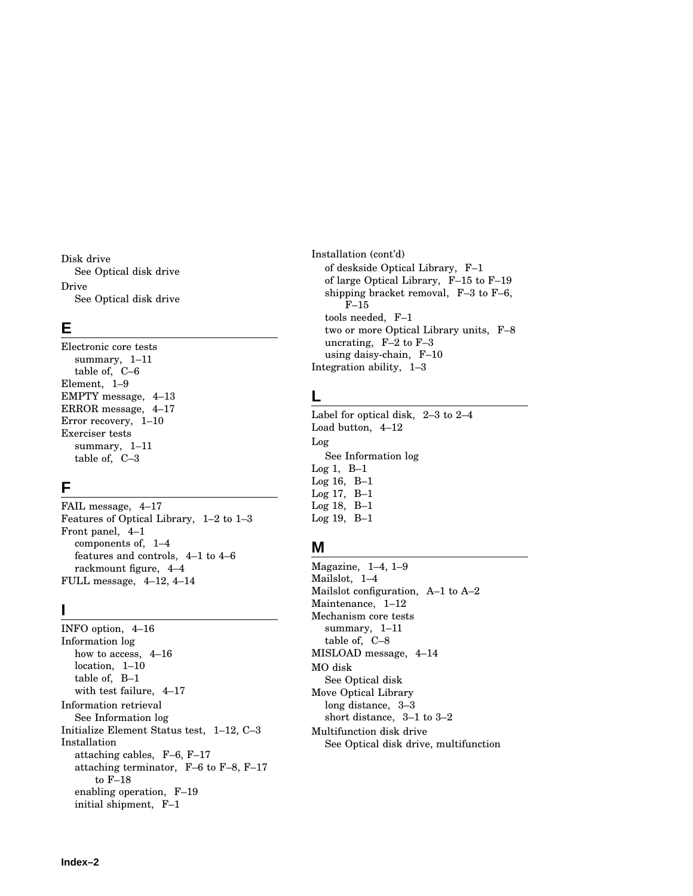Disk drive
  See Optical disk drive
Drive
  See Optical disk drive

## E

Electronic core tests
  summary, 1–11
  table of, C–6
Element, 1–9
EMPTY message, 4–13
ERROR message, 4–17
Error recovery, 1–10
Exerciser tests
  summary, 1–11
  table of, C–3

## F

FAIL message, 4–17
Features of Optical Library, 1–2 to 1–3
Front panel, 4–1
  components of, 1–4
  features and controls, 4–1 to 4–6
  rackmount figure, 4–4
FULL message, 4–12, 4–14

## I

INFO option, 4–16
Information log
  how to access, 4–16
  location, 1–10
  table of, B–1
  with test failure, 4–17
Information retrieval
  See Information log
Initialize Element Status test, 1–12, C–3
Installation
  attaching cables, F–6, F–17
  attaching terminator, F–6 to F–8, F–17 to F–18
  enabling operation, F–19
  initial shipment, F–1
Installation (cont'd)
  of deskside Optical Library, F–1
  of large Optical Library, F–15 to F–19
  shipping bracket removal, F–3 to F–6, F–15
  tools needed, F–1
  two or more Optical Library units, F–8
  uncrating, F–2 to F–3
  using daisy-chain, F–10
Integration ability, 1–3

## L

Label for optical disk, 2–3 to 2–4
Load button, 4–12
Log
  See Information log
Log 1, B–1
Log 16, B–1
Log 17, B–1
Log 18, B–1
Log 19, B–1

## M

Magazine, 1–4, 1–9
Mailslot, 1–4
Mailslot configuration, A–1 to A–2
Maintenance, 1–12
Mechanism core tests
  summary, 1–11
  table of, C–8
MISLOAD message, 4–14
MO disk
  See Optical disk
Move Optical Library
  long distance, 3–3
  short distance, 3–1 to 3–2
Multifunction disk drive
  See Optical disk drive, multifunction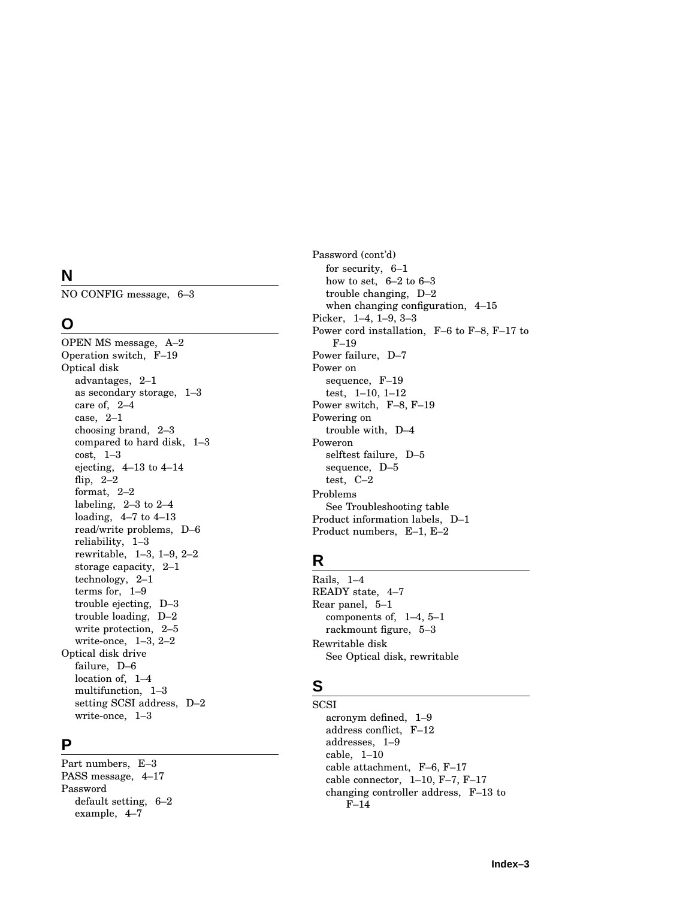## N

NO CONFIG message, 6–3

## O

OPEN MS message, A–2
Operation switch, F–19
Optical disk
- advantages, 2–1
- as secondary storage, 1–3
- care of, 2–4
- case, 2–1
- choosing brand, 2–3
- compared to hard disk, 1–3
- cost, 1–3
- ejecting, 4–13 to 4–14
- flip, 2–2
- format, 2–2
- labeling, 2–3 to 2–4
- loading, 4–7 to 4–13
- read/write problems, D–6
- reliability, 1–3
- rewritable, 1–3, 1–9, 2–2
- storage capacity, 2–1
- technology, 2–1
- terms for, 1–9
- trouble ejecting, D–3
- trouble loading, D–2
- write protection, 2–5
- write-once, 1–3, 2–2

Optical disk drive
- failure, D–6
- location of, 1–4
- multifunction, 1–3
- setting SCSI address, D–2
- write-once, 1–3

## P

Part numbers, E–3
PASS message, 4–17
Password
- default setting, 6–2
- example, 4–7

Password (cont'd)
- for security, 6–1
- how to set, 6–2 to 6–3
- trouble changing, D–2
- when changing configuration, 4–15

Picker, 1–4, 1–9, 3–3
Power cord installation, F–6 to F–8, F–17 to F–19
Power failure, D–7
Power on
- sequence, F–19
- test, 1–10, 1–12

Power switch, F–8, F–19
Powering on
- trouble with, D–4

Poweron
- selftest failure, D–5
- sequence, D–5
- test, C–2

Problems
- See Troubleshooting table

Product information labels, D–1
Product numbers, E–1, E–2

## R

Rails, 1–4
READY state, 4–7
Rear panel, 5–1
- components of, 1–4, 5–1
- rackmount figure, 5–3

Rewritable disk
- See Optical disk, rewritable

## S

SCSI
- acronym defined, 1–9
- address conflict, F–12
- addresses, 1–9
- cable, 1–10
- cable attachment, F–6, F–17
- cable connector, 1–10, F–7, F–17
- changing controller address, F–13 to F–14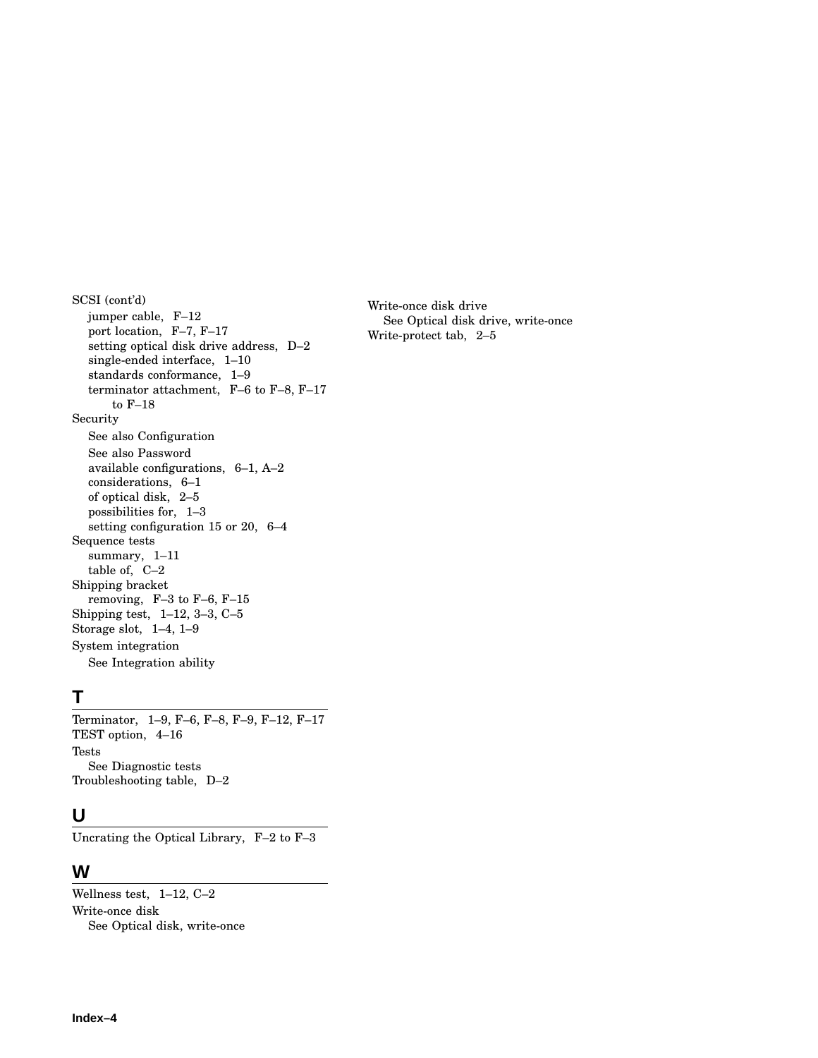SCSI (cont'd)
  jumper cable,  F–12
  port location,  F–7, F–17
  setting optical disk drive address,  D–2
  single-ended interface,  1–10
  standards conformance,  1–9
  terminator attachment,  F–6 to F–8, F–17 to F–18

Security
  See also Configuration
  See also Password
  available configurations,  6–1, A–2
  considerations,  6–1
  of optical disk,  2–5
  possibilities for,  1–3
  setting configuration 15 or 20,  6–4

Sequence tests
  summary,  1–11
  table of,  C–2

Shipping bracket
  removing,  F–3 to F–6, F–15

Shipping test,  1–12, 3–3, C–5

Storage slot,  1–4, 1–9

System integration
  See Integration ability

## T

Terminator,  1–9, F–6, F–8, F–9, F–12, F–17

TEST option,  4–16

Tests
  See Diagnostic tests

Troubleshooting table,  D–2

## U

Uncrating the Optical Library,  F–2 to F–3

## W

Wellness test,  1–12, C–2

Write-once disk
  See Optical disk, write-once

Write-once disk drive
  See Optical disk drive, write-once

Write-protect tab,  2–5